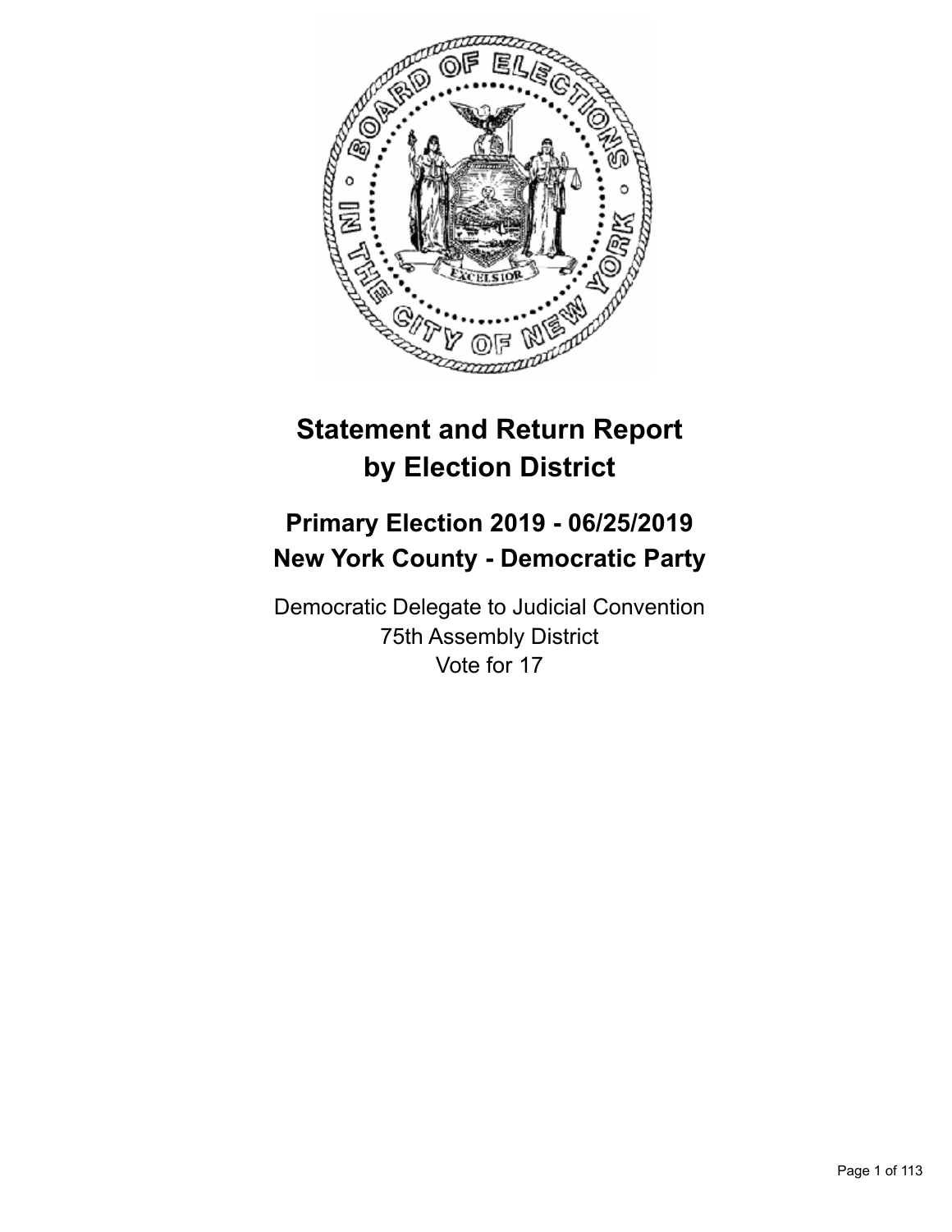# Statement and Return Report by Election District

## Primary Election 2019 - 06/25/2019
## New York County - Democratic Party

Democratic Delegate to Judicial Convention
75th Assembly District
Vote for 17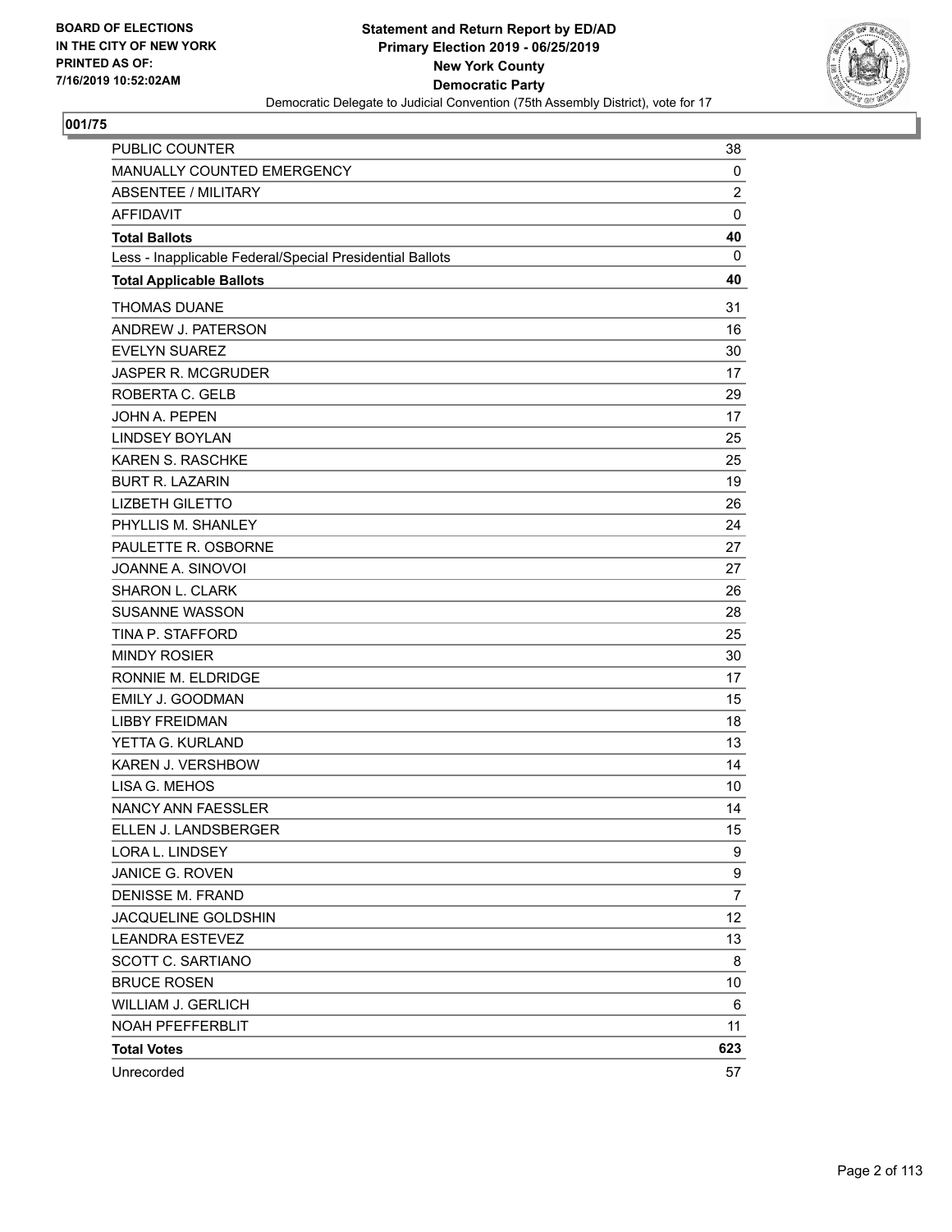**BOARD OF ELECTIONS IN THE CITY OF NEW YORK PRINTED AS OF: 7/16/2019 10:52:02AM**

**Statement and Return Report by ED/AD**
**Primary Election 2019 - 06/25/2019**
**New York County**
**Democratic Party**
Democratic Delegate to Judicial Convention (75th Assembly District), vote for 17

## 001/75

| | |
|---|---|
| PUBLIC COUNTER | 38 |
| MANUALLY COUNTED EMERGENCY | 0 |
| ABSENTEE / MILITARY | 2 |
| AFFIDAVIT | 0 |
| **Total Ballots** | **40** |
| Less - Inapplicable Federal/Special Presidential Ballots | 0 |
| **Total Applicable Ballots** | **40** |
| THOMAS DUANE | 31 |
| ANDREW J. PATERSON | 16 |
| EVELYN SUAREZ | 30 |
| JASPER R. MCGRUDER | 17 |
| ROBERTA C. GELB | 29 |
| JOHN A. PEPEN | 17 |
| LINDSEY BOYLAN | 25 |
| KAREN S. RASCHKE | 25 |
| BURT R. LAZARIN | 19 |
| LIZBETH GILETTO | 26 |
| PHYLLIS M. SHANLEY | 24 |
| PAULETTE R. OSBORNE | 27 |
| JOANNE A. SINOVOI | 27 |
| SHARON L. CLARK | 26 |
| SUSANNE WASSON | 28 |
| TINA P. STAFFORD | 25 |
| MINDY ROSIER | 30 |
| RONNIE M. ELDRIDGE | 17 |
| EMILY J. GOODMAN | 15 |
| LIBBY FREIDMAN | 18 |
| YETTA G. KURLAND | 13 |
| KAREN J. VERSHBOW | 14 |
| LISA G. MEHOS | 10 |
| NANCY ANN FAESSLER | 14 |
| ELLEN J. LANDSBERGER | 15 |
| LORA L. LINDSEY | 9 |
| JANICE G. ROVEN | 9 |
| DENISSE M. FRAND | 7 |
| JACQUELINE GOLDSHIN | 12 |
| LEANDRA ESTEVEZ | 13 |
| SCOTT C. SARTIANO | 8 |
| BRUCE ROSEN | 10 |
| WILLIAM J. GERLICH | 6 |
| NOAH PFEFFERBLIT | 11 |
| **Total Votes** | **623** |
| Unrecorded | 57 |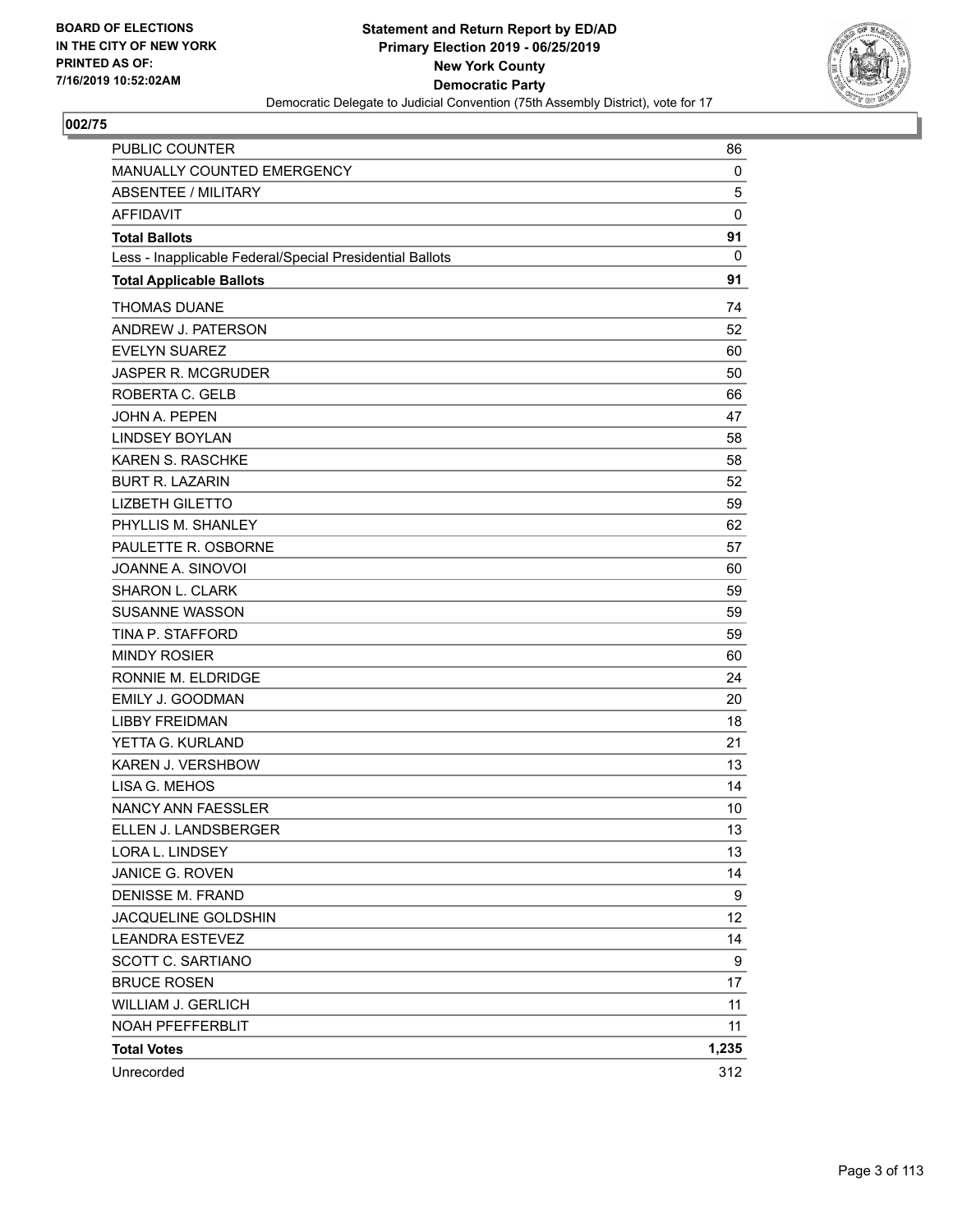BOARD OF ELECTIONS
IN THE CITY OF NEW YORK
PRINTED AS OF:
7/16/2019 10:52:02AM

**Statement and Return Report by ED/AD**
**Primary Election 2019 - 06/25/2019**
**New York County**
**Democratic Party**
Democratic Delegate to Judicial Convention (75th Assembly District), vote for 17

**002/75**

| | |
|---|---|
| PUBLIC COUNTER | 86 |
| MANUALLY COUNTED EMERGENCY | 0 |
| ABSENTEE / MILITARY | 5 |
| AFFIDAVIT | 0 |
| **Total Ballots** | **91** |
| Less - Inapplicable Federal/Special Presidential Ballots | 0 |
| **Total Applicable Ballots** | **91** |
| THOMAS DUANE | 74 |
| ANDREW J. PATERSON | 52 |
| EVELYN SUAREZ | 60 |
| JASPER R. MCGRUDER | 50 |
| ROBERTA C. GELB | 66 |
| JOHN A. PEPEN | 47 |
| LINDSEY BOYLAN | 58 |
| KAREN S. RASCHKE | 58 |
| BURT R. LAZARIN | 52 |
| LIZBETH GILETTO | 59 |
| PHYLLIS M. SHANLEY | 62 |
| PAULETTE R. OSBORNE | 57 |
| JOANNE A. SINOVOI | 60 |
| SHARON L. CLARK | 59 |
| SUSANNE WASSON | 59 |
| TINA P. STAFFORD | 59 |
| MINDY ROSIER | 60 |
| RONNIE M. ELDRIDGE | 24 |
| EMILY J. GOODMAN | 20 |
| LIBBY FREIDMAN | 18 |
| YETTA G. KURLAND | 21 |
| KAREN J. VERSHBOW | 13 |
| LISA G. MEHOS | 14 |
| NANCY ANN FAESSLER | 10 |
| ELLEN J. LANDSBERGER | 13 |
| LORA L. LINDSEY | 13 |
| JANICE G. ROVEN | 14 |
| DENISSE M. FRAND | 9 |
| JACQUELINE GOLDSHIN | 12 |
| LEANDRA ESTEVEZ | 14 |
| SCOTT C. SARTIANO | 9 |
| BRUCE ROSEN | 17 |
| WILLIAM J. GERLICH | 11 |
| NOAH PFEFFERBLIT | 11 |
| **Total Votes** | **1,235** |
| Unrecorded | 312 |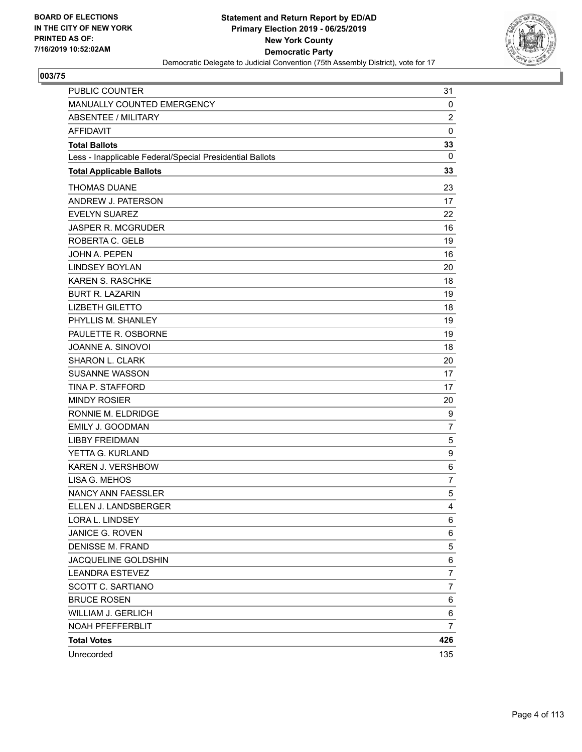**BOARD OF ELECTIONS IN THE CITY OF NEW YORK PRINTED AS OF: 7/16/2019 10:52:02AM**

**Statement and Return Report by ED/AD**
**Primary Election 2019 - 06/25/2019**
**New York County**
**Democratic Party**
Democratic Delegate to Judicial Convention (75th Assembly District), vote for 17

**003/75**

| | |
|---|---|
| PUBLIC COUNTER | 31 |
| MANUALLY COUNTED EMERGENCY | 0 |
| ABSENTEE / MILITARY | 2 |
| AFFIDAVIT | 0 |
| **Total Ballots** | **33** |
| Less - Inapplicable Federal/Special Presidential Ballots | 0 |
| **Total Applicable Ballots** | **33** |
| THOMAS DUANE | 23 |
| ANDREW J. PATERSON | 17 |
| EVELYN SUAREZ | 22 |
| JASPER R. MCGRUDER | 16 |
| ROBERTA C. GELB | 19 |
| JOHN A. PEPEN | 16 |
| LINDSEY BOYLAN | 20 |
| KAREN S. RASCHKE | 18 |
| BURT R. LAZARIN | 19 |
| LIZBETH GILETTO | 18 |
| PHYLLIS M. SHANLEY | 19 |
| PAULETTE R. OSBORNE | 19 |
| JOANNE A. SINOVOI | 18 |
| SHARON L. CLARK | 20 |
| SUSANNE WASSON | 17 |
| TINA P. STAFFORD | 17 |
| MINDY ROSIER | 20 |
| RONNIE M. ELDRIDGE | 9 |
| EMILY J. GOODMAN | 7 |
| LIBBY FREIDMAN | 5 |
| YETTA G. KURLAND | 9 |
| KAREN J. VERSHBOW | 6 |
| LISA G. MEHOS | 7 |
| NANCY ANN FAESSLER | 5 |
| ELLEN J. LANDSBERGER | 4 |
| LORA L. LINDSEY | 6 |
| JANICE G. ROVEN | 6 |
| DENISSE M. FRAND | 5 |
| JACQUELINE GOLDSHIN | 6 |
| LEANDRA ESTEVEZ | 7 |
| SCOTT C. SARTIANO | 7 |
| BRUCE ROSEN | 6 |
| WILLIAM J. GERLICH | 6 |
| NOAH PFEFFERBLIT | 7 |
| **Total Votes** | **426** |
| Unrecorded | 135 |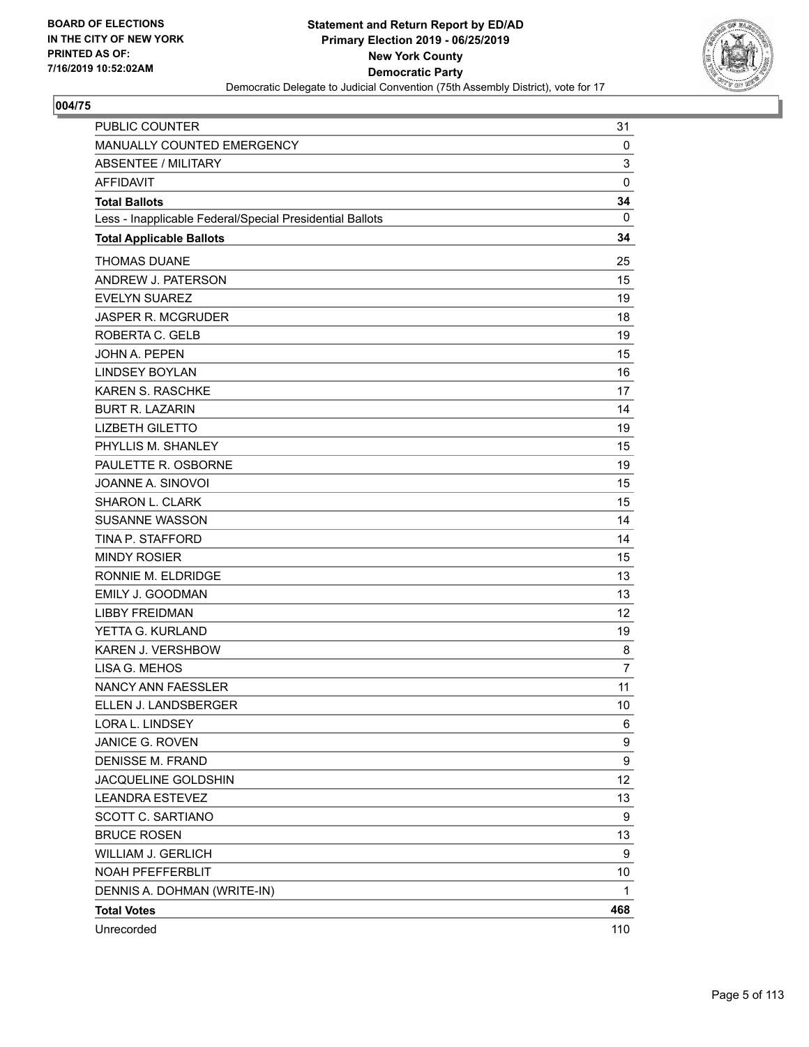BOARD OF ELECTIONS
IN THE CITY OF NEW YORK
PRINTED AS OF:
7/16/2019 10:52:02AM

**Statement and Return Report by ED/AD**
**Primary Election 2019 - 06/25/2019**
**New York County**
**Democratic Party**
Democratic Delegate to Judicial Convention (75th Assembly District), vote for 17

## 004/75

| | |
|---|---|
| PUBLIC COUNTER | 31 |
| MANUALLY COUNTED EMERGENCY | 0 |
| ABSENTEE / MILITARY | 3 |
| AFFIDAVIT | 0 |
| **Total Ballots** | **34** |
| Less - Inapplicable Federal/Special Presidential Ballots | 0 |
| **Total Applicable Ballots** | **34** |
| THOMAS DUANE | 25 |
| ANDREW J. PATERSON | 15 |
| EVELYN SUAREZ | 19 |
| JASPER R. MCGRUDER | 18 |
| ROBERTA C. GELB | 19 |
| JOHN A. PEPEN | 15 |
| LINDSEY BOYLAN | 16 |
| KAREN S. RASCHKE | 17 |
| BURT R. LAZARIN | 14 |
| LIZBETH GILETTO | 19 |
| PHYLLIS M. SHANLEY | 15 |
| PAULETTE R. OSBORNE | 19 |
| JOANNE A. SINOVOI | 15 |
| SHARON L. CLARK | 15 |
| SUSANNE WASSON | 14 |
| TINA P. STAFFORD | 14 |
| MINDY ROSIER | 15 |
| RONNIE M. ELDRIDGE | 13 |
| EMILY J. GOODMAN | 13 |
| LIBBY FREIDMAN | 12 |
| YETTA G. KURLAND | 19 |
| KAREN J. VERSHBOW | 8 |
| LISA G. MEHOS | 7 |
| NANCY ANN FAESSLER | 11 |
| ELLEN J. LANDSBERGER | 10 |
| LORA L. LINDSEY | 6 |
| JANICE G. ROVEN | 9 |
| DENISSE M. FRAND | 9 |
| JACQUELINE GOLDSHIN | 12 |
| LEANDRA ESTEVEZ | 13 |
| SCOTT C. SARTIANO | 9 |
| BRUCE ROSEN | 13 |
| WILLIAM J. GERLICH | 9 |
| NOAH PFEFFERBLIT | 10 |
| DENNIS A. DOHMAN (WRITE-IN) | 1 |
| **Total Votes** | **468** |
| Unrecorded | 110 |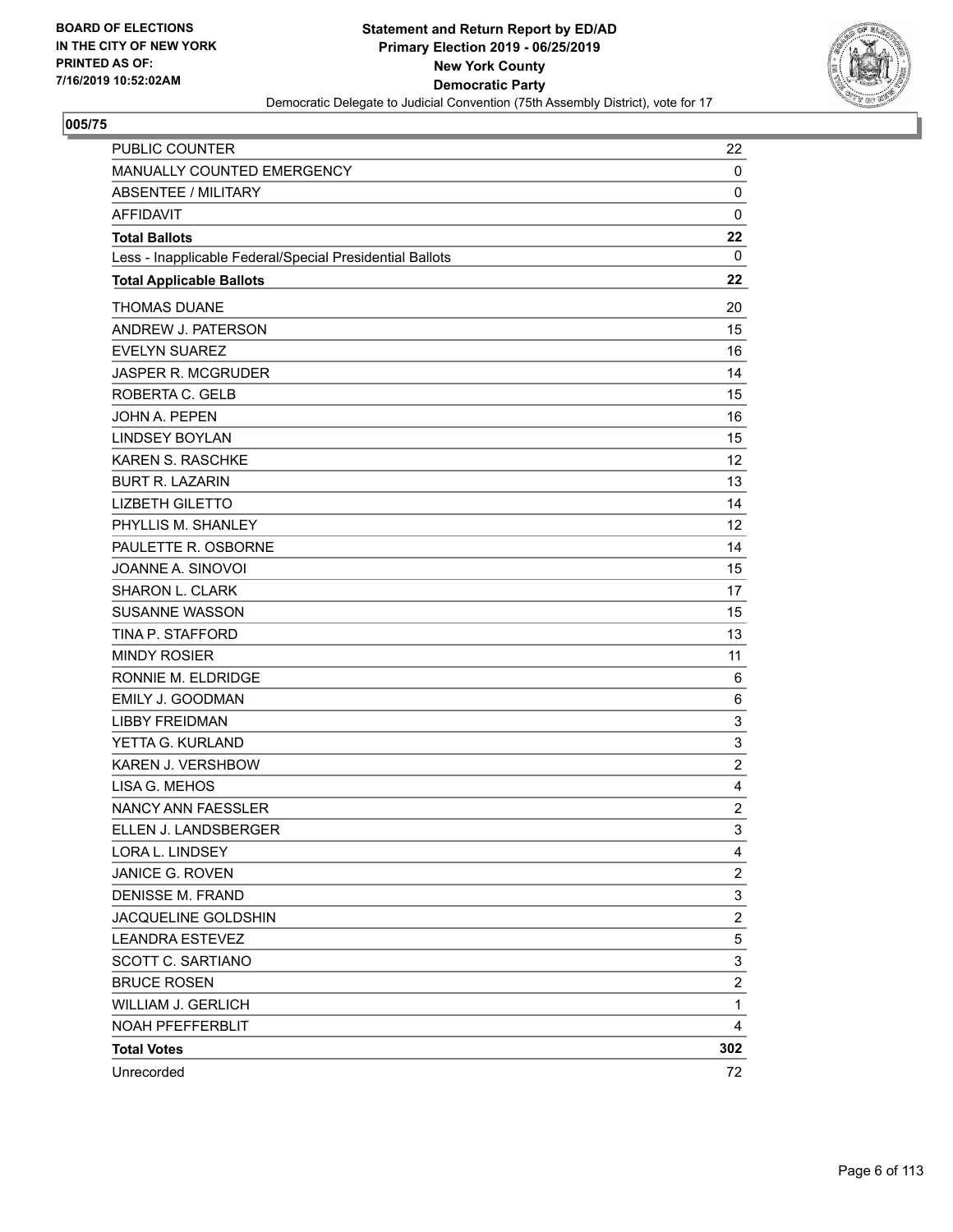BOARD OF ELECTIONS
IN THE CITY OF NEW YORK
PRINTED AS OF:
7/16/2019 10:52:02AM

**Statement and Return Report by ED/AD**
**Primary Election 2019 - 06/25/2019**
**New York County**
**Democratic Party**
Democratic Delegate to Judicial Convention (75th Assembly District), vote for 17

## 005/75

| | |
|---|---|
| PUBLIC COUNTER | 22 |
| MANUALLY COUNTED EMERGENCY | 0 |
| ABSENTEE / MILITARY | 0 |
| AFFIDAVIT | 0 |
| **Total Ballots** | **22** |
| Less - Inapplicable Federal/Special Presidential Ballots | 0 |
| **Total Applicable Ballots** | **22** |
| THOMAS DUANE | 20 |
| ANDREW J. PATERSON | 15 |
| EVELYN SUAREZ | 16 |
| JASPER R. MCGRUDER | 14 |
| ROBERTA C. GELB | 15 |
| JOHN A. PEPEN | 16 |
| LINDSEY BOYLAN | 15 |
| KAREN S. RASCHKE | 12 |
| BURT R. LAZARIN | 13 |
| LIZBETH GILETTO | 14 |
| PHYLLIS M. SHANLEY | 12 |
| PAULETTE R. OSBORNE | 14 |
| JOANNE A. SINOVOI | 15 |
| SHARON L. CLARK | 17 |
| SUSANNE WASSON | 15 |
| TINA P. STAFFORD | 13 |
| MINDY ROSIER | 11 |
| RONNIE M. ELDRIDGE | 6 |
| EMILY J. GOODMAN | 6 |
| LIBBY FREIDMAN | 3 |
| YETTA G. KURLAND | 3 |
| KAREN J. VERSHBOW | 2 |
| LISA G. MEHOS | 4 |
| NANCY ANN FAESSLER | 2 |
| ELLEN J. LANDSBERGER | 3 |
| LORA L. LINDSEY | 4 |
| JANICE G. ROVEN | 2 |
| DENISSE M. FRAND | 3 |
| JACQUELINE GOLDSHIN | 2 |
| LEANDRA ESTEVEZ | 5 |
| SCOTT C. SARTIANO | 3 |
| BRUCE ROSEN | 2 |
| WILLIAM J. GERLICH | 1 |
| NOAH PFEFFERBLIT | 4 |
| **Total Votes** | **302** |
| Unrecorded | 72 |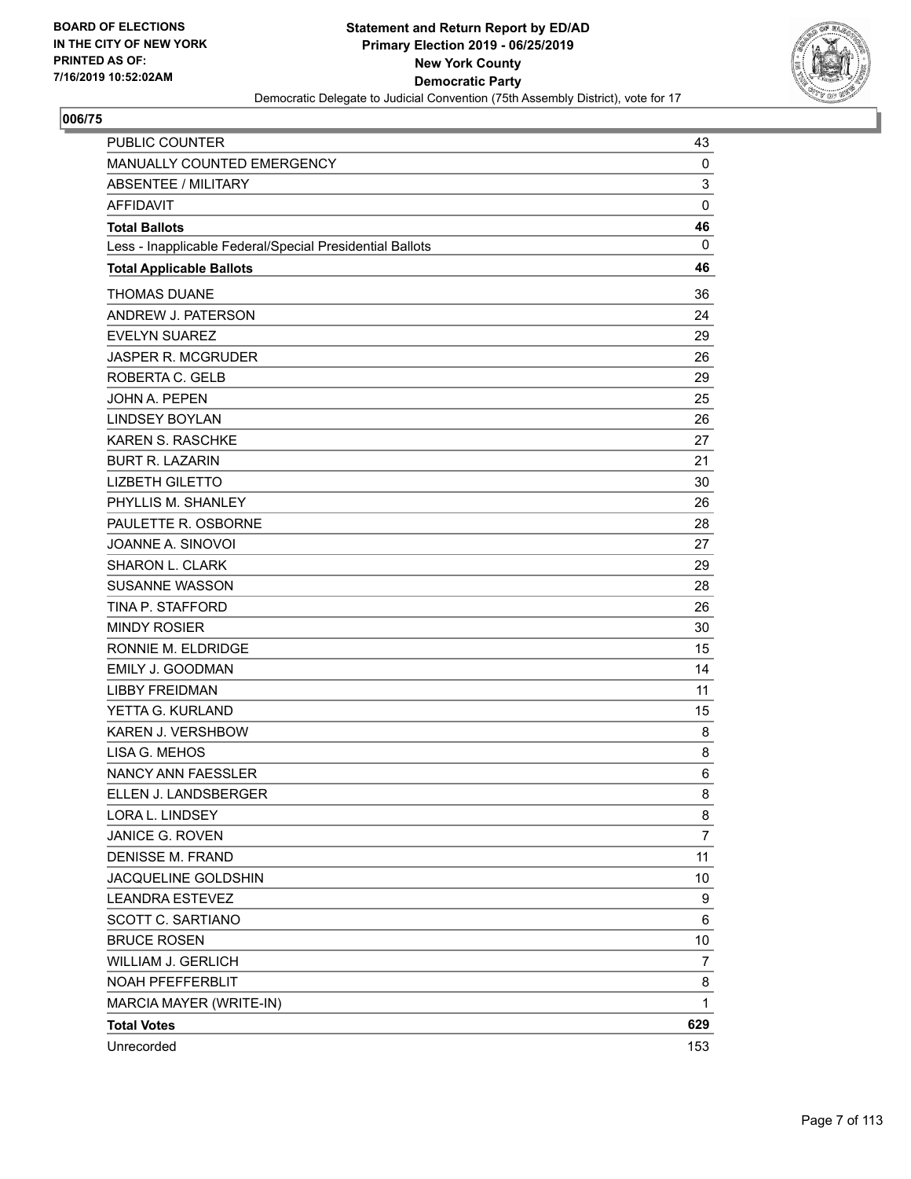BOARD OF ELECTIONS
IN THE CITY OF NEW YORK
PRINTED AS OF:
7/16/2019 10:52:02AM

**Statement and Return Report by ED/AD**
**Primary Election 2019 - 06/25/2019**
**New York County**
**Democratic Party**
Democratic Delegate to Judicial Convention (75th Assembly District), vote for 17

## 006/75

| | |
|---|---|
| PUBLIC COUNTER | 43 |
| MANUALLY COUNTED EMERGENCY | 0 |
| ABSENTEE / MILITARY | 3 |
| AFFIDAVIT | 0 |
| **Total Ballots** | **46** |
| Less - Inapplicable Federal/Special Presidential Ballots | 0 |
| **Total Applicable Ballots** | **46** |
| THOMAS DUANE | 36 |
| ANDREW J. PATERSON | 24 |
| EVELYN SUAREZ | 29 |
| JASPER R. MCGRUDER | 26 |
| ROBERTA C. GELB | 29 |
| JOHN A. PEPEN | 25 |
| LINDSEY BOYLAN | 26 |
| KAREN S. RASCHKE | 27 |
| BURT R. LAZARIN | 21 |
| LIZBETH GILETTO | 30 |
| PHYLLIS M. SHANLEY | 26 |
| PAULETTE R. OSBORNE | 28 |
| JOANNE A. SINOVOI | 27 |
| SHARON L. CLARK | 29 |
| SUSANNE WASSON | 28 |
| TINA P. STAFFORD | 26 |
| MINDY ROSIER | 30 |
| RONNIE M. ELDRIDGE | 15 |
| EMILY J. GOODMAN | 14 |
| LIBBY FREIDMAN | 11 |
| YETTA G. KURLAND | 15 |
| KAREN J. VERSHBOW | 8 |
| LISA G. MEHOS | 8 |
| NANCY ANN FAESSLER | 6 |
| ELLEN J. LANDSBERGER | 8 |
| LORA L. LINDSEY | 8 |
| JANICE G. ROVEN | 7 |
| DENISSE M. FRAND | 11 |
| JACQUELINE GOLDSHIN | 10 |
| LEANDRA ESTEVEZ | 9 |
| SCOTT C. SARTIANO | 6 |
| BRUCE ROSEN | 10 |
| WILLIAM J. GERLICH | 7 |
| NOAH PFEFFERBLIT | 8 |
| MARCIA MAYER (WRITE-IN) | 1 |
| **Total Votes** | **629** |
| Unrecorded | 153 |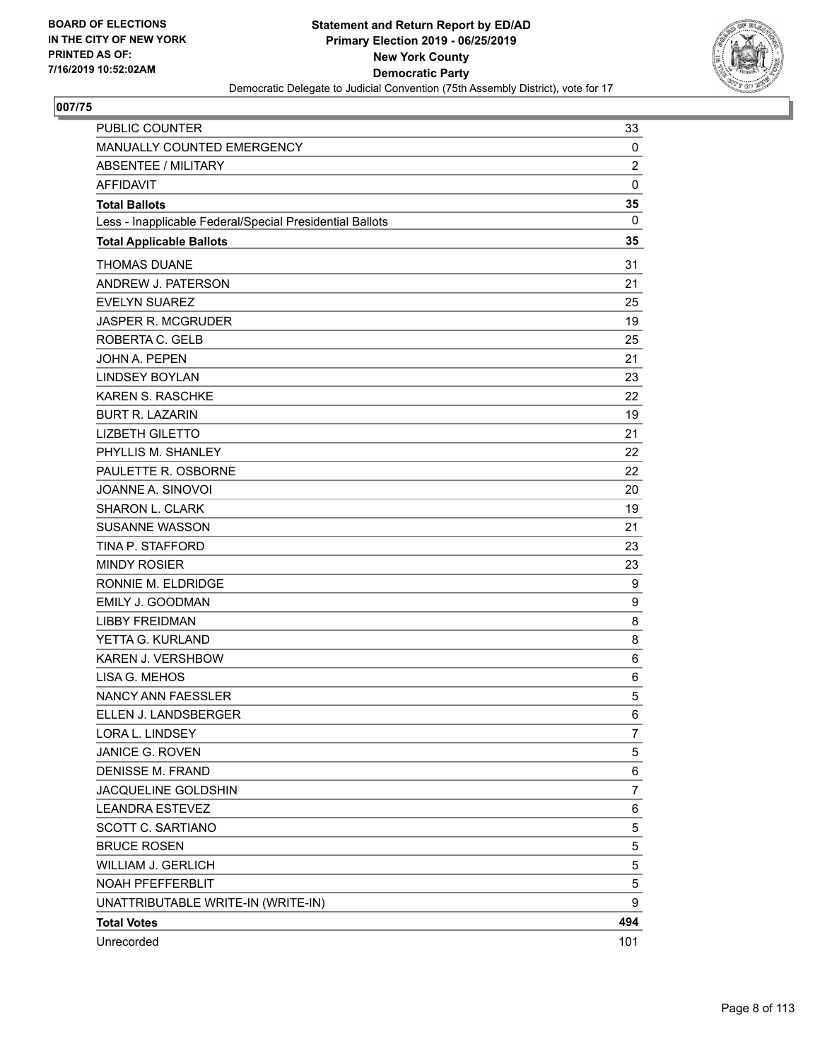BOARD OF ELECTIONS
IN THE CITY OF NEW YORK
PRINTED AS OF:
7/16/2019 10:52:02AM

**Statement and Return Report by ED/AD**
**Primary Election 2019 - 06/25/2019**
**New York County**
**Democratic Party**
Democratic Delegate to Judicial Convention (75th Assembly District), vote for 17

## 007/75

| | |
|---|---|
| PUBLIC COUNTER | 33 |
| MANUALLY COUNTED EMERGENCY | 0 |
| ABSENTEE / MILITARY | 2 |
| AFFIDAVIT | 0 |
| **Total Ballots** | **35** |
| Less - Inapplicable Federal/Special Presidential Ballots | 0 |
| **Total Applicable Ballots** | **35** |
| THOMAS DUANE | 31 |
| ANDREW J. PATERSON | 21 |
| EVELYN SUAREZ | 25 |
| JASPER R. MCGRUDER | 19 |
| ROBERTA C. GELB | 25 |
| JOHN A. PEPEN | 21 |
| LINDSEY BOYLAN | 23 |
| KAREN S. RASCHKE | 22 |
| BURT R. LAZARIN | 19 |
| LIZBETH GILETTO | 21 |
| PHYLLIS M. SHANLEY | 22 |
| PAULETTE R. OSBORNE | 22 |
| JOANNE A. SINOVOI | 20 |
| SHARON L. CLARK | 19 |
| SUSANNE WASSON | 21 |
| TINA P. STAFFORD | 23 |
| MINDY ROSIER | 23 |
| RONNIE M. ELDRIDGE | 9 |
| EMILY J. GOODMAN | 9 |
| LIBBY FREIDMAN | 8 |
| YETTA G. KURLAND | 8 |
| KAREN J. VERSHBOW | 6 |
| LISA G. MEHOS | 6 |
| NANCY ANN FAESSLER | 5 |
| ELLEN J. LANDSBERGER | 6 |
| LORA L. LINDSEY | 7 |
| JANICE G. ROVEN | 5 |
| DENISSE M. FRAND | 6 |
| JACQUELINE GOLDSHIN | 7 |
| LEANDRA ESTEVEZ | 6 |
| SCOTT C. SARTIANO | 5 |
| BRUCE ROSEN | 5 |
| WILLIAM J. GERLICH | 5 |
| NOAH PFEFFERBLIT | 5 |
| UNATTRIBUTABLE WRITE-IN (WRITE-IN) | 9 |
| **Total Votes** | **494** |
| Unrecorded | 101 |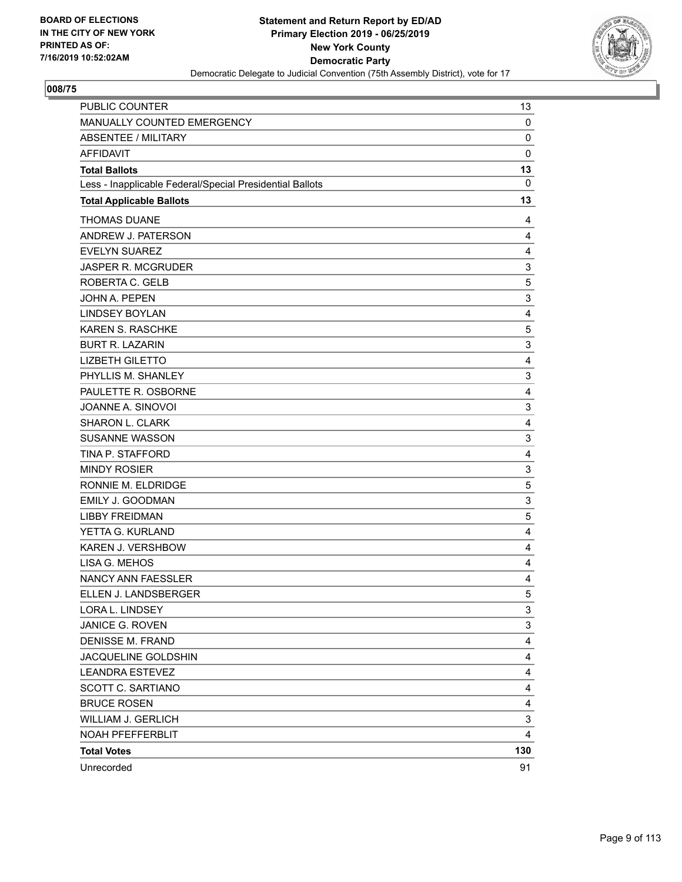BOARD OF ELECTIONS
IN THE CITY OF NEW YORK
PRINTED AS OF:
7/16/2019 10:52:02AM

**Statement and Return Report by ED/AD**
**Primary Election 2019 - 06/25/2019**
**New York County**
**Democratic Party**
Democratic Delegate to Judicial Convention (75th Assembly District), vote for 17

## 008/75

| | |
|---|---|
| PUBLIC COUNTER | 13 |
| MANUALLY COUNTED EMERGENCY | 0 |
| ABSENTEE / MILITARY | 0 |
| AFFIDAVIT | 0 |
| **Total Ballots** | **13** |
| Less - Inapplicable Federal/Special Presidential Ballots | 0 |
| **Total Applicable Ballots** | **13** |
| THOMAS DUANE | 4 |
| ANDREW J. PATERSON | 4 |
| EVELYN SUAREZ | 4 |
| JASPER R. MCGRUDER | 3 |
| ROBERTA C. GELB | 5 |
| JOHN A. PEPEN | 3 |
| LINDSEY BOYLAN | 4 |
| KAREN S. RASCHKE | 5 |
| BURT R. LAZARIN | 3 |
| LIZBETH GILETTO | 4 |
| PHYLLIS M. SHANLEY | 3 |
| PAULETTE R. OSBORNE | 4 |
| JOANNE A. SINOVOI | 3 |
| SHARON L. CLARK | 4 |
| SUSANNE WASSON | 3 |
| TINA P. STAFFORD | 4 |
| MINDY ROSIER | 3 |
| RONNIE M. ELDRIDGE | 5 |
| EMILY J. GOODMAN | 3 |
| LIBBY FREIDMAN | 5 |
| YETTA G. KURLAND | 4 |
| KAREN J. VERSHBOW | 4 |
| LISA G. MEHOS | 4 |
| NANCY ANN FAESSLER | 4 |
| ELLEN J. LANDSBERGER | 5 |
| LORA L. LINDSEY | 3 |
| JANICE G. ROVEN | 3 |
| DENISSE M. FRAND | 4 |
| JACQUELINE GOLDSHIN | 4 |
| LEANDRA ESTEVEZ | 4 |
| SCOTT C. SARTIANO | 4 |
| BRUCE ROSEN | 4 |
| WILLIAM J. GERLICH | 3 |
| NOAH PFEFFERBLIT | 4 |
| **Total Votes** | **130** |
| Unrecorded | 91 |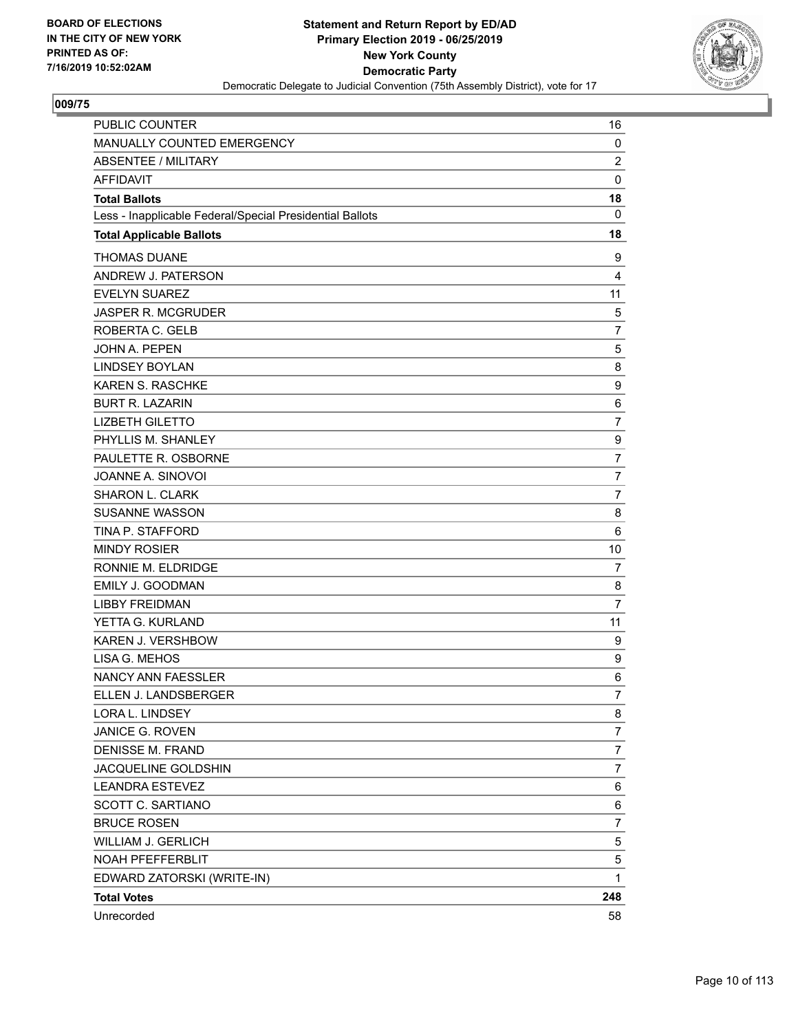**BOARD OF ELECTIONS IN THE CITY OF NEW YORK PRINTED AS OF: 7/16/2019 10:52:02AM**

**Statement and Return Report by ED/AD**
**Primary Election 2019 - 06/25/2019**
**New York County**
**Democratic Party**
Democratic Delegate to Judicial Convention (75th Assembly District), vote for 17

## 009/75

| | |
|---|---|
| PUBLIC COUNTER | 16 |
| MANUALLY COUNTED EMERGENCY | 0 |
| ABSENTEE / MILITARY | 2 |
| AFFIDAVIT | 0 |
| **Total Ballots** | **18** |
| Less - Inapplicable Federal/Special Presidential Ballots | 0 |
| **Total Applicable Ballots** | **18** |
| THOMAS DUANE | 9 |
| ANDREW J. PATERSON | 4 |
| EVELYN SUAREZ | 11 |
| JASPER R. MCGRUDER | 5 |
| ROBERTA C. GELB | 7 |
| JOHN A. PEPEN | 5 |
| LINDSEY BOYLAN | 8 |
| KAREN S. RASCHKE | 9 |
| BURT R. LAZARIN | 6 |
| LIZBETH GILETTO | 7 |
| PHYLLIS M. SHANLEY | 9 |
| PAULETTE R. OSBORNE | 7 |
| JOANNE A. SINOVOI | 7 |
| SHARON L. CLARK | 7 |
| SUSANNE WASSON | 8 |
| TINA P. STAFFORD | 6 |
| MINDY ROSIER | 10 |
| RONNIE M. ELDRIDGE | 7 |
| EMILY J. GOODMAN | 8 |
| LIBBY FREIDMAN | 7 |
| YETTA G. KURLAND | 11 |
| KAREN J. VERSHBOW | 9 |
| LISA G. MEHOS | 9 |
| NANCY ANN FAESSLER | 6 |
| ELLEN J. LANDSBERGER | 7 |
| LORA L. LINDSEY | 8 |
| JANICE G. ROVEN | 7 |
| DENISSE M. FRAND | 7 |
| JACQUELINE GOLDSHIN | 7 |
| LEANDRA ESTEVEZ | 6 |
| SCOTT C. SARTIANO | 6 |
| BRUCE ROSEN | 7 |
| WILLIAM J. GERLICH | 5 |
| NOAH PFEFFERBLIT | 5 |
| EDWARD ZATORSKI (WRITE-IN) | 1 |
| **Total Votes** | **248** |
| Unrecorded | 58 |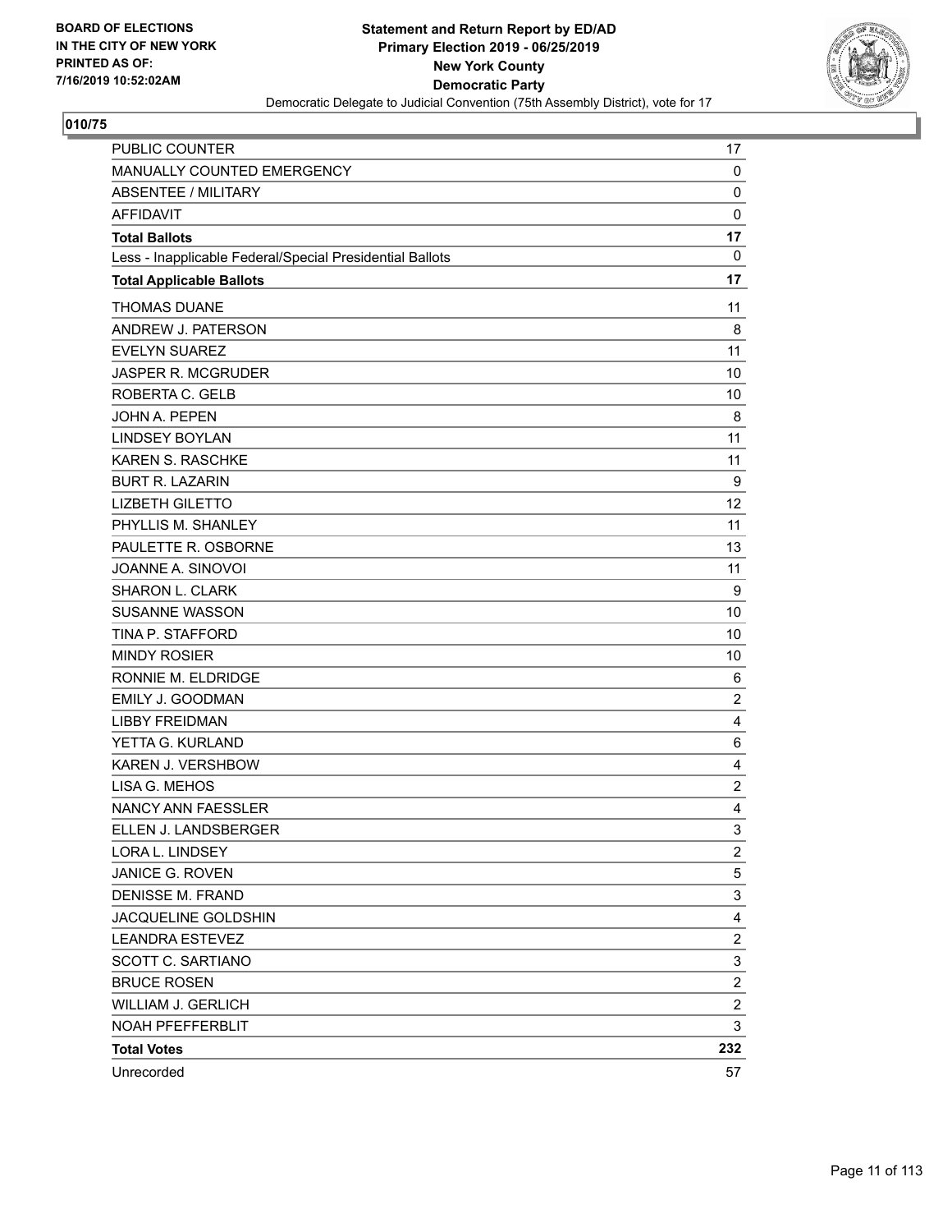BOARD OF ELECTIONS
IN THE CITY OF NEW YORK
PRINTED AS OF:
7/16/2019 10:52:02AM

**Statement and Return Report by ED/AD**
**Primary Election 2019 - 06/25/2019**
**New York County**
**Democratic Party**
Democratic Delegate to Judicial Convention (75th Assembly District), vote for 17

**010/75**

| | |
|---|---|
| PUBLIC COUNTER | 17 |
| MANUALLY COUNTED EMERGENCY | 0 |
| ABSENTEE / MILITARY | 0 |
| AFFIDAVIT | 0 |
| **Total Ballots** | **17** |
| Less - Inapplicable Federal/Special Presidential Ballots | 0 |
| **Total Applicable Ballots** | **17** |
| THOMAS DUANE | 11 |
| ANDREW J. PATERSON | 8 |
| EVELYN SUAREZ | 11 |
| JASPER R. MCGRUDER | 10 |
| ROBERTA C. GELB | 10 |
| JOHN A. PEPEN | 8 |
| LINDSEY BOYLAN | 11 |
| KAREN S. RASCHKE | 11 |
| BURT R. LAZARIN | 9 |
| LIZBETH GILETTO | 12 |
| PHYLLIS M. SHANLEY | 11 |
| PAULETTE R. OSBORNE | 13 |
| JOANNE A. SINOVOI | 11 |
| SHARON L. CLARK | 9 |
| SUSANNE WASSON | 10 |
| TINA P. STAFFORD | 10 |
| MINDY ROSIER | 10 |
| RONNIE M. ELDRIDGE | 6 |
| EMILY J. GOODMAN | 2 |
| LIBBY FREIDMAN | 4 |
| YETTA G. KURLAND | 6 |
| KAREN J. VERSHBOW | 4 |
| LISA G. MEHOS | 2 |
| NANCY ANN FAESSLER | 4 |
| ELLEN J. LANDSBERGER | 3 |
| LORA L. LINDSEY | 2 |
| JANICE G. ROVEN | 5 |
| DENISSE M. FRAND | 3 |
| JACQUELINE GOLDSHIN | 4 |
| LEANDRA ESTEVEZ | 2 |
| SCOTT C. SARTIANO | 3 |
| BRUCE ROSEN | 2 |
| WILLIAM J. GERLICH | 2 |
| NOAH PFEFFERBLIT | 3 |
| **Total Votes** | **232** |
| Unrecorded | 57 |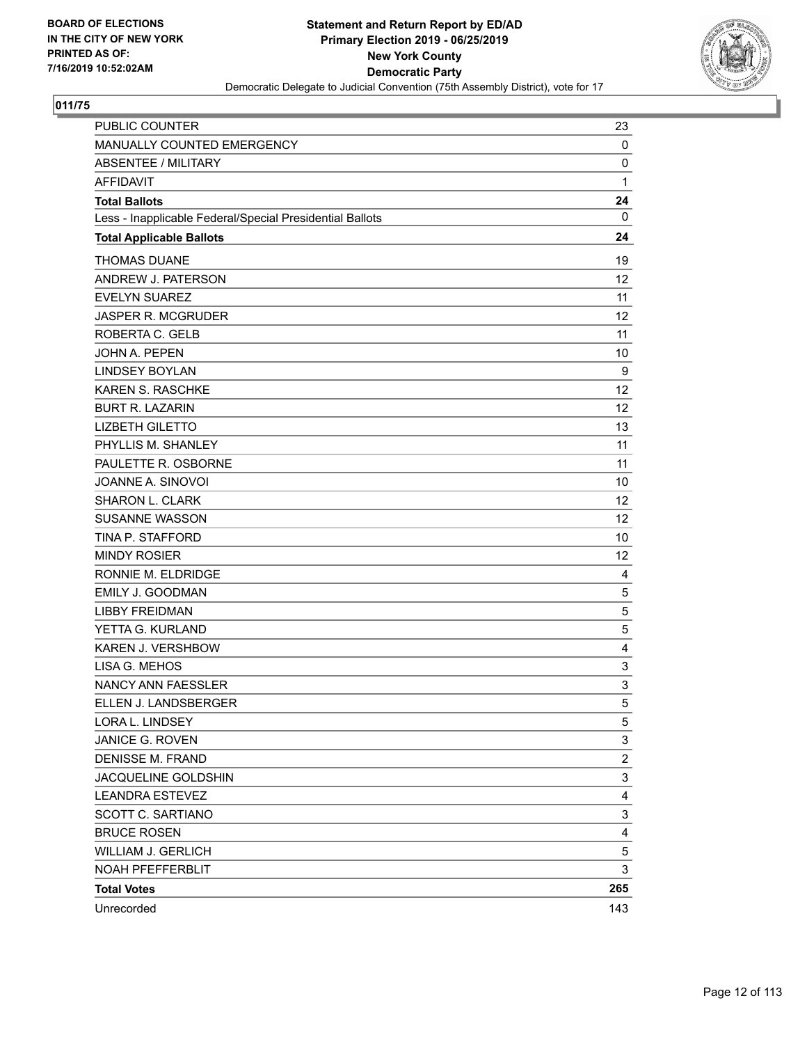**BOARD OF ELECTIONS IN THE CITY OF NEW YORK PRINTED AS OF: 7/16/2019 10:52:02AM**

**Statement and Return Report by ED/AD**
**Primary Election 2019 - 06/25/2019**
**New York County**
**Democratic Party**
Democratic Delegate to Judicial Convention (75th Assembly District), vote for 17

**011/75**

| | |
|---|---|
| PUBLIC COUNTER | 23 |
| MANUALLY COUNTED EMERGENCY | 0 |
| ABSENTEE / MILITARY | 0 |
| AFFIDAVIT | 1 |
| **Total Ballots** | **24** |
| Less - Inapplicable Federal/Special Presidential Ballots | 0 |
| **Total Applicable Ballots** | **24** |
| THOMAS DUANE | 19 |
| ANDREW J. PATERSON | 12 |
| EVELYN SUAREZ | 11 |
| JASPER R. MCGRUDER | 12 |
| ROBERTA C. GELB | 11 |
| JOHN A. PEPEN | 10 |
| LINDSEY BOYLAN | 9 |
| KAREN S. RASCHKE | 12 |
| BURT R. LAZARIN | 12 |
| LIZBETH GILETTO | 13 |
| PHYLLIS M. SHANLEY | 11 |
| PAULETTE R. OSBORNE | 11 |
| JOANNE A. SINOVOI | 10 |
| SHARON L. CLARK | 12 |
| SUSANNE WASSON | 12 |
| TINA P. STAFFORD | 10 |
| MINDY ROSIER | 12 |
| RONNIE M. ELDRIDGE | 4 |
| EMILY J. GOODMAN | 5 |
| LIBBY FREIDMAN | 5 |
| YETTA G. KURLAND | 5 |
| KAREN J. VERSHBOW | 4 |
| LISA G. MEHOS | 3 |
| NANCY ANN FAESSLER | 3 |
| ELLEN J. LANDSBERGER | 5 |
| LORA L. LINDSEY | 5 |
| JANICE G. ROVEN | 3 |
| DENISSE M. FRAND | 2 |
| JACQUELINE GOLDSHIN | 3 |
| LEANDRA ESTEVEZ | 4 |
| SCOTT C. SARTIANO | 3 |
| BRUCE ROSEN | 4 |
| WILLIAM J. GERLICH | 5 |
| NOAH PFEFFERBLIT | 3 |
| **Total Votes** | **265** |
| Unrecorded | 143 |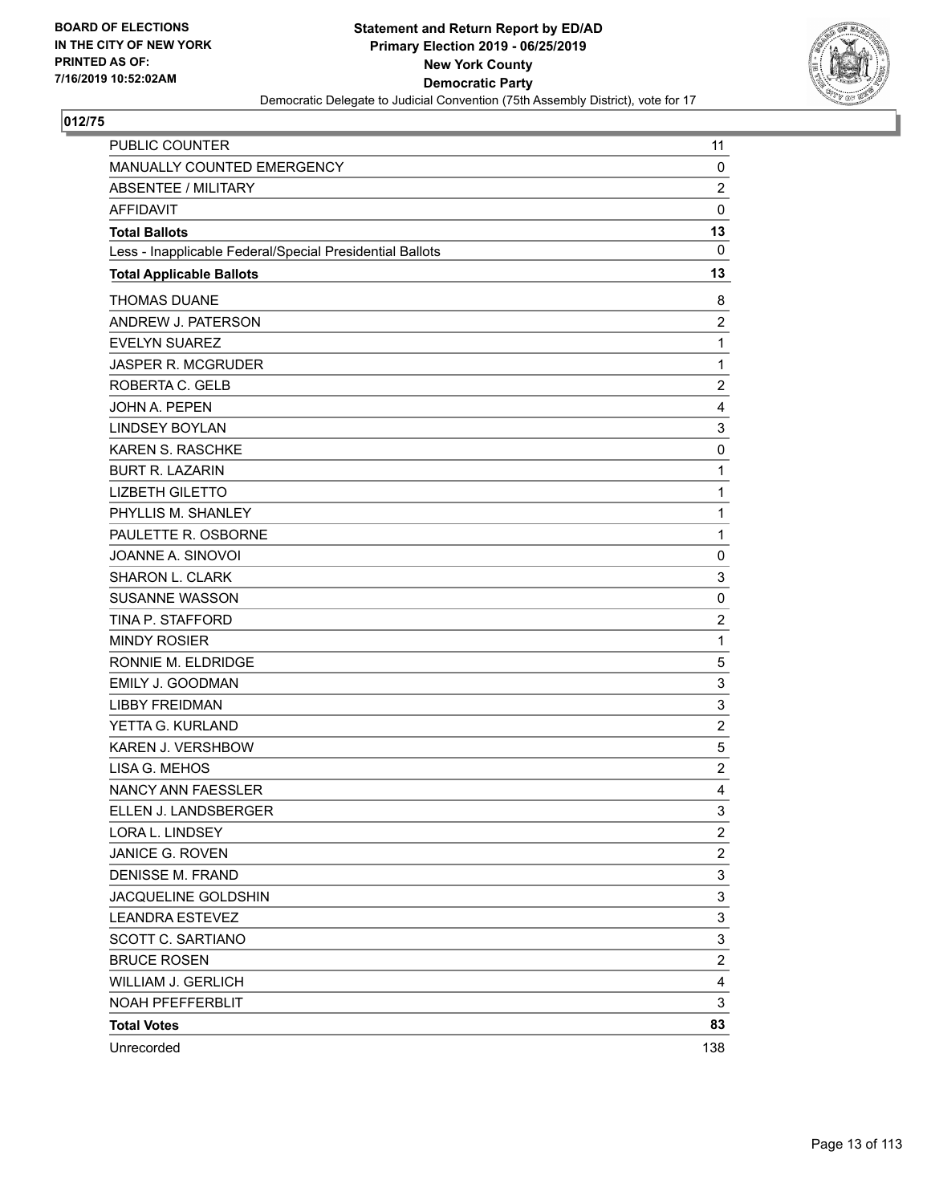BOARD OF ELECTIONS
IN THE CITY OF NEW YORK
PRINTED AS OF:
7/16/2019 10:52:02AM

**Statement and Return Report by ED/AD**
**Primary Election 2019 - 06/25/2019**
**New York County**
**Democratic Party**
Democratic Delegate to Judicial Convention (75th Assembly District), vote for 17

## 012/75

| | |
|---|---|
| PUBLIC COUNTER | 11 |
| MANUALLY COUNTED EMERGENCY | 0 |
| ABSENTEE / MILITARY | 2 |
| AFFIDAVIT | 0 |
| **Total Ballots** | **13** |
| Less - Inapplicable Federal/Special Presidential Ballots | 0 |
| **Total Applicable Ballots** | **13** |
| THOMAS DUANE | 8 |
| ANDREW J. PATERSON | 2 |
| EVELYN SUAREZ | 1 |
| JASPER R. MCGRUDER | 1 |
| ROBERTA C. GELB | 2 |
| JOHN A. PEPEN | 4 |
| LINDSEY BOYLAN | 3 |
| KAREN S. RASCHKE | 0 |
| BURT R. LAZARIN | 1 |
| LIZBETH GILETTO | 1 |
| PHYLLIS M. SHANLEY | 1 |
| PAULETTE R. OSBORNE | 1 |
| JOANNE A. SINOVOI | 0 |
| SHARON L. CLARK | 3 |
| SUSANNE WASSON | 0 |
| TINA P. STAFFORD | 2 |
| MINDY ROSIER | 1 |
| RONNIE M. ELDRIDGE | 5 |
| EMILY J. GOODMAN | 3 |
| LIBBY FREIDMAN | 3 |
| YETTA G. KURLAND | 2 |
| KAREN J. VERSHBOW | 5 |
| LISA G. MEHOS | 2 |
| NANCY ANN FAESSLER | 4 |
| ELLEN J. LANDSBERGER | 3 |
| LORA L. LINDSEY | 2 |
| JANICE G. ROVEN | 2 |
| DENISSE M. FRAND | 3 |
| JACQUELINE GOLDSHIN | 3 |
| LEANDRA ESTEVEZ | 3 |
| SCOTT C. SARTIANO | 3 |
| BRUCE ROSEN | 2 |
| WILLIAM J. GERLICH | 4 |
| NOAH PFEFFERBLIT | 3 |
| **Total Votes** | **83** |
| Unrecorded | 138 |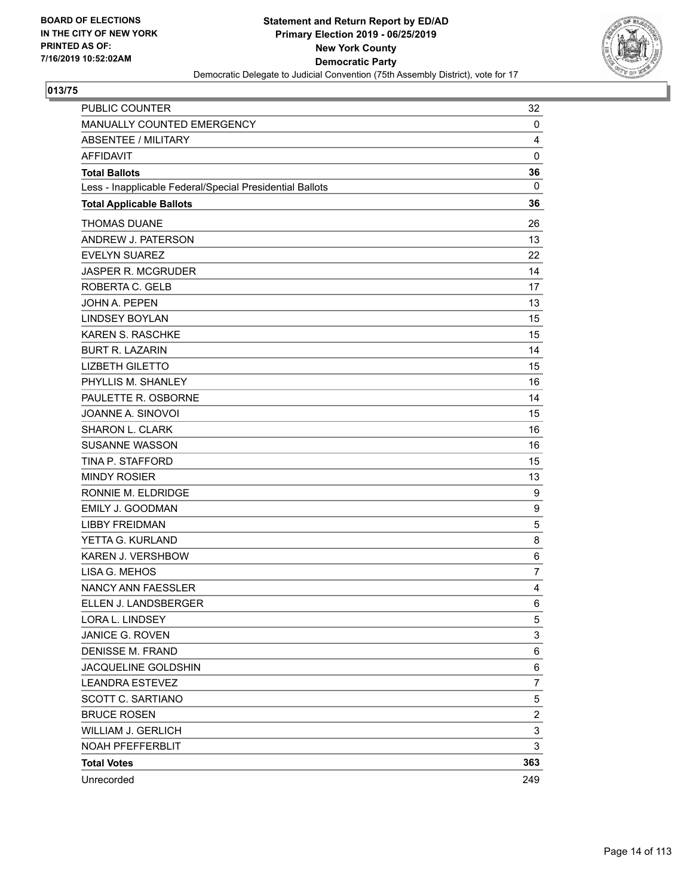**Statement and Return Report by ED/AD**
**Primary Election 2019 - 06/25/2019**
**New York County**
**Democratic Party**
Democratic Delegate to Judicial Convention (75th Assembly District), vote for 17

BOARD OF ELECTIONS
IN THE CITY OF NEW YORK
PRINTED AS OF:
7/16/2019 10:52:02AM

## 013/75

| | |
|---|---|
| PUBLIC COUNTER | 32 |
| MANUALLY COUNTED EMERGENCY | 0 |
| ABSENTEE / MILITARY | 4 |
| AFFIDAVIT | 0 |
| **Total Ballots** | **36** |
| Less - Inapplicable Federal/Special Presidential Ballots | 0 |
| **Total Applicable Ballots** | **36** |
| THOMAS DUANE | 26 |
| ANDREW J. PATERSON | 13 |
| EVELYN SUAREZ | 22 |
| JASPER R. MCGRUDER | 14 |
| ROBERTA C. GELB | 17 |
| JOHN A. PEPEN | 13 |
| LINDSEY BOYLAN | 15 |
| KAREN S. RASCHKE | 15 |
| BURT R. LAZARIN | 14 |
| LIZBETH GILETTO | 15 |
| PHYLLIS M. SHANLEY | 16 |
| PAULETTE R. OSBORNE | 14 |
| JOANNE A. SINOVOI | 15 |
| SHARON L. CLARK | 16 |
| SUSANNE WASSON | 16 |
| TINA P. STAFFORD | 15 |
| MINDY ROSIER | 13 |
| RONNIE M. ELDRIDGE | 9 |
| EMILY J. GOODMAN | 9 |
| LIBBY FREIDMAN | 5 |
| YETTA G. KURLAND | 8 |
| KAREN J. VERSHBOW | 6 |
| LISA G. MEHOS | 7 |
| NANCY ANN FAESSLER | 4 |
| ELLEN J. LANDSBERGER | 6 |
| LORA L. LINDSEY | 5 |
| JANICE G. ROVEN | 3 |
| DENISSE M. FRAND | 6 |
| JACQUELINE GOLDSHIN | 6 |
| LEANDRA ESTEVEZ | 7 |
| SCOTT C. SARTIANO | 5 |
| BRUCE ROSEN | 2 |
| WILLIAM J. GERLICH | 3 |
| NOAH PFEFFERBLIT | 3 |
| **Total Votes** | **363** |
| Unrecorded | 249 |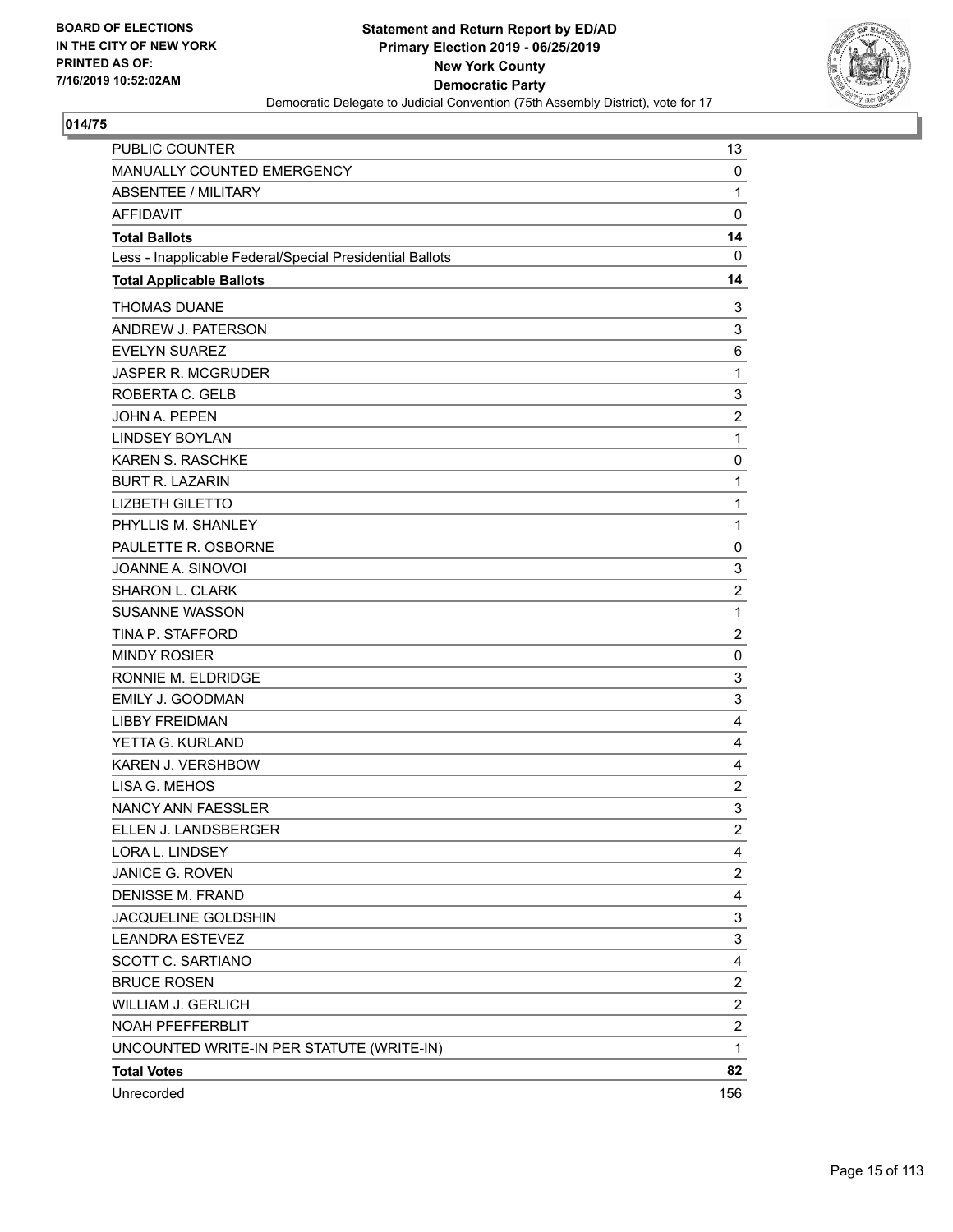BOARD OF ELECTIONS
IN THE CITY OF NEW YORK
PRINTED AS OF:
7/16/2019 10:52:02AM

**Statement and Return Report by ED/AD**
**Primary Election 2019 - 06/25/2019**
**New York County**
**Democratic Party**
Democratic Delegate to Judicial Convention (75th Assembly District), vote for 17

## 014/75

| | |
|---|---|
| PUBLIC COUNTER | 13 |
| MANUALLY COUNTED EMERGENCY | 0 |
| ABSENTEE / MILITARY | 1 |
| AFFIDAVIT | 0 |
| **Total Ballots** | **14** |
| Less - Inapplicable Federal/Special Presidential Ballots | 0 |
| **Total Applicable Ballots** | **14** |
| THOMAS DUANE | 3 |
| ANDREW J. PATERSON | 3 |
| EVELYN SUAREZ | 6 |
| JASPER R. MCGRUDER | 1 |
| ROBERTA C. GELB | 3 |
| JOHN A. PEPEN | 2 |
| LINDSEY BOYLAN | 1 |
| KAREN S. RASCHKE | 0 |
| BURT R. LAZARIN | 1 |
| LIZBETH GILETTO | 1 |
| PHYLLIS M. SHANLEY | 1 |
| PAULETTE R. OSBORNE | 0 |
| JOANNE A. SINOVOI | 3 |
| SHARON L. CLARK | 2 |
| SUSANNE WASSON | 1 |
| TINA P. STAFFORD | 2 |
| MINDY ROSIER | 0 |
| RONNIE M. ELDRIDGE | 3 |
| EMILY J. GOODMAN | 3 |
| LIBBY FREIDMAN | 4 |
| YETTA G. KURLAND | 4 |
| KAREN J. VERSHBOW | 4 |
| LISA G. MEHOS | 2 |
| NANCY ANN FAESSLER | 3 |
| ELLEN J. LANDSBERGER | 2 |
| LORA L. LINDSEY | 4 |
| JANICE G. ROVEN | 2 |
| DENISSE M. FRAND | 4 |
| JACQUELINE GOLDSHIN | 3 |
| LEANDRA ESTEVEZ | 3 |
| SCOTT C. SARTIANO | 4 |
| BRUCE ROSEN | 2 |
| WILLIAM J. GERLICH | 2 |
| NOAH PFEFFERBLIT | 2 |
| UNCOUNTED WRITE-IN PER STATUTE (WRITE-IN) | 1 |
| **Total Votes** | **82** |
| Unrecorded | 156 |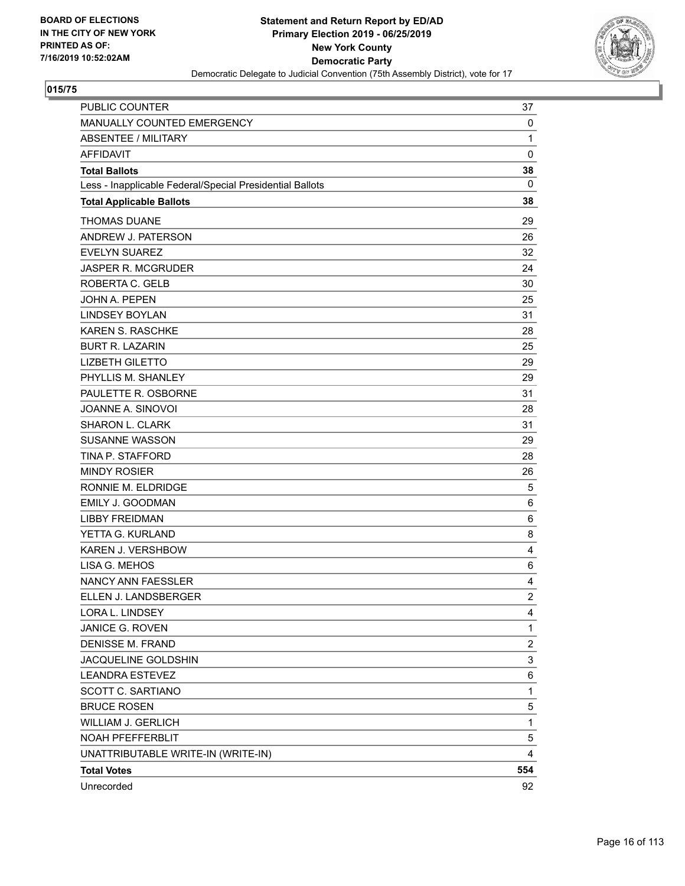BOARD OF ELECTIONS
IN THE CITY OF NEW YORK
PRINTED AS OF:
7/16/2019 10:52:02AM

**Statement and Return Report by ED/AD**
**Primary Election 2019 - 06/25/2019**
**New York County**
**Democratic Party**
Democratic Delegate to Judicial Convention (75th Assembly District), vote for 17

## 015/75

| | |
|---|---|
| PUBLIC COUNTER | 37 |
| MANUALLY COUNTED EMERGENCY | 0 |
| ABSENTEE / MILITARY | 1 |
| AFFIDAVIT | 0 |
| **Total Ballots** | **38** |
| Less - Inapplicable Federal/Special Presidential Ballots | 0 |
| **Total Applicable Ballots** | **38** |
| THOMAS DUANE | 29 |
| ANDREW J. PATERSON | 26 |
| EVELYN SUAREZ | 32 |
| JASPER R. MCGRUDER | 24 |
| ROBERTA C. GELB | 30 |
| JOHN A. PEPEN | 25 |
| LINDSEY BOYLAN | 31 |
| KAREN S. RASCHKE | 28 |
| BURT R. LAZARIN | 25 |
| LIZBETH GILETTO | 29 |
| PHYLLIS M. SHANLEY | 29 |
| PAULETTE R. OSBORNE | 31 |
| JOANNE A. SINOVOI | 28 |
| SHARON L. CLARK | 31 |
| SUSANNE WASSON | 29 |
| TINA P. STAFFORD | 28 |
| MINDY ROSIER | 26 |
| RONNIE M. ELDRIDGE | 5 |
| EMILY J. GOODMAN | 6 |
| LIBBY FREIDMAN | 6 |
| YETTA G. KURLAND | 8 |
| KAREN J. VERSHBOW | 4 |
| LISA G. MEHOS | 6 |
| NANCY ANN FAESSLER | 4 |
| ELLEN J. LANDSBERGER | 2 |
| LORA L. LINDSEY | 4 |
| JANICE G. ROVEN | 1 |
| DENISSE M. FRAND | 2 |
| JACQUELINE GOLDSHIN | 3 |
| LEANDRA ESTEVEZ | 6 |
| SCOTT C. SARTIANO | 1 |
| BRUCE ROSEN | 5 |
| WILLIAM J. GERLICH | 1 |
| NOAH PFEFFERBLIT | 5 |
| UNATTRIBUTABLE WRITE-IN (WRITE-IN) | 4 |
| **Total Votes** | **554** |
| Unrecorded | 92 |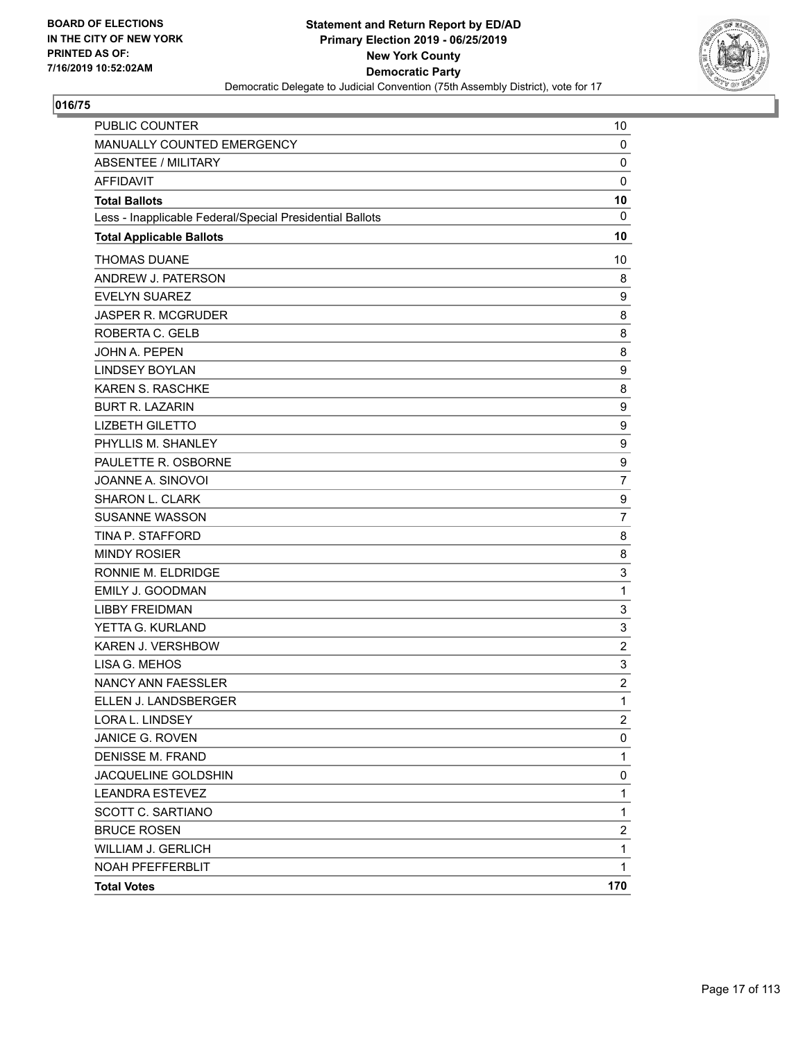BOARD OF ELECTIONS
IN THE CITY OF NEW YORK
PRINTED AS OF:
7/16/2019 10:52:02AM

**Statement and Return Report by ED/AD**
**Primary Election 2019 - 06/25/2019**
**New York County**
**Democratic Party**
Democratic Delegate to Judicial Convention (75th Assembly District), vote for 17

## 016/75

| | |
|---|---|
| PUBLIC COUNTER | 10 |
| MANUALLY COUNTED EMERGENCY | 0 |
| ABSENTEE / MILITARY | 0 |
| AFFIDAVIT | 0 |
| **Total Ballots** | **10** |
| Less - Inapplicable Federal/Special Presidential Ballots | 0 |
| **Total Applicable Ballots** | **10** |
| THOMAS DUANE | 10 |
| ANDREW J. PATERSON | 8 |
| EVELYN SUAREZ | 9 |
| JASPER R. MCGRUDER | 8 |
| ROBERTA C. GELB | 8 |
| JOHN A. PEPEN | 8 |
| LINDSEY BOYLAN | 9 |
| KAREN S. RASCHKE | 8 |
| BURT R. LAZARIN | 9 |
| LIZBETH GILETTO | 9 |
| PHYLLIS M. SHANLEY | 9 |
| PAULETTE R. OSBORNE | 9 |
| JOANNE A. SINOVOI | 7 |
| SHARON L. CLARK | 9 |
| SUSANNE WASSON | 7 |
| TINA P. STAFFORD | 8 |
| MINDY ROSIER | 8 |
| RONNIE M. ELDRIDGE | 3 |
| EMILY J. GOODMAN | 1 |
| LIBBY FREIDMAN | 3 |
| YETTA G. KURLAND | 3 |
| KAREN J. VERSHBOW | 2 |
| LISA G. MEHOS | 3 |
| NANCY ANN FAESSLER | 2 |
| ELLEN J. LANDSBERGER | 1 |
| LORA L. LINDSEY | 2 |
| JANICE G. ROVEN | 0 |
| DENISSE M. FRAND | 1 |
| JACQUELINE GOLDSHIN | 0 |
| LEANDRA ESTEVEZ | 1 |
| SCOTT C. SARTIANO | 1 |
| BRUCE ROSEN | 2 |
| WILLIAM J. GERLICH | 1 |
| NOAH PFEFFERBLIT | 1 |
| **Total Votes** | **170** |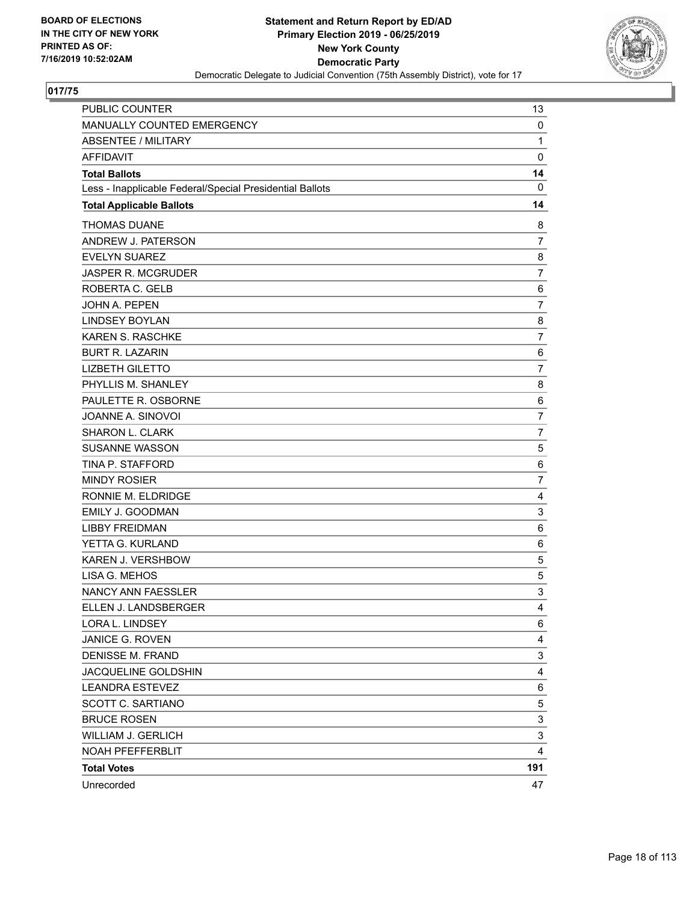BOARD OF ELECTIONS
IN THE CITY OF NEW YORK
PRINTED AS OF:
7/16/2019 10:52:02AM

**Statement and Return Report by ED/AD**
**Primary Election 2019 - 06/25/2019**
**New York County**
**Democratic Party**
Democratic Delegate to Judicial Convention (75th Assembly District), vote for 17

## 017/75

| | |
|---|---|
| PUBLIC COUNTER | 13 |
| MANUALLY COUNTED EMERGENCY | 0 |
| ABSENTEE / MILITARY | 1 |
| AFFIDAVIT | 0 |
| **Total Ballots** | **14** |
| Less - Inapplicable Federal/Special Presidential Ballots | 0 |
| **Total Applicable Ballots** | **14** |
| THOMAS DUANE | 8 |
| ANDREW J. PATERSON | 7 |
| EVELYN SUAREZ | 8 |
| JASPER R. MCGRUDER | 7 |
| ROBERTA C. GELB | 6 |
| JOHN A. PEPEN | 7 |
| LINDSEY BOYLAN | 8 |
| KAREN S. RASCHKE | 7 |
| BURT R. LAZARIN | 6 |
| LIZBETH GILETTO | 7 |
| PHYLLIS M. SHANLEY | 8 |
| PAULETTE R. OSBORNE | 6 |
| JOANNE A. SINOVOI | 7 |
| SHARON L. CLARK | 7 |
| SUSANNE WASSON | 5 |
| TINA P. STAFFORD | 6 |
| MINDY ROSIER | 7 |
| RONNIE M. ELDRIDGE | 4 |
| EMILY J. GOODMAN | 3 |
| LIBBY FREIDMAN | 6 |
| YETTA G. KURLAND | 6 |
| KAREN J. VERSHBOW | 5 |
| LISA G. MEHOS | 5 |
| NANCY ANN FAESSLER | 3 |
| ELLEN J. LANDSBERGER | 4 |
| LORA L. LINDSEY | 6 |
| JANICE G. ROVEN | 4 |
| DENISSE M. FRAND | 3 |
| JACQUELINE GOLDSHIN | 4 |
| LEANDRA ESTEVEZ | 6 |
| SCOTT C. SARTIANO | 5 |
| BRUCE ROSEN | 3 |
| WILLIAM J. GERLICH | 3 |
| NOAH PFEFFERBLIT | 4 |
| **Total Votes** | **191** |
| Unrecorded | 47 |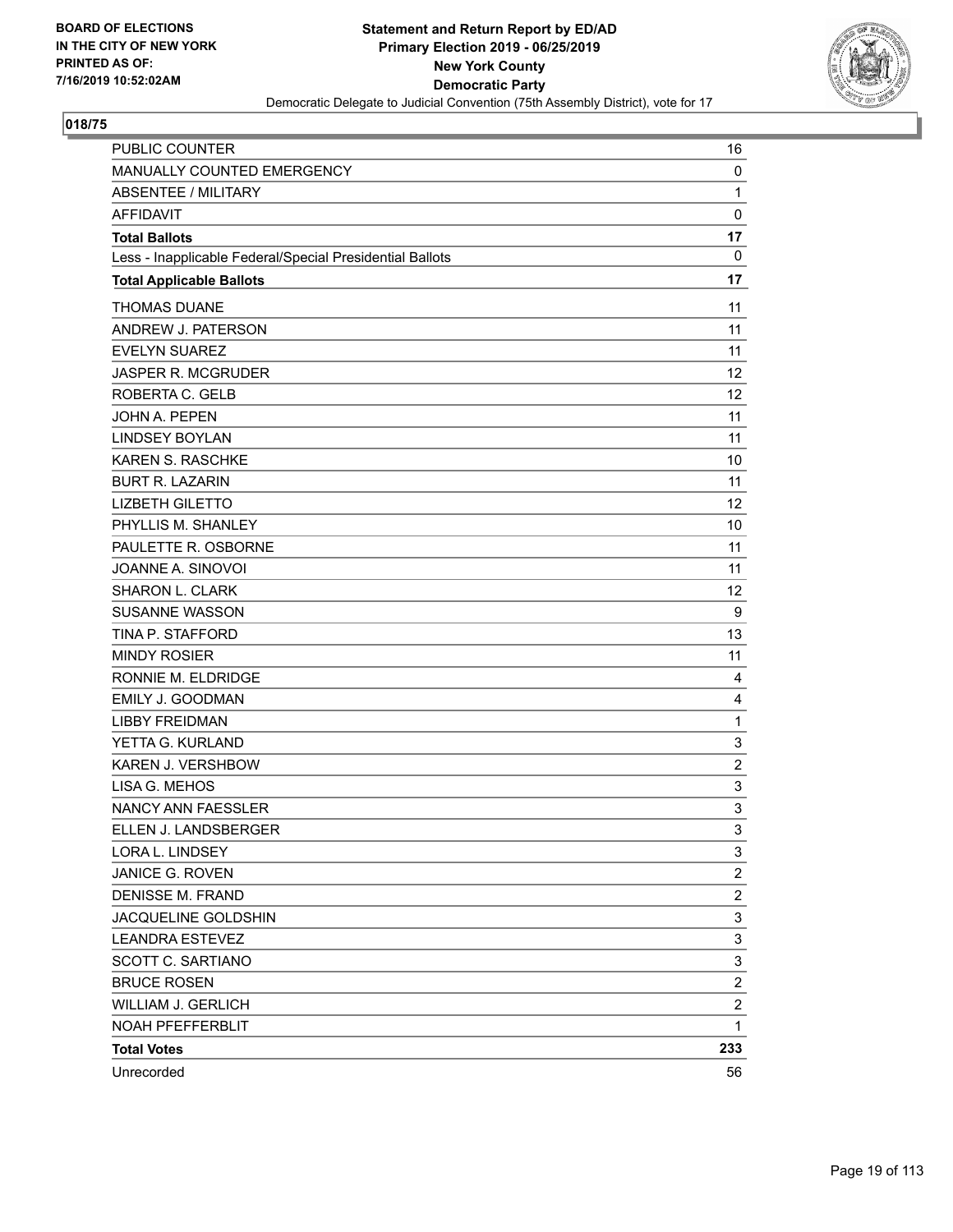**BOARD OF ELECTIONS IN THE CITY OF NEW YORK PRINTED AS OF: 7/16/2019 10:52:02AM**

**Statement and Return Report by ED/AD**
**Primary Election 2019 - 06/25/2019**
**New York County**
**Democratic Party**
Democratic Delegate to Judicial Convention (75th Assembly District), vote for 17

## 018/75

| | |
|---|---|
| PUBLIC COUNTER | 16 |
| MANUALLY COUNTED EMERGENCY | 0 |
| ABSENTEE / MILITARY | 1 |
| AFFIDAVIT | 0 |
| **Total Ballots** | **17** |
| Less - Inapplicable Federal/Special Presidential Ballots | 0 |
| **Total Applicable Ballots** | **17** |
| THOMAS DUANE | 11 |
| ANDREW J. PATERSON | 11 |
| EVELYN SUAREZ | 11 |
| JASPER R. MCGRUDER | 12 |
| ROBERTA C. GELB | 12 |
| JOHN A. PEPEN | 11 |
| LINDSEY BOYLAN | 11 |
| KAREN S. RASCHKE | 10 |
| BURT R. LAZARIN | 11 |
| LIZBETH GILETTO | 12 |
| PHYLLIS M. SHANLEY | 10 |
| PAULETTE R. OSBORNE | 11 |
| JOANNE A. SINOVOI | 11 |
| SHARON L. CLARK | 12 |
| SUSANNE WASSON | 9 |
| TINA P. STAFFORD | 13 |
| MINDY ROSIER | 11 |
| RONNIE M. ELDRIDGE | 4 |
| EMILY J. GOODMAN | 4 |
| LIBBY FREIDMAN | 1 |
| YETTA G. KURLAND | 3 |
| KAREN J. VERSHBOW | 2 |
| LISA G. MEHOS | 3 |
| NANCY ANN FAESSLER | 3 |
| ELLEN J. LANDSBERGER | 3 |
| LORA L. LINDSEY | 3 |
| JANICE G. ROVEN | 2 |
| DENISSE M. FRAND | 2 |
| JACQUELINE GOLDSHIN | 3 |
| LEANDRA ESTEVEZ | 3 |
| SCOTT C. SARTIANO | 3 |
| BRUCE ROSEN | 2 |
| WILLIAM J. GERLICH | 2 |
| NOAH PFEFFERBLIT | 1 |
| **Total Votes** | **233** |
| Unrecorded | 56 |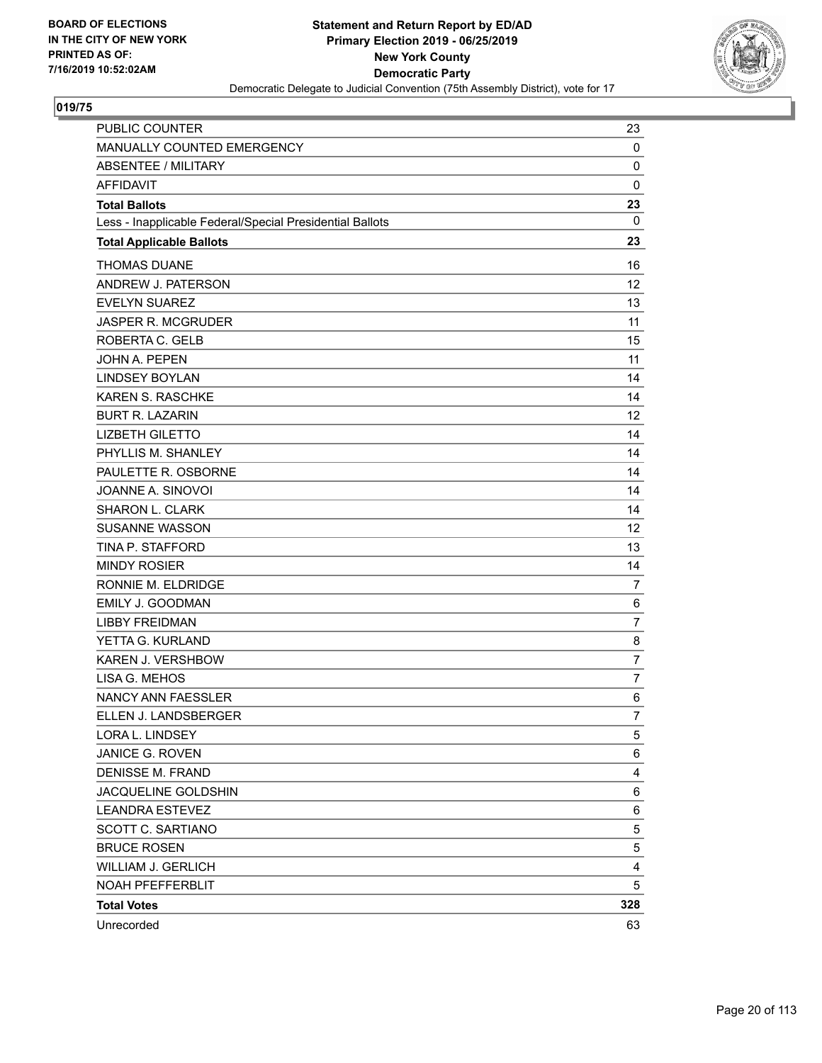BOARD OF ELECTIONS
IN THE CITY OF NEW YORK
PRINTED AS OF:
7/16/2019 10:52:02AM

**Statement and Return Report by ED/AD**
**Primary Election 2019 - 06/25/2019**
**New York County**
**Democratic Party**
Democratic Delegate to Judicial Convention (75th Assembly District), vote for 17

**019/75**

| | |
|---|---|
| PUBLIC COUNTER | 23 |
| MANUALLY COUNTED EMERGENCY | 0 |
| ABSENTEE / MILITARY | 0 |
| AFFIDAVIT | 0 |
| **Total Ballots** | **23** |
| Less - Inapplicable Federal/Special Presidential Ballots | 0 |
| **Total Applicable Ballots** | **23** |
| THOMAS DUANE | 16 |
| ANDREW J. PATERSON | 12 |
| EVELYN SUAREZ | 13 |
| JASPER R. MCGRUDER | 11 |
| ROBERTA C. GELB | 15 |
| JOHN A. PEPEN | 11 |
| LINDSEY BOYLAN | 14 |
| KAREN S. RASCHKE | 14 |
| BURT R. LAZARIN | 12 |
| LIZBETH GILETTO | 14 |
| PHYLLIS M. SHANLEY | 14 |
| PAULETTE R. OSBORNE | 14 |
| JOANNE A. SINOVOI | 14 |
| SHARON L. CLARK | 14 |
| SUSANNE WASSON | 12 |
| TINA P. STAFFORD | 13 |
| MINDY ROSIER | 14 |
| RONNIE M. ELDRIDGE | 7 |
| EMILY J. GOODMAN | 6 |
| LIBBY FREIDMAN | 7 |
| YETTA G. KURLAND | 8 |
| KAREN J. VERSHBOW | 7 |
| LISA G. MEHOS | 7 |
| NANCY ANN FAESSLER | 6 |
| ELLEN J. LANDSBERGER | 7 |
| LORA L. LINDSEY | 5 |
| JANICE G. ROVEN | 6 |
| DENISSE M. FRAND | 4 |
| JACQUELINE GOLDSHIN | 6 |
| LEANDRA ESTEVEZ | 6 |
| SCOTT C. SARTIANO | 5 |
| BRUCE ROSEN | 5 |
| WILLIAM J. GERLICH | 4 |
| NOAH PFEFFERBLIT | 5 |
| **Total Votes** | **328** |
| Unrecorded | 63 |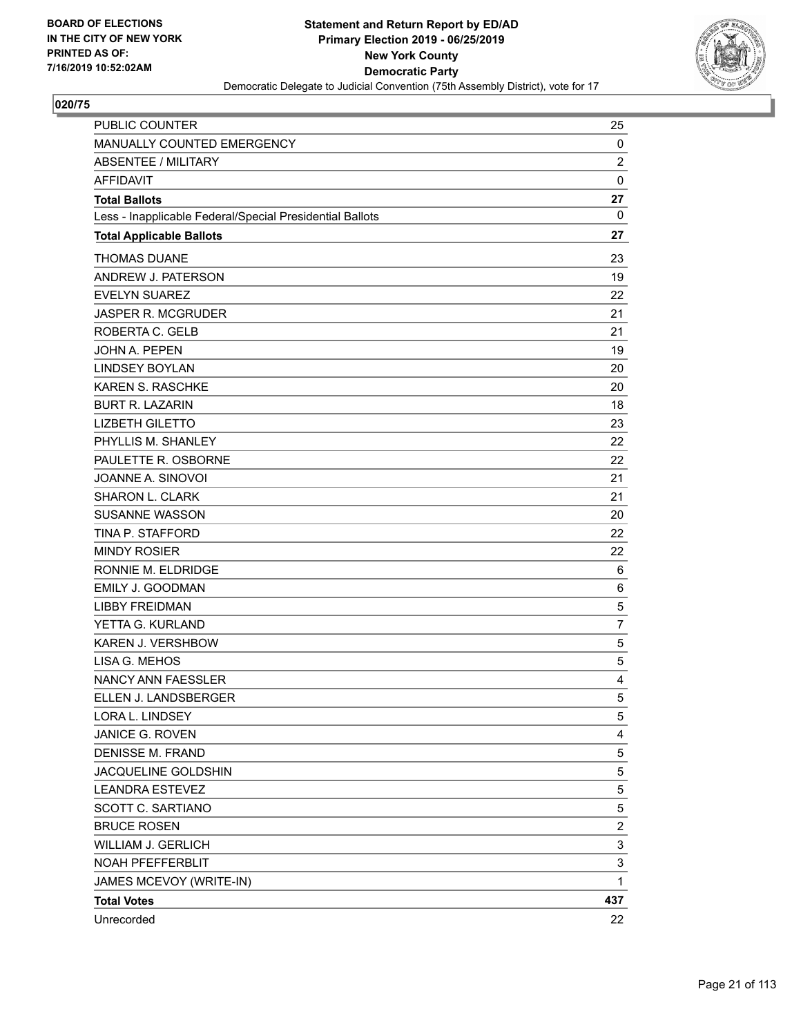BOARD OF ELECTIONS
IN THE CITY OF NEW YORK
PRINTED AS OF:
7/16/2019 10:52:02AM

**Statement and Return Report by ED/AD**
**Primary Election 2019 - 06/25/2019**
**New York County**
**Democratic Party**
Democratic Delegate to Judicial Convention (75th Assembly District), vote for 17

## 020/75

| | |
|---|---|
| PUBLIC COUNTER | 25 |
| MANUALLY COUNTED EMERGENCY | 0 |
| ABSENTEE / MILITARY | 2 |
| AFFIDAVIT | 0 |
| **Total Ballots** | **27** |
| Less - Inapplicable Federal/Special Presidential Ballots | 0 |
| **Total Applicable Ballots** | **27** |
| THOMAS DUANE | 23 |
| ANDREW J. PATERSON | 19 |
| EVELYN SUAREZ | 22 |
| JASPER R. MCGRUDER | 21 |
| ROBERTA C. GELB | 21 |
| JOHN A. PEPEN | 19 |
| LINDSEY BOYLAN | 20 |
| KAREN S. RASCHKE | 20 |
| BURT R. LAZARIN | 18 |
| LIZBETH GILETTO | 23 |
| PHYLLIS M. SHANLEY | 22 |
| PAULETTE R. OSBORNE | 22 |
| JOANNE A. SINOVOI | 21 |
| SHARON L. CLARK | 21 |
| SUSANNE WASSON | 20 |
| TINA P. STAFFORD | 22 |
| MINDY ROSIER | 22 |
| RONNIE M. ELDRIDGE | 6 |
| EMILY J. GOODMAN | 6 |
| LIBBY FREIDMAN | 5 |
| YETTA G. KURLAND | 7 |
| KAREN J. VERSHBOW | 5 |
| LISA G. MEHOS | 5 |
| NANCY ANN FAESSLER | 4 |
| ELLEN J. LANDSBERGER | 5 |
| LORA L. LINDSEY | 5 |
| JANICE G. ROVEN | 4 |
| DENISSE M. FRAND | 5 |
| JACQUELINE GOLDSHIN | 5 |
| LEANDRA ESTEVEZ | 5 |
| SCOTT C. SARTIANO | 5 |
| BRUCE ROSEN | 2 |
| WILLIAM J. GERLICH | 3 |
| NOAH PFEFFERBLIT | 3 |
| JAMES MCEVOY (WRITE-IN) | 1 |
| **Total Votes** | **437** |
| Unrecorded | 22 |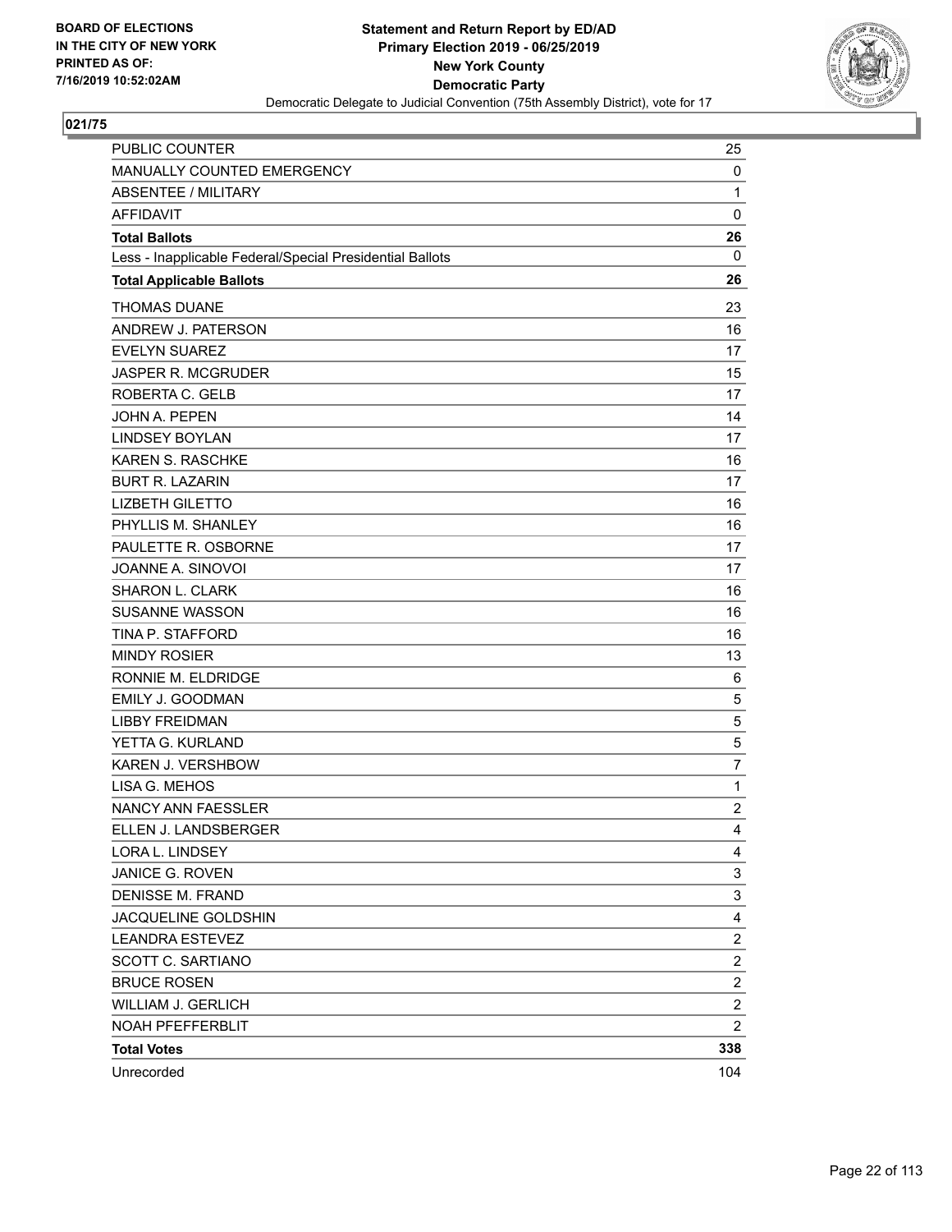**Statement and Return Report by ED/AD**
**Primary Election 2019 - 06/25/2019**
**New York County**
**Democratic Party**
Democratic Delegate to Judicial Convention (75th Assembly District), vote for 17

BOARD OF ELECTIONS IN THE CITY OF NEW YORK PRINTED AS OF: 7/16/2019 10:52:02AM

## 021/75

| | |
|---|---|
| PUBLIC COUNTER | 25 |
| MANUALLY COUNTED EMERGENCY | 0 |
| ABSENTEE / MILITARY | 1 |
| AFFIDAVIT | 0 |
| **Total Ballots** | **26** |
| Less - Inapplicable Federal/Special Presidential Ballots | 0 |
| **Total Applicable Ballots** | **26** |
| THOMAS DUANE | 23 |
| ANDREW J. PATERSON | 16 |
| EVELYN SUAREZ | 17 |
| JASPER R. MCGRUDER | 15 |
| ROBERTA C. GELB | 17 |
| JOHN A. PEPEN | 14 |
| LINDSEY BOYLAN | 17 |
| KAREN S. RASCHKE | 16 |
| BURT R. LAZARIN | 17 |
| LIZBETH GILETTO | 16 |
| PHYLLIS M. SHANLEY | 16 |
| PAULETTE R. OSBORNE | 17 |
| JOANNE A. SINOVOI | 17 |
| SHARON L. CLARK | 16 |
| SUSANNE WASSON | 16 |
| TINA P. STAFFORD | 16 |
| MINDY ROSIER | 13 |
| RONNIE M. ELDRIDGE | 6 |
| EMILY J. GOODMAN | 5 |
| LIBBY FREIDMAN | 5 |
| YETTA G. KURLAND | 5 |
| KAREN J. VERSHBOW | 7 |
| LISA G. MEHOS | 1 |
| NANCY ANN FAESSLER | 2 |
| ELLEN J. LANDSBERGER | 4 |
| LORA L. LINDSEY | 4 |
| JANICE G. ROVEN | 3 |
| DENISSE M. FRAND | 3 |
| JACQUELINE GOLDSHIN | 4 |
| LEANDRA ESTEVEZ | 2 |
| SCOTT C. SARTIANO | 2 |
| BRUCE ROSEN | 2 |
| WILLIAM J. GERLICH | 2 |
| NOAH PFEFFERBLIT | 2 |
| **Total Votes** | **338** |
| Unrecorded | 104 |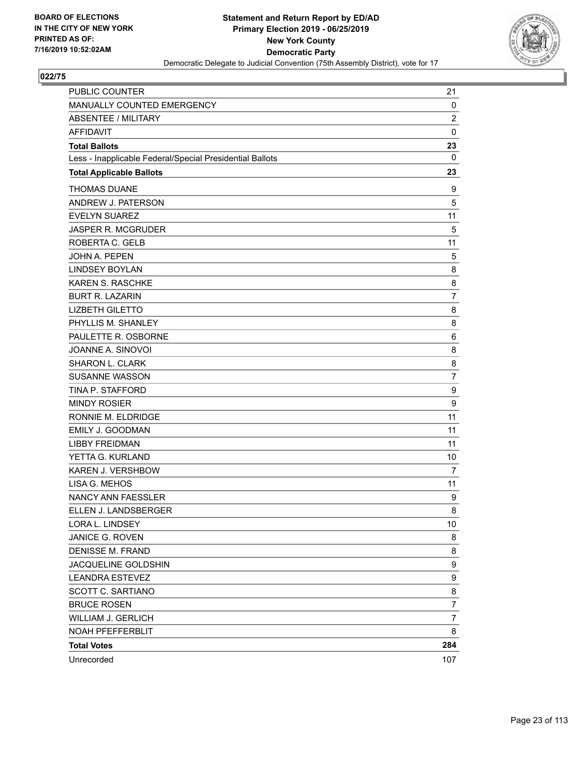**BOARD OF ELECTIONS IN THE CITY OF NEW YORK PRINTED AS OF: 7/16/2019 10:52:02AM**

**Statement and Return Report by ED/AD**
**Primary Election 2019 - 06/25/2019**
**New York County**
**Democratic Party**
Democratic Delegate to Judicial Convention (75th Assembly District), vote for 17

## 022/75

| | |
|---|---|
| PUBLIC COUNTER | 21 |
| MANUALLY COUNTED EMERGENCY | 0 |
| ABSENTEE / MILITARY | 2 |
| AFFIDAVIT | 0 |
| **Total Ballots** | **23** |
| Less - Inapplicable Federal/Special Presidential Ballots | 0 |
| **Total Applicable Ballots** | **23** |
| THOMAS DUANE | 9 |
| ANDREW J. PATERSON | 5 |
| EVELYN SUAREZ | 11 |
| JASPER R. MCGRUDER | 5 |
| ROBERTA C. GELB | 11 |
| JOHN A. PEPEN | 5 |
| LINDSEY BOYLAN | 8 |
| KAREN S. RASCHKE | 8 |
| BURT R. LAZARIN | 7 |
| LIZBETH GILETTO | 8 |
| PHYLLIS M. SHANLEY | 8 |
| PAULETTE R. OSBORNE | 6 |
| JOANNE A. SINOVOI | 8 |
| SHARON L. CLARK | 8 |
| SUSANNE WASSON | 7 |
| TINA P. STAFFORD | 9 |
| MINDY ROSIER | 9 |
| RONNIE M. ELDRIDGE | 11 |
| EMILY J. GOODMAN | 11 |
| LIBBY FREIDMAN | 11 |
| YETTA G. KURLAND | 10 |
| KAREN J. VERSHBOW | 7 |
| LISA G. MEHOS | 11 |
| NANCY ANN FAESSLER | 9 |
| ELLEN J. LANDSBERGER | 8 |
| LORA L. LINDSEY | 10 |
| JANICE G. ROVEN | 8 |
| DENISSE M. FRAND | 8 |
| JACQUELINE GOLDSHIN | 9 |
| LEANDRA ESTEVEZ | 9 |
| SCOTT C. SARTIANO | 8 |
| BRUCE ROSEN | 7 |
| WILLIAM J. GERLICH | 7 |
| NOAH PFEFFERBLIT | 8 |
| **Total Votes** | **284** |
| Unrecorded | 107 |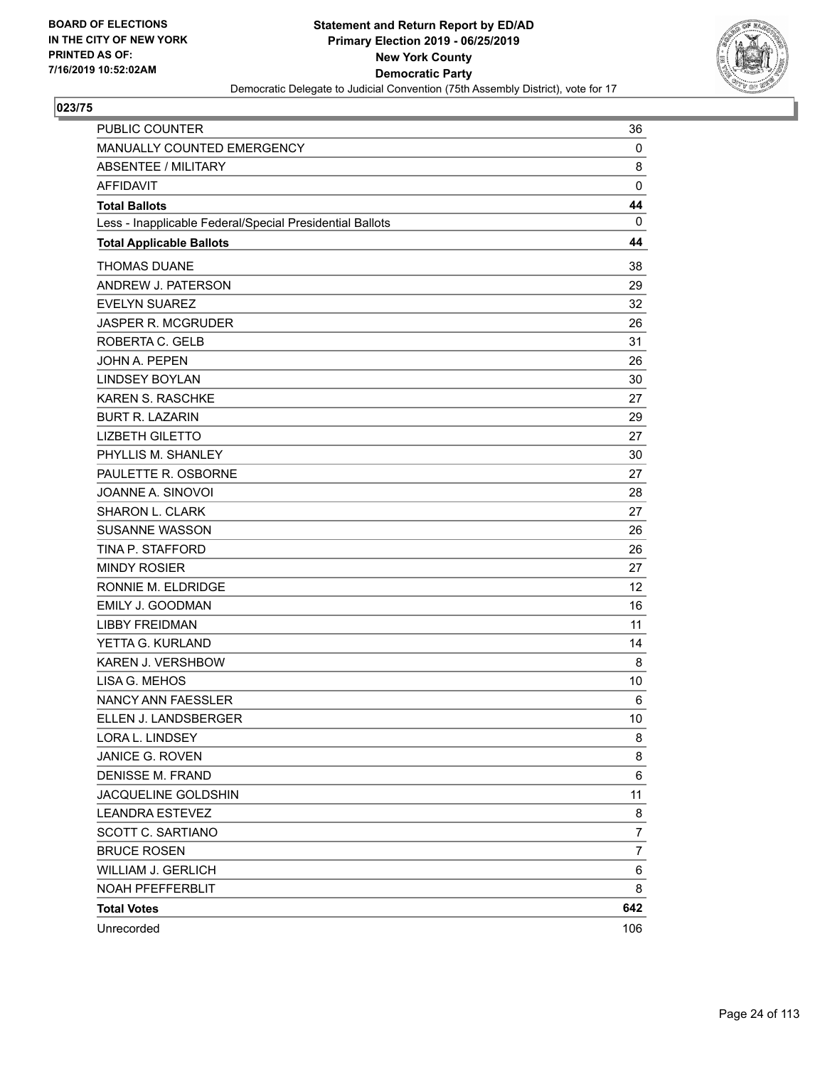BOARD OF ELECTIONS
IN THE CITY OF NEW YORK
PRINTED AS OF:
7/16/2019 10:52:02AM

**Statement and Return Report by ED/AD**
**Primary Election 2019 - 06/25/2019**
**New York County**
**Democratic Party**
Democratic Delegate to Judicial Convention (75th Assembly District), vote for 17

## 023/75

| | |
|---|---|
| PUBLIC COUNTER | 36 |
| MANUALLY COUNTED EMERGENCY | 0 |
| ABSENTEE / MILITARY | 8 |
| AFFIDAVIT | 0 |
| **Total Ballots** | **44** |
| Less - Inapplicable Federal/Special Presidential Ballots | 0 |
| **Total Applicable Ballots** | **44** |
| THOMAS DUANE | 38 |
| ANDREW J. PATERSON | 29 |
| EVELYN SUAREZ | 32 |
| JASPER R. MCGRUDER | 26 |
| ROBERTA C. GELB | 31 |
| JOHN A. PEPEN | 26 |
| LINDSEY BOYLAN | 30 |
| KAREN S. RASCHKE | 27 |
| BURT R. LAZARIN | 29 |
| LIZBETH GILETTO | 27 |
| PHYLLIS M. SHANLEY | 30 |
| PAULETTE R. OSBORNE | 27 |
| JOANNE A. SINOVOI | 28 |
| SHARON L. CLARK | 27 |
| SUSANNE WASSON | 26 |
| TINA P. STAFFORD | 26 |
| MINDY ROSIER | 27 |
| RONNIE M. ELDRIDGE | 12 |
| EMILY J. GOODMAN | 16 |
| LIBBY FREIDMAN | 11 |
| YETTA G. KURLAND | 14 |
| KAREN J. VERSHBOW | 8 |
| LISA G. MEHOS | 10 |
| NANCY ANN FAESSLER | 6 |
| ELLEN J. LANDSBERGER | 10 |
| LORA L. LINDSEY | 8 |
| JANICE G. ROVEN | 8 |
| DENISSE M. FRAND | 6 |
| JACQUELINE GOLDSHIN | 11 |
| LEANDRA ESTEVEZ | 8 |
| SCOTT C. SARTIANO | 7 |
| BRUCE ROSEN | 7 |
| WILLIAM J. GERLICH | 6 |
| NOAH PFEFFERBLIT | 8 |
| **Total Votes** | **642** |
| Unrecorded | 106 |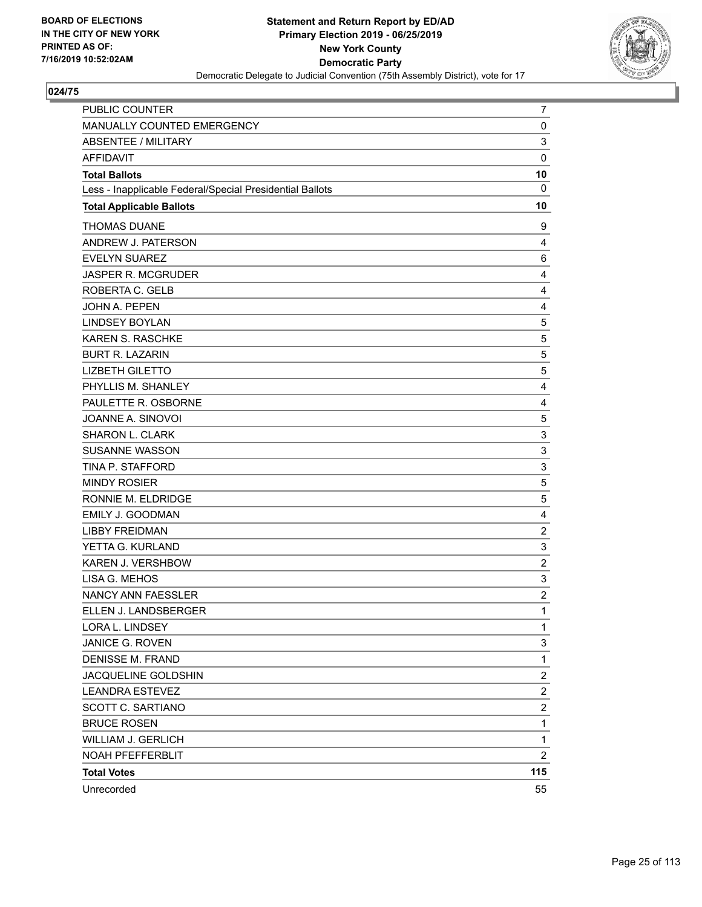BOARD OF ELECTIONS
IN THE CITY OF NEW YORK
PRINTED AS OF:
7/16/2019 10:52:02AM

**Statement and Return Report by ED/AD**
**Primary Election 2019 - 06/25/2019**
**New York County**
**Democratic Party**
Democratic Delegate to Judicial Convention (75th Assembly District), vote for 17

## 024/75

| | |
|---|---|
| PUBLIC COUNTER | 7 |
| MANUALLY COUNTED EMERGENCY | 0 |
| ABSENTEE / MILITARY | 3 |
| AFFIDAVIT | 0 |
| **Total Ballots** | **10** |
| Less - Inapplicable Federal/Special Presidential Ballots | 0 |
| **Total Applicable Ballots** | **10** |
| THOMAS DUANE | 9 |
| ANDREW J. PATERSON | 4 |
| EVELYN SUAREZ | 6 |
| JASPER R. MCGRUDER | 4 |
| ROBERTA C. GELB | 4 |
| JOHN A. PEPEN | 4 |
| LINDSEY BOYLAN | 5 |
| KAREN S. RASCHKE | 5 |
| BURT R. LAZARIN | 5 |
| LIZBETH GILETTO | 5 |
| PHYLLIS M. SHANLEY | 4 |
| PAULETTE R. OSBORNE | 4 |
| JOANNE A. SINOVOI | 5 |
| SHARON L. CLARK | 3 |
| SUSANNE WASSON | 3 |
| TINA P. STAFFORD | 3 |
| MINDY ROSIER | 5 |
| RONNIE M. ELDRIDGE | 5 |
| EMILY J. GOODMAN | 4 |
| LIBBY FREIDMAN | 2 |
| YETTA G. KURLAND | 3 |
| KAREN J. VERSHBOW | 2 |
| LISA G. MEHOS | 3 |
| NANCY ANN FAESSLER | 2 |
| ELLEN J. LANDSBERGER | 1 |
| LORA L. LINDSEY | 1 |
| JANICE G. ROVEN | 3 |
| DENISSE M. FRAND | 1 |
| JACQUELINE GOLDSHIN | 2 |
| LEANDRA ESTEVEZ | 2 |
| SCOTT C. SARTIANO | 2 |
| BRUCE ROSEN | 1 |
| WILLIAM J. GERLICH | 1 |
| NOAH PFEFFERBLIT | 2 |
| **Total Votes** | **115** |
| Unrecorded | 55 |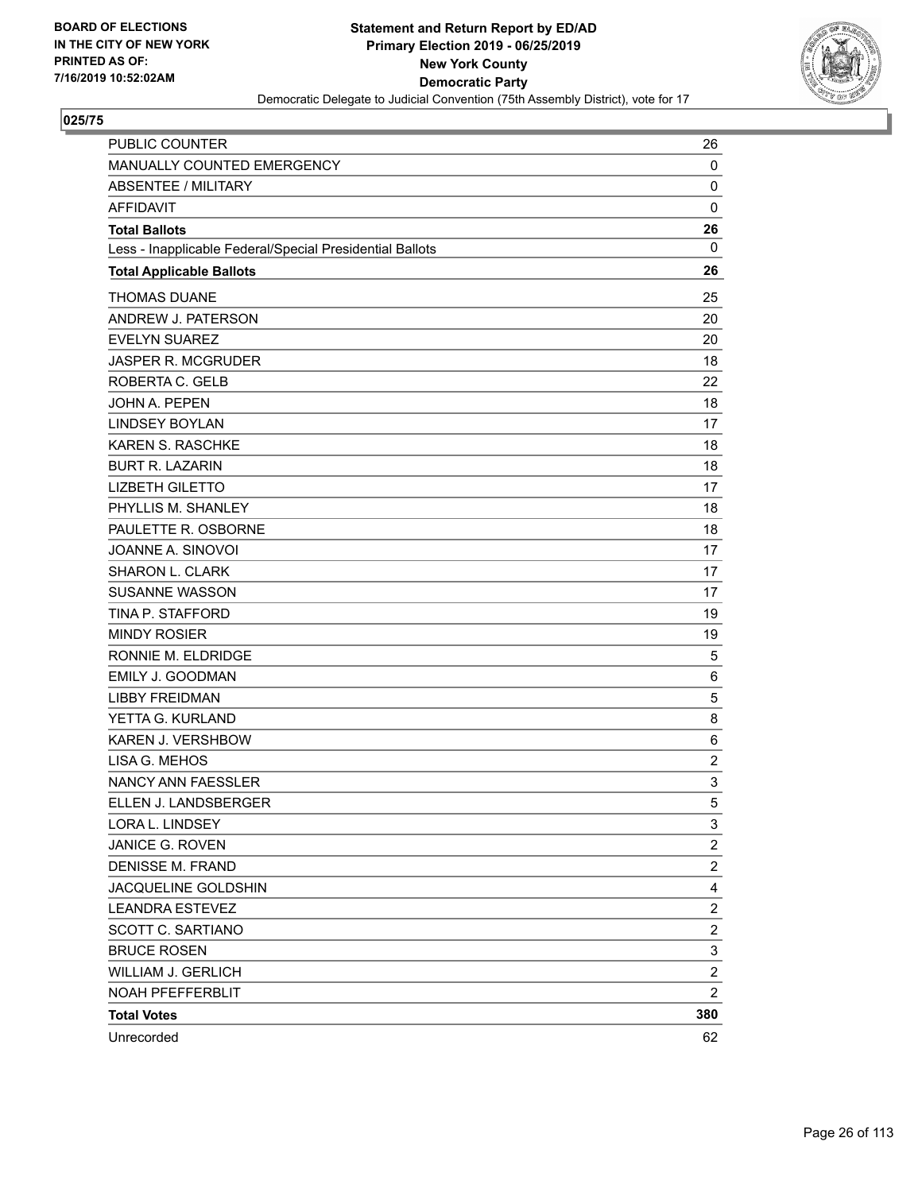BOARD OF ELECTIONS
IN THE CITY OF NEW YORK
PRINTED AS OF:
7/16/2019 10:52:02AM

**Statement and Return Report by ED/AD**
**Primary Election 2019 - 06/25/2019**
**New York County**
**Democratic Party**
Democratic Delegate to Judicial Convention (75th Assembly District), vote for 17

## 025/75

| | |
|---|---|
| PUBLIC COUNTER | 26 |
| MANUALLY COUNTED EMERGENCY | 0 |
| ABSENTEE / MILITARY | 0 |
| AFFIDAVIT | 0 |
| **Total Ballots** | **26** |
| Less - Inapplicable Federal/Special Presidential Ballots | 0 |
| **Total Applicable Ballots** | **26** |
| THOMAS DUANE | 25 |
| ANDREW J. PATERSON | 20 |
| EVELYN SUAREZ | 20 |
| JASPER R. MCGRUDER | 18 |
| ROBERTA C. GELB | 22 |
| JOHN A. PEPEN | 18 |
| LINDSEY BOYLAN | 17 |
| KAREN S. RASCHKE | 18 |
| BURT R. LAZARIN | 18 |
| LIZBETH GILETTO | 17 |
| PHYLLIS M. SHANLEY | 18 |
| PAULETTE R. OSBORNE | 18 |
| JOANNE A. SINOVOI | 17 |
| SHARON L. CLARK | 17 |
| SUSANNE WASSON | 17 |
| TINA P. STAFFORD | 19 |
| MINDY ROSIER | 19 |
| RONNIE M. ELDRIDGE | 5 |
| EMILY J. GOODMAN | 6 |
| LIBBY FREIDMAN | 5 |
| YETTA G. KURLAND | 8 |
| KAREN J. VERSHBOW | 6 |
| LISA G. MEHOS | 2 |
| NANCY ANN FAESSLER | 3 |
| ELLEN J. LANDSBERGER | 5 |
| LORA L. LINDSEY | 3 |
| JANICE G. ROVEN | 2 |
| DENISSE M. FRAND | 2 |
| JACQUELINE GOLDSHIN | 4 |
| LEANDRA ESTEVEZ | 2 |
| SCOTT C. SARTIANO | 2 |
| BRUCE ROSEN | 3 |
| WILLIAM J. GERLICH | 2 |
| NOAH PFEFFERBLIT | 2 |
| **Total Votes** | **380** |
| Unrecorded | 62 |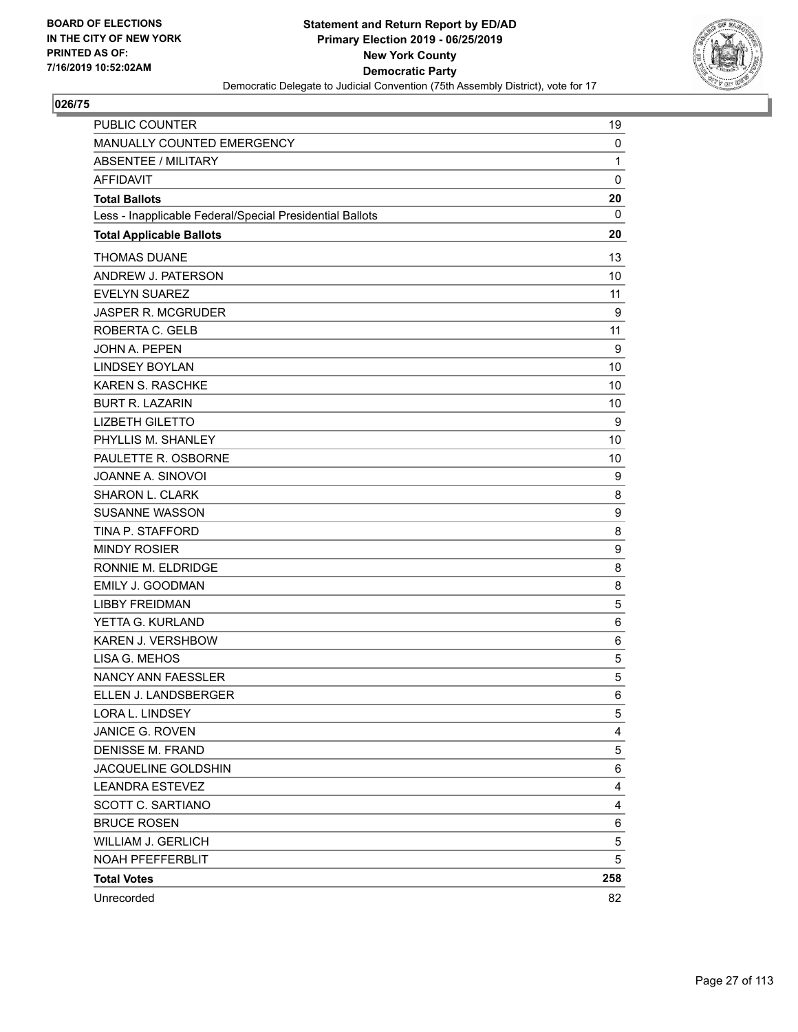BOARD OF ELECTIONS
IN THE CITY OF NEW YORK
PRINTED AS OF:
7/16/2019 10:52:02AM

**Statement and Return Report by ED/AD**
**Primary Election 2019 - 06/25/2019**
**New York County**
**Democratic Party**
Democratic Delegate to Judicial Convention (75th Assembly District), vote for 17

## 026/75

| | |
|---|---|
| PUBLIC COUNTER | 19 |
| MANUALLY COUNTED EMERGENCY | 0 |
| ABSENTEE / MILITARY | 1 |
| AFFIDAVIT | 0 |
| **Total Ballots** | **20** |
| Less - Inapplicable Federal/Special Presidential Ballots | 0 |
| **Total Applicable Ballots** | **20** |
| THOMAS DUANE | 13 |
| ANDREW J. PATERSON | 10 |
| EVELYN SUAREZ | 11 |
| JASPER R. MCGRUDER | 9 |
| ROBERTA C. GELB | 11 |
| JOHN A. PEPEN | 9 |
| LINDSEY BOYLAN | 10 |
| KAREN S. RASCHKE | 10 |
| BURT R. LAZARIN | 10 |
| LIZBETH GILETTO | 9 |
| PHYLLIS M. SHANLEY | 10 |
| PAULETTE R. OSBORNE | 10 |
| JOANNE A. SINOVOI | 9 |
| SHARON L. CLARK | 8 |
| SUSANNE WASSON | 9 |
| TINA P. STAFFORD | 8 |
| MINDY ROSIER | 9 |
| RONNIE M. ELDRIDGE | 8 |
| EMILY J. GOODMAN | 8 |
| LIBBY FREIDMAN | 5 |
| YETTA G. KURLAND | 6 |
| KAREN J. VERSHBOW | 6 |
| LISA G. MEHOS | 5 |
| NANCY ANN FAESSLER | 5 |
| ELLEN J. LANDSBERGER | 6 |
| LORA L. LINDSEY | 5 |
| JANICE G. ROVEN | 4 |
| DENISSE M. FRAND | 5 |
| JACQUELINE GOLDSHIN | 6 |
| LEANDRA ESTEVEZ | 4 |
| SCOTT C. SARTIANO | 4 |
| BRUCE ROSEN | 6 |
| WILLIAM J. GERLICH | 5 |
| NOAH PFEFFERBLIT | 5 |
| **Total Votes** | **258** |
| Unrecorded | 82 |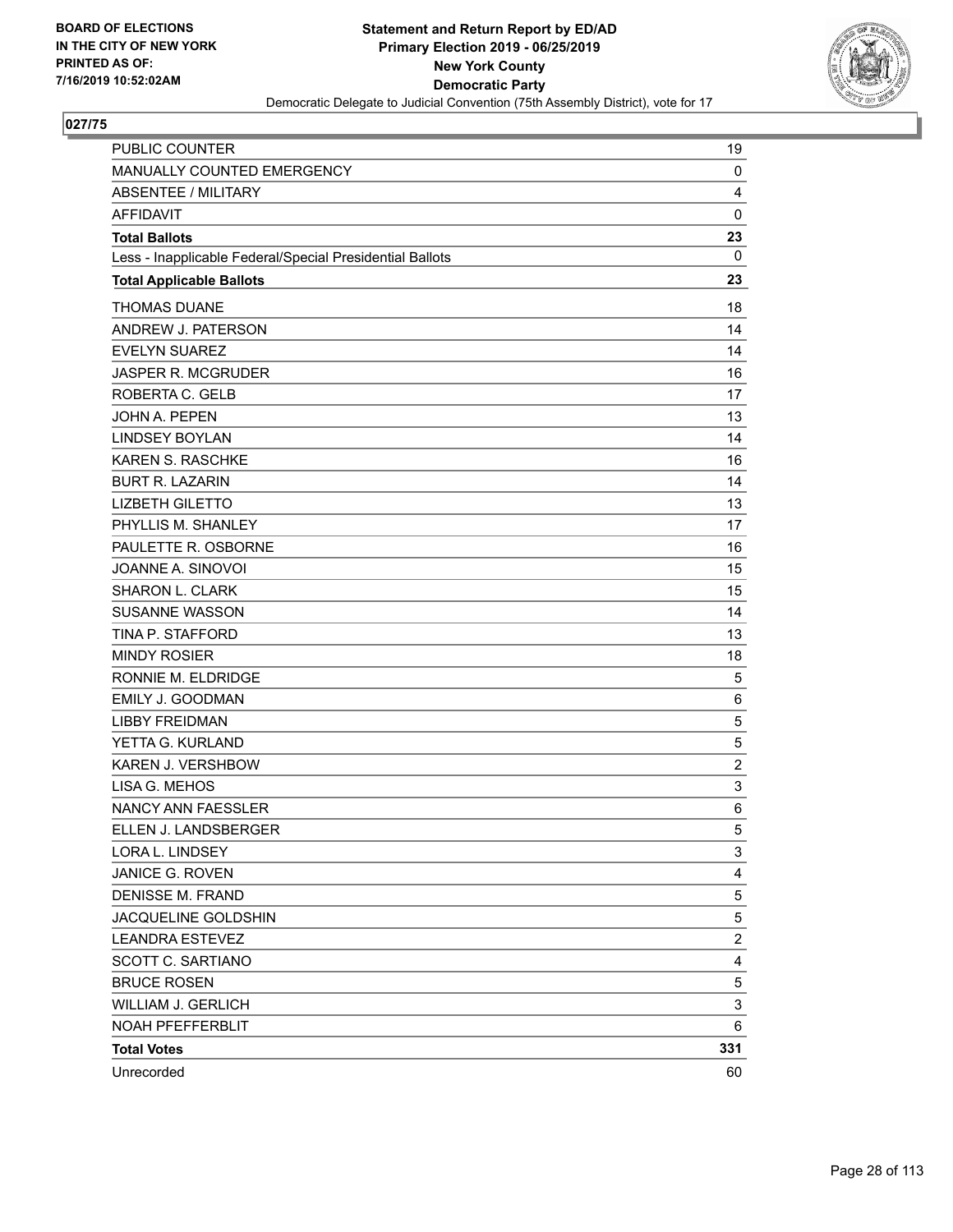**BOARD OF ELECTIONS IN THE CITY OF NEW YORK PRINTED AS OF: 7/16/2019 10:52:02AM**

**Statement and Return Report by ED/AD**
**Primary Election 2019 - 06/25/2019**
**New York County**
**Democratic Party**
Democratic Delegate to Judicial Convention (75th Assembly District), vote for 17

## 027/75

| | |
|---|---|
| PUBLIC COUNTER | 19 |
| MANUALLY COUNTED EMERGENCY | 0 |
| ABSENTEE / MILITARY | 4 |
| AFFIDAVIT | 0 |
| **Total Ballots** | **23** |
| Less - Inapplicable Federal/Special Presidential Ballots | 0 |
| **Total Applicable Ballots** | **23** |
| THOMAS DUANE | 18 |
| ANDREW J. PATERSON | 14 |
| EVELYN SUAREZ | 14 |
| JASPER R. MCGRUDER | 16 |
| ROBERTA C. GELB | 17 |
| JOHN A. PEPEN | 13 |
| LINDSEY BOYLAN | 14 |
| KAREN S. RASCHKE | 16 |
| BURT R. LAZARIN | 14 |
| LIZBETH GILETTO | 13 |
| PHYLLIS M. SHANLEY | 17 |
| PAULETTE R. OSBORNE | 16 |
| JOANNE A. SINOVOI | 15 |
| SHARON L. CLARK | 15 |
| SUSANNE WASSON | 14 |
| TINA P. STAFFORD | 13 |
| MINDY ROSIER | 18 |
| RONNIE M. ELDRIDGE | 5 |
| EMILY J. GOODMAN | 6 |
| LIBBY FREIDMAN | 5 |
| YETTA G. KURLAND | 5 |
| KAREN J. VERSHBOW | 2 |
| LISA G. MEHOS | 3 |
| NANCY ANN FAESSLER | 6 |
| ELLEN J. LANDSBERGER | 5 |
| LORA L. LINDSEY | 3 |
| JANICE G. ROVEN | 4 |
| DENISSE M. FRAND | 5 |
| JACQUELINE GOLDSHIN | 5 |
| LEANDRA ESTEVEZ | 2 |
| SCOTT C. SARTIANO | 4 |
| BRUCE ROSEN | 5 |
| WILLIAM J. GERLICH | 3 |
| NOAH PFEFFERBLIT | 6 |
| **Total Votes** | **331** |
| Unrecorded | 60 |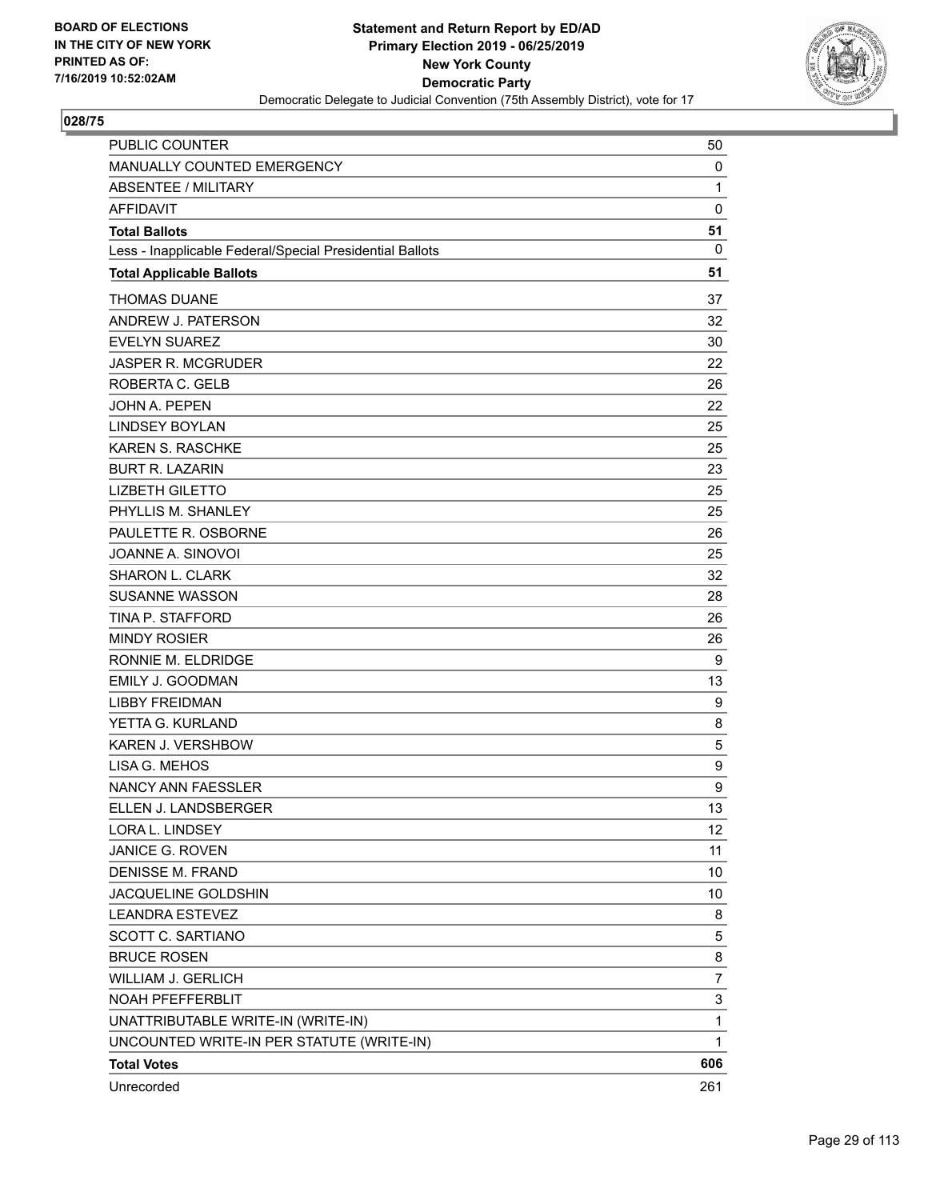BOARD OF ELECTIONS
IN THE CITY OF NEW YORK
PRINTED AS OF:
7/16/2019 10:52:02AM

**Statement and Return Report by ED/AD**
**Primary Election 2019 - 06/25/2019**
**New York County**
**Democratic Party**
Democratic Delegate to Judicial Convention (75th Assembly District), vote for 17

## 028/75

| | |
|---|---|
| PUBLIC COUNTER | 50 |
| MANUALLY COUNTED EMERGENCY | 0 |
| ABSENTEE / MILITARY | 1 |
| AFFIDAVIT | 0 |
| **Total Ballots** | **51** |
| Less - Inapplicable Federal/Special Presidential Ballots | 0 |
| **Total Applicable Ballots** | **51** |
| THOMAS DUANE | 37 |
| ANDREW J. PATERSON | 32 |
| EVELYN SUAREZ | 30 |
| JASPER R. MCGRUDER | 22 |
| ROBERTA C. GELB | 26 |
| JOHN A. PEPEN | 22 |
| LINDSEY BOYLAN | 25 |
| KAREN S. RASCHKE | 25 |
| BURT R. LAZARIN | 23 |
| LIZBETH GILETTO | 25 |
| PHYLLIS M. SHANLEY | 25 |
| PAULETTE R. OSBORNE | 26 |
| JOANNE A. SINOVOI | 25 |
| SHARON L. CLARK | 32 |
| SUSANNE WASSON | 28 |
| TINA P. STAFFORD | 26 |
| MINDY ROSIER | 26 |
| RONNIE M. ELDRIDGE | 9 |
| EMILY J. GOODMAN | 13 |
| LIBBY FREIDMAN | 9 |
| YETTA G. KURLAND | 8 |
| KAREN J. VERSHBOW | 5 |
| LISA G. MEHOS | 9 |
| NANCY ANN FAESSLER | 9 |
| ELLEN J. LANDSBERGER | 13 |
| LORA L. LINDSEY | 12 |
| JANICE G. ROVEN | 11 |
| DENISSE M. FRAND | 10 |
| JACQUELINE GOLDSHIN | 10 |
| LEANDRA ESTEVEZ | 8 |
| SCOTT C. SARTIANO | 5 |
| BRUCE ROSEN | 8 |
| WILLIAM J. GERLICH | 7 |
| NOAH PFEFFERBLIT | 3 |
| UNATTRIBUTABLE WRITE-IN (WRITE-IN) | 1 |
| UNCOUNTED WRITE-IN PER STATUTE (WRITE-IN) | 1 |
| **Total Votes** | **606** |
| Unrecorded | 261 |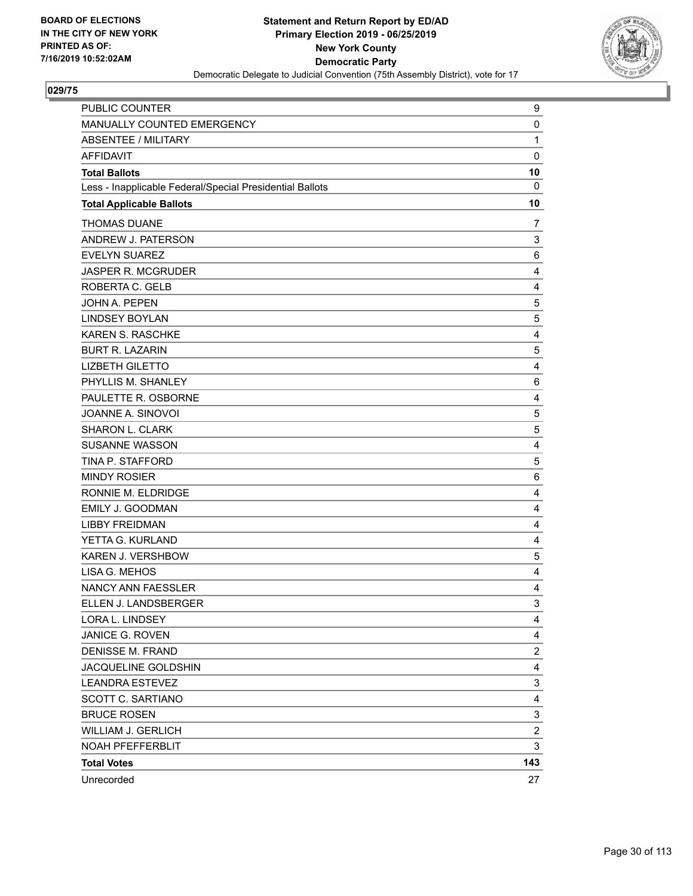BOARD OF ELECTIONS
IN THE CITY OF NEW YORK
PRINTED AS OF:
7/16/2019 10:52:02AM

**Statement and Return Report by ED/AD**
**Primary Election 2019 - 06/25/2019**
**New York County**
**Democratic Party**
Democratic Delegate to Judicial Convention (75th Assembly District), vote for 17

**029/75**

| | |
|---|---|
| PUBLIC COUNTER | 9 |
| MANUALLY COUNTED EMERGENCY | 0 |
| ABSENTEE / MILITARY | 1 |
| AFFIDAVIT | 0 |
| **Total Ballots** | **10** |
| Less - Inapplicable Federal/Special Presidential Ballots | 0 |
| **Total Applicable Ballots** | **10** |
| THOMAS DUANE | 7 |
| ANDREW J. PATERSON | 3 |
| EVELYN SUAREZ | 6 |
| JASPER R. MCGRUDER | 4 |
| ROBERTA C. GELB | 4 |
| JOHN A. PEPEN | 5 |
| LINDSEY BOYLAN | 5 |
| KAREN S. RASCHKE | 4 |
| BURT R. LAZARIN | 5 |
| LIZBETH GILETTO | 4 |
| PHYLLIS M. SHANLEY | 6 |
| PAULETTE R. OSBORNE | 4 |
| JOANNE A. SINOVOI | 5 |
| SHARON L. CLARK | 5 |
| SUSANNE WASSON | 4 |
| TINA P. STAFFORD | 5 |
| MINDY ROSIER | 6 |
| RONNIE M. ELDRIDGE | 4 |
| EMILY J. GOODMAN | 4 |
| LIBBY FREIDMAN | 4 |
| YETTA G. KURLAND | 4 |
| KAREN J. VERSHBOW | 5 |
| LISA G. MEHOS | 4 |
| NANCY ANN FAESSLER | 4 |
| ELLEN J. LANDSBERGER | 3 |
| LORA L. LINDSEY | 4 |
| JANICE G. ROVEN | 4 |
| DENISSE M. FRAND | 2 |
| JACQUELINE GOLDSHIN | 4 |
| LEANDRA ESTEVEZ | 3 |
| SCOTT C. SARTIANO | 4 |
| BRUCE ROSEN | 3 |
| WILLIAM J. GERLICH | 2 |
| NOAH PFEFFERBLIT | 3 |
| **Total Votes** | **143** |
| Unrecorded | 27 |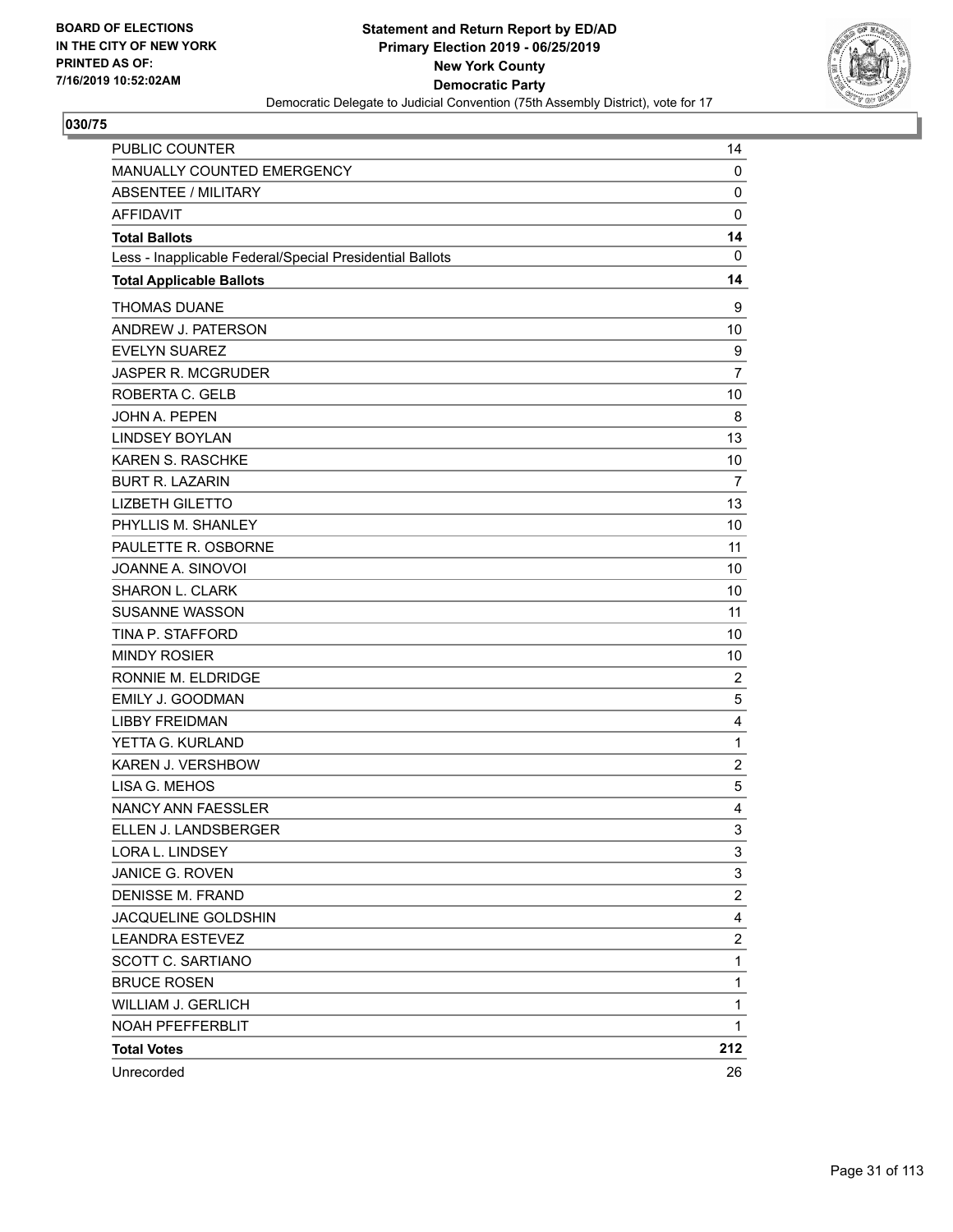BOARD OF ELECTIONS
IN THE CITY OF NEW YORK
PRINTED AS OF:
7/16/2019 10:52:02AM

**Statement and Return Report by ED/AD**
**Primary Election 2019 - 06/25/2019**
**New York County**
**Democratic Party**
Democratic Delegate to Judicial Convention (75th Assembly District), vote for 17

## 030/75

| | |
|---|---|
| PUBLIC COUNTER | 14 |
| MANUALLY COUNTED EMERGENCY | 0 |
| ABSENTEE / MILITARY | 0 |
| AFFIDAVIT | 0 |
| **Total Ballots** | **14** |
| Less - Inapplicable Federal/Special Presidential Ballots | 0 |
| **Total Applicable Ballots** | **14** |
| THOMAS DUANE | 9 |
| ANDREW J. PATERSON | 10 |
| EVELYN SUAREZ | 9 |
| JASPER R. MCGRUDER | 7 |
| ROBERTA C. GELB | 10 |
| JOHN A. PEPEN | 8 |
| LINDSEY BOYLAN | 13 |
| KAREN S. RASCHKE | 10 |
| BURT R. LAZARIN | 7 |
| LIZBETH GILETTO | 13 |
| PHYLLIS M. SHANLEY | 10 |
| PAULETTE R. OSBORNE | 11 |
| JOANNE A. SINOVOI | 10 |
| SHARON L. CLARK | 10 |
| SUSANNE WASSON | 11 |
| TINA P. STAFFORD | 10 |
| MINDY ROSIER | 10 |
| RONNIE M. ELDRIDGE | 2 |
| EMILY J. GOODMAN | 5 |
| LIBBY FREIDMAN | 4 |
| YETTA G. KURLAND | 1 |
| KAREN J. VERSHBOW | 2 |
| LISA G. MEHOS | 5 |
| NANCY ANN FAESSLER | 4 |
| ELLEN J. LANDSBERGER | 3 |
| LORA L. LINDSEY | 3 |
| JANICE G. ROVEN | 3 |
| DENISSE M. FRAND | 2 |
| JACQUELINE GOLDSHIN | 4 |
| LEANDRA ESTEVEZ | 2 |
| SCOTT C. SARTIANO | 1 |
| BRUCE ROSEN | 1 |
| WILLIAM J. GERLICH | 1 |
| NOAH PFEFFERBLIT | 1 |
| **Total Votes** | **212** |
| Unrecorded | 26 |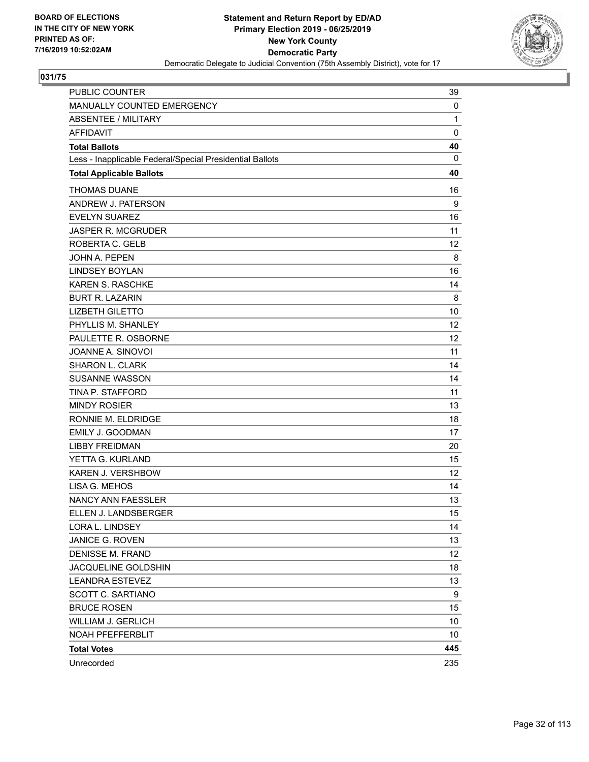**BOARD OF ELECTIONS IN THE CITY OF NEW YORK PRINTED AS OF: 7/16/2019 10:52:02AM**

**Statement and Return Report by ED/AD**
**Primary Election 2019 - 06/25/2019**
**New York County**
**Democratic Party**
Democratic Delegate to Judicial Convention (75th Assembly District), vote for 17

**031/75**

| | |
|---|---|
| PUBLIC COUNTER | 39 |
| MANUALLY COUNTED EMERGENCY | 0 |
| ABSENTEE / MILITARY | 1 |
| AFFIDAVIT | 0 |
| **Total Ballots** | **40** |
| Less - Inapplicable Federal/Special Presidential Ballots | 0 |
| **Total Applicable Ballots** | **40** |
| THOMAS DUANE | 16 |
| ANDREW J. PATERSON | 9 |
| EVELYN SUAREZ | 16 |
| JASPER R. MCGRUDER | 11 |
| ROBERTA C. GELB | 12 |
| JOHN A. PEPEN | 8 |
| LINDSEY BOYLAN | 16 |
| KAREN S. RASCHKE | 14 |
| BURT R. LAZARIN | 8 |
| LIZBETH GILETTO | 10 |
| PHYLLIS M. SHANLEY | 12 |
| PAULETTE R. OSBORNE | 12 |
| JOANNE A. SINOVOI | 11 |
| SHARON L. CLARK | 14 |
| SUSANNE WASSON | 14 |
| TINA P. STAFFORD | 11 |
| MINDY ROSIER | 13 |
| RONNIE M. ELDRIDGE | 18 |
| EMILY J. GOODMAN | 17 |
| LIBBY FREIDMAN | 20 |
| YETTA G. KURLAND | 15 |
| KAREN J. VERSHBOW | 12 |
| LISA G. MEHOS | 14 |
| NANCY ANN FAESSLER | 13 |
| ELLEN J. LANDSBERGER | 15 |
| LORA L. LINDSEY | 14 |
| JANICE G. ROVEN | 13 |
| DENISSE M. FRAND | 12 |
| JACQUELINE GOLDSHIN | 18 |
| LEANDRA ESTEVEZ | 13 |
| SCOTT C. SARTIANO | 9 |
| BRUCE ROSEN | 15 |
| WILLIAM J. GERLICH | 10 |
| NOAH PFEFFERBLIT | 10 |
| **Total Votes** | **445** |
| Unrecorded | 235 |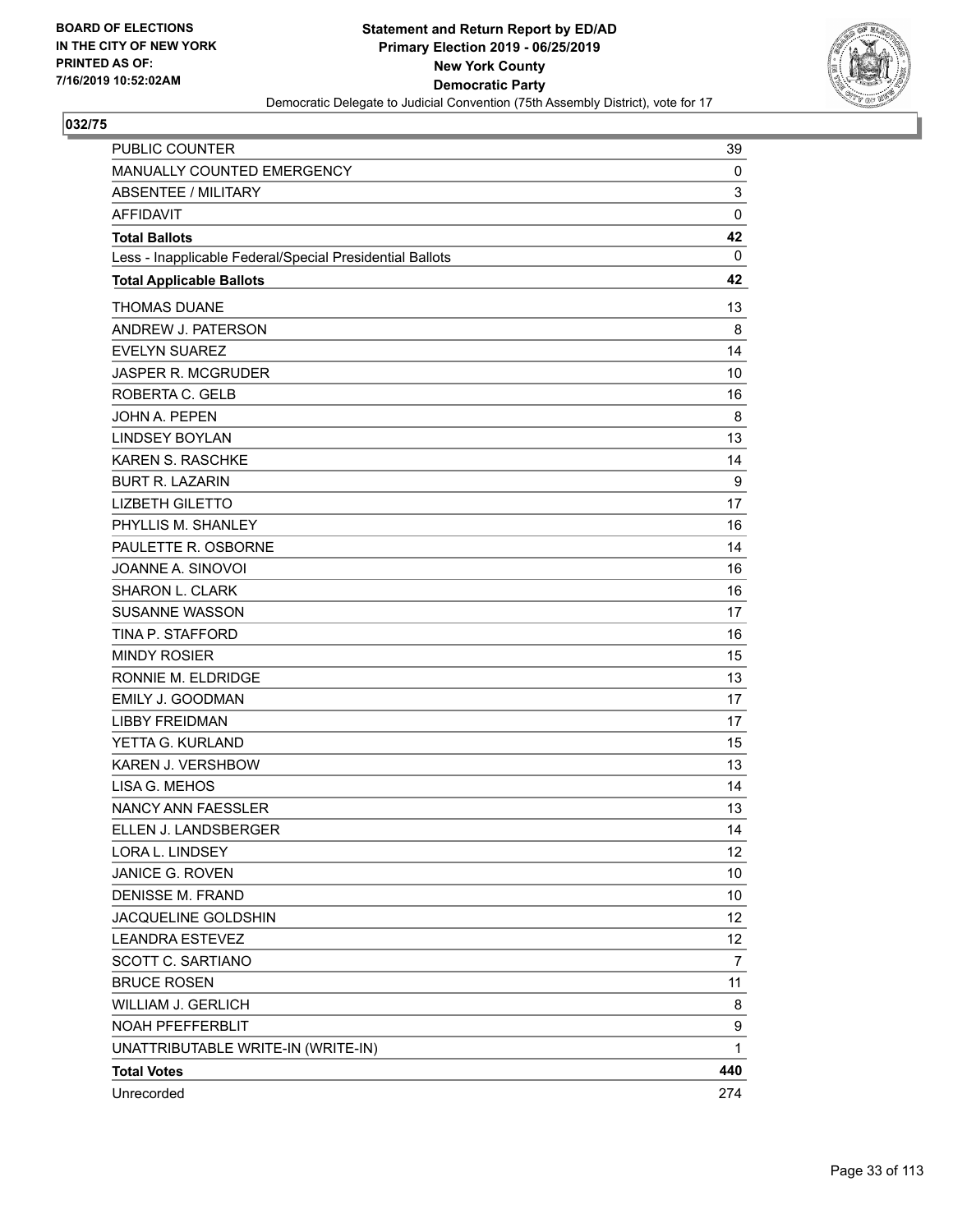BOARD OF ELECTIONS
IN THE CITY OF NEW YORK
PRINTED AS OF:
7/16/2019 10:52:02AM

**Statement and Return Report by ED/AD**
**Primary Election 2019 - 06/25/2019**
**New York County**
**Democratic Party**
Democratic Delegate to Judicial Convention (75th Assembly District), vote for 17

## 032/75

| | |
|---|---|
| PUBLIC COUNTER | 39 |
| MANUALLY COUNTED EMERGENCY | 0 |
| ABSENTEE / MILITARY | 3 |
| AFFIDAVIT | 0 |
| **Total Ballots** | **42** |
| Less - Inapplicable Federal/Special Presidential Ballots | 0 |
| **Total Applicable Ballots** | **42** |
| THOMAS DUANE | 13 |
| ANDREW J. PATERSON | 8 |
| EVELYN SUAREZ | 14 |
| JASPER R. MCGRUDER | 10 |
| ROBERTA C. GELB | 16 |
| JOHN A. PEPEN | 8 |
| LINDSEY BOYLAN | 13 |
| KAREN S. RASCHKE | 14 |
| BURT R. LAZARIN | 9 |
| LIZBETH GILETTO | 17 |
| PHYLLIS M. SHANLEY | 16 |
| PAULETTE R. OSBORNE | 14 |
| JOANNE A. SINOVOI | 16 |
| SHARON L. CLARK | 16 |
| SUSANNE WASSON | 17 |
| TINA P. STAFFORD | 16 |
| MINDY ROSIER | 15 |
| RONNIE M. ELDRIDGE | 13 |
| EMILY J. GOODMAN | 17 |
| LIBBY FREIDMAN | 17 |
| YETTA G. KURLAND | 15 |
| KAREN J. VERSHBOW | 13 |
| LISA G. MEHOS | 14 |
| NANCY ANN FAESSLER | 13 |
| ELLEN J. LANDSBERGER | 14 |
| LORA L. LINDSEY | 12 |
| JANICE G. ROVEN | 10 |
| DENISSE M. FRAND | 10 |
| JACQUELINE GOLDSHIN | 12 |
| LEANDRA ESTEVEZ | 12 |
| SCOTT C. SARTIANO | 7 |
| BRUCE ROSEN | 11 |
| WILLIAM J. GERLICH | 8 |
| NOAH PFEFFERBLIT | 9 |
| UNATTRIBUTABLE WRITE-IN (WRITE-IN) | 1 |
| **Total Votes** | **440** |
| Unrecorded | 274 |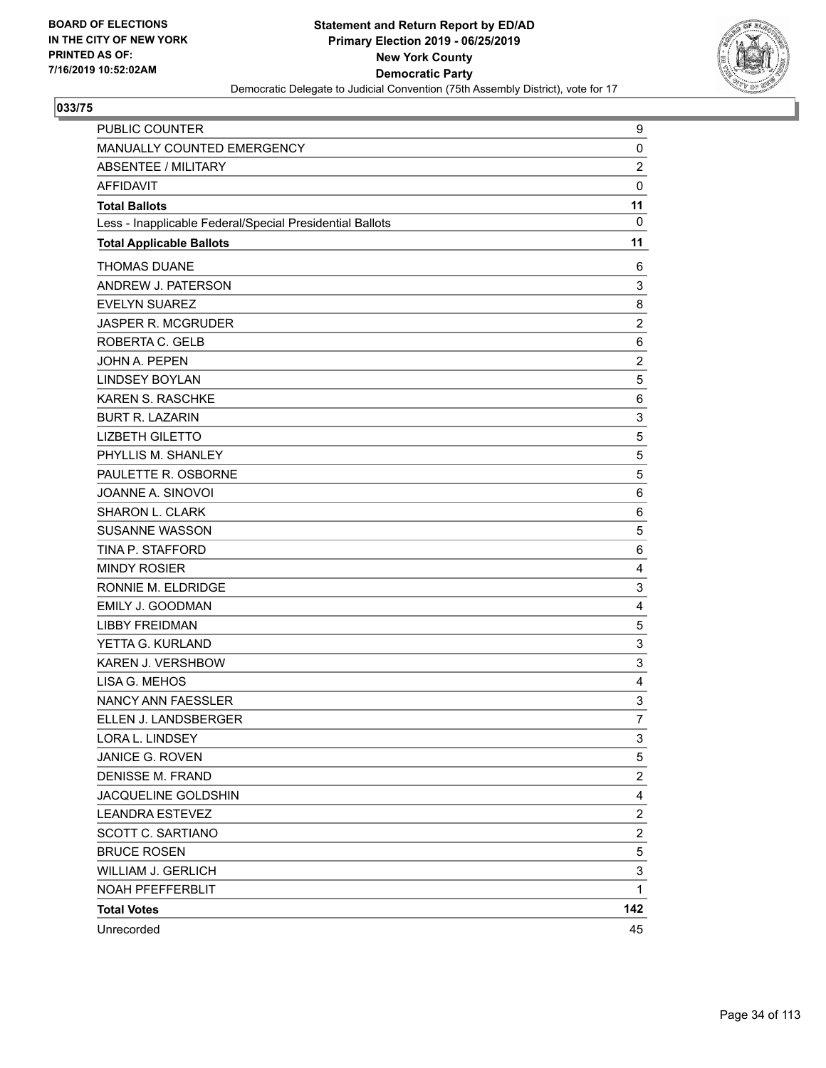BOARD OF ELECTIONS
IN THE CITY OF NEW YORK
PRINTED AS OF:
7/16/2019 10:52:02AM

**Statement and Return Report by ED/AD**
**Primary Election 2019 - 06/25/2019**
**New York County**
**Democratic Party**
Democratic Delegate to Judicial Convention (75th Assembly District), vote for 17

## 033/75

| | |
|---|---|
| PUBLIC COUNTER | 9 |
| MANUALLY COUNTED EMERGENCY | 0 |
| ABSENTEE / MILITARY | 2 |
| AFFIDAVIT | 0 |
| **Total Ballots** | **11** |
| Less - Inapplicable Federal/Special Presidential Ballots | 0 |
| **Total Applicable Ballots** | **11** |
| THOMAS DUANE | 6 |
| ANDREW J. PATERSON | 3 |
| EVELYN SUAREZ | 8 |
| JASPER R. MCGRUDER | 2 |
| ROBERTA C. GELB | 6 |
| JOHN A. PEPEN | 2 |
| LINDSEY BOYLAN | 5 |
| KAREN S. RASCHKE | 6 |
| BURT R. LAZARIN | 3 |
| LIZBETH GILETTO | 5 |
| PHYLLIS M. SHANLEY | 5 |
| PAULETTE R. OSBORNE | 5 |
| JOANNE A. SINOVOI | 6 |
| SHARON L. CLARK | 6 |
| SUSANNE WASSON | 5 |
| TINA P. STAFFORD | 6 |
| MINDY ROSIER | 4 |
| RONNIE M. ELDRIDGE | 3 |
| EMILY J. GOODMAN | 4 |
| LIBBY FREIDMAN | 5 |
| YETTA G. KURLAND | 3 |
| KAREN J. VERSHBOW | 3 |
| LISA G. MEHOS | 4 |
| NANCY ANN FAESSLER | 3 |
| ELLEN J. LANDSBERGER | 7 |
| LORA L. LINDSEY | 3 |
| JANICE G. ROVEN | 5 |
| DENISSE M. FRAND | 2 |
| JACQUELINE GOLDSHIN | 4 |
| LEANDRA ESTEVEZ | 2 |
| SCOTT C. SARTIANO | 2 |
| BRUCE ROSEN | 5 |
| WILLIAM J. GERLICH | 3 |
| NOAH PFEFFERBLIT | 1 |
| **Total Votes** | **142** |
| Unrecorded | 45 |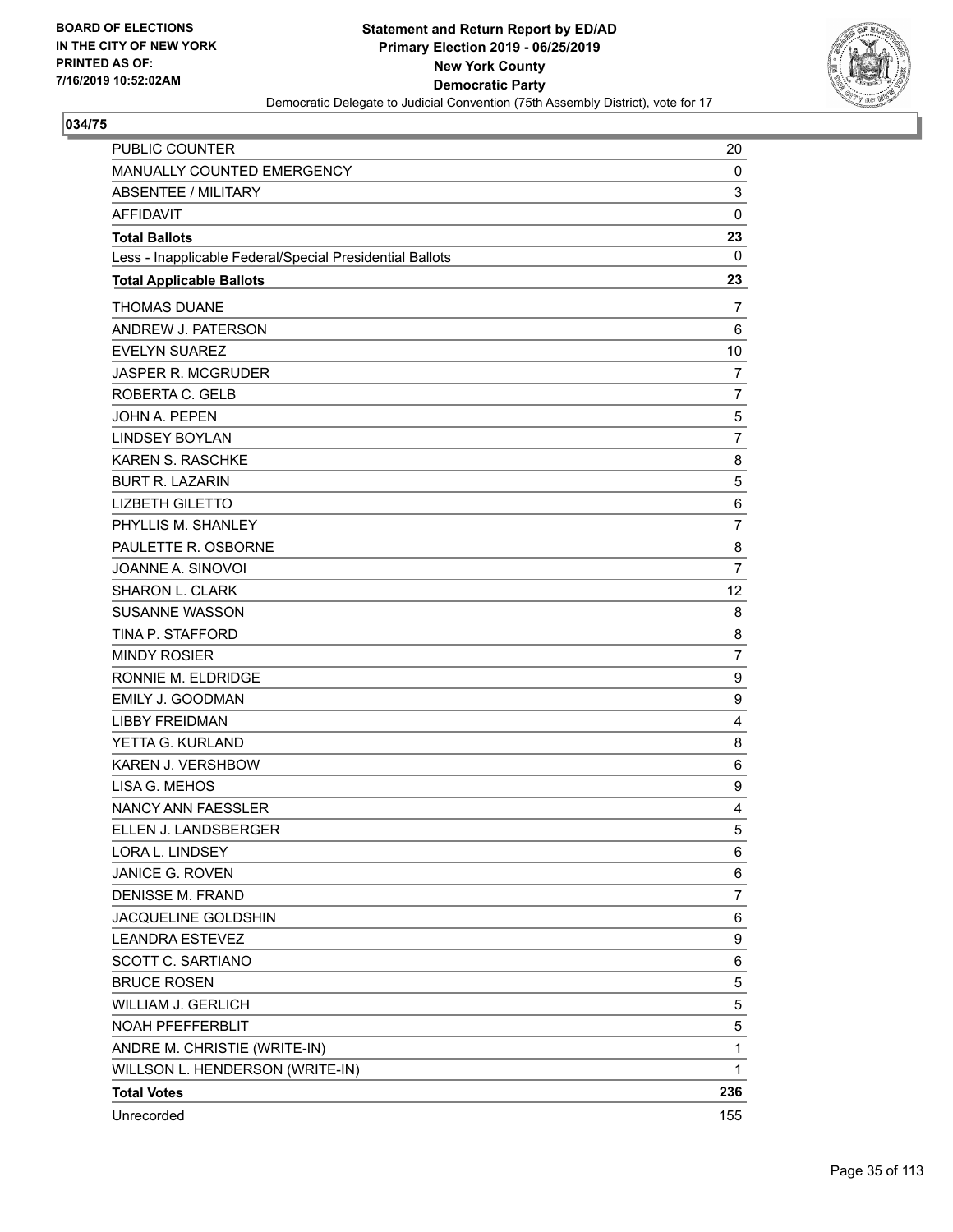BOARD OF ELECTIONS
IN THE CITY OF NEW YORK
PRINTED AS OF:
7/16/2019 10:52:02AM

**Statement and Return Report by ED/AD**
**Primary Election 2019 - 06/25/2019**
**New York County**
**Democratic Party**
Democratic Delegate to Judicial Convention (75th Assembly District), vote for 17

## 034/75

| | |
|---|---|
| PUBLIC COUNTER | 20 |
| MANUALLY COUNTED EMERGENCY | 0 |
| ABSENTEE / MILITARY | 3 |
| AFFIDAVIT | 0 |
| **Total Ballots** | **23** |
| Less - Inapplicable Federal/Special Presidential Ballots | 0 |
| **Total Applicable Ballots** | **23** |
| THOMAS DUANE | 7 |
| ANDREW J. PATERSON | 6 |
| EVELYN SUAREZ | 10 |
| JASPER R. MCGRUDER | 7 |
| ROBERTA C. GELB | 7 |
| JOHN A. PEPEN | 5 |
| LINDSEY BOYLAN | 7 |
| KAREN S. RASCHKE | 8 |
| BURT R. LAZARIN | 5 |
| LIZBETH GILETTO | 6 |
| PHYLLIS M. SHANLEY | 7 |
| PAULETTE R. OSBORNE | 8 |
| JOANNE A. SINOVOI | 7 |
| SHARON L. CLARK | 12 |
| SUSANNE WASSON | 8 |
| TINA P. STAFFORD | 8 |
| MINDY ROSIER | 7 |
| RONNIE M. ELDRIDGE | 9 |
| EMILY J. GOODMAN | 9 |
| LIBBY FREIDMAN | 4 |
| YETTA G. KURLAND | 8 |
| KAREN J. VERSHBOW | 6 |
| LISA G. MEHOS | 9 |
| NANCY ANN FAESSLER | 4 |
| ELLEN J. LANDSBERGER | 5 |
| LORA L. LINDSEY | 6 |
| JANICE G. ROVEN | 6 |
| DENISSE M. FRAND | 7 |
| JACQUELINE GOLDSHIN | 6 |
| LEANDRA ESTEVEZ | 9 |
| SCOTT C. SARTIANO | 6 |
| BRUCE ROSEN | 5 |
| WILLIAM J. GERLICH | 5 |
| NOAH PFEFFERBLIT | 5 |
| ANDRE M. CHRISTIE (WRITE-IN) | 1 |
| WILLSON L. HENDERSON (WRITE-IN) | 1 |
| **Total Votes** | **236** |
| Unrecorded | 155 |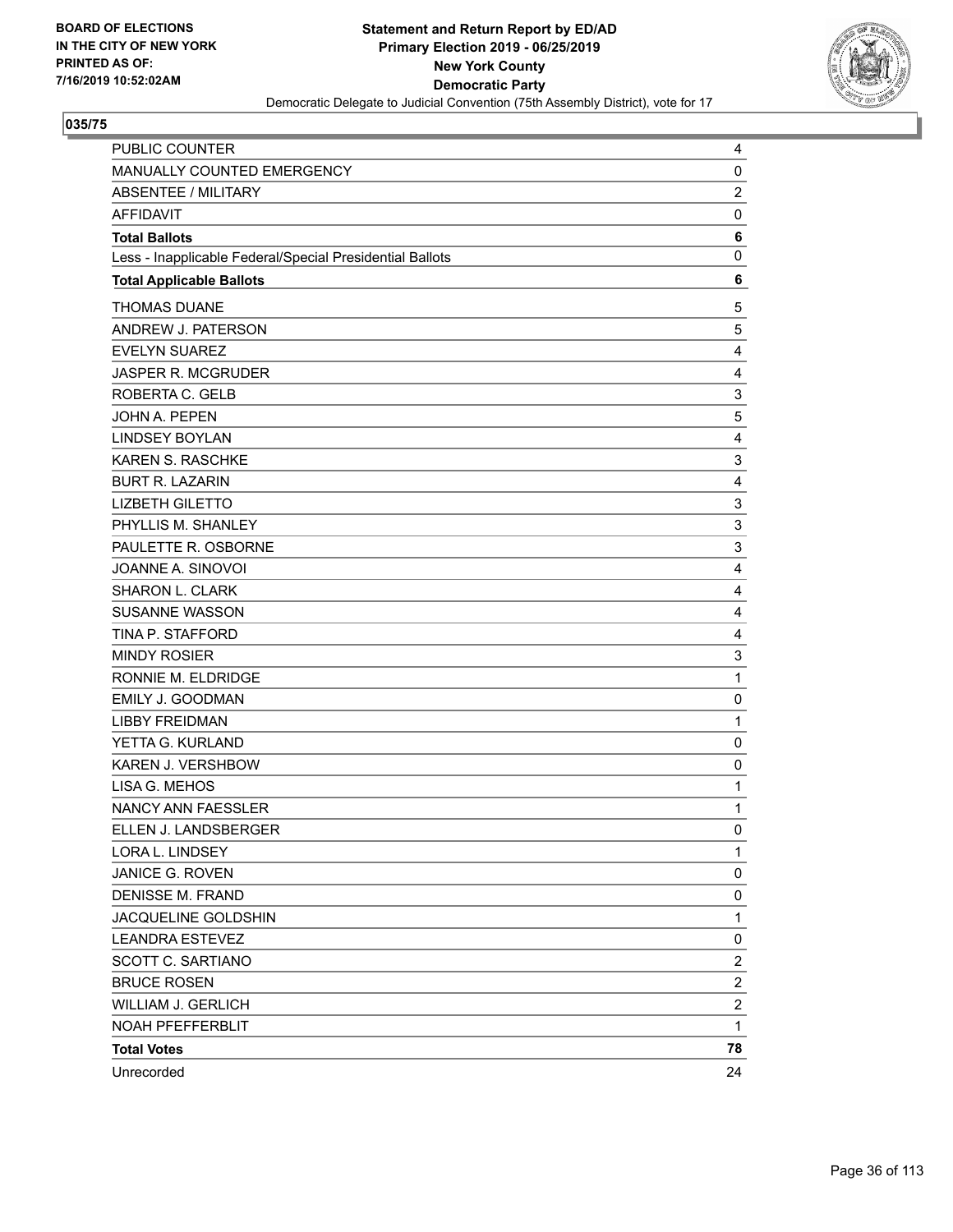BOARD OF ELECTIONS
IN THE CITY OF NEW YORK
PRINTED AS OF:
7/16/2019 10:52:02AM

**Statement and Return Report by ED/AD**
**Primary Election 2019 - 06/25/2019**
**New York County**
**Democratic Party**
Democratic Delegate to Judicial Convention (75th Assembly District), vote for 17

## 035/75

| | |
|---|---|
| PUBLIC COUNTER | 4 |
| MANUALLY COUNTED EMERGENCY | 0 |
| ABSENTEE / MILITARY | 2 |
| AFFIDAVIT | 0 |
| **Total Ballots** | **6** |
| Less - Inapplicable Federal/Special Presidential Ballots | 0 |
| **Total Applicable Ballots** | **6** |
| THOMAS DUANE | 5 |
| ANDREW J. PATERSON | 5 |
| EVELYN SUAREZ | 4 |
| JASPER R. MCGRUDER | 4 |
| ROBERTA C. GELB | 3 |
| JOHN A. PEPEN | 5 |
| LINDSEY BOYLAN | 4 |
| KAREN S. RASCHKE | 3 |
| BURT R. LAZARIN | 4 |
| LIZBETH GILETTO | 3 |
| PHYLLIS M. SHANLEY | 3 |
| PAULETTE R. OSBORNE | 3 |
| JOANNE A. SINOVOI | 4 |
| SHARON L. CLARK | 4 |
| SUSANNE WASSON | 4 |
| TINA P. STAFFORD | 4 |
| MINDY ROSIER | 3 |
| RONNIE M. ELDRIDGE | 1 |
| EMILY J. GOODMAN | 0 |
| LIBBY FREIDMAN | 1 |
| YETTA G. KURLAND | 0 |
| KAREN J. VERSHBOW | 0 |
| LISA G. MEHOS | 1 |
| NANCY ANN FAESSLER | 1 |
| ELLEN J. LANDSBERGER | 0 |
| LORA L. LINDSEY | 1 |
| JANICE G. ROVEN | 0 |
| DENISSE M. FRAND | 0 |
| JACQUELINE GOLDSHIN | 1 |
| LEANDRA ESTEVEZ | 0 |
| SCOTT C. SARTIANO | 2 |
| BRUCE ROSEN | 2 |
| WILLIAM J. GERLICH | 2 |
| NOAH PFEFFERBLIT | 1 |
| **Total Votes** | **78** |
| Unrecorded | 24 |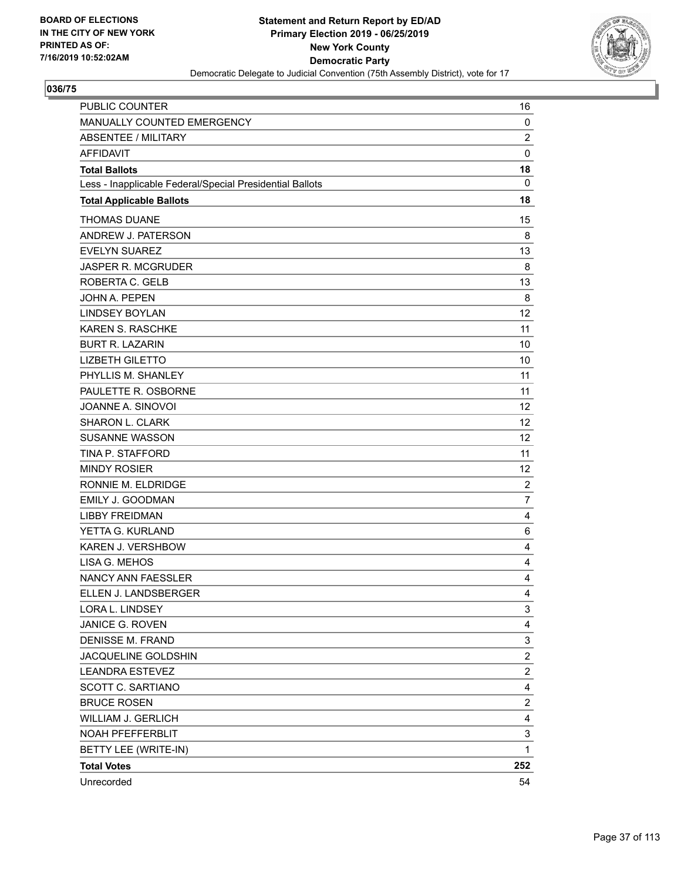BOARD OF ELECTIONS
IN THE CITY OF NEW YORK
PRINTED AS OF:
7/16/2019 10:52:02AM

**Statement and Return Report by ED/AD**
**Primary Election 2019 - 06/25/2019**
**New York County**
**Democratic Party**
Democratic Delegate to Judicial Convention (75th Assembly District), vote for 17

## 036/75

| | |
|---|---|
| PUBLIC COUNTER | 16 |
| MANUALLY COUNTED EMERGENCY | 0 |
| ABSENTEE / MILITARY | 2 |
| AFFIDAVIT | 0 |
| **Total Ballots** | **18** |
| Less - Inapplicable Federal/Special Presidential Ballots | 0 |
| **Total Applicable Ballots** | **18** |
| THOMAS DUANE | 15 |
| ANDREW J. PATERSON | 8 |
| EVELYN SUAREZ | 13 |
| JASPER R. MCGRUDER | 8 |
| ROBERTA C. GELB | 13 |
| JOHN A. PEPEN | 8 |
| LINDSEY BOYLAN | 12 |
| KAREN S. RASCHKE | 11 |
| BURT R. LAZARIN | 10 |
| LIZBETH GILETTO | 10 |
| PHYLLIS M. SHANLEY | 11 |
| PAULETTE R. OSBORNE | 11 |
| JOANNE A. SINOVOI | 12 |
| SHARON L. CLARK | 12 |
| SUSANNE WASSON | 12 |
| TINA P. STAFFORD | 11 |
| MINDY ROSIER | 12 |
| RONNIE M. ELDRIDGE | 2 |
| EMILY J. GOODMAN | 7 |
| LIBBY FREIDMAN | 4 |
| YETTA G. KURLAND | 6 |
| KAREN J. VERSHBOW | 4 |
| LISA G. MEHOS | 4 |
| NANCY ANN FAESSLER | 4 |
| ELLEN J. LANDSBERGER | 4 |
| LORA L. LINDSEY | 3 |
| JANICE G. ROVEN | 4 |
| DENISSE M. FRAND | 3 |
| JACQUELINE GOLDSHIN | 2 |
| LEANDRA ESTEVEZ | 2 |
| SCOTT C. SARTIANO | 4 |
| BRUCE ROSEN | 2 |
| WILLIAM J. GERLICH | 4 |
| NOAH PFEFFERBLIT | 3 |
| BETTY LEE (WRITE-IN) | 1 |
| **Total Votes** | **252** |
| Unrecorded | 54 |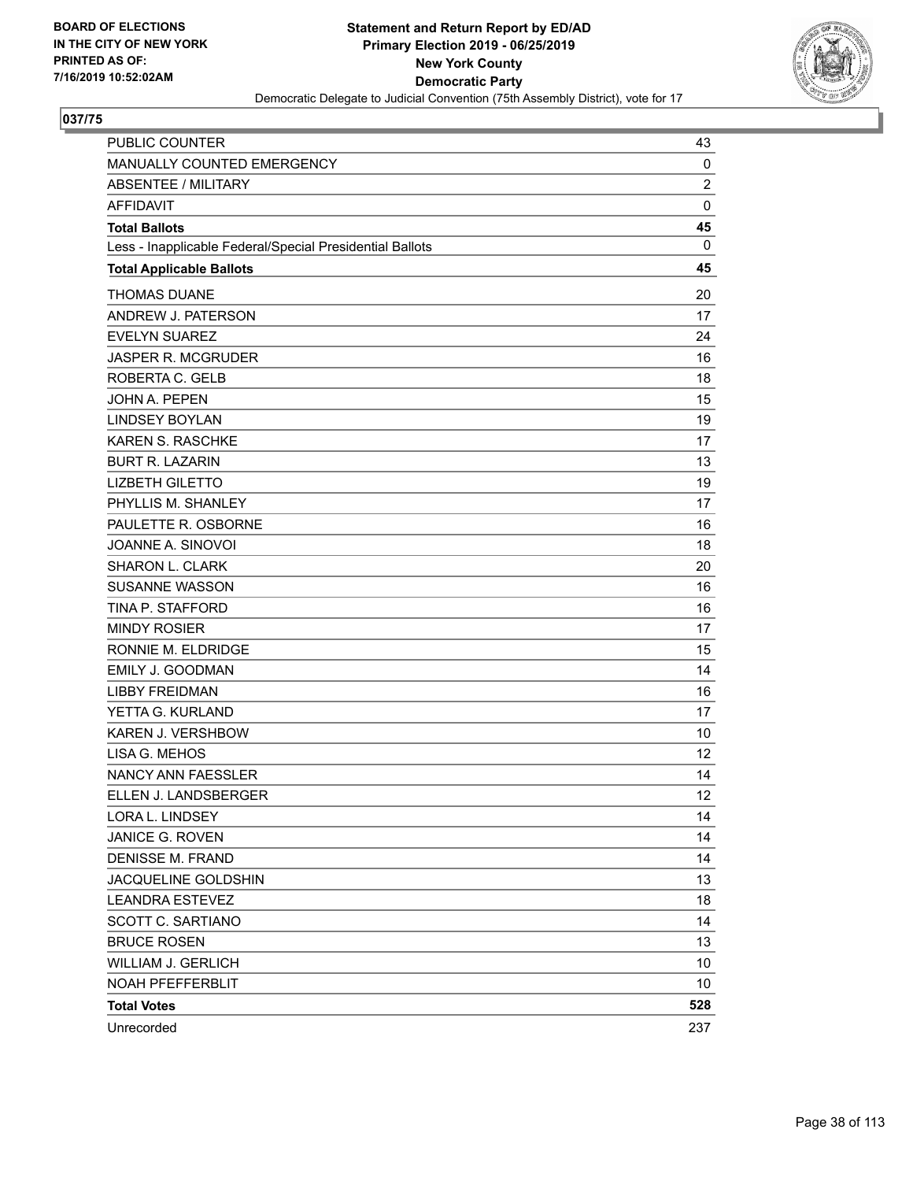**BOARD OF ELECTIONS IN THE CITY OF NEW YORK PRINTED AS OF: 7/16/2019 10:52:02AM**

**Statement and Return Report by ED/AD**
**Primary Election 2019 - 06/25/2019**
**New York County**
**Democratic Party**
Democratic Delegate to Judicial Convention (75th Assembly District), vote for 17

## 037/75

| | |
|---|---|
| PUBLIC COUNTER | 43 |
| MANUALLY COUNTED EMERGENCY | 0 |
| ABSENTEE / MILITARY | 2 |
| AFFIDAVIT | 0 |
| **Total Ballots** | **45** |
| Less - Inapplicable Federal/Special Presidential Ballots | 0 |
| **Total Applicable Ballots** | **45** |
| THOMAS DUANE | 20 |
| ANDREW J. PATERSON | 17 |
| EVELYN SUAREZ | 24 |
| JASPER R. MCGRUDER | 16 |
| ROBERTA C. GELB | 18 |
| JOHN A. PEPEN | 15 |
| LINDSEY BOYLAN | 19 |
| KAREN S. RASCHKE | 17 |
| BURT R. LAZARIN | 13 |
| LIZBETH GILETTO | 19 |
| PHYLLIS M. SHANLEY | 17 |
| PAULETTE R. OSBORNE | 16 |
| JOANNE A. SINOVOI | 18 |
| SHARON L. CLARK | 20 |
| SUSANNE WASSON | 16 |
| TINA P. STAFFORD | 16 |
| MINDY ROSIER | 17 |
| RONNIE M. ELDRIDGE | 15 |
| EMILY J. GOODMAN | 14 |
| LIBBY FREIDMAN | 16 |
| YETTA G. KURLAND | 17 |
| KAREN J. VERSHBOW | 10 |
| LISA G. MEHOS | 12 |
| NANCY ANN FAESSLER | 14 |
| ELLEN J. LANDSBERGER | 12 |
| LORA L. LINDSEY | 14 |
| JANICE G. ROVEN | 14 |
| DENISSE M. FRAND | 14 |
| JACQUELINE GOLDSHIN | 13 |
| LEANDRA ESTEVEZ | 18 |
| SCOTT C. SARTIANO | 14 |
| BRUCE ROSEN | 13 |
| WILLIAM J. GERLICH | 10 |
| NOAH PFEFFERBLIT | 10 |
| **Total Votes** | **528** |
| Unrecorded | 237 |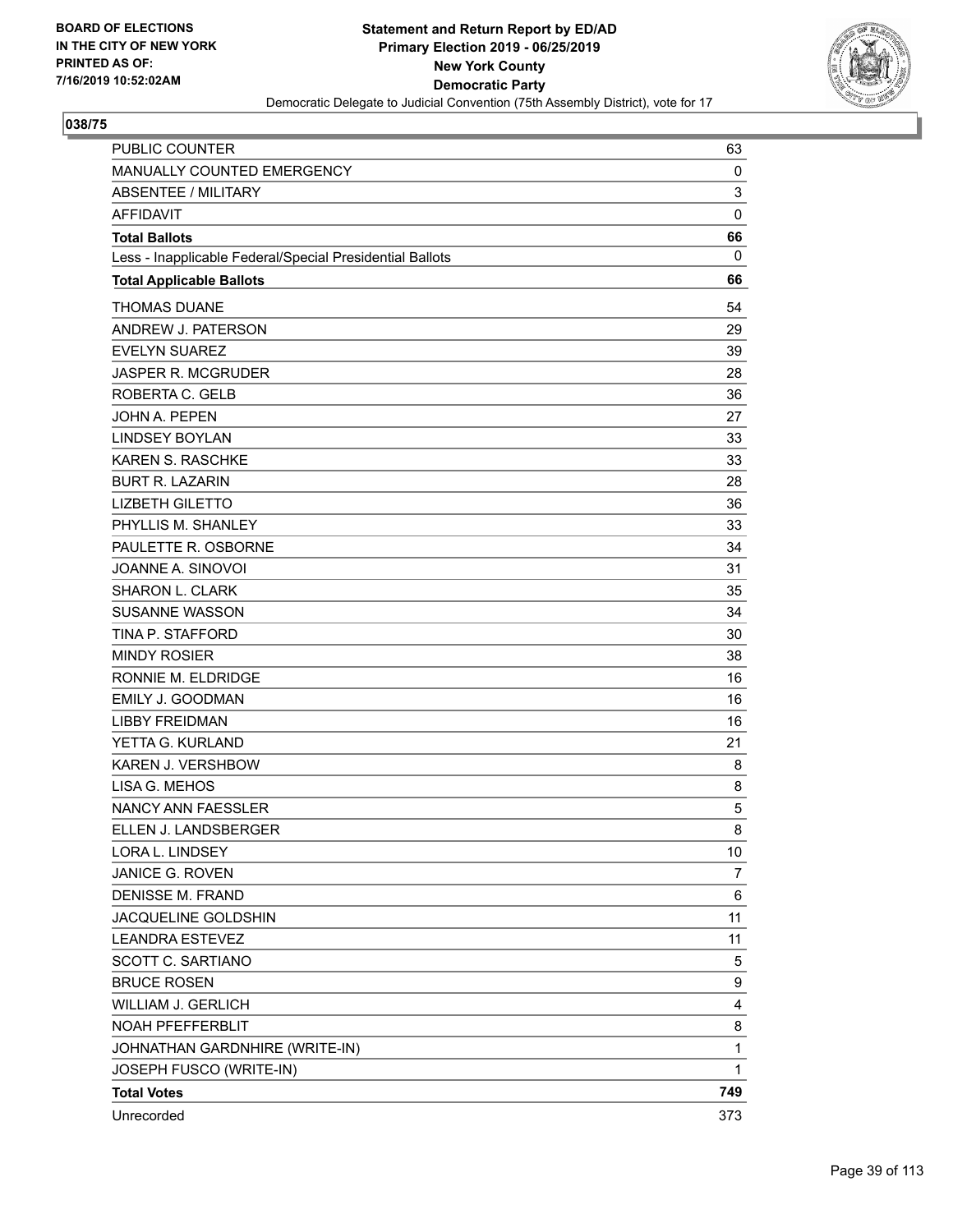BOARD OF ELECTIONS
IN THE CITY OF NEW YORK
PRINTED AS OF:
7/16/2019 10:52:02AM

**Statement and Return Report by ED/AD**
**Primary Election 2019 - 06/25/2019**
**New York County**
**Democratic Party**
Democratic Delegate to Judicial Convention (75th Assembly District), vote for 17

## 038/75

| | |
|---|---|
| PUBLIC COUNTER | 63 |
| MANUALLY COUNTED EMERGENCY | 0 |
| ABSENTEE / MILITARY | 3 |
| AFFIDAVIT | 0 |
| **Total Ballots** | **66** |
| Less - Inapplicable Federal/Special Presidential Ballots | 0 |
| **Total Applicable Ballots** | **66** |
| THOMAS DUANE | 54 |
| ANDREW J. PATERSON | 29 |
| EVELYN SUAREZ | 39 |
| JASPER R. MCGRUDER | 28 |
| ROBERTA C. GELB | 36 |
| JOHN A. PEPEN | 27 |
| LINDSEY BOYLAN | 33 |
| KAREN S. RASCHKE | 33 |
| BURT R. LAZARIN | 28 |
| LIZBETH GILETTO | 36 |
| PHYLLIS M. SHANLEY | 33 |
| PAULETTE R. OSBORNE | 34 |
| JOANNE A. SINOVOI | 31 |
| SHARON L. CLARK | 35 |
| SUSANNE WASSON | 34 |
| TINA P. STAFFORD | 30 |
| MINDY ROSIER | 38 |
| RONNIE M. ELDRIDGE | 16 |
| EMILY J. GOODMAN | 16 |
| LIBBY FREIDMAN | 16 |
| YETTA G. KURLAND | 21 |
| KAREN J. VERSHBOW | 8 |
| LISA G. MEHOS | 8 |
| NANCY ANN FAESSLER | 5 |
| ELLEN J. LANDSBERGER | 8 |
| LORA L. LINDSEY | 10 |
| JANICE G. ROVEN | 7 |
| DENISSE M. FRAND | 6 |
| JACQUELINE GOLDSHIN | 11 |
| LEANDRA ESTEVEZ | 11 |
| SCOTT C. SARTIANO | 5 |
| BRUCE ROSEN | 9 |
| WILLIAM J. GERLICH | 4 |
| NOAH PFEFFERBLIT | 8 |
| JOHNATHAN GARDNHIRE (WRITE-IN) | 1 |
| JOSEPH FUSCO (WRITE-IN) | 1 |
| **Total Votes** | **749** |
| Unrecorded | 373 |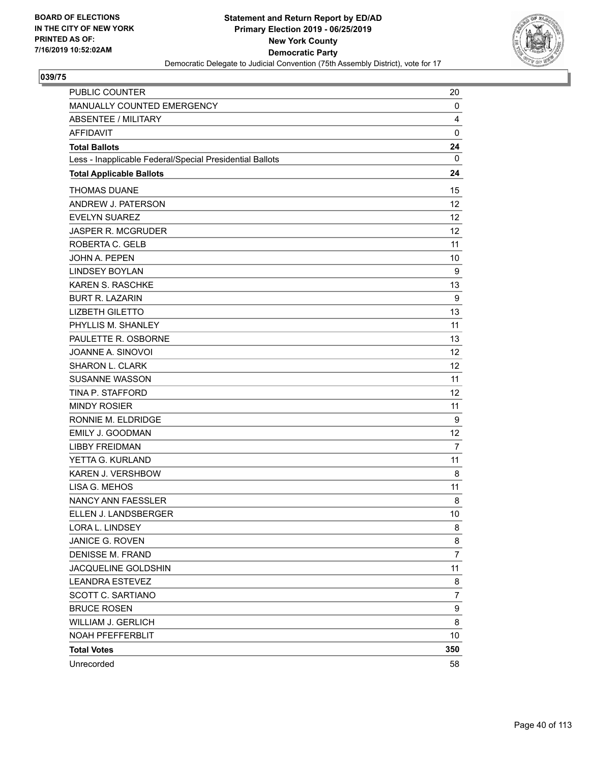BOARD OF ELECTIONS
IN THE CITY OF NEW YORK
PRINTED AS OF:
7/16/2019 10:52:02AM

**Statement and Return Report by ED/AD**
**Primary Election 2019 - 06/25/2019**
**New York County**
**Democratic Party**
Democratic Delegate to Judicial Convention (75th Assembly District), vote for 17

## 039/75

| | |
|---|---|
| PUBLIC COUNTER | 20 |
| MANUALLY COUNTED EMERGENCY | 0 |
| ABSENTEE / MILITARY | 4 |
| AFFIDAVIT | 0 |
| **Total Ballots** | **24** |
| Less - Inapplicable Federal/Special Presidential Ballots | 0 |
| **Total Applicable Ballots** | **24** |
| THOMAS DUANE | 15 |
| ANDREW J. PATERSON | 12 |
| EVELYN SUAREZ | 12 |
| JASPER R. MCGRUDER | 12 |
| ROBERTA C. GELB | 11 |
| JOHN A. PEPEN | 10 |
| LINDSEY BOYLAN | 9 |
| KAREN S. RASCHKE | 13 |
| BURT R. LAZARIN | 9 |
| LIZBETH GILETTO | 13 |
| PHYLLIS M. SHANLEY | 11 |
| PAULETTE R. OSBORNE | 13 |
| JOANNE A. SINOVOI | 12 |
| SHARON L. CLARK | 12 |
| SUSANNE WASSON | 11 |
| TINA P. STAFFORD | 12 |
| MINDY ROSIER | 11 |
| RONNIE M. ELDRIDGE | 9 |
| EMILY J. GOODMAN | 12 |
| LIBBY FREIDMAN | 7 |
| YETTA G. KURLAND | 11 |
| KAREN J. VERSHBOW | 8 |
| LISA G. MEHOS | 11 |
| NANCY ANN FAESSLER | 8 |
| ELLEN J. LANDSBERGER | 10 |
| LORA L. LINDSEY | 8 |
| JANICE G. ROVEN | 8 |
| DENISSE M. FRAND | 7 |
| JACQUELINE GOLDSHIN | 11 |
| LEANDRA ESTEVEZ | 8 |
| SCOTT C. SARTIANO | 7 |
| BRUCE ROSEN | 9 |
| WILLIAM J. GERLICH | 8 |
| NOAH PFEFFERBLIT | 10 |
| **Total Votes** | **350** |
| Unrecorded | 58 |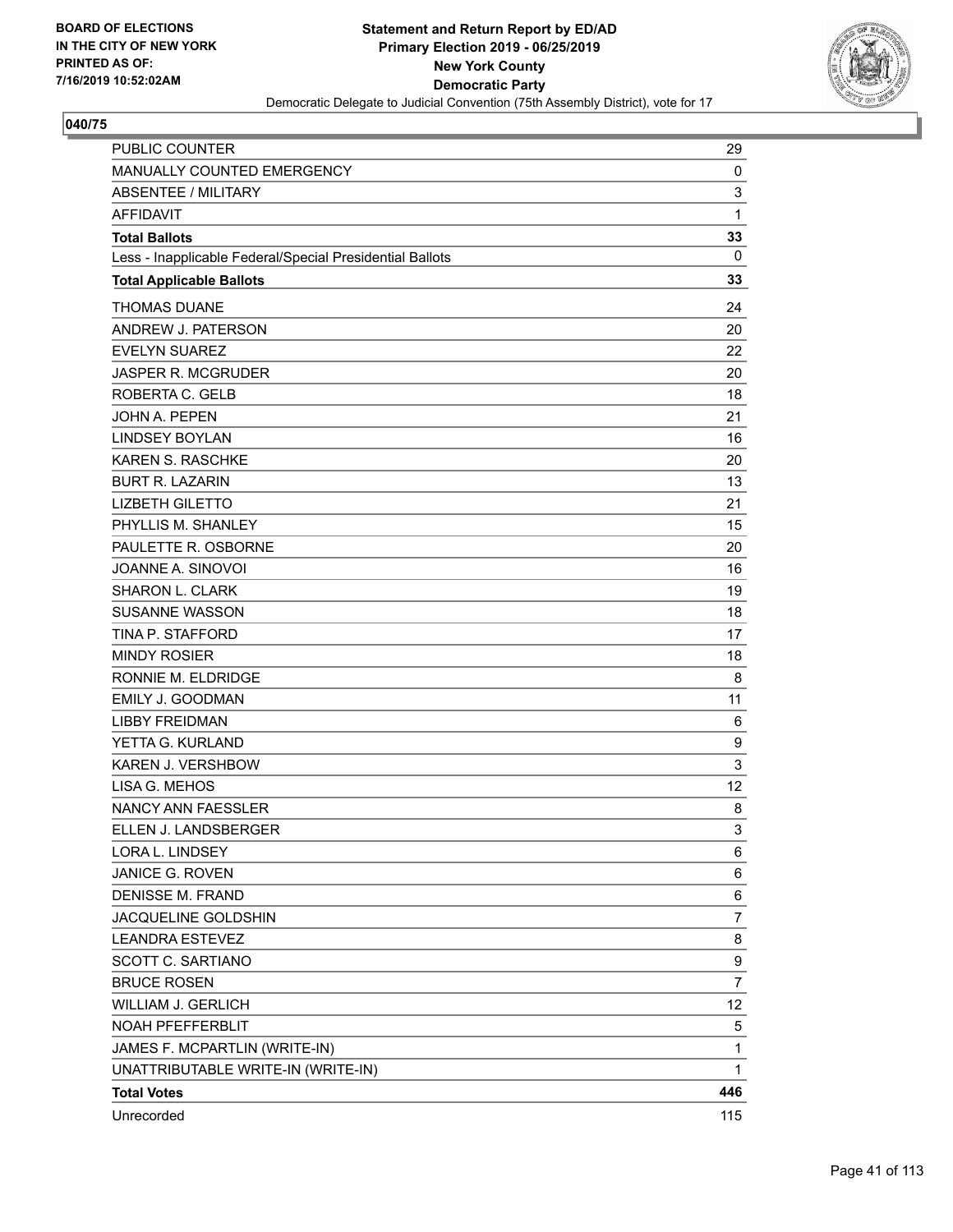BOARD OF ELECTIONS
IN THE CITY OF NEW YORK
PRINTED AS OF:
7/16/2019 10:52:02AM

**Statement and Return Report by ED/AD**
**Primary Election 2019 - 06/25/2019**
**New York County**
**Democratic Party**
Democratic Delegate to Judicial Convention (75th Assembly District), vote for 17

**040/75**

| | |
|---|---|
| PUBLIC COUNTER | 29 |
| MANUALLY COUNTED EMERGENCY | 0 |
| ABSENTEE / MILITARY | 3 |
| AFFIDAVIT | 1 |
| **Total Ballots** | **33** |
| Less - Inapplicable Federal/Special Presidential Ballots | 0 |
| **Total Applicable Ballots** | **33** |
| THOMAS DUANE | 24 |
| ANDREW J. PATERSON | 20 |
| EVELYN SUAREZ | 22 |
| JASPER R. MCGRUDER | 20 |
| ROBERTA C. GELB | 18 |
| JOHN A. PEPEN | 21 |
| LINDSEY BOYLAN | 16 |
| KAREN S. RASCHKE | 20 |
| BURT R. LAZARIN | 13 |
| LIZBETH GILETTO | 21 |
| PHYLLIS M. SHANLEY | 15 |
| PAULETTE R. OSBORNE | 20 |
| JOANNE A. SINOVOI | 16 |
| SHARON L. CLARK | 19 |
| SUSANNE WASSON | 18 |
| TINA P. STAFFORD | 17 |
| MINDY ROSIER | 18 |
| RONNIE M. ELDRIDGE | 8 |
| EMILY J. GOODMAN | 11 |
| LIBBY FREIDMAN | 6 |
| YETTA G. KURLAND | 9 |
| KAREN J. VERSHBOW | 3 |
| LISA G. MEHOS | 12 |
| NANCY ANN FAESSLER | 8 |
| ELLEN J. LANDSBERGER | 3 |
| LORA L. LINDSEY | 6 |
| JANICE G. ROVEN | 6 |
| DENISSE M. FRAND | 6 |
| JACQUELINE GOLDSHIN | 7 |
| LEANDRA ESTEVEZ | 8 |
| SCOTT C. SARTIANO | 9 |
| BRUCE ROSEN | 7 |
| WILLIAM J. GERLICH | 12 |
| NOAH PFEFFERBLIT | 5 |
| JAMES F. MCPARTLIN (WRITE-IN) | 1 |
| UNATTRIBUTABLE WRITE-IN (WRITE-IN) | 1 |
| **Total Votes** | **446** |
| Unrecorded | 115 |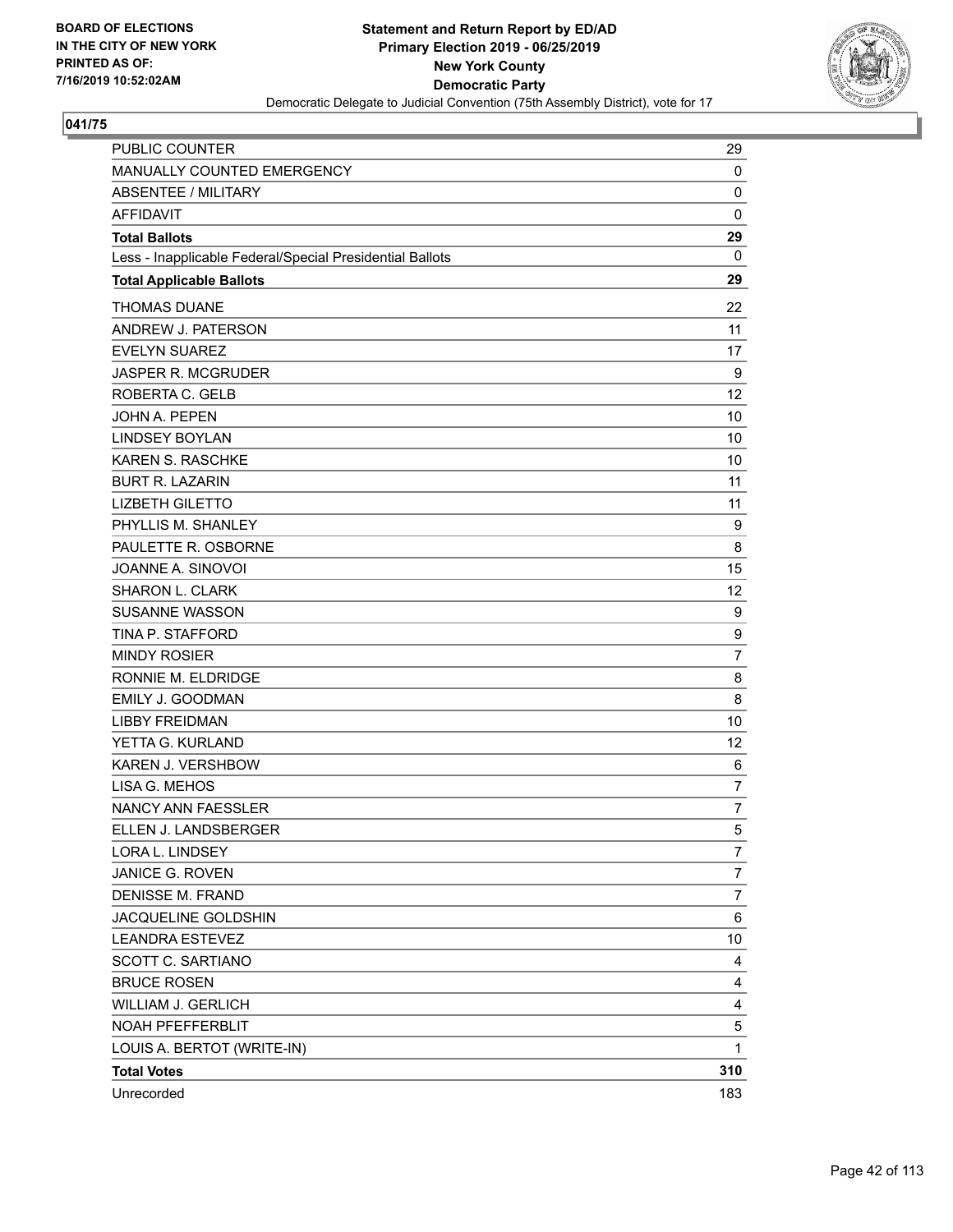BOARD OF ELECTIONS
IN THE CITY OF NEW YORK
PRINTED AS OF:
7/16/2019 10:52:02AM

**Statement and Return Report by ED/AD**
**Primary Election 2019 - 06/25/2019**
**New York County**
**Democratic Party**
Democratic Delegate to Judicial Convention (75th Assembly District), vote for 17

**041/75**

| | |
|---|---|
| PUBLIC COUNTER | 29 |
| MANUALLY COUNTED EMERGENCY | 0 |
| ABSENTEE / MILITARY | 0 |
| AFFIDAVIT | 0 |
| **Total Ballots** | **29** |
| Less - Inapplicable Federal/Special Presidential Ballots | 0 |
| **Total Applicable Ballots** | **29** |
| THOMAS DUANE | 22 |
| ANDREW J. PATERSON | 11 |
| EVELYN SUAREZ | 17 |
| JASPER R. MCGRUDER | 9 |
| ROBERTA C. GELB | 12 |
| JOHN A. PEPEN | 10 |
| LINDSEY BOYLAN | 10 |
| KAREN S. RASCHKE | 10 |
| BURT R. LAZARIN | 11 |
| LIZBETH GILETTO | 11 |
| PHYLLIS M. SHANLEY | 9 |
| PAULETTE R. OSBORNE | 8 |
| JOANNE A. SINOVOI | 15 |
| SHARON L. CLARK | 12 |
| SUSANNE WASSON | 9 |
| TINA P. STAFFORD | 9 |
| MINDY ROSIER | 7 |
| RONNIE M. ELDRIDGE | 8 |
| EMILY J. GOODMAN | 8 |
| LIBBY FREIDMAN | 10 |
| YETTA G. KURLAND | 12 |
| KAREN J. VERSHBOW | 6 |
| LISA G. MEHOS | 7 |
| NANCY ANN FAESSLER | 7 |
| ELLEN J. LANDSBERGER | 5 |
| LORA L. LINDSEY | 7 |
| JANICE G. ROVEN | 7 |
| DENISSE M. FRAND | 7 |
| JACQUELINE GOLDSHIN | 6 |
| LEANDRA ESTEVEZ | 10 |
| SCOTT C. SARTIANO | 4 |
| BRUCE ROSEN | 4 |
| WILLIAM J. GERLICH | 4 |
| NOAH PFEFFERBLIT | 5 |
| LOUIS A. BERTOT (WRITE-IN) | 1 |
| **Total Votes** | **310** |
| Unrecorded | 183 |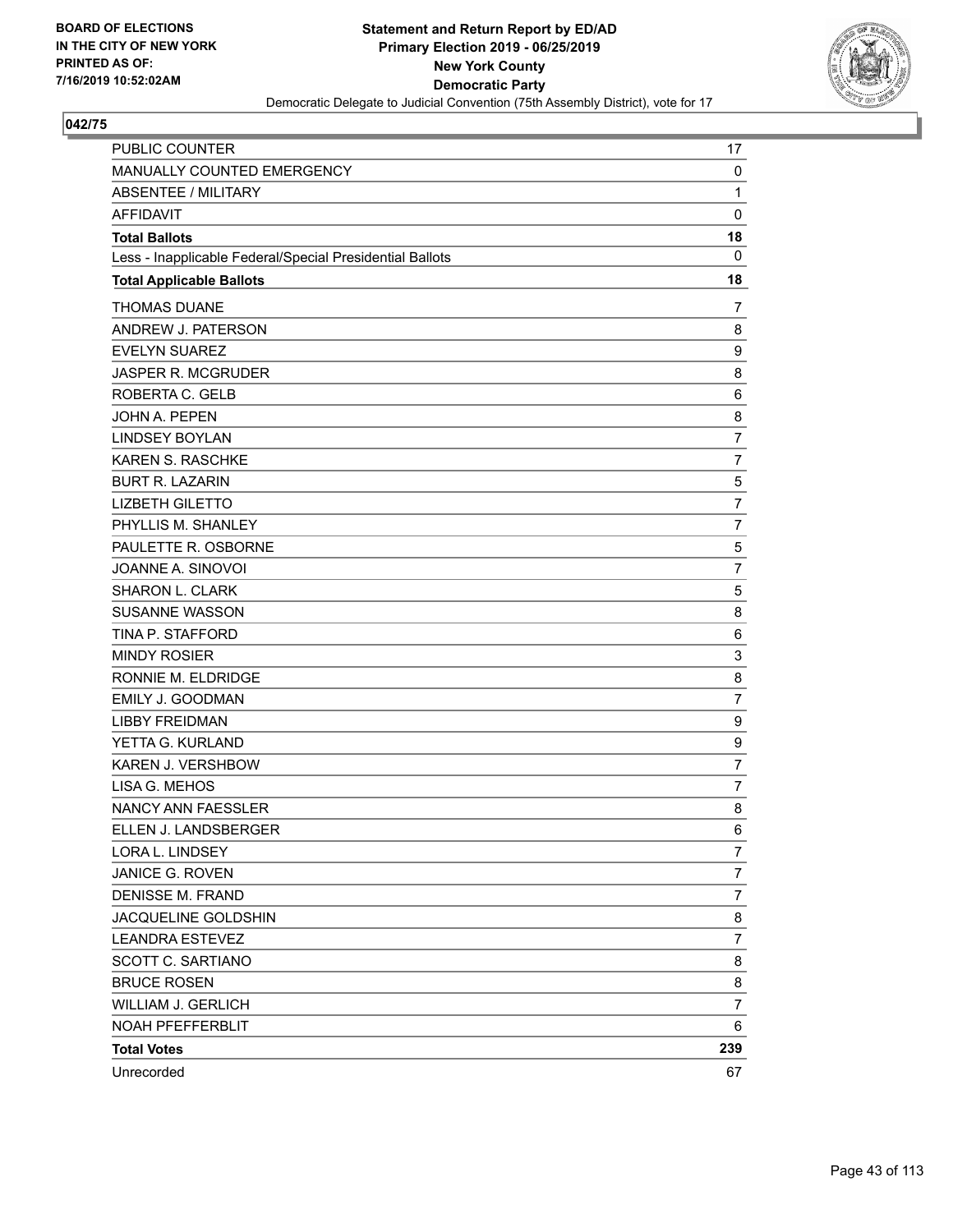BOARD OF ELECTIONS
IN THE CITY OF NEW YORK
PRINTED AS OF:
7/16/2019 10:52:02AM

**Statement and Return Report by ED/AD**
**Primary Election 2019 - 06/25/2019**
**New York County**
**Democratic Party**
Democratic Delegate to Judicial Convention (75th Assembly District), vote for 17

## 042/75

| | |
|---|---|
| PUBLIC COUNTER | 17 |
| MANUALLY COUNTED EMERGENCY | 0 |
| ABSENTEE / MILITARY | 1 |
| AFFIDAVIT | 0 |
| **Total Ballots** | **18** |
| Less - Inapplicable Federal/Special Presidential Ballots | 0 |
| **Total Applicable Ballots** | **18** |
| THOMAS DUANE | 7 |
| ANDREW J. PATERSON | 8 |
| EVELYN SUAREZ | 9 |
| JASPER R. MCGRUDER | 8 |
| ROBERTA C. GELB | 6 |
| JOHN A. PEPEN | 8 |
| LINDSEY BOYLAN | 7 |
| KAREN S. RASCHKE | 7 |
| BURT R. LAZARIN | 5 |
| LIZBETH GILETTO | 7 |
| PHYLLIS M. SHANLEY | 7 |
| PAULETTE R. OSBORNE | 5 |
| JOANNE A. SINOVOI | 7 |
| SHARON L. CLARK | 5 |
| SUSANNE WASSON | 8 |
| TINA P. STAFFORD | 6 |
| MINDY ROSIER | 3 |
| RONNIE M. ELDRIDGE | 8 |
| EMILY J. GOODMAN | 7 |
| LIBBY FREIDMAN | 9 |
| YETTA G. KURLAND | 9 |
| KAREN J. VERSHBOW | 7 |
| LISA G. MEHOS | 7 |
| NANCY ANN FAESSLER | 8 |
| ELLEN J. LANDSBERGER | 6 |
| LORA L. LINDSEY | 7 |
| JANICE G. ROVEN | 7 |
| DENISSE M. FRAND | 7 |
| JACQUELINE GOLDSHIN | 8 |
| LEANDRA ESTEVEZ | 7 |
| SCOTT C. SARTIANO | 8 |
| BRUCE ROSEN | 8 |
| WILLIAM J. GERLICH | 7 |
| NOAH PFEFFERBLIT | 6 |
| **Total Votes** | **239** |
| Unrecorded | 67 |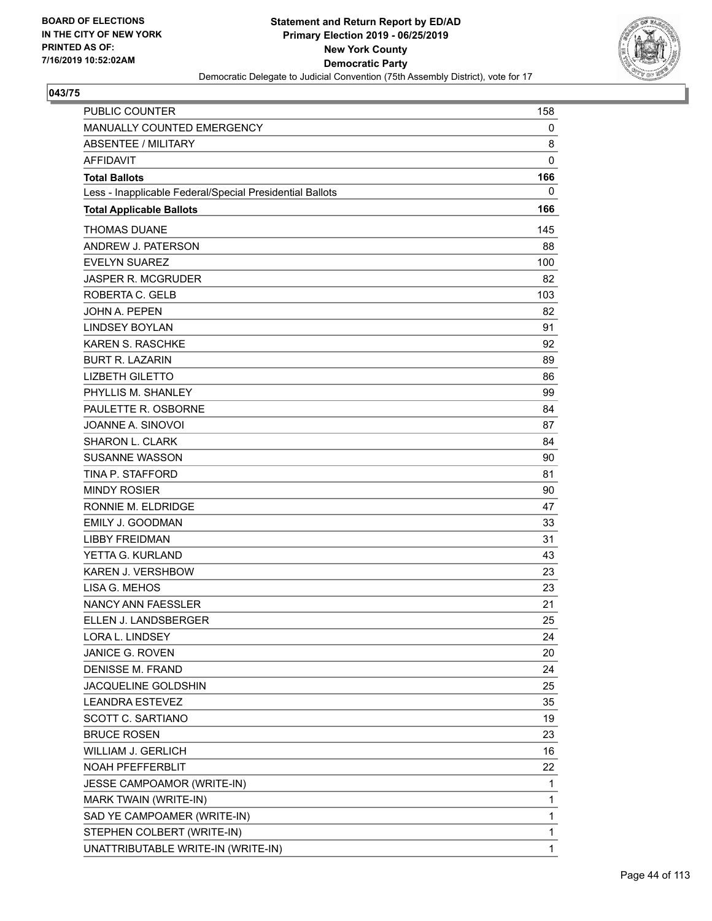BOARD OF ELECTIONS
IN THE CITY OF NEW YORK
PRINTED AS OF:
7/16/2019 10:52:02AM

**Statement and Return Report by ED/AD**
**Primary Election 2019 - 06/25/2019**
**New York County**
**Democratic Party**
Democratic Delegate to Judicial Convention (75th Assembly District), vote for 17

## 043/75

| | |
|---|---|
| PUBLIC COUNTER | 158 |
| MANUALLY COUNTED EMERGENCY | 0 |
| ABSENTEE / MILITARY | 8 |
| AFFIDAVIT | 0 |
| **Total Ballots** | **166** |
| Less - Inapplicable Federal/Special Presidential Ballots | 0 |
| **Total Applicable Ballots** | **166** |
| THOMAS DUANE | 145 |
| ANDREW J. PATERSON | 88 |
| EVELYN SUAREZ | 100 |
| JASPER R. MCGRUDER | 82 |
| ROBERTA C. GELB | 103 |
| JOHN A. PEPEN | 82 |
| LINDSEY BOYLAN | 91 |
| KAREN S. RASCHKE | 92 |
| BURT R. LAZARIN | 89 |
| LIZBETH GILETTO | 86 |
| PHYLLIS M. SHANLEY | 99 |
| PAULETTE R. OSBORNE | 84 |
| JOANNE A. SINOVOI | 87 |
| SHARON L. CLARK | 84 |
| SUSANNE WASSON | 90 |
| TINA P. STAFFORD | 81 |
| MINDY ROSIER | 90 |
| RONNIE M. ELDRIDGE | 47 |
| EMILY J. GOODMAN | 33 |
| LIBBY FREIDMAN | 31 |
| YETTA G. KURLAND | 43 |
| KAREN J. VERSHBOW | 23 |
| LISA G. MEHOS | 23 |
| NANCY ANN FAESSLER | 21 |
| ELLEN J. LANDSBERGER | 25 |
| LORA L. LINDSEY | 24 |
| JANICE G. ROVEN | 20 |
| DENISSE M. FRAND | 24 |
| JACQUELINE GOLDSHIN | 25 |
| LEANDRA ESTEVEZ | 35 |
| SCOTT C. SARTIANO | 19 |
| BRUCE ROSEN | 23 |
| WILLIAM J. GERLICH | 16 |
| NOAH PFEFFERBLIT | 22 |
| JESSE CAMPOAMOR (WRITE-IN) | 1 |
| MARK TWAIN (WRITE-IN) | 1 |
| SAD YE CAMPOAMER (WRITE-IN) | 1 |
| STEPHEN COLBERT (WRITE-IN) | 1 |
| UNATTRIBUTABLE WRITE-IN (WRITE-IN) | 1 |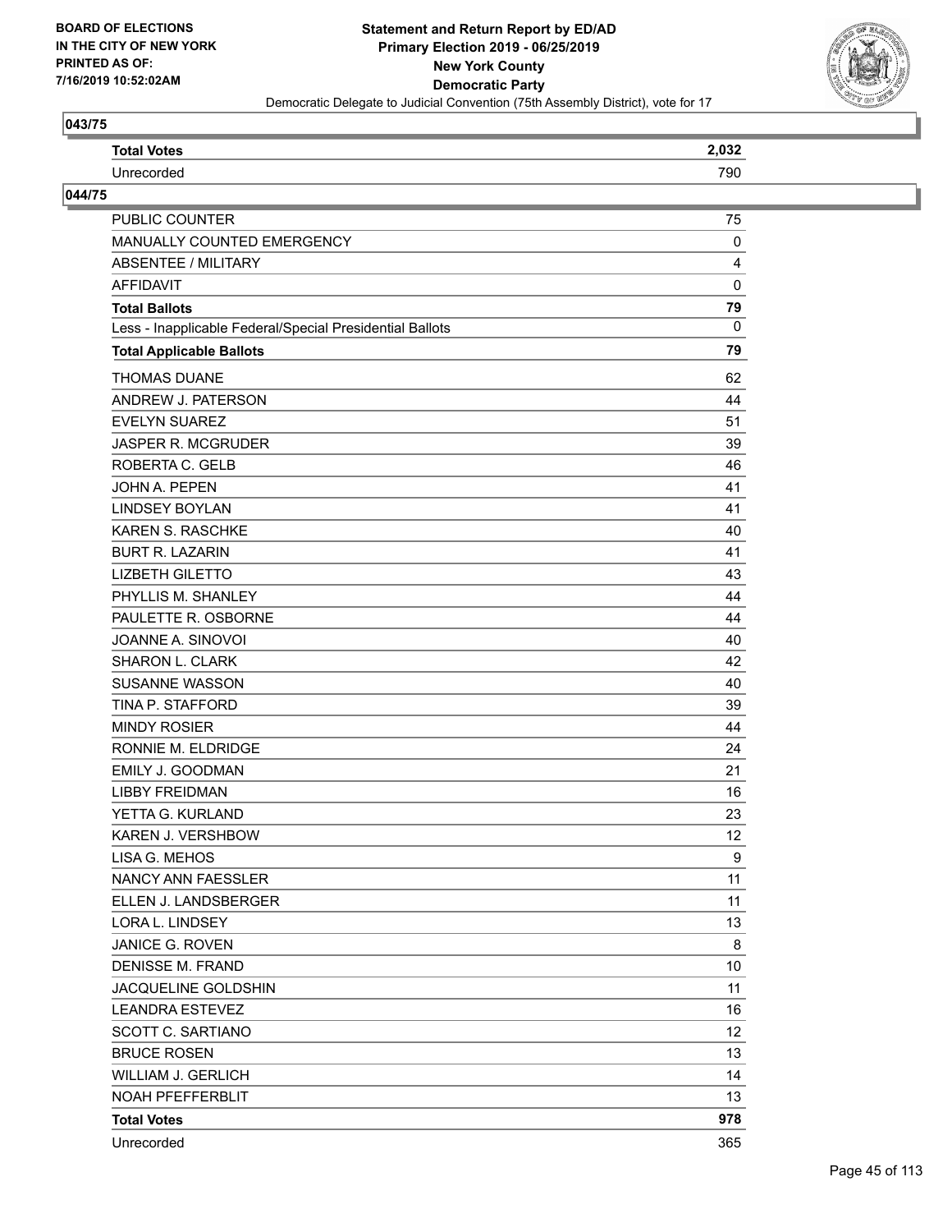**BOARD OF ELECTIONS IN THE CITY OF NEW YORK PRINTED AS OF: 7/16/2019 10:52:02AM**

**Statement and Return Report by ED/AD**
**Primary Election 2019 - 06/25/2019**
**New York County**
**Democratic Party**
Democratic Delegate to Judicial Convention (75th Assembly District), vote for 17

## 043/75

| | |
|---|---|
| **Total Votes** | **2,032** |
| Unrecorded | 790 |

## 044/75

| | |
|---|---|
| PUBLIC COUNTER | 75 |
| MANUALLY COUNTED EMERGENCY | 0 |
| ABSENTEE / MILITARY | 4 |
| AFFIDAVIT | 0 |
| **Total Ballots** | **79** |
| Less - Inapplicable Federal/Special Presidential Ballots | 0 |
| **Total Applicable Ballots** | **79** |
| THOMAS DUANE | 62 |
| ANDREW J. PATERSON | 44 |
| EVELYN SUAREZ | 51 |
| JASPER R. MCGRUDER | 39 |
| ROBERTA C. GELB | 46 |
| JOHN A. PEPEN | 41 |
| LINDSEY BOYLAN | 41 |
| KAREN S. RASCHKE | 40 |
| BURT R. LAZARIN | 41 |
| LIZBETH GILETTO | 43 |
| PHYLLIS M. SHANLEY | 44 |
| PAULETTE R. OSBORNE | 44 |
| JOANNE A. SINOVOI | 40 |
| SHARON L. CLARK | 42 |
| SUSANNE WASSON | 40 |
| TINA P. STAFFORD | 39 |
| MINDY ROSIER | 44 |
| RONNIE M. ELDRIDGE | 24 |
| EMILY J. GOODMAN | 21 |
| LIBBY FREIDMAN | 16 |
| YETTA G. KURLAND | 23 |
| KAREN J. VERSHBOW | 12 |
| LISA G. MEHOS | 9 |
| NANCY ANN FAESSLER | 11 |
| ELLEN J. LANDSBERGER | 11 |
| LORA L. LINDSEY | 13 |
| JANICE G. ROVEN | 8 |
| DENISSE M. FRAND | 10 |
| JACQUELINE GOLDSHIN | 11 |
| LEANDRA ESTEVEZ | 16 |
| SCOTT C. SARTIANO | 12 |
| BRUCE ROSEN | 13 |
| WILLIAM J. GERLICH | 14 |
| NOAH PFEFFERBLIT | 13 |
| **Total Votes** | **978** |
| Unrecorded | 365 |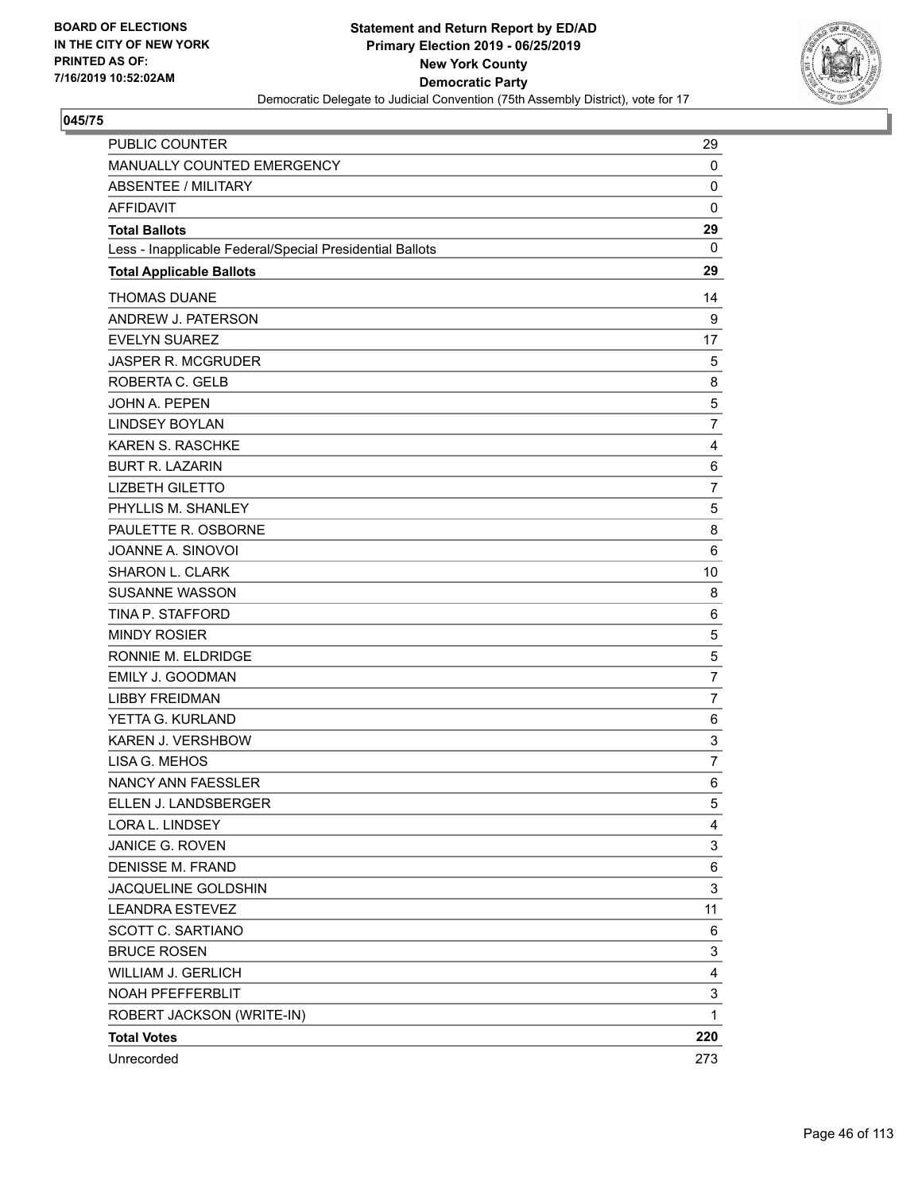BOARD OF ELECTIONS
IN THE CITY OF NEW YORK
PRINTED AS OF:
7/16/2019 10:52:02AM

**Statement and Return Report by ED/AD**
**Primary Election 2019 - 06/25/2019**
**New York County**
**Democratic Party**
Democratic Delegate to Judicial Convention (75th Assembly District), vote for 17

## 045/75

| | |
|---|---|
| PUBLIC COUNTER | 29 |
| MANUALLY COUNTED EMERGENCY | 0 |
| ABSENTEE / MILITARY | 0 |
| AFFIDAVIT | 0 |
| **Total Ballots** | **29** |
| Less - Inapplicable Federal/Special Presidential Ballots | 0 |
| **Total Applicable Ballots** | **29** |
| THOMAS DUANE | 14 |
| ANDREW J. PATERSON | 9 |
| EVELYN SUAREZ | 17 |
| JASPER R. MCGRUDER | 5 |
| ROBERTA C. GELB | 8 |
| JOHN A. PEPEN | 5 |
| LINDSEY BOYLAN | 7 |
| KAREN S. RASCHKE | 4 |
| BURT R. LAZARIN | 6 |
| LIZBETH GILETTO | 7 |
| PHYLLIS M. SHANLEY | 5 |
| PAULETTE R. OSBORNE | 8 |
| JOANNE A. SINOVOI | 6 |
| SHARON L. CLARK | 10 |
| SUSANNE WASSON | 8 |
| TINA P. STAFFORD | 6 |
| MINDY ROSIER | 5 |
| RONNIE M. ELDRIDGE | 5 |
| EMILY J. GOODMAN | 7 |
| LIBBY FREIDMAN | 7 |
| YETTA G. KURLAND | 6 |
| KAREN J. VERSHBOW | 3 |
| LISA G. MEHOS | 7 |
| NANCY ANN FAESSLER | 6 |
| ELLEN J. LANDSBERGER | 5 |
| LORA L. LINDSEY | 4 |
| JANICE G. ROVEN | 3 |
| DENISSE M. FRAND | 6 |
| JACQUELINE GOLDSHIN | 3 |
| LEANDRA ESTEVEZ | 11 |
| SCOTT C. SARTIANO | 6 |
| BRUCE ROSEN | 3 |
| WILLIAM J. GERLICH | 4 |
| NOAH PFEFFERBLIT | 3 |
| ROBERT JACKSON (WRITE-IN) | 1 |
| **Total Votes** | **220** |
| Unrecorded | 273 |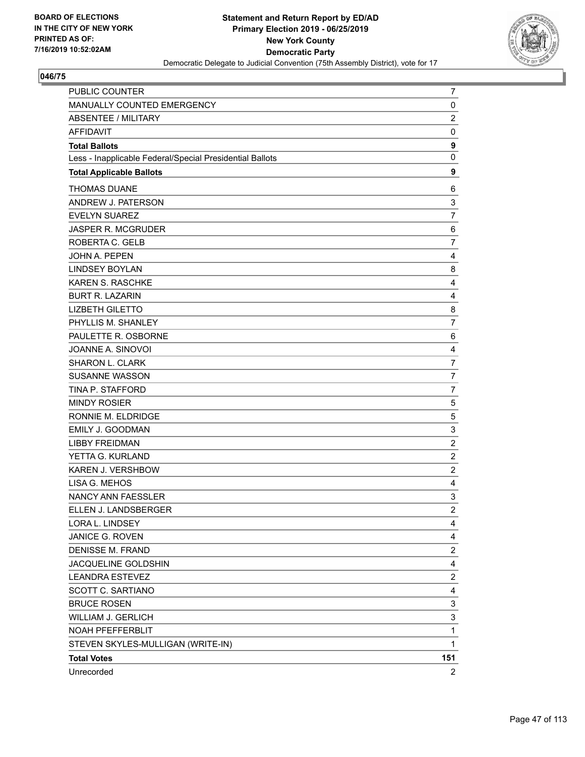BOARD OF ELECTIONS
IN THE CITY OF NEW YORK
PRINTED AS OF:
7/16/2019 10:52:02AM

**Statement and Return Report by ED/AD**
**Primary Election 2019 - 06/25/2019**
**New York County**
**Democratic Party**
Democratic Delegate to Judicial Convention (75th Assembly District), vote for 17

**046/75**

| | |
|---|---|
| PUBLIC COUNTER | 7 |
| MANUALLY COUNTED EMERGENCY | 0 |
| ABSENTEE / MILITARY | 2 |
| AFFIDAVIT | 0 |
| **Total Ballots** | **9** |
| Less - Inapplicable Federal/Special Presidential Ballots | 0 |
| **Total Applicable Ballots** | **9** |
| THOMAS DUANE | 6 |
| ANDREW J. PATERSON | 3 |
| EVELYN SUAREZ | 7 |
| JASPER R. MCGRUDER | 6 |
| ROBERTA C. GELB | 7 |
| JOHN A. PEPEN | 4 |
| LINDSEY BOYLAN | 8 |
| KAREN S. RASCHKE | 4 |
| BURT R. LAZARIN | 4 |
| LIZBETH GILETTO | 8 |
| PHYLLIS M. SHANLEY | 7 |
| PAULETTE R. OSBORNE | 6 |
| JOANNE A. SINOVOI | 4 |
| SHARON L. CLARK | 7 |
| SUSANNE WASSON | 7 |
| TINA P. STAFFORD | 7 |
| MINDY ROSIER | 5 |
| RONNIE M. ELDRIDGE | 5 |
| EMILY J. GOODMAN | 3 |
| LIBBY FREIDMAN | 2 |
| YETTA G. KURLAND | 2 |
| KAREN J. VERSHBOW | 2 |
| LISA G. MEHOS | 4 |
| NANCY ANN FAESSLER | 3 |
| ELLEN J. LANDSBERGER | 2 |
| LORA L. LINDSEY | 4 |
| JANICE G. ROVEN | 4 |
| DENISSE M. FRAND | 2 |
| JACQUELINE GOLDSHIN | 4 |
| LEANDRA ESTEVEZ | 2 |
| SCOTT C. SARTIANO | 4 |
| BRUCE ROSEN | 3 |
| WILLIAM J. GERLICH | 3 |
| NOAH PFEFFERBLIT | 1 |
| STEVEN SKYLES-MULLIGAN (WRITE-IN) | 1 |
| **Total Votes** | **151** |
| Unrecorded | 2 |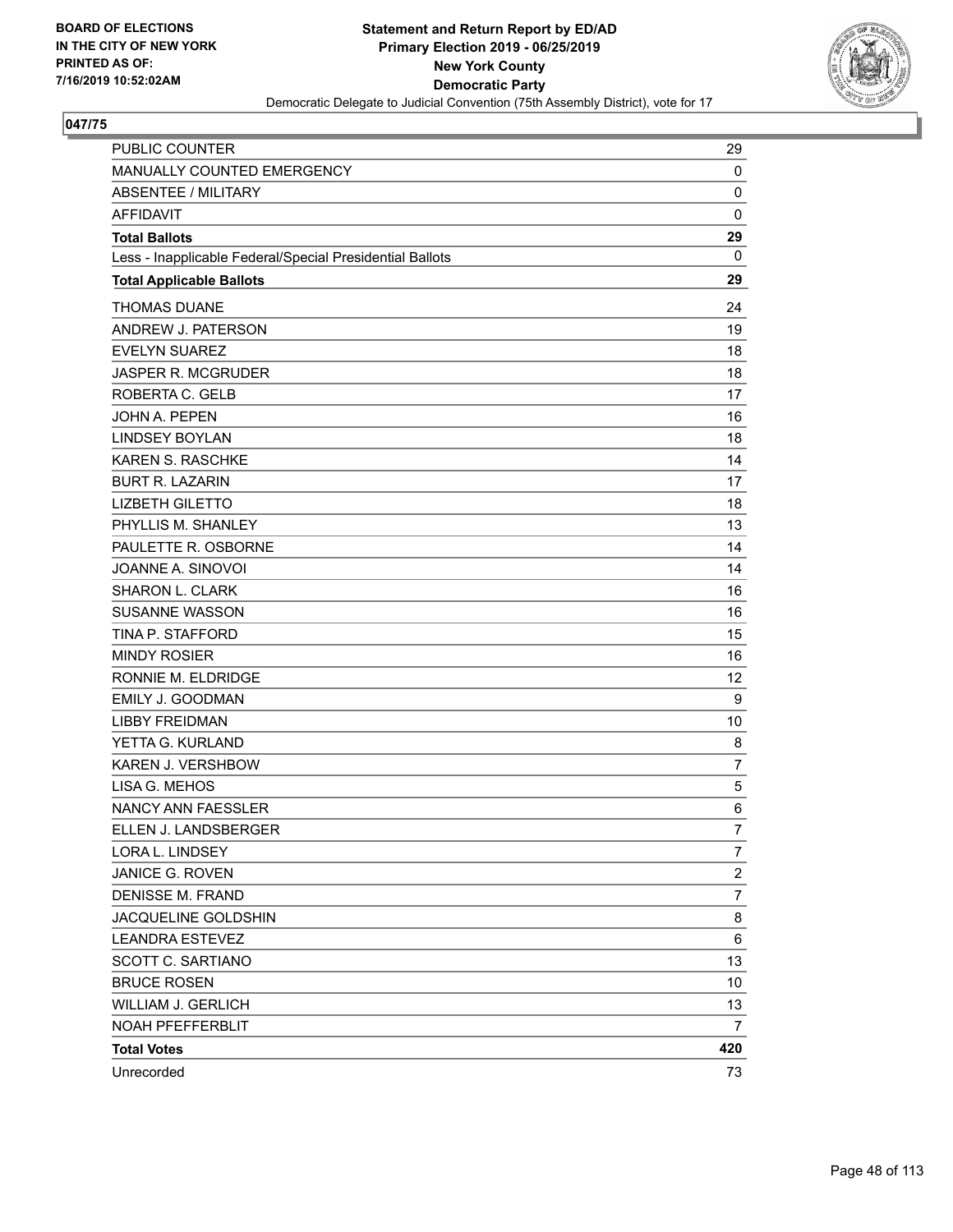**BOARD OF ELECTIONS IN THE CITY OF NEW YORK PRINTED AS OF: 7/16/2019 10:52:02AM**

**Statement and Return Report by ED/AD Primary Election 2019 - 06/25/2019 New York County Democratic Party**

Democratic Delegate to Judicial Convention (75th Assembly District), vote for 17

## 047/75

| | |
|---|---|
| PUBLIC COUNTER | 29 |
| MANUALLY COUNTED EMERGENCY | 0 |
| ABSENTEE / MILITARY | 0 |
| AFFIDAVIT | 0 |
| **Total Ballots** | **29** |
| Less - Inapplicable Federal/Special Presidential Ballots | 0 |
| **Total Applicable Ballots** | **29** |
| THOMAS DUANE | 24 |
| ANDREW J. PATERSON | 19 |
| EVELYN SUAREZ | 18 |
| JASPER R. MCGRUDER | 18 |
| ROBERTA C. GELB | 17 |
| JOHN A. PEPEN | 16 |
| LINDSEY BOYLAN | 18 |
| KAREN S. RASCHKE | 14 |
| BURT R. LAZARIN | 17 |
| LIZBETH GILETTO | 18 |
| PHYLLIS M. SHANLEY | 13 |
| PAULETTE R. OSBORNE | 14 |
| JOANNE A. SINOVOI | 14 |
| SHARON L. CLARK | 16 |
| SUSANNE WASSON | 16 |
| TINA P. STAFFORD | 15 |
| MINDY ROSIER | 16 |
| RONNIE M. ELDRIDGE | 12 |
| EMILY J. GOODMAN | 9 |
| LIBBY FREIDMAN | 10 |
| YETTA G. KURLAND | 8 |
| KAREN J. VERSHBOW | 7 |
| LISA G. MEHOS | 5 |
| NANCY ANN FAESSLER | 6 |
| ELLEN J. LANDSBERGER | 7 |
| LORA L. LINDSEY | 7 |
| JANICE G. ROVEN | 2 |
| DENISSE M. FRAND | 7 |
| JACQUELINE GOLDSHIN | 8 |
| LEANDRA ESTEVEZ | 6 |
| SCOTT C. SARTIANO | 13 |
| BRUCE ROSEN | 10 |
| WILLIAM J. GERLICH | 13 |
| NOAH PFEFFERBLIT | 7 |
| **Total Votes** | **420** |
| Unrecorded | 73 |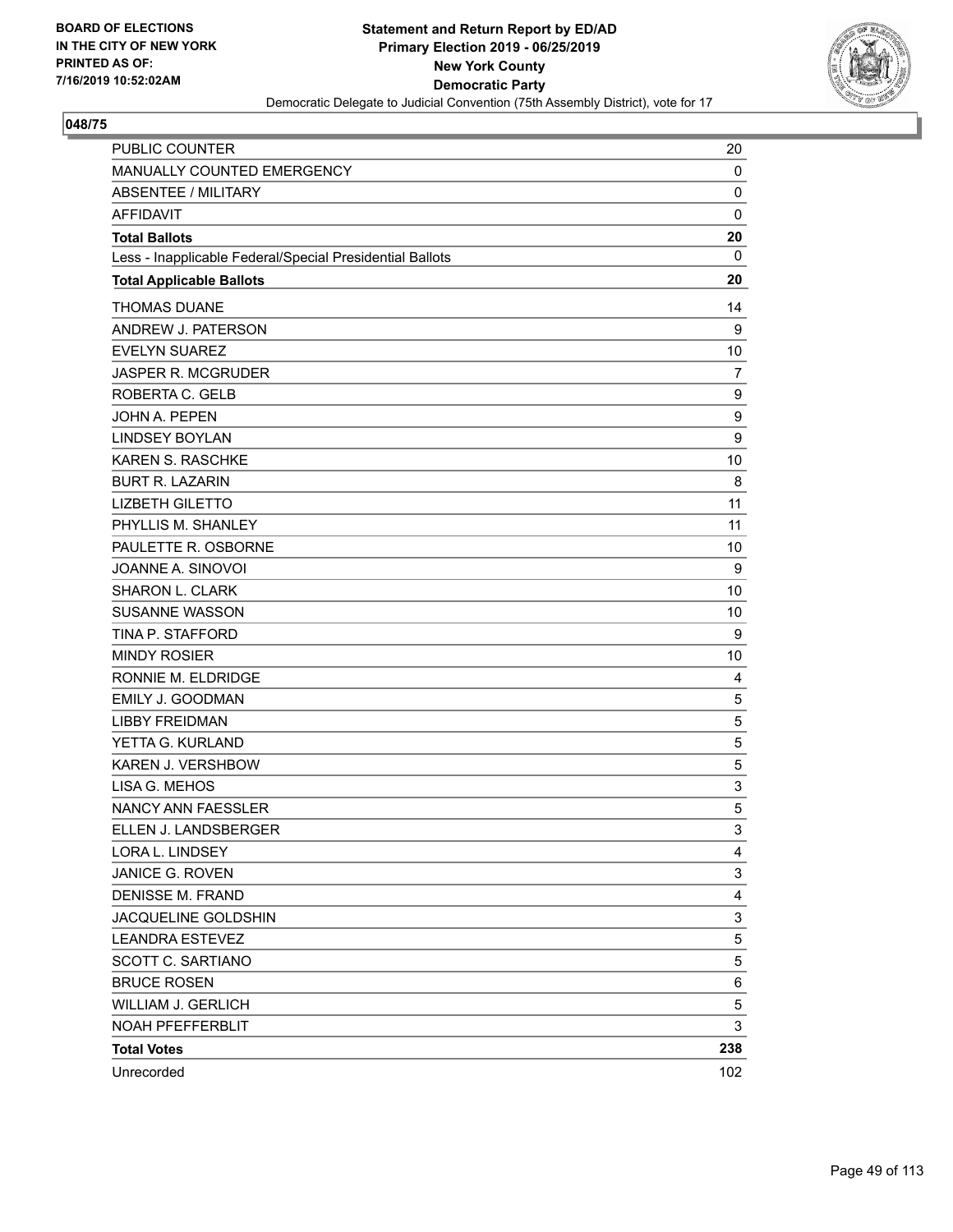BOARD OF ELECTIONS
IN THE CITY OF NEW YORK
PRINTED AS OF:
7/16/2019 10:52:02AM

**Statement and Return Report by ED/AD**
**Primary Election 2019 - 06/25/2019**
**New York County**
**Democratic Party**
Democratic Delegate to Judicial Convention (75th Assembly District), vote for 17

**048/75**

| | |
|---|---|
| PUBLIC COUNTER | 20 |
| MANUALLY COUNTED EMERGENCY | 0 |
| ABSENTEE / MILITARY | 0 |
| AFFIDAVIT | 0 |
| **Total Ballots** | **20** |
| Less - Inapplicable Federal/Special Presidential Ballots | 0 |
| **Total Applicable Ballots** | **20** |
| THOMAS DUANE | 14 |
| ANDREW J. PATERSON | 9 |
| EVELYN SUAREZ | 10 |
| JASPER R. MCGRUDER | 7 |
| ROBERTA C. GELB | 9 |
| JOHN A. PEPEN | 9 |
| LINDSEY BOYLAN | 9 |
| KAREN S. RASCHKE | 10 |
| BURT R. LAZARIN | 8 |
| LIZBETH GILETTO | 11 |
| PHYLLIS M. SHANLEY | 11 |
| PAULETTE R. OSBORNE | 10 |
| JOANNE A. SINOVOI | 9 |
| SHARON L. CLARK | 10 |
| SUSANNE WASSON | 10 |
| TINA P. STAFFORD | 9 |
| MINDY ROSIER | 10 |
| RONNIE M. ELDRIDGE | 4 |
| EMILY J. GOODMAN | 5 |
| LIBBY FREIDMAN | 5 |
| YETTA G. KURLAND | 5 |
| KAREN J. VERSHBOW | 5 |
| LISA G. MEHOS | 3 |
| NANCY ANN FAESSLER | 5 |
| ELLEN J. LANDSBERGER | 3 |
| LORA L. LINDSEY | 4 |
| JANICE G. ROVEN | 3 |
| DENISSE M. FRAND | 4 |
| JACQUELINE GOLDSHIN | 3 |
| LEANDRA ESTEVEZ | 5 |
| SCOTT C. SARTIANO | 5 |
| BRUCE ROSEN | 6 |
| WILLIAM J. GERLICH | 5 |
| NOAH PFEFFERBLIT | 3 |
| **Total Votes** | **238** |
| Unrecorded | 102 |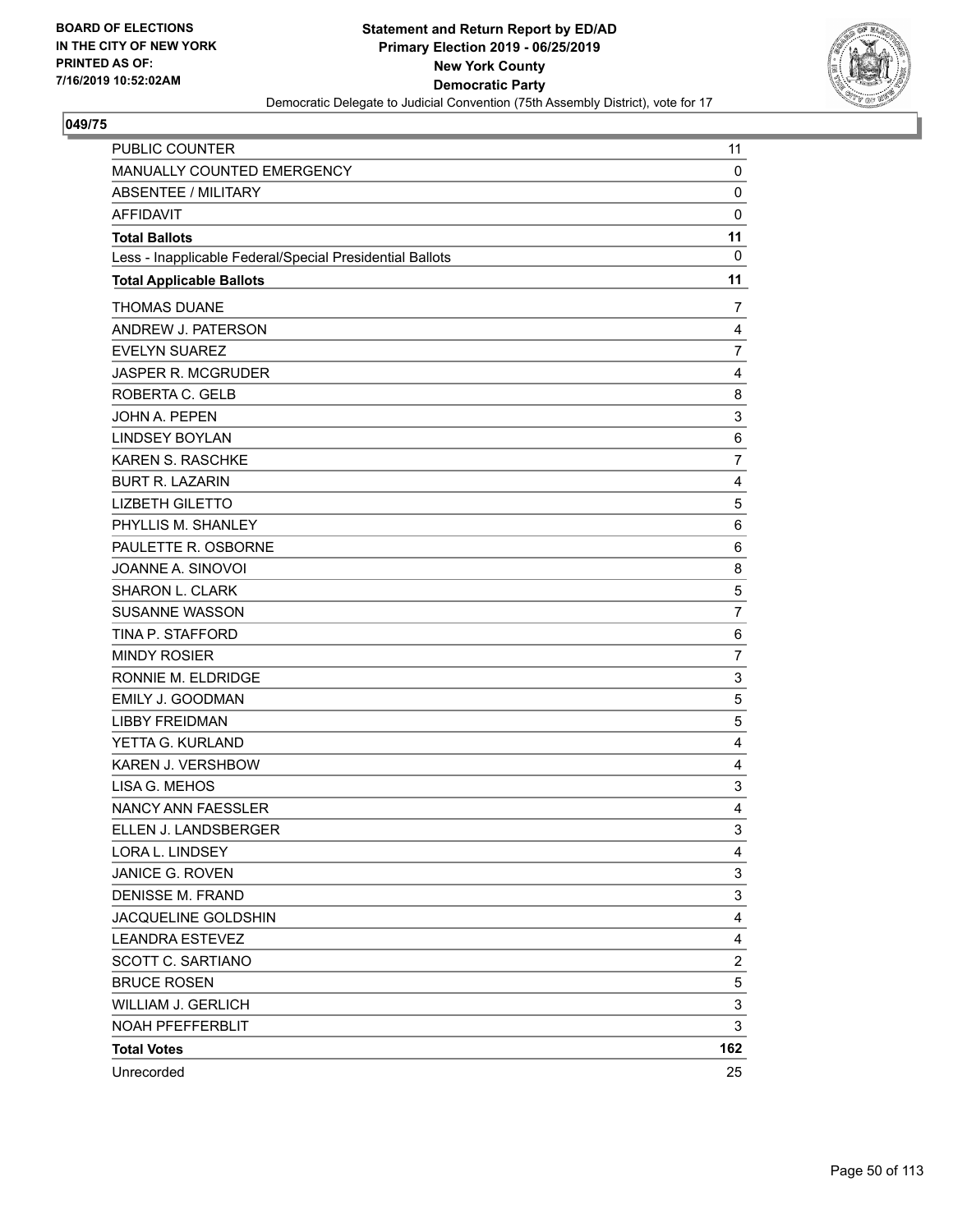BOARD OF ELECTIONS
IN THE CITY OF NEW YORK
PRINTED AS OF:
7/16/2019 10:52:02AM

**Statement and Return Report by ED/AD**
**Primary Election 2019 - 06/25/2019**
**New York County**
**Democratic Party**
Democratic Delegate to Judicial Convention (75th Assembly District), vote for 17

## 049/75

| | |
|---|---|
| PUBLIC COUNTER | 11 |
| MANUALLY COUNTED EMERGENCY | 0 |
| ABSENTEE / MILITARY | 0 |
| AFFIDAVIT | 0 |
| **Total Ballots** | **11** |
| Less - Inapplicable Federal/Special Presidential Ballots | 0 |
| **Total Applicable Ballots** | **11** |
| THOMAS DUANE | 7 |
| ANDREW J. PATERSON | 4 |
| EVELYN SUAREZ | 7 |
| JASPER R. MCGRUDER | 4 |
| ROBERTA C. GELB | 8 |
| JOHN A. PEPEN | 3 |
| LINDSEY BOYLAN | 6 |
| KAREN S. RASCHKE | 7 |
| BURT R. LAZARIN | 4 |
| LIZBETH GILETTO | 5 |
| PHYLLIS M. SHANLEY | 6 |
| PAULETTE R. OSBORNE | 6 |
| JOANNE A. SINOVOI | 8 |
| SHARON L. CLARK | 5 |
| SUSANNE WASSON | 7 |
| TINA P. STAFFORD | 6 |
| MINDY ROSIER | 7 |
| RONNIE M. ELDRIDGE | 3 |
| EMILY J. GOODMAN | 5 |
| LIBBY FREIDMAN | 5 |
| YETTA G. KURLAND | 4 |
| KAREN J. VERSHBOW | 4 |
| LISA G. MEHOS | 3 |
| NANCY ANN FAESSLER | 4 |
| ELLEN J. LANDSBERGER | 3 |
| LORA L. LINDSEY | 4 |
| JANICE G. ROVEN | 3 |
| DENISSE M. FRAND | 3 |
| JACQUELINE GOLDSHIN | 4 |
| LEANDRA ESTEVEZ | 4 |
| SCOTT C. SARTIANO | 2 |
| BRUCE ROSEN | 5 |
| WILLIAM J. GERLICH | 3 |
| NOAH PFEFFERBLIT | 3 |
| **Total Votes** | **162** |
| Unrecorded | 25 |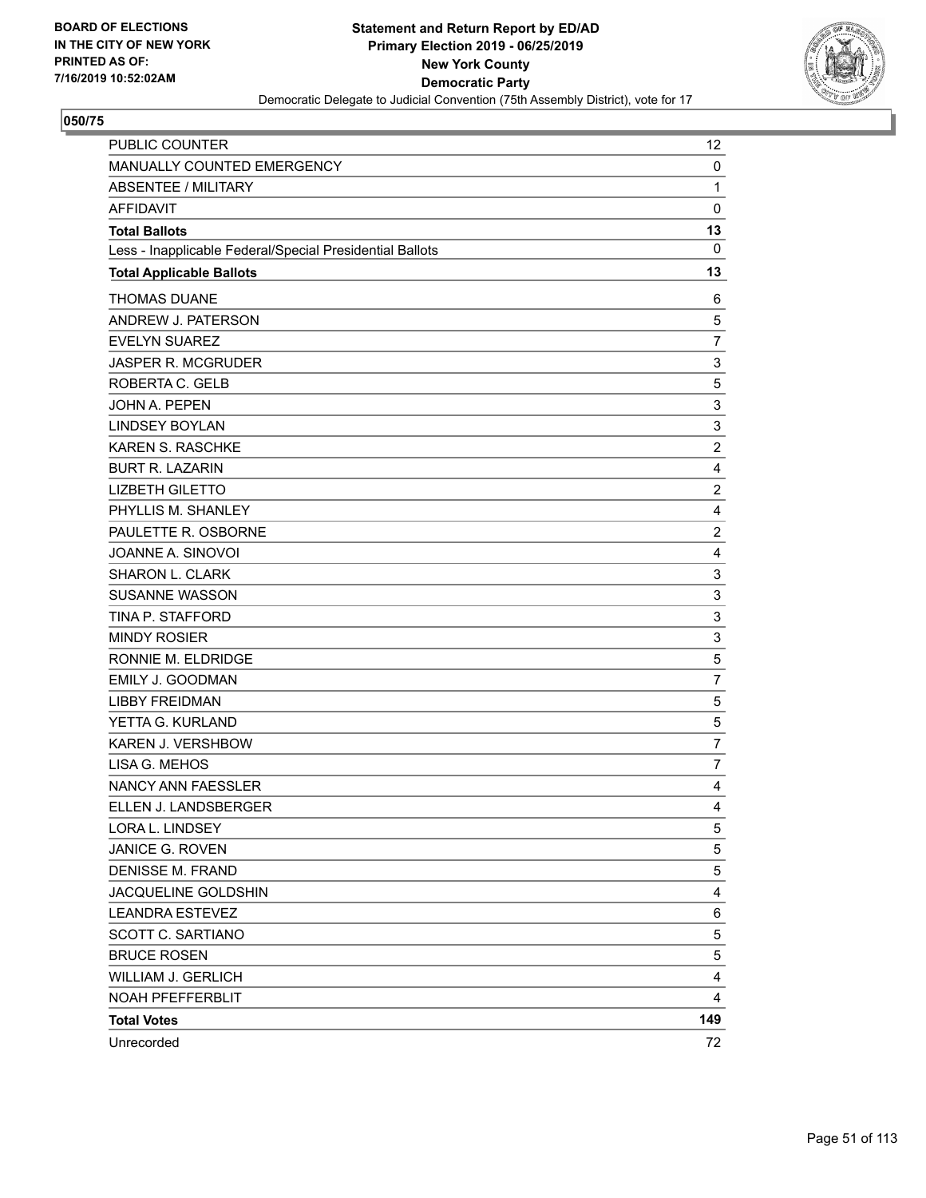**BOARD OF ELECTIONS IN THE CITY OF NEW YORK PRINTED AS OF: 7/16/2019 10:52:02AM**

**Statement and Return Report by ED/AD Primary Election 2019 - 06/25/2019 New York County Democratic Party**

Democratic Delegate to Judicial Convention (75th Assembly District), vote for 17

**050/75**

| | |
|---|---|
| PUBLIC COUNTER | 12 |
| MANUALLY COUNTED EMERGENCY | 0 |
| ABSENTEE / MILITARY | 1 |
| AFFIDAVIT | 0 |
| **Total Ballots** | **13** |
| Less - Inapplicable Federal/Special Presidential Ballots | 0 |
| **Total Applicable Ballots** | **13** |
| THOMAS DUANE | 6 |
| ANDREW J. PATERSON | 5 |
| EVELYN SUAREZ | 7 |
| JASPER R. MCGRUDER | 3 |
| ROBERTA C. GELB | 5 |
| JOHN A. PEPEN | 3 |
| LINDSEY BOYLAN | 3 |
| KAREN S. RASCHKE | 2 |
| BURT R. LAZARIN | 4 |
| LIZBETH GILETTO | 2 |
| PHYLLIS M. SHANLEY | 4 |
| PAULETTE R. OSBORNE | 2 |
| JOANNE A. SINOVOI | 4 |
| SHARON L. CLARK | 3 |
| SUSANNE WASSON | 3 |
| TINA P. STAFFORD | 3 |
| MINDY ROSIER | 3 |
| RONNIE M. ELDRIDGE | 5 |
| EMILY J. GOODMAN | 7 |
| LIBBY FREIDMAN | 5 |
| YETTA G. KURLAND | 5 |
| KAREN J. VERSHBOW | 7 |
| LISA G. MEHOS | 7 |
| NANCY ANN FAESSLER | 4 |
| ELLEN J. LANDSBERGER | 4 |
| LORA L. LINDSEY | 5 |
| JANICE G. ROVEN | 5 |
| DENISSE M. FRAND | 5 |
| JACQUELINE GOLDSHIN | 4 |
| LEANDRA ESTEVEZ | 6 |
| SCOTT C. SARTIANO | 5 |
| BRUCE ROSEN | 5 |
| WILLIAM J. GERLICH | 4 |
| NOAH PFEFFERBLIT | 4 |
| **Total Votes** | **149** |
| Unrecorded | 72 |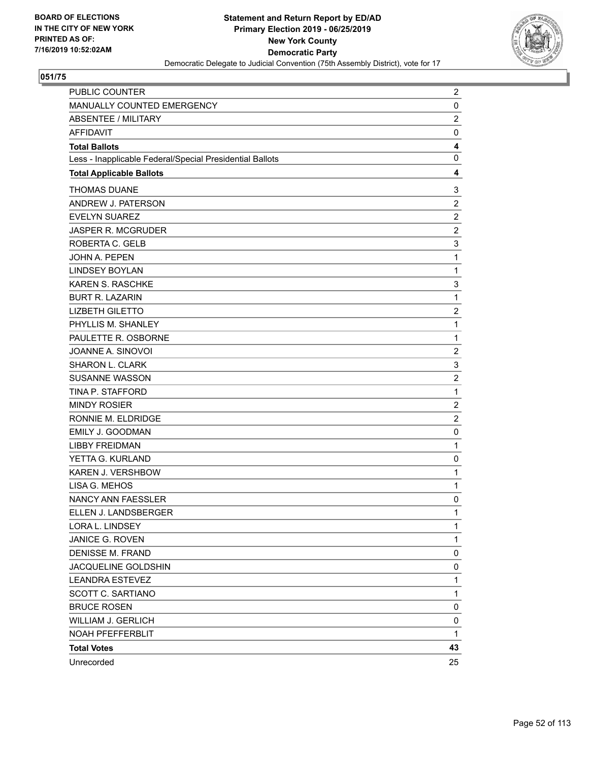BOARD OF ELECTIONS
IN THE CITY OF NEW YORK
PRINTED AS OF:
7/16/2019 10:52:02AM

**Statement and Return Report by ED/AD**
**Primary Election 2019 - 06/25/2019**
**New York County**
**Democratic Party**
Democratic Delegate to Judicial Convention (75th Assembly District), vote for 17

## 051/75

| | |
|---|---|
| PUBLIC COUNTER | 2 |
| MANUALLY COUNTED EMERGENCY | 0 |
| ABSENTEE / MILITARY | 2 |
| AFFIDAVIT | 0 |
| **Total Ballots** | **4** |
| Less - Inapplicable Federal/Special Presidential Ballots | 0 |
| **Total Applicable Ballots** | **4** |
| THOMAS DUANE | 3 |
| ANDREW J. PATERSON | 2 |
| EVELYN SUAREZ | 2 |
| JASPER R. MCGRUDER | 2 |
| ROBERTA C. GELB | 3 |
| JOHN A. PEPEN | 1 |
| LINDSEY BOYLAN | 1 |
| KAREN S. RASCHKE | 3 |
| BURT R. LAZARIN | 1 |
| LIZBETH GILETTO | 2 |
| PHYLLIS M. SHANLEY | 1 |
| PAULETTE R. OSBORNE | 1 |
| JOANNE A. SINOVOI | 2 |
| SHARON L. CLARK | 3 |
| SUSANNE WASSON | 2 |
| TINA P. STAFFORD | 1 |
| MINDY ROSIER | 2 |
| RONNIE M. ELDRIDGE | 2 |
| EMILY J. GOODMAN | 0 |
| LIBBY FREIDMAN | 1 |
| YETTA G. KURLAND | 0 |
| KAREN J. VERSHBOW | 1 |
| LISA G. MEHOS | 1 |
| NANCY ANN FAESSLER | 0 |
| ELLEN J. LANDSBERGER | 1 |
| LORA L. LINDSEY | 1 |
| JANICE G. ROVEN | 1 |
| DENISSE M. FRAND | 0 |
| JACQUELINE GOLDSHIN | 0 |
| LEANDRA ESTEVEZ | 1 |
| SCOTT C. SARTIANO | 1 |
| BRUCE ROSEN | 0 |
| WILLIAM J. GERLICH | 0 |
| NOAH PFEFFERBLIT | 1 |
| **Total Votes** | **43** |
| Unrecorded | 25 |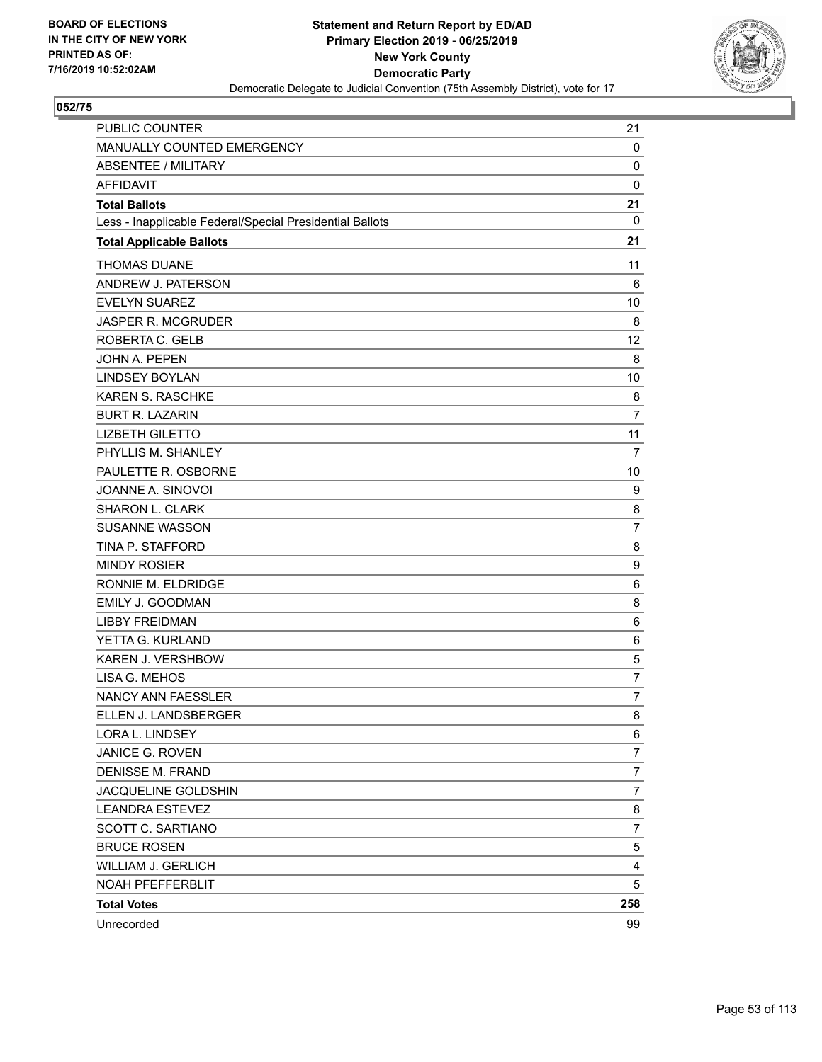BOARD OF ELECTIONS
IN THE CITY OF NEW YORK
PRINTED AS OF:
7/16/2019 10:52:02AM

**Statement and Return Report by ED/AD**
**Primary Election 2019 - 06/25/2019**
**New York County**
**Democratic Party**
Democratic Delegate to Judicial Convention (75th Assembly District), vote for 17

## 052/75

| | |
|---|---|
| PUBLIC COUNTER | 21 |
| MANUALLY COUNTED EMERGENCY | 0 |
| ABSENTEE / MILITARY | 0 |
| AFFIDAVIT | 0 |
| **Total Ballots** | **21** |
| Less - Inapplicable Federal/Special Presidential Ballots | 0 |
| **Total Applicable Ballots** | **21** |
| THOMAS DUANE | 11 |
| ANDREW J. PATERSON | 6 |
| EVELYN SUAREZ | 10 |
| JASPER R. MCGRUDER | 8 |
| ROBERTA C. GELB | 12 |
| JOHN A. PEPEN | 8 |
| LINDSEY BOYLAN | 10 |
| KAREN S. RASCHKE | 8 |
| BURT R. LAZARIN | 7 |
| LIZBETH GILETTO | 11 |
| PHYLLIS M. SHANLEY | 7 |
| PAULETTE R. OSBORNE | 10 |
| JOANNE A. SINOVOI | 9 |
| SHARON L. CLARK | 8 |
| SUSANNE WASSON | 7 |
| TINA P. STAFFORD | 8 |
| MINDY ROSIER | 9 |
| RONNIE M. ELDRIDGE | 6 |
| EMILY J. GOODMAN | 8 |
| LIBBY FREIDMAN | 6 |
| YETTA G. KURLAND | 6 |
| KAREN J. VERSHBOW | 5 |
| LISA G. MEHOS | 7 |
| NANCY ANN FAESSLER | 7 |
| ELLEN J. LANDSBERGER | 8 |
| LORA L. LINDSEY | 6 |
| JANICE G. ROVEN | 7 |
| DENISSE M. FRAND | 7 |
| JACQUELINE GOLDSHIN | 7 |
| LEANDRA ESTEVEZ | 8 |
| SCOTT C. SARTIANO | 7 |
| BRUCE ROSEN | 5 |
| WILLIAM J. GERLICH | 4 |
| NOAH PFEFFERBLIT | 5 |
| **Total Votes** | **258** |
| Unrecorded | 99 |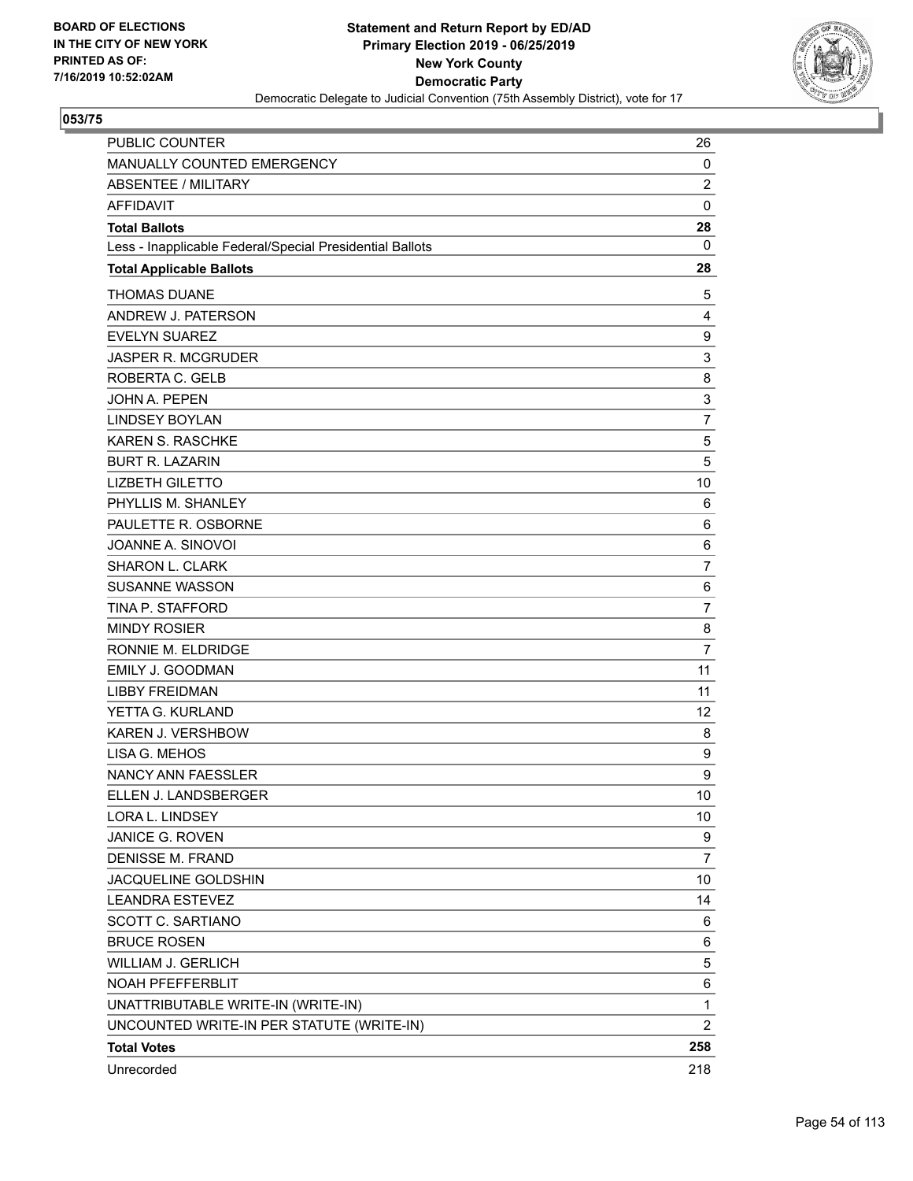BOARD OF ELECTIONS
IN THE CITY OF NEW YORK
PRINTED AS OF:
7/16/2019 10:52:02AM

**Statement and Return Report by ED/AD**
**Primary Election 2019 - 06/25/2019**
**New York County**
**Democratic Party**
Democratic Delegate to Judicial Convention (75th Assembly District), vote for 17

## 053/75

| | |
|---|---|
| PUBLIC COUNTER | 26 |
| MANUALLY COUNTED EMERGENCY | 0 |
| ABSENTEE / MILITARY | 2 |
| AFFIDAVIT | 0 |
| **Total Ballots** | **28** |
| Less - Inapplicable Federal/Special Presidential Ballots | 0 |
| **Total Applicable Ballots** | **28** |
| THOMAS DUANE | 5 |
| ANDREW J. PATERSON | 4 |
| EVELYN SUAREZ | 9 |
| JASPER R. MCGRUDER | 3 |
| ROBERTA C. GELB | 8 |
| JOHN A. PEPEN | 3 |
| LINDSEY BOYLAN | 7 |
| KAREN S. RASCHKE | 5 |
| BURT R. LAZARIN | 5 |
| LIZBETH GILETTO | 10 |
| PHYLLIS M. SHANLEY | 6 |
| PAULETTE R. OSBORNE | 6 |
| JOANNE A. SINOVOI | 6 |
| SHARON L. CLARK | 7 |
| SUSANNE WASSON | 6 |
| TINA P. STAFFORD | 7 |
| MINDY ROSIER | 8 |
| RONNIE M. ELDRIDGE | 7 |
| EMILY J. GOODMAN | 11 |
| LIBBY FREIDMAN | 11 |
| YETTA G. KURLAND | 12 |
| KAREN J. VERSHBOW | 8 |
| LISA G. MEHOS | 9 |
| NANCY ANN FAESSLER | 9 |
| ELLEN J. LANDSBERGER | 10 |
| LORA L. LINDSEY | 10 |
| JANICE G. ROVEN | 9 |
| DENISSE M. FRAND | 7 |
| JACQUELINE GOLDSHIN | 10 |
| LEANDRA ESTEVEZ | 14 |
| SCOTT C. SARTIANO | 6 |
| BRUCE ROSEN | 6 |
| WILLIAM J. GERLICH | 5 |
| NOAH PFEFFERBLIT | 6 |
| UNATTRIBUTABLE WRITE-IN (WRITE-IN) | 1 |
| UNCOUNTED WRITE-IN PER STATUTE (WRITE-IN) | 2 |
| **Total Votes** | **258** |
| Unrecorded | 218 |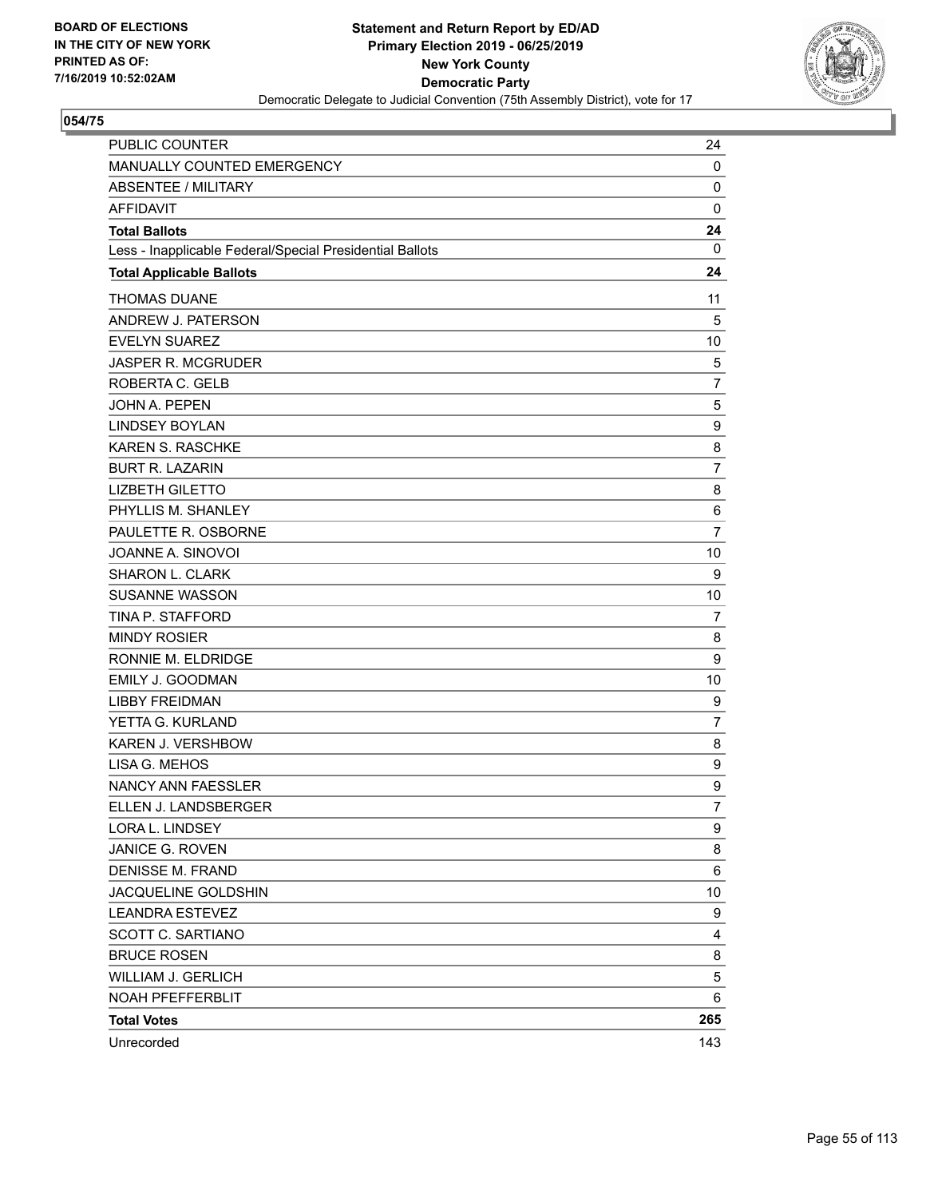BOARD OF ELECTIONS
IN THE CITY OF NEW YORK
PRINTED AS OF:
7/16/2019 10:52:02AM

**Statement and Return Report by ED/AD**
**Primary Election 2019 - 06/25/2019**
**New York County**
**Democratic Party**
Democratic Delegate to Judicial Convention (75th Assembly District), vote for 17

**054/75**

| | |
|---|---|
| PUBLIC COUNTER | 24 |
| MANUALLY COUNTED EMERGENCY | 0 |
| ABSENTEE / MILITARY | 0 |
| AFFIDAVIT | 0 |
| **Total Ballots** | **24** |
| Less - Inapplicable Federal/Special Presidential Ballots | 0 |
| **Total Applicable Ballots** | **24** |
| THOMAS DUANE | 11 |
| ANDREW J. PATERSON | 5 |
| EVELYN SUAREZ | 10 |
| JASPER R. MCGRUDER | 5 |
| ROBERTA C. GELB | 7 |
| JOHN A. PEPEN | 5 |
| LINDSEY BOYLAN | 9 |
| KAREN S. RASCHKE | 8 |
| BURT R. LAZARIN | 7 |
| LIZBETH GILETTO | 8 |
| PHYLLIS M. SHANLEY | 6 |
| PAULETTE R. OSBORNE | 7 |
| JOANNE A. SINOVOI | 10 |
| SHARON L. CLARK | 9 |
| SUSANNE WASSON | 10 |
| TINA P. STAFFORD | 7 |
| MINDY ROSIER | 8 |
| RONNIE M. ELDRIDGE | 9 |
| EMILY J. GOODMAN | 10 |
| LIBBY FREIDMAN | 9 |
| YETTA G. KURLAND | 7 |
| KAREN J. VERSHBOW | 8 |
| LISA G. MEHOS | 9 |
| NANCY ANN FAESSLER | 9 |
| ELLEN J. LANDSBERGER | 7 |
| LORA L. LINDSEY | 9 |
| JANICE G. ROVEN | 8 |
| DENISSE M. FRAND | 6 |
| JACQUELINE GOLDSHIN | 10 |
| LEANDRA ESTEVEZ | 9 |
| SCOTT C. SARTIANO | 4 |
| BRUCE ROSEN | 8 |
| WILLIAM J. GERLICH | 5 |
| NOAH PFEFFERBLIT | 6 |
| **Total Votes** | **265** |
| Unrecorded | 143 |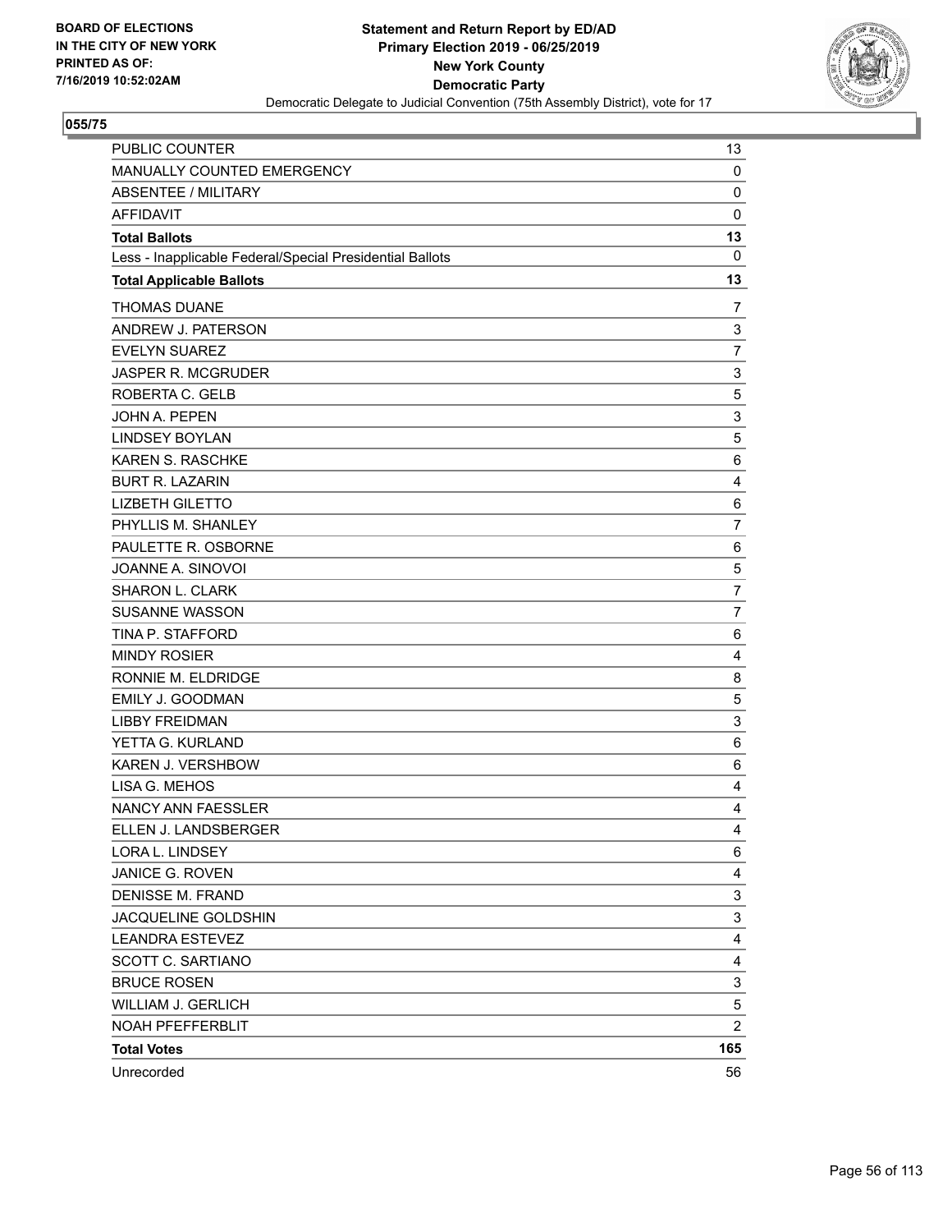BOARD OF ELECTIONS
IN THE CITY OF NEW YORK
PRINTED AS OF:
7/16/2019 10:52:02AM

**Statement and Return Report by ED/AD**
**Primary Election 2019 - 06/25/2019**
**New York County**
**Democratic Party**
Democratic Delegate to Judicial Convention (75th Assembly District), vote for 17

**055/75**

| | |
|---|---|
| PUBLIC COUNTER | 13 |
| MANUALLY COUNTED EMERGENCY | 0 |
| ABSENTEE / MILITARY | 0 |
| AFFIDAVIT | 0 |
| **Total Ballots** | **13** |
| Less - Inapplicable Federal/Special Presidential Ballots | 0 |
| **Total Applicable Ballots** | **13** |
| THOMAS DUANE | 7 |
| ANDREW J. PATERSON | 3 |
| EVELYN SUAREZ | 7 |
| JASPER R. MCGRUDER | 3 |
| ROBERTA C. GELB | 5 |
| JOHN A. PEPEN | 3 |
| LINDSEY BOYLAN | 5 |
| KAREN S. RASCHKE | 6 |
| BURT R. LAZARIN | 4 |
| LIZBETH GILETTO | 6 |
| PHYLLIS M. SHANLEY | 7 |
| PAULETTE R. OSBORNE | 6 |
| JOANNE A. SINOVOI | 5 |
| SHARON L. CLARK | 7 |
| SUSANNE WASSON | 7 |
| TINA P. STAFFORD | 6 |
| MINDY ROSIER | 4 |
| RONNIE M. ELDRIDGE | 8 |
| EMILY J. GOODMAN | 5 |
| LIBBY FREIDMAN | 3 |
| YETTA G. KURLAND | 6 |
| KAREN J. VERSHBOW | 6 |
| LISA G. MEHOS | 4 |
| NANCY ANN FAESSLER | 4 |
| ELLEN J. LANDSBERGER | 4 |
| LORA L. LINDSEY | 6 |
| JANICE G. ROVEN | 4 |
| DENISSE M. FRAND | 3 |
| JACQUELINE GOLDSHIN | 3 |
| LEANDRA ESTEVEZ | 4 |
| SCOTT C. SARTIANO | 4 |
| BRUCE ROSEN | 3 |
| WILLIAM J. GERLICH | 5 |
| NOAH PFEFFERBLIT | 2 |
| **Total Votes** | **165** |
| Unrecorded | 56 |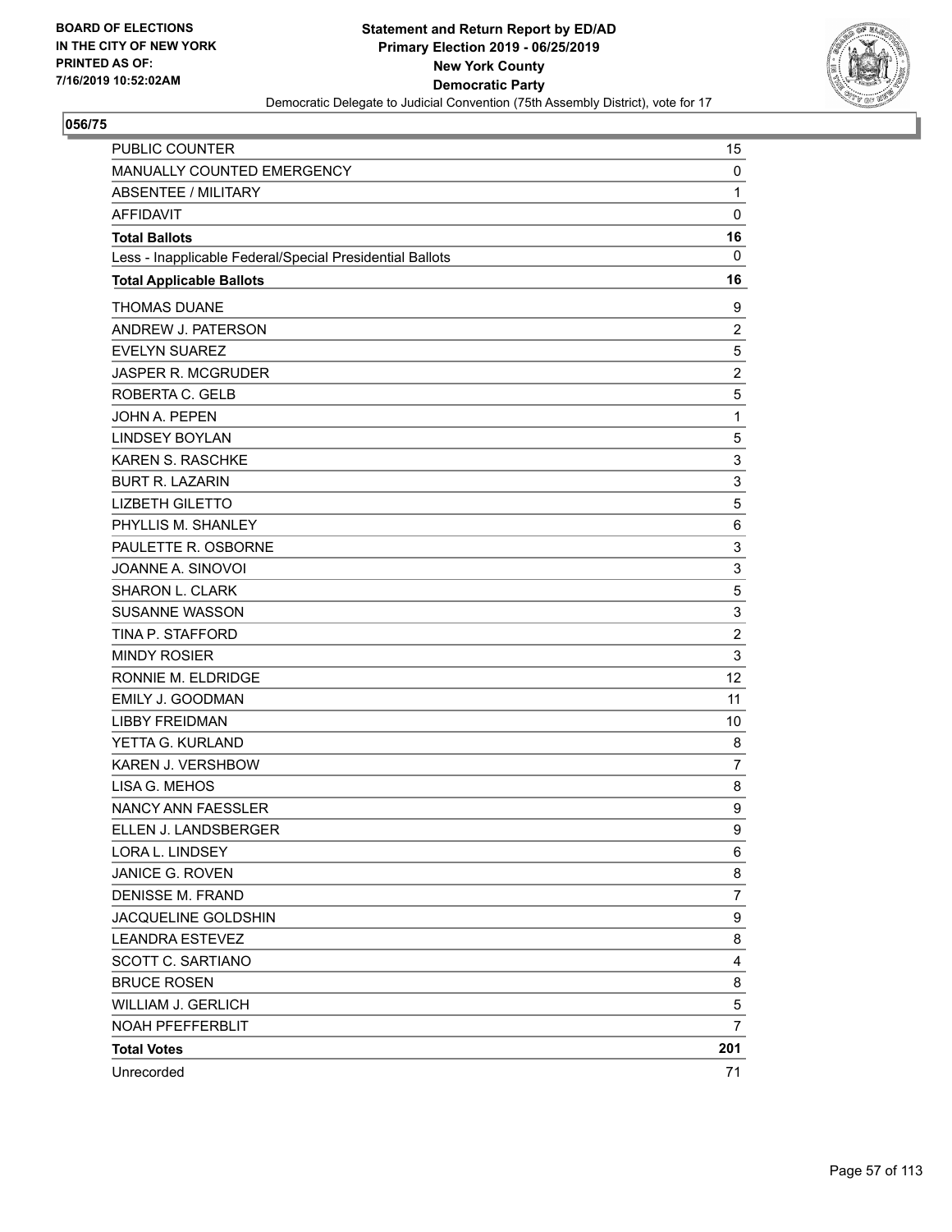**BOARD OF ELECTIONS IN THE CITY OF NEW YORK PRINTED AS OF: 7/16/2019 10:52:02AM**

**Statement and Return Report by ED/AD**
**Primary Election 2019 - 06/25/2019**
**New York County**
**Democratic Party**
Democratic Delegate to Judicial Convention (75th Assembly District), vote for 17

## 056/75

| | |
|---|---|
| PUBLIC COUNTER | 15 |
| MANUALLY COUNTED EMERGENCY | 0 |
| ABSENTEE / MILITARY | 1 |
| AFFIDAVIT | 0 |
| **Total Ballots** | **16** |
| Less - Inapplicable Federal/Special Presidential Ballots | 0 |
| **Total Applicable Ballots** | **16** |
| THOMAS DUANE | 9 |
| ANDREW J. PATERSON | 2 |
| EVELYN SUAREZ | 5 |
| JASPER R. MCGRUDER | 2 |
| ROBERTA C. GELB | 5 |
| JOHN A. PEPEN | 1 |
| LINDSEY BOYLAN | 5 |
| KAREN S. RASCHKE | 3 |
| BURT R. LAZARIN | 3 |
| LIZBETH GILETTO | 5 |
| PHYLLIS M. SHANLEY | 6 |
| PAULETTE R. OSBORNE | 3 |
| JOANNE A. SINOVOI | 3 |
| SHARON L. CLARK | 5 |
| SUSANNE WASSON | 3 |
| TINA P. STAFFORD | 2 |
| MINDY ROSIER | 3 |
| RONNIE M. ELDRIDGE | 12 |
| EMILY J. GOODMAN | 11 |
| LIBBY FREIDMAN | 10 |
| YETTA G. KURLAND | 8 |
| KAREN J. VERSHBOW | 7 |
| LISA G. MEHOS | 8 |
| NANCY ANN FAESSLER | 9 |
| ELLEN J. LANDSBERGER | 9 |
| LORA L. LINDSEY | 6 |
| JANICE G. ROVEN | 8 |
| DENISSE M. FRAND | 7 |
| JACQUELINE GOLDSHIN | 9 |
| LEANDRA ESTEVEZ | 8 |
| SCOTT C. SARTIANO | 4 |
| BRUCE ROSEN | 8 |
| WILLIAM J. GERLICH | 5 |
| NOAH PFEFFERBLIT | 7 |
| **Total Votes** | **201** |
| Unrecorded | 71 |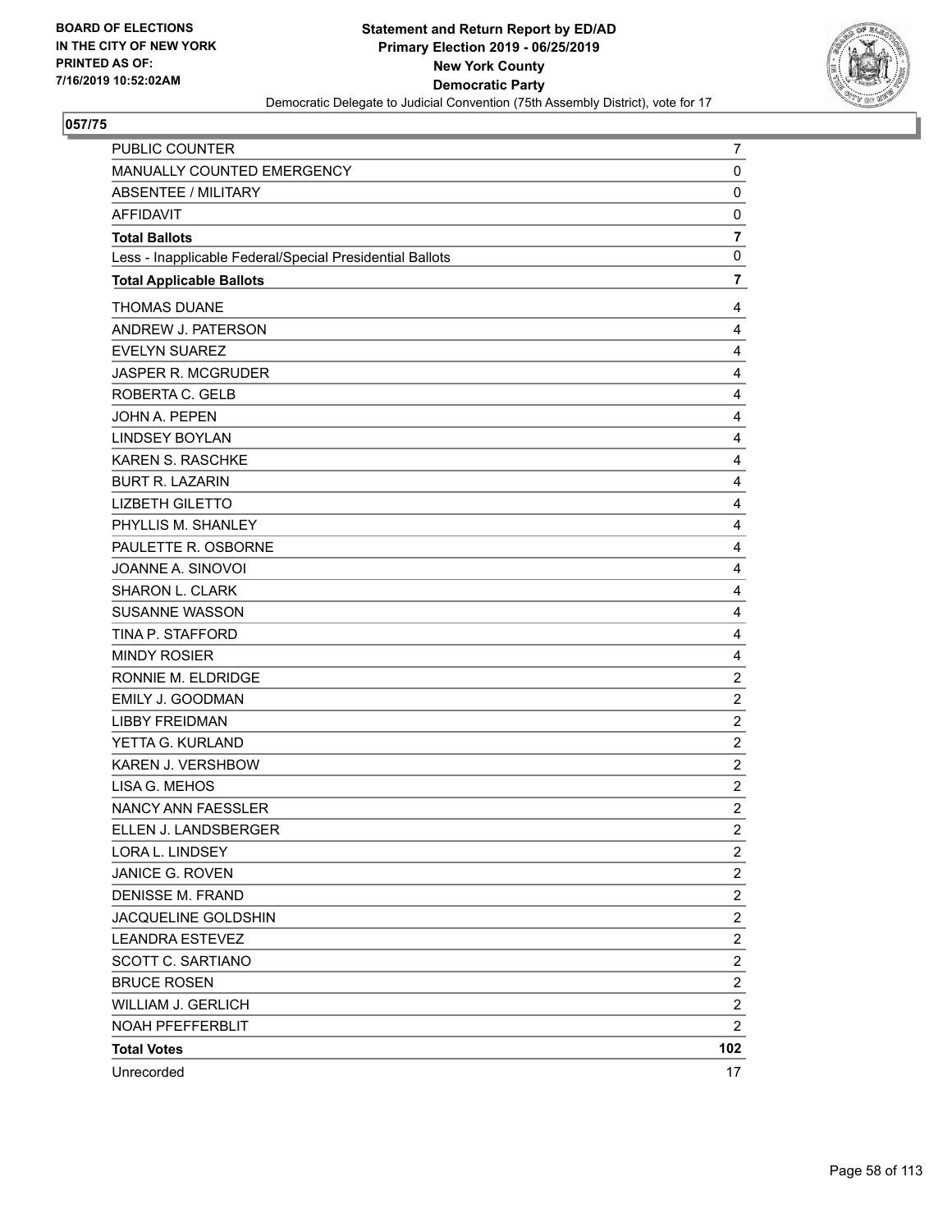BOARD OF ELECTIONS
IN THE CITY OF NEW YORK
PRINTED AS OF:
7/16/2019 10:52:02AM

**Statement and Return Report by ED/AD**
**Primary Election 2019 - 06/25/2019**
**New York County**
**Democratic Party**
Democratic Delegate to Judicial Convention (75th Assembly District), vote for 17

## 057/75

| | |
|---|---|
| PUBLIC COUNTER | 7 |
| MANUALLY COUNTED EMERGENCY | 0 |
| ABSENTEE / MILITARY | 0 |
| AFFIDAVIT | 0 |
| **Total Ballots** | **7** |
| Less - Inapplicable Federal/Special Presidential Ballots | 0 |
| **Total Applicable Ballots** | **7** |
| THOMAS DUANE | 4 |
| ANDREW J. PATERSON | 4 |
| EVELYN SUAREZ | 4 |
| JASPER R. MCGRUDER | 4 |
| ROBERTA C. GELB | 4 |
| JOHN A. PEPEN | 4 |
| LINDSEY BOYLAN | 4 |
| KAREN S. RASCHKE | 4 |
| BURT R. LAZARIN | 4 |
| LIZBETH GILETTO | 4 |
| PHYLLIS M. SHANLEY | 4 |
| PAULETTE R. OSBORNE | 4 |
| JOANNE A. SINOVOI | 4 |
| SHARON L. CLARK | 4 |
| SUSANNE WASSON | 4 |
| TINA P. STAFFORD | 4 |
| MINDY ROSIER | 4 |
| RONNIE M. ELDRIDGE | 2 |
| EMILY J. GOODMAN | 2 |
| LIBBY FREIDMAN | 2 |
| YETTA G. KURLAND | 2 |
| KAREN J. VERSHBOW | 2 |
| LISA G. MEHOS | 2 |
| NANCY ANN FAESSLER | 2 |
| ELLEN J. LANDSBERGER | 2 |
| LORA L. LINDSEY | 2 |
| JANICE G. ROVEN | 2 |
| DENISSE M. FRAND | 2 |
| JACQUELINE GOLDSHIN | 2 |
| LEANDRA ESTEVEZ | 2 |
| SCOTT C. SARTIANO | 2 |
| BRUCE ROSEN | 2 |
| WILLIAM J. GERLICH | 2 |
| NOAH PFEFFERBLIT | 2 |
| **Total Votes** | **102** |
| Unrecorded | 17 |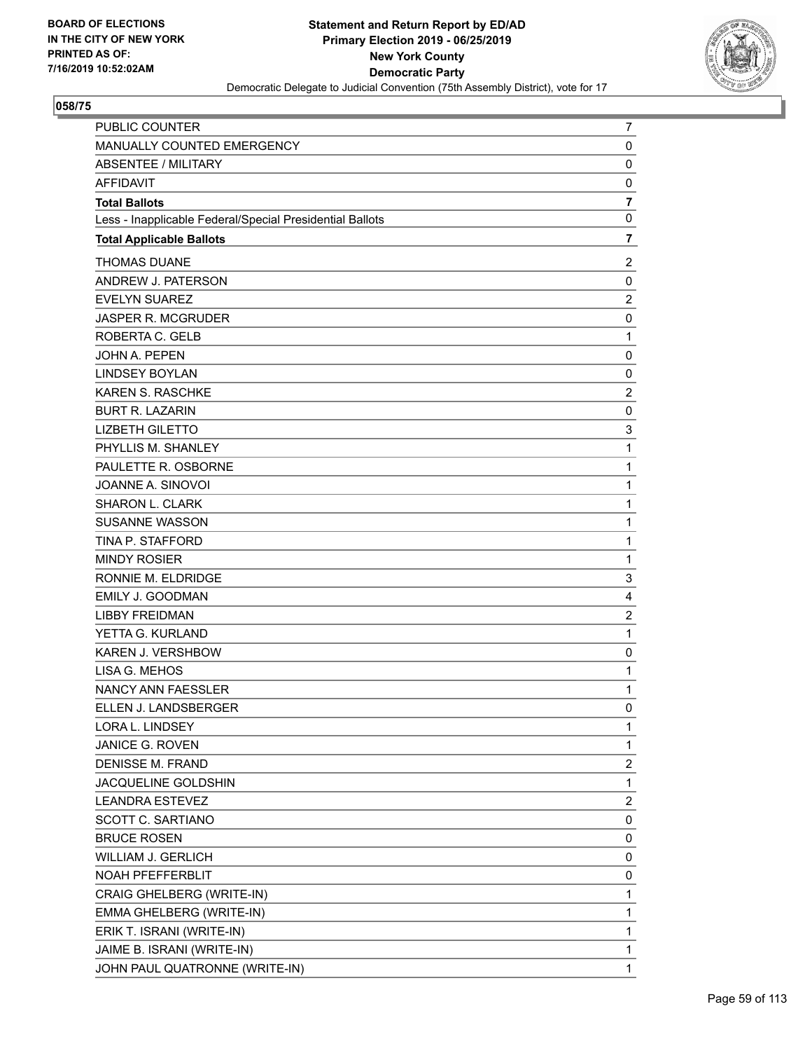BOARD OF ELECTIONS
IN THE CITY OF NEW YORK
PRINTED AS OF:
7/16/2019 10:52:02AM

**Statement and Return Report by ED/AD**
**Primary Election 2019 - 06/25/2019**
**New York County**
**Democratic Party**
Democratic Delegate to Judicial Convention (75th Assembly District), vote for 17

**058/75**

| | |
|---|---|
| PUBLIC COUNTER | 7 |
| MANUALLY COUNTED EMERGENCY | 0 |
| ABSENTEE / MILITARY | 0 |
| AFFIDAVIT | 0 |
| **Total Ballots** | **7** |
| Less - Inapplicable Federal/Special Presidential Ballots | 0 |
| **Total Applicable Ballots** | **7** |
| THOMAS DUANE | 2 |
| ANDREW J. PATERSON | 0 |
| EVELYN SUAREZ | 2 |
| JASPER R. MCGRUDER | 0 |
| ROBERTA C. GELB | 1 |
| JOHN A. PEPEN | 0 |
| LINDSEY BOYLAN | 0 |
| KAREN S. RASCHKE | 2 |
| BURT R. LAZARIN | 0 |
| LIZBETH GILETTO | 3 |
| PHYLLIS M. SHANLEY | 1 |
| PAULETTE R. OSBORNE | 1 |
| JOANNE A. SINOVOI | 1 |
| SHARON L. CLARK | 1 |
| SUSANNE WASSON | 1 |
| TINA P. STAFFORD | 1 |
| MINDY ROSIER | 1 |
| RONNIE M. ELDRIDGE | 3 |
| EMILY J. GOODMAN | 4 |
| LIBBY FREIDMAN | 2 |
| YETTA G. KURLAND | 1 |
| KAREN J. VERSHBOW | 0 |
| LISA G. MEHOS | 1 |
| NANCY ANN FAESSLER | 1 |
| ELLEN J. LANDSBERGER | 0 |
| LORA L. LINDSEY | 1 |
| JANICE G. ROVEN | 1 |
| DENISSE M. FRAND | 2 |
| JACQUELINE GOLDSHIN | 1 |
| LEANDRA ESTEVEZ | 2 |
| SCOTT C. SARTIANO | 0 |
| BRUCE ROSEN | 0 |
| WILLIAM J. GERLICH | 0 |
| NOAH PFEFFERBLIT | 0 |
| CRAIG GHELBERG (WRITE-IN) | 1 |
| EMMA GHELBERG (WRITE-IN) | 1 |
| ERIK T. ISRANI (WRITE-IN) | 1 |
| JAIME B. ISRANI (WRITE-IN) | 1 |
| JOHN PAUL QUATRONNE (WRITE-IN) | 1 |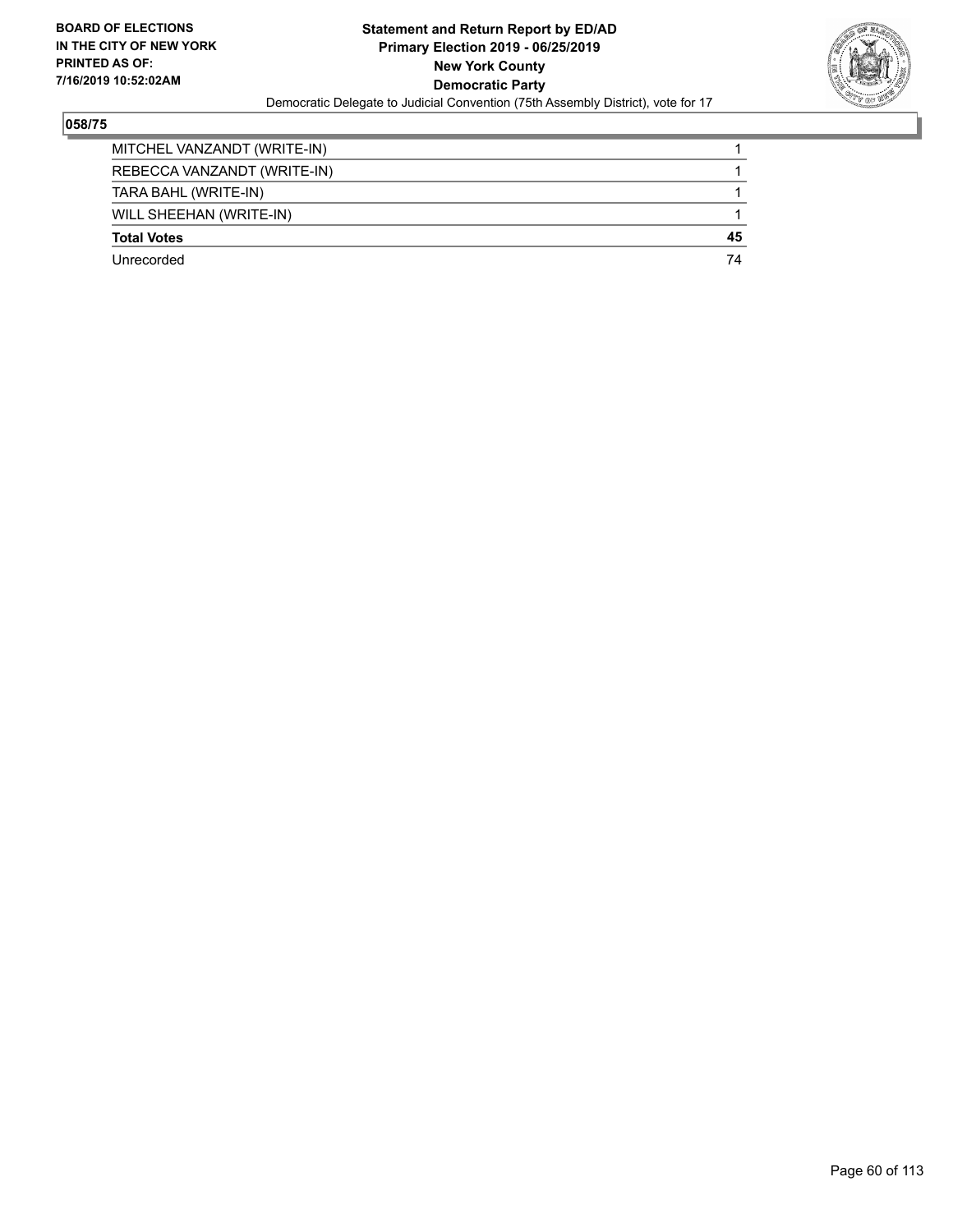**BOARD OF ELECTIONS IN THE CITY OF NEW YORK PRINTED AS OF: 7/16/2019 10:52:02AM**

**Statement and Return Report by ED/AD**
**Primary Election 2019 - 06/25/2019**
**New York County**
**Democratic Party**
Democratic Delegate to Judicial Convention (75th Assembly District), vote for 17

## 058/75

| | |
|---|---|
| MITCHEL VANZANDT (WRITE-IN) | 1 |
| REBECCA VANZANDT (WRITE-IN) | 1 |
| TARA BAHL (WRITE-IN) | 1 |
| WILL SHEEHAN (WRITE-IN) | 1 |
| **Total Votes** | **45** |
| Unrecorded | 74 |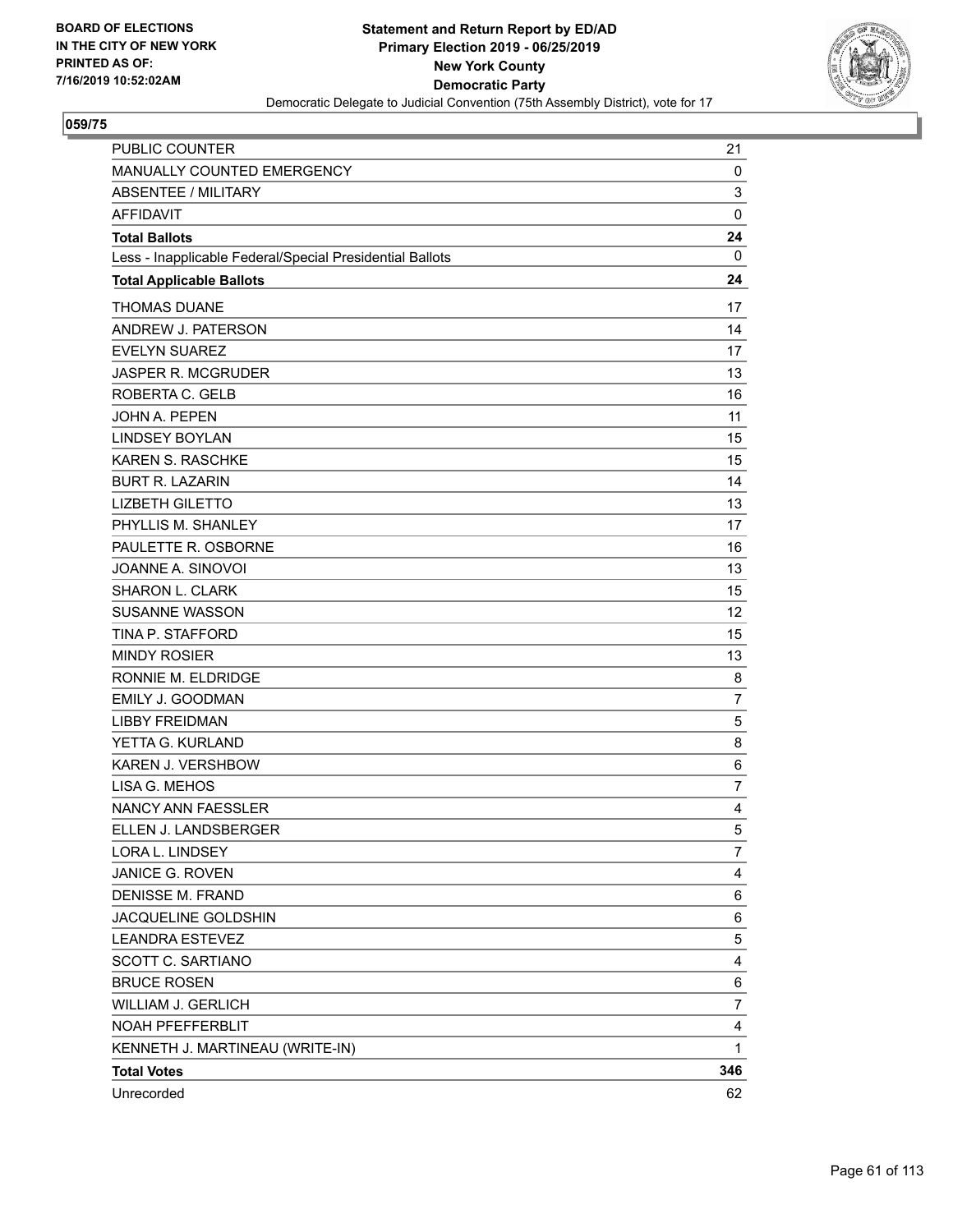BOARD OF ELECTIONS
IN THE CITY OF NEW YORK
PRINTED AS OF:
7/16/2019 10:52:02AM

**Statement and Return Report by ED/AD**
**Primary Election 2019 - 06/25/2019**
**New York County**
**Democratic Party**
Democratic Delegate to Judicial Convention (75th Assembly District), vote for 17

## 059/75

| | |
|---|---|
| PUBLIC COUNTER | 21 |
| MANUALLY COUNTED EMERGENCY | 0 |
| ABSENTEE / MILITARY | 3 |
| AFFIDAVIT | 0 |
| **Total Ballots** | **24** |
| Less - Inapplicable Federal/Special Presidential Ballots | 0 |
| **Total Applicable Ballots** | **24** |
| THOMAS DUANE | 17 |
| ANDREW J. PATERSON | 14 |
| EVELYN SUAREZ | 17 |
| JASPER R. MCGRUDER | 13 |
| ROBERTA C. GELB | 16 |
| JOHN A. PEPEN | 11 |
| LINDSEY BOYLAN | 15 |
| KAREN S. RASCHKE | 15 |
| BURT R. LAZARIN | 14 |
| LIZBETH GILETTO | 13 |
| PHYLLIS M. SHANLEY | 17 |
| PAULETTE R. OSBORNE | 16 |
| JOANNE A. SINOVOI | 13 |
| SHARON L. CLARK | 15 |
| SUSANNE WASSON | 12 |
| TINA P. STAFFORD | 15 |
| MINDY ROSIER | 13 |
| RONNIE M. ELDRIDGE | 8 |
| EMILY J. GOODMAN | 7 |
| LIBBY FREIDMAN | 5 |
| YETTA G. KURLAND | 8 |
| KAREN J. VERSHBOW | 6 |
| LISA G. MEHOS | 7 |
| NANCY ANN FAESSLER | 4 |
| ELLEN J. LANDSBERGER | 5 |
| LORA L. LINDSEY | 7 |
| JANICE G. ROVEN | 4 |
| DENISSE M. FRAND | 6 |
| JACQUELINE GOLDSHIN | 6 |
| LEANDRA ESTEVEZ | 5 |
| SCOTT C. SARTIANO | 4 |
| BRUCE ROSEN | 6 |
| WILLIAM J. GERLICH | 7 |
| NOAH PFEFFERBLIT | 4 |
| KENNETH J. MARTINEAU (WRITE-IN) | 1 |
| **Total Votes** | **346** |
| Unrecorded | 62 |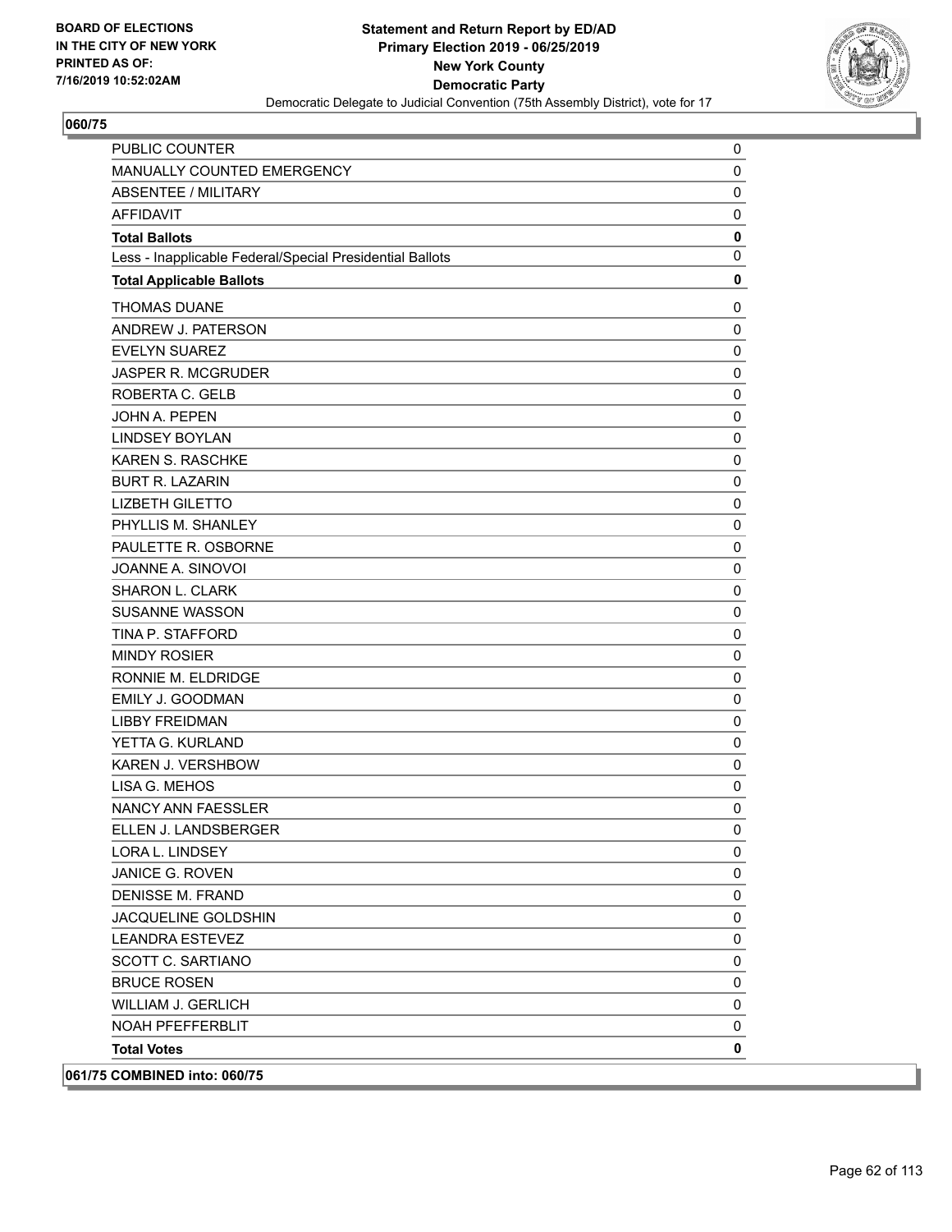**060/75**

| | |
|---|---|
| PUBLIC COUNTER | 0 |
| MANUALLY COUNTED EMERGENCY | 0 |
| ABSENTEE / MILITARY | 0 |
| AFFIDAVIT | 0 |
| **Total Ballots** | **0** |
| Less - Inapplicable Federal/Special Presidential Ballots | 0 |
| **Total Applicable Ballots** | **0** |
| THOMAS DUANE | 0 |
| ANDREW J. PATERSON | 0 |
| EVELYN SUAREZ | 0 |
| JASPER R. MCGRUDER | 0 |
| ROBERTA C. GELB | 0 |
| JOHN A. PEPEN | 0 |
| LINDSEY BOYLAN | 0 |
| KAREN S. RASCHKE | 0 |
| BURT R. LAZARIN | 0 |
| LIZBETH GILETTO | 0 |
| PHYLLIS M. SHANLEY | 0 |
| PAULETTE R. OSBORNE | 0 |
| JOANNE A. SINOVOI | 0 |
| SHARON L. CLARK | 0 |
| SUSANNE WASSON | 0 |
| TINA P. STAFFORD | 0 |
| MINDY ROSIER | 0 |
| RONNIE M. ELDRIDGE | 0 |
| EMILY J. GOODMAN | 0 |
| LIBBY FREIDMAN | 0 |
| YETTA G. KURLAND | 0 |
| KAREN J. VERSHBOW | 0 |
| LISA G. MEHOS | 0 |
| NANCY ANN FAESSLER | 0 |
| ELLEN J. LANDSBERGER | 0 |
| LORA L. LINDSEY | 0 |
| JANICE G. ROVEN | 0 |
| DENISSE M. FRAND | 0 |
| JACQUELINE GOLDSHIN | 0 |
| LEANDRA ESTEVEZ | 0 |
| SCOTT C. SARTIANO | 0 |
| BRUCE ROSEN | 0 |
| WILLIAM J. GERLICH | 0 |
| NOAH PFEFFERBLIT | 0 |
| **Total Votes** | **0** |

**061/75 COMBINED into: 060/75**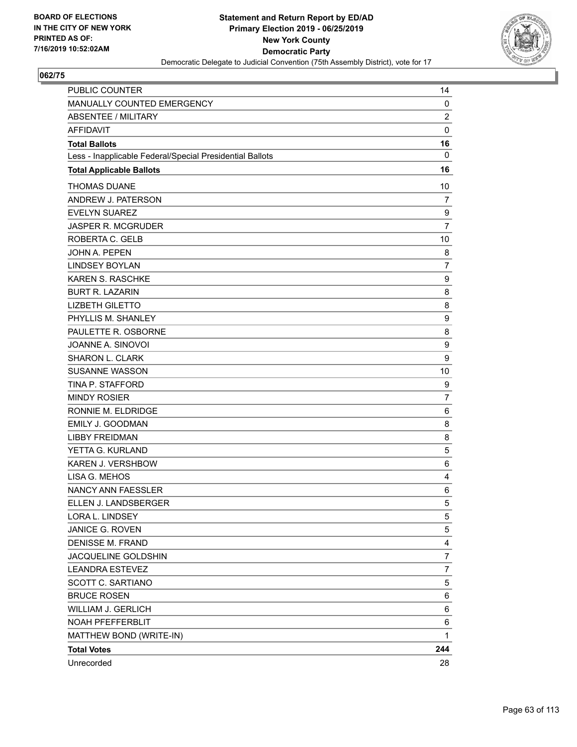BOARD OF ELECTIONS
IN THE CITY OF NEW YORK
PRINTED AS OF:
7/16/2019 10:52:02AM

**Statement and Return Report by ED/AD**
**Primary Election 2019 - 06/25/2019**
**New York County**
**Democratic Party**
Democratic Delegate to Judicial Convention (75th Assembly District), vote for 17

## 062/75

| | |
|---|---|
| PUBLIC COUNTER | 14 |
| MANUALLY COUNTED EMERGENCY | 0 |
| ABSENTEE / MILITARY | 2 |
| AFFIDAVIT | 0 |
| **Total Ballots** | **16** |
| Less - Inapplicable Federal/Special Presidential Ballots | 0 |
| **Total Applicable Ballots** | **16** |
| THOMAS DUANE | 10 |
| ANDREW J. PATERSON | 7 |
| EVELYN SUAREZ | 9 |
| JASPER R. MCGRUDER | 7 |
| ROBERTA C. GELB | 10 |
| JOHN A. PEPEN | 8 |
| LINDSEY BOYLAN | 7 |
| KAREN S. RASCHKE | 9 |
| BURT R. LAZARIN | 8 |
| LIZBETH GILETTO | 8 |
| PHYLLIS M. SHANLEY | 9 |
| PAULETTE R. OSBORNE | 8 |
| JOANNE A. SINOVOI | 9 |
| SHARON L. CLARK | 9 |
| SUSANNE WASSON | 10 |
| TINA P. STAFFORD | 9 |
| MINDY ROSIER | 7 |
| RONNIE M. ELDRIDGE | 6 |
| EMILY J. GOODMAN | 8 |
| LIBBY FREIDMAN | 8 |
| YETTA G. KURLAND | 5 |
| KAREN J. VERSHBOW | 6 |
| LISA G. MEHOS | 4 |
| NANCY ANN FAESSLER | 6 |
| ELLEN J. LANDSBERGER | 5 |
| LORA L. LINDSEY | 5 |
| JANICE G. ROVEN | 5 |
| DENISSE M. FRAND | 4 |
| JACQUELINE GOLDSHIN | 7 |
| LEANDRA ESTEVEZ | 7 |
| SCOTT C. SARTIANO | 5 |
| BRUCE ROSEN | 6 |
| WILLIAM J. GERLICH | 6 |
| NOAH PFEFFERBLIT | 6 |
| MATTHEW BOND (WRITE-IN) | 1 |
| **Total Votes** | **244** |
| Unrecorded | 28 |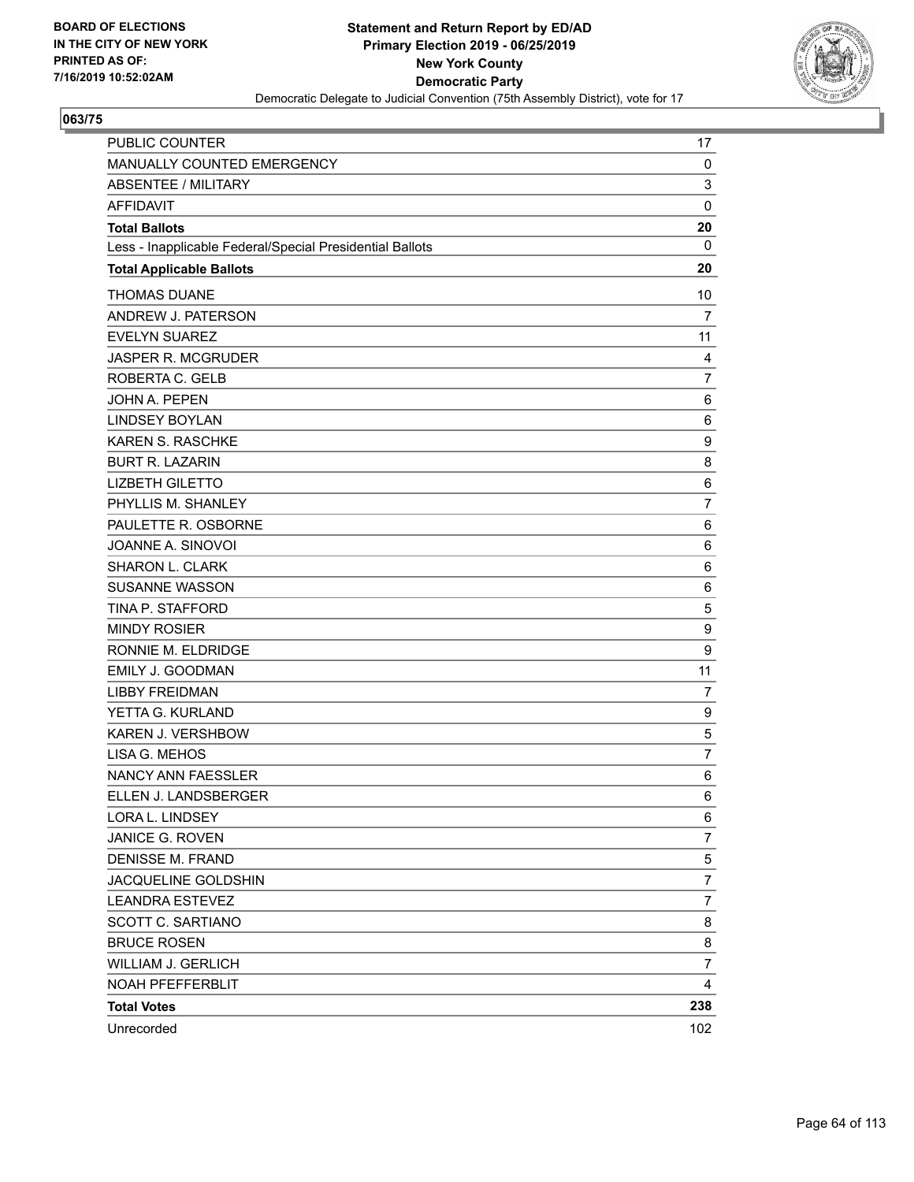BOARD OF ELECTIONS
IN THE CITY OF NEW YORK
PRINTED AS OF:
7/16/2019 10:52:02AM

**Statement and Return Report by ED/AD**
**Primary Election 2019 - 06/25/2019**
**New York County**
**Democratic Party**
Democratic Delegate to Judicial Convention (75th Assembly District), vote for 17

## 063/75

| | |
|---|---|
| PUBLIC COUNTER | 17 |
| MANUALLY COUNTED EMERGENCY | 0 |
| ABSENTEE / MILITARY | 3 |
| AFFIDAVIT | 0 |
| **Total Ballots** | **20** |
| Less - Inapplicable Federal/Special Presidential Ballots | 0 |
| **Total Applicable Ballots** | **20** |
| THOMAS DUANE | 10 |
| ANDREW J. PATERSON | 7 |
| EVELYN SUAREZ | 11 |
| JASPER R. MCGRUDER | 4 |
| ROBERTA C. GELB | 7 |
| JOHN A. PEPEN | 6 |
| LINDSEY BOYLAN | 6 |
| KAREN S. RASCHKE | 9 |
| BURT R. LAZARIN | 8 |
| LIZBETH GILETTO | 6 |
| PHYLLIS M. SHANLEY | 7 |
| PAULETTE R. OSBORNE | 6 |
| JOANNE A. SINOVOI | 6 |
| SHARON L. CLARK | 6 |
| SUSANNE WASSON | 6 |
| TINA P. STAFFORD | 5 |
| MINDY ROSIER | 9 |
| RONNIE M. ELDRIDGE | 9 |
| EMILY J. GOODMAN | 11 |
| LIBBY FREIDMAN | 7 |
| YETTA G. KURLAND | 9 |
| KAREN J. VERSHBOW | 5 |
| LISA G. MEHOS | 7 |
| NANCY ANN FAESSLER | 6 |
| ELLEN J. LANDSBERGER | 6 |
| LORA L. LINDSEY | 6 |
| JANICE G. ROVEN | 7 |
| DENISSE M. FRAND | 5 |
| JACQUELINE GOLDSHIN | 7 |
| LEANDRA ESTEVEZ | 7 |
| SCOTT C. SARTIANO | 8 |
| BRUCE ROSEN | 8 |
| WILLIAM J. GERLICH | 7 |
| NOAH PFEFFERBLIT | 4 |
| **Total Votes** | **238** |
| Unrecorded | 102 |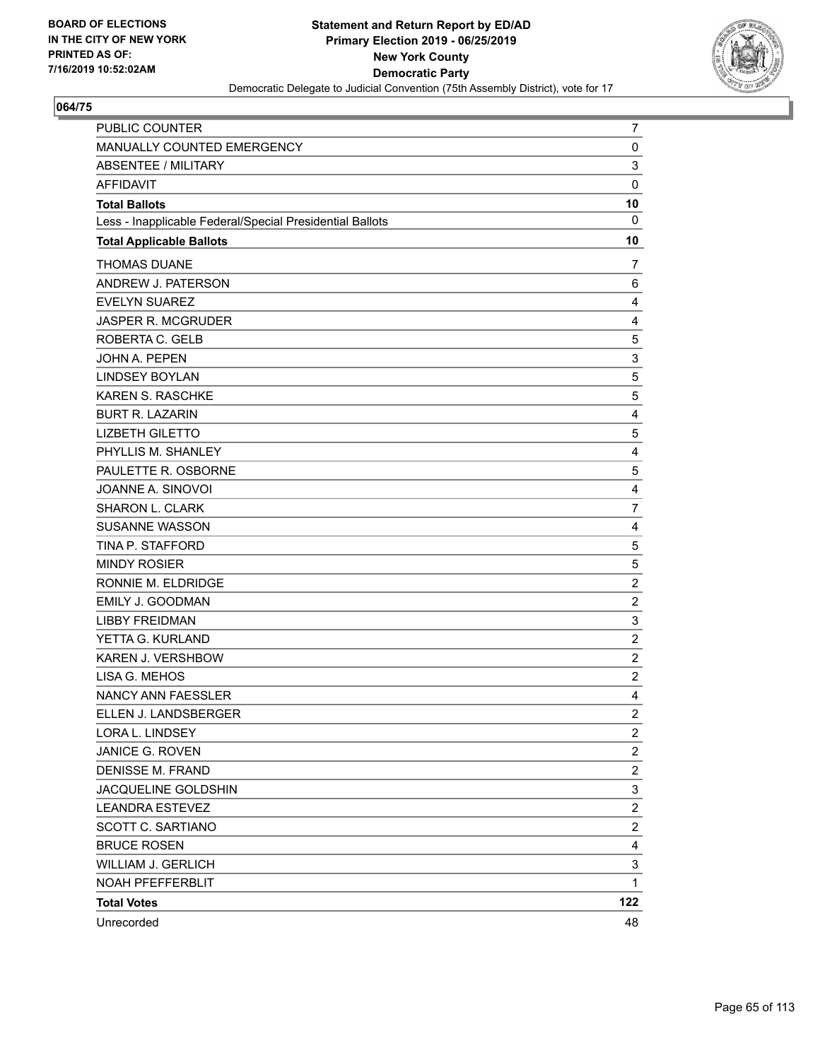**BOARD OF ELECTIONS IN THE CITY OF NEW YORK PRINTED AS OF: 7/16/2019 10:52:02AM**

**Statement and Return Report by ED/AD Primary Election 2019 - 06/25/2019 New York County Democratic Party**

Democratic Delegate to Judicial Convention (75th Assembly District), vote for 17

## 064/75

| | |
|---|---|
| PUBLIC COUNTER | 7 |
| MANUALLY COUNTED EMERGENCY | 0 |
| ABSENTEE / MILITARY | 3 |
| AFFIDAVIT | 0 |
| **Total Ballots** | **10** |
| Less - Inapplicable Federal/Special Presidential Ballots | 0 |
| **Total Applicable Ballots** | **10** |
| THOMAS DUANE | 7 |
| ANDREW J. PATERSON | 6 |
| EVELYN SUAREZ | 4 |
| JASPER R. MCGRUDER | 4 |
| ROBERTA C. GELB | 5 |
| JOHN A. PEPEN | 3 |
| LINDSEY BOYLAN | 5 |
| KAREN S. RASCHKE | 5 |
| BURT R. LAZARIN | 4 |
| LIZBETH GILETTO | 5 |
| PHYLLIS M. SHANLEY | 4 |
| PAULETTE R. OSBORNE | 5 |
| JOANNE A. SINOVOI | 4 |
| SHARON L. CLARK | 7 |
| SUSANNE WASSON | 4 |
| TINA P. STAFFORD | 5 |
| MINDY ROSIER | 5 |
| RONNIE M. ELDRIDGE | 2 |
| EMILY J. GOODMAN | 2 |
| LIBBY FREIDMAN | 3 |
| YETTA G. KURLAND | 2 |
| KAREN J. VERSHBOW | 2 |
| LISA G. MEHOS | 2 |
| NANCY ANN FAESSLER | 4 |
| ELLEN J. LANDSBERGER | 2 |
| LORA L. LINDSEY | 2 |
| JANICE G. ROVEN | 2 |
| DENISSE M. FRAND | 2 |
| JACQUELINE GOLDSHIN | 3 |
| LEANDRA ESTEVEZ | 2 |
| SCOTT C. SARTIANO | 2 |
| BRUCE ROSEN | 4 |
| WILLIAM J. GERLICH | 3 |
| NOAH PFEFFERBLIT | 1 |
| **Total Votes** | **122** |
| Unrecorded | 48 |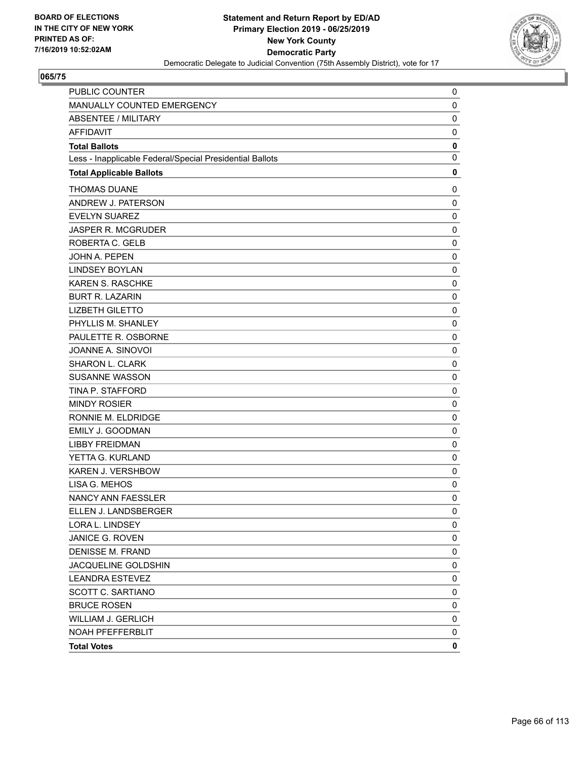BOARD OF ELECTIONS
IN THE CITY OF NEW YORK
PRINTED AS OF:
7/16/2019 10:52:02AM

**Statement and Return Report by ED/AD**
**Primary Election 2019 - 06/25/2019**
**New York County**
**Democratic Party**
Democratic Delegate to Judicial Convention (75th Assembly District), vote for 17

## 065/75

| | |
|---|---|
| PUBLIC COUNTER | 0 |
| MANUALLY COUNTED EMERGENCY | 0 |
| ABSENTEE / MILITARY | 0 |
| AFFIDAVIT | 0 |
| **Total Ballots** | **0** |
| Less - Inapplicable Federal/Special Presidential Ballots | 0 |
| **Total Applicable Ballots** | **0** |
| THOMAS DUANE | 0 |
| ANDREW J. PATERSON | 0 |
| EVELYN SUAREZ | 0 |
| JASPER R. MCGRUDER | 0 |
| ROBERTA C. GELB | 0 |
| JOHN A. PEPEN | 0 |
| LINDSEY BOYLAN | 0 |
| KAREN S. RASCHKE | 0 |
| BURT R. LAZARIN | 0 |
| LIZBETH GILETTO | 0 |
| PHYLLIS M. SHANLEY | 0 |
| PAULETTE R. OSBORNE | 0 |
| JOANNE A. SINOVOI | 0 |
| SHARON L. CLARK | 0 |
| SUSANNE WASSON | 0 |
| TINA P. STAFFORD | 0 |
| MINDY ROSIER | 0 |
| RONNIE M. ELDRIDGE | 0 |
| EMILY J. GOODMAN | 0 |
| LIBBY FREIDMAN | 0 |
| YETTA G. KURLAND | 0 |
| KAREN J. VERSHBOW | 0 |
| LISA G. MEHOS | 0 |
| NANCY ANN FAESSLER | 0 |
| ELLEN J. LANDSBERGER | 0 |
| LORA L. LINDSEY | 0 |
| JANICE G. ROVEN | 0 |
| DENISSE M. FRAND | 0 |
| JACQUELINE GOLDSHIN | 0 |
| LEANDRA ESTEVEZ | 0 |
| SCOTT C. SARTIANO | 0 |
| BRUCE ROSEN | 0 |
| WILLIAM J. GERLICH | 0 |
| NOAH PFEFFERBLIT | 0 |
| **Total Votes** | **0** |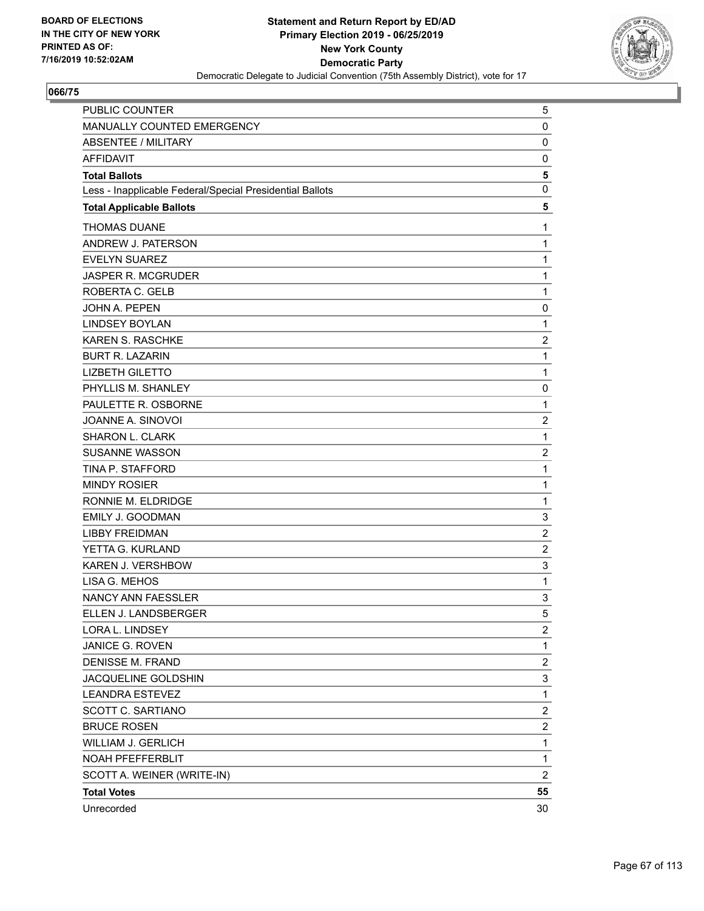**BOARD OF ELECTIONS IN THE CITY OF NEW YORK PRINTED AS OF: 7/16/2019 10:52:02AM**

**Statement and Return Report by ED/AD Primary Election 2019 - 06/25/2019 New York County Democratic Party**

Democratic Delegate to Judicial Convention (75th Assembly District), vote for 17

**066/75**

| | |
|---|---|
| PUBLIC COUNTER | 5 |
| MANUALLY COUNTED EMERGENCY | 0 |
| ABSENTEE / MILITARY | 0 |
| AFFIDAVIT | 0 |
| **Total Ballots** | **5** |
| Less - Inapplicable Federal/Special Presidential Ballots | 0 |
| **Total Applicable Ballots** | **5** |
| THOMAS DUANE | 1 |
| ANDREW J. PATERSON | 1 |
| EVELYN SUAREZ | 1 |
| JASPER R. MCGRUDER | 1 |
| ROBERTA C. GELB | 1 |
| JOHN A. PEPEN | 0 |
| LINDSEY BOYLAN | 1 |
| KAREN S. RASCHKE | 2 |
| BURT R. LAZARIN | 1 |
| LIZBETH GILETTO | 1 |
| PHYLLIS M. SHANLEY | 0 |
| PAULETTE R. OSBORNE | 1 |
| JOANNE A. SINOVOI | 2 |
| SHARON L. CLARK | 1 |
| SUSANNE WASSON | 2 |
| TINA P. STAFFORD | 1 |
| MINDY ROSIER | 1 |
| RONNIE M. ELDRIDGE | 1 |
| EMILY J. GOODMAN | 3 |
| LIBBY FREIDMAN | 2 |
| YETTA G. KURLAND | 2 |
| KAREN J. VERSHBOW | 3 |
| LISA G. MEHOS | 1 |
| NANCY ANN FAESSLER | 3 |
| ELLEN J. LANDSBERGER | 5 |
| LORA L. LINDSEY | 2 |
| JANICE G. ROVEN | 1 |
| DENISSE M. FRAND | 2 |
| JACQUELINE GOLDSHIN | 3 |
| LEANDRA ESTEVEZ | 1 |
| SCOTT C. SARTIANO | 2 |
| BRUCE ROSEN | 2 |
| WILLIAM J. GERLICH | 1 |
| NOAH PFEFFERBLIT | 1 |
| SCOTT A. WEINER (WRITE-IN) | 2 |
| **Total Votes** | **55** |
| Unrecorded | 30 |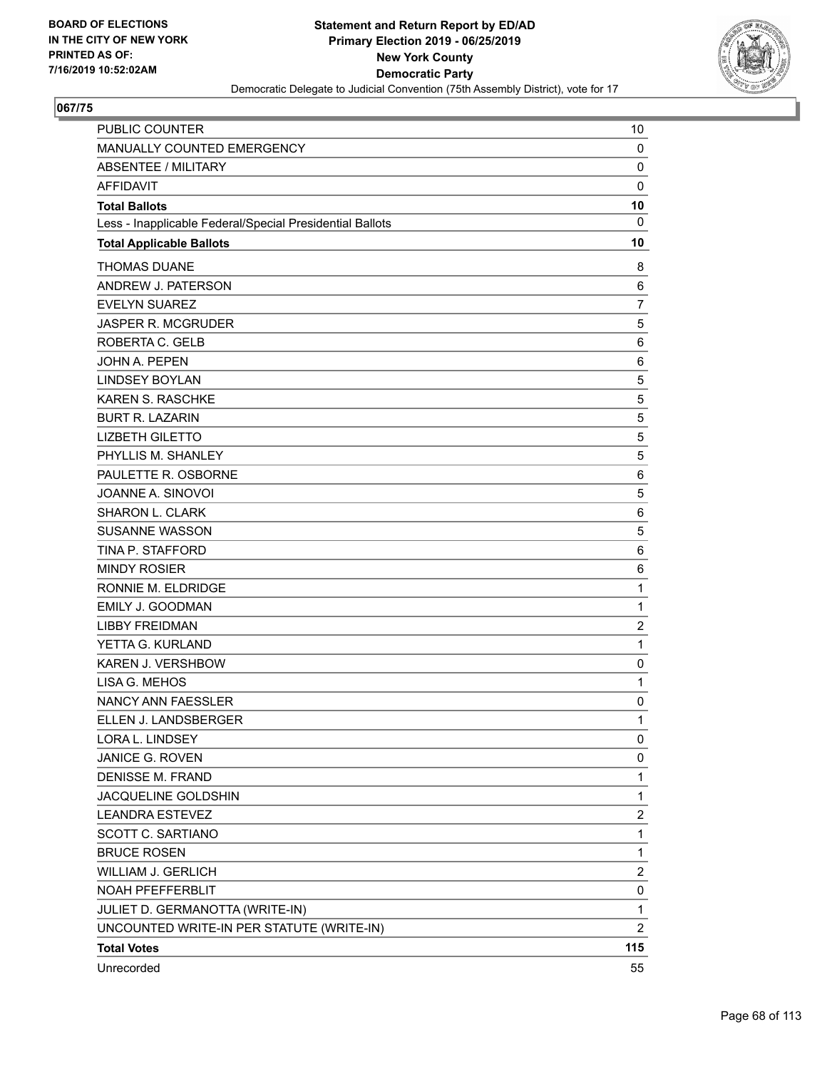**BOARD OF ELECTIONS IN THE CITY OF NEW YORK PRINTED AS OF: 7/16/2019 10:52:02AM**

**Statement and Return Report by ED/AD**
**Primary Election 2019 - 06/25/2019**
**New York County**
**Democratic Party**
Democratic Delegate to Judicial Convention (75th Assembly District), vote for 17

**067/75**

| | |
|---|---|
| PUBLIC COUNTER | 10 |
| MANUALLY COUNTED EMERGENCY | 0 |
| ABSENTEE / MILITARY | 0 |
| AFFIDAVIT | 0 |
| **Total Ballots** | **10** |
| Less - Inapplicable Federal/Special Presidential Ballots | 0 |
| **Total Applicable Ballots** | **10** |
| THOMAS DUANE | 8 |
| ANDREW J. PATERSON | 6 |
| EVELYN SUAREZ | 7 |
| JASPER R. MCGRUDER | 5 |
| ROBERTA C. GELB | 6 |
| JOHN A. PEPEN | 6 |
| LINDSEY BOYLAN | 5 |
| KAREN S. RASCHKE | 5 |
| BURT R. LAZARIN | 5 |
| LIZBETH GILETTO | 5 |
| PHYLLIS M. SHANLEY | 5 |
| PAULETTE R. OSBORNE | 6 |
| JOANNE A. SINOVOI | 5 |
| SHARON L. CLARK | 6 |
| SUSANNE WASSON | 5 |
| TINA P. STAFFORD | 6 |
| MINDY ROSIER | 6 |
| RONNIE M. ELDRIDGE | 1 |
| EMILY J. GOODMAN | 1 |
| LIBBY FREIDMAN | 2 |
| YETTA G. KURLAND | 1 |
| KAREN J. VERSHBOW | 0 |
| LISA G. MEHOS | 1 |
| NANCY ANN FAESSLER | 0 |
| ELLEN J. LANDSBERGER | 1 |
| LORA L. LINDSEY | 0 |
| JANICE G. ROVEN | 0 |
| DENISSE M. FRAND | 1 |
| JACQUELINE GOLDSHIN | 1 |
| LEANDRA ESTEVEZ | 2 |
| SCOTT C. SARTIANO | 1 |
| BRUCE ROSEN | 1 |
| WILLIAM J. GERLICH | 2 |
| NOAH PFEFFERBLIT | 0 |
| JULIET D. GERMANOTTA (WRITE-IN) | 1 |
| UNCOUNTED WRITE-IN PER STATUTE (WRITE-IN) | 2 |
| **Total Votes** | **115** |
| Unrecorded | 55 |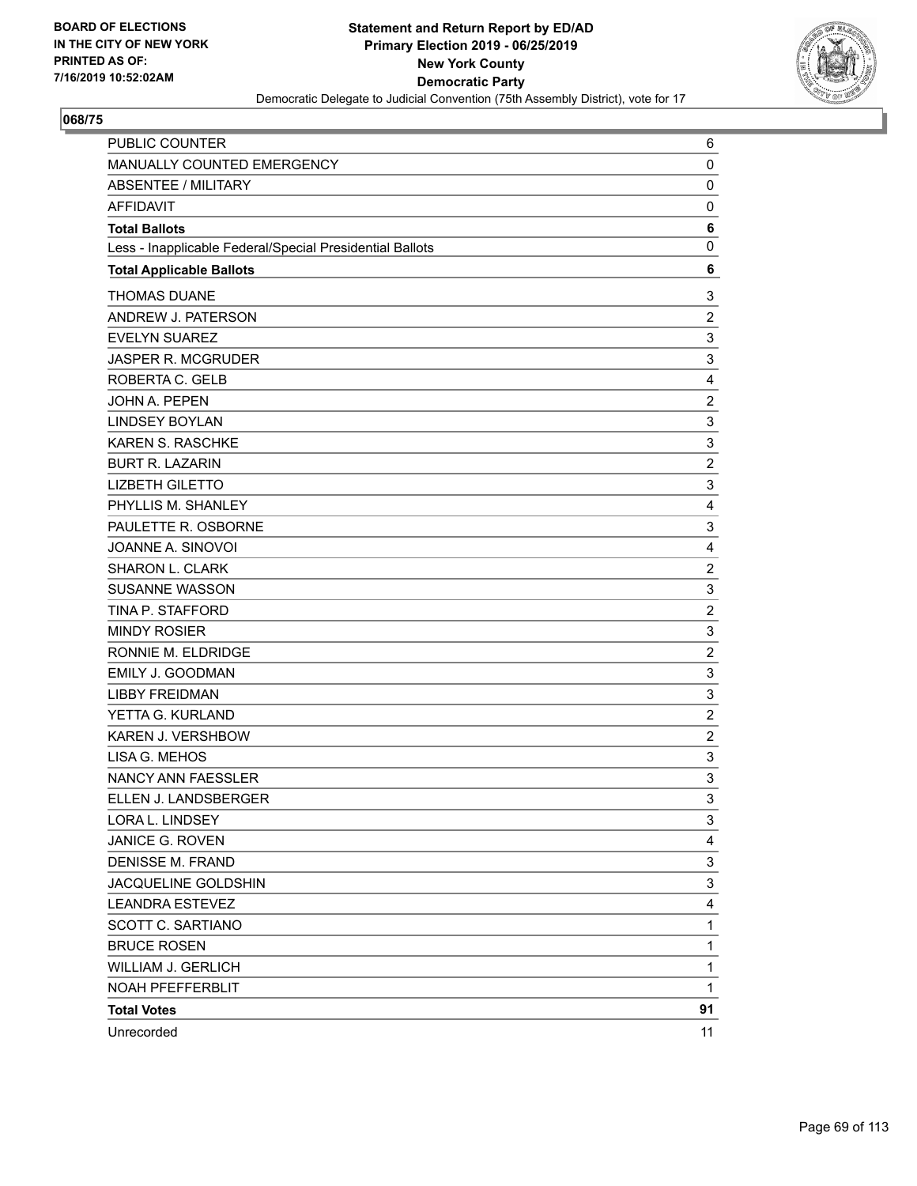BOARD OF ELECTIONS
IN THE CITY OF NEW YORK
PRINTED AS OF:
7/16/2019 10:52:02AM

**Statement and Return Report by ED/AD**
**Primary Election 2019 - 06/25/2019**
**New York County**
**Democratic Party**
Democratic Delegate to Judicial Convention (75th Assembly District), vote for 17

**068/75**

| | |
|---|---|
| PUBLIC COUNTER | 6 |
| MANUALLY COUNTED EMERGENCY | 0 |
| ABSENTEE / MILITARY | 0 |
| AFFIDAVIT | 0 |
| **Total Ballots** | **6** |
| Less - Inapplicable Federal/Special Presidential Ballots | 0 |
| **Total Applicable Ballots** | **6** |
| THOMAS DUANE | 3 |
| ANDREW J. PATERSON | 2 |
| EVELYN SUAREZ | 3 |
| JASPER R. MCGRUDER | 3 |
| ROBERTA C. GELB | 4 |
| JOHN A. PEPEN | 2 |
| LINDSEY BOYLAN | 3 |
| KAREN S. RASCHKE | 3 |
| BURT R. LAZARIN | 2 |
| LIZBETH GILETTO | 3 |
| PHYLLIS M. SHANLEY | 4 |
| PAULETTE R. OSBORNE | 3 |
| JOANNE A. SINOVOI | 4 |
| SHARON L. CLARK | 2 |
| SUSANNE WASSON | 3 |
| TINA P. STAFFORD | 2 |
| MINDY ROSIER | 3 |
| RONNIE M. ELDRIDGE | 2 |
| EMILY J. GOODMAN | 3 |
| LIBBY FREIDMAN | 3 |
| YETTA G. KURLAND | 2 |
| KAREN J. VERSHBOW | 2 |
| LISA G. MEHOS | 3 |
| NANCY ANN FAESSLER | 3 |
| ELLEN J. LANDSBERGER | 3 |
| LORA L. LINDSEY | 3 |
| JANICE G. ROVEN | 4 |
| DENISSE M. FRAND | 3 |
| JACQUELINE GOLDSHIN | 3 |
| LEANDRA ESTEVEZ | 4 |
| SCOTT C. SARTIANO | 1 |
| BRUCE ROSEN | 1 |
| WILLIAM J. GERLICH | 1 |
| NOAH PFEFFERBLIT | 1 |
| **Total Votes** | **91** |
| Unrecorded | 11 |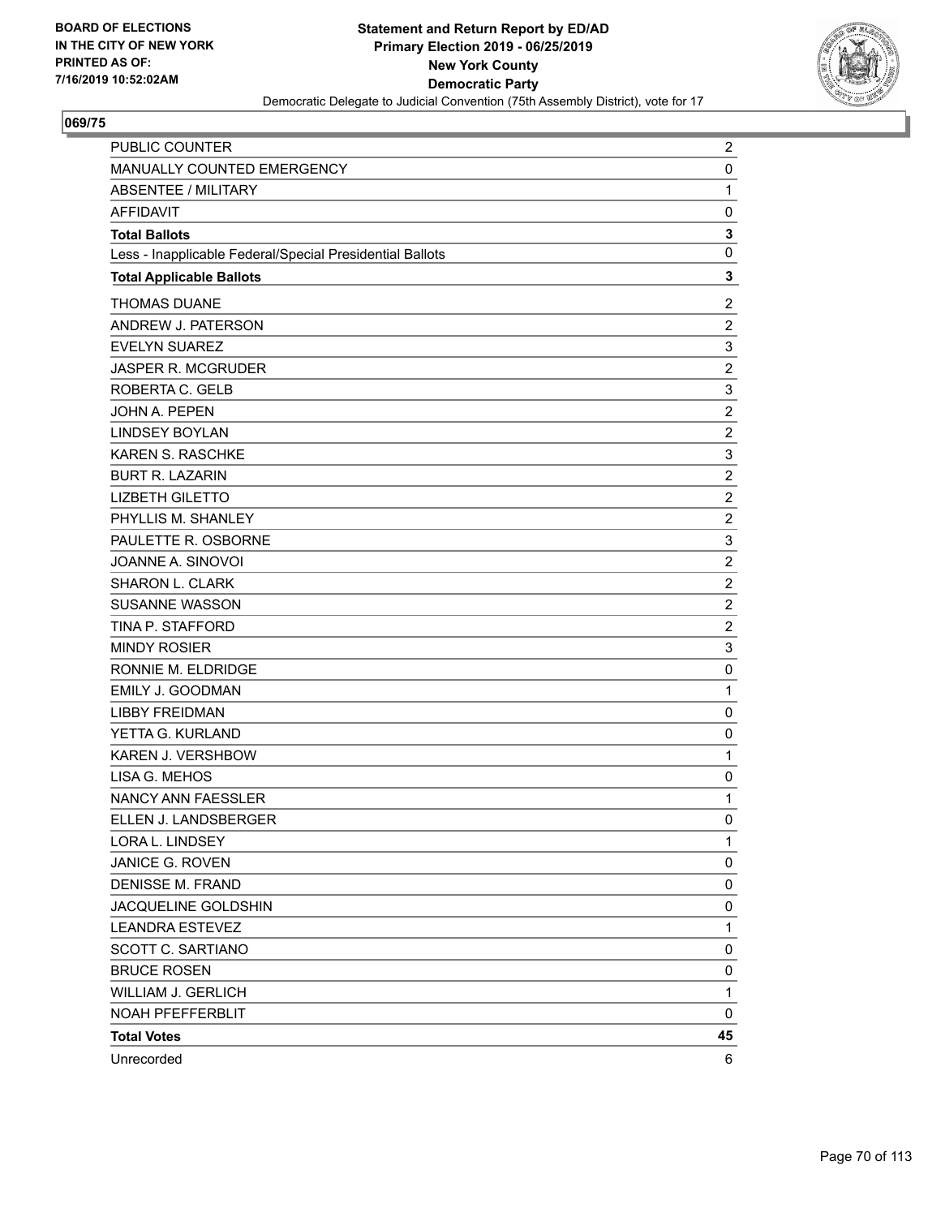BOARD OF ELECTIONS
IN THE CITY OF NEW YORK
PRINTED AS OF:
7/16/2019 10:52:02AM

**Statement and Return Report by ED/AD**
**Primary Election 2019 - 06/25/2019**
**New York County**
**Democratic Party**
Democratic Delegate to Judicial Convention (75th Assembly District), vote for 17

**069/75**

| | |
|---|---|
| PUBLIC COUNTER | 2 |
| MANUALLY COUNTED EMERGENCY | 0 |
| ABSENTEE / MILITARY | 1 |
| AFFIDAVIT | 0 |
| **Total Ballots** | **3** |
| Less - Inapplicable Federal/Special Presidential Ballots | 0 |
| **Total Applicable Ballots** | **3** |
| THOMAS DUANE | 2 |
| ANDREW J. PATERSON | 2 |
| EVELYN SUAREZ | 3 |
| JASPER R. MCGRUDER | 2 |
| ROBERTA C. GELB | 3 |
| JOHN A. PEPEN | 2 |
| LINDSEY BOYLAN | 2 |
| KAREN S. RASCHKE | 3 |
| BURT R. LAZARIN | 2 |
| LIZBETH GILETTO | 2 |
| PHYLLIS M. SHANLEY | 2 |
| PAULETTE R. OSBORNE | 3 |
| JOANNE A. SINOVOI | 2 |
| SHARON L. CLARK | 2 |
| SUSANNE WASSON | 2 |
| TINA P. STAFFORD | 2 |
| MINDY ROSIER | 3 |
| RONNIE M. ELDRIDGE | 0 |
| EMILY J. GOODMAN | 1 |
| LIBBY FREIDMAN | 0 |
| YETTA G. KURLAND | 0 |
| KAREN J. VERSHBOW | 1 |
| LISA G. MEHOS | 0 |
| NANCY ANN FAESSLER | 1 |
| ELLEN J. LANDSBERGER | 0 |
| LORA L. LINDSEY | 1 |
| JANICE G. ROVEN | 0 |
| DENISSE M. FRAND | 0 |
| JACQUELINE GOLDSHIN | 0 |
| LEANDRA ESTEVEZ | 1 |
| SCOTT C. SARTIANO | 0 |
| BRUCE ROSEN | 0 |
| WILLIAM J. GERLICH | 1 |
| NOAH PFEFFERBLIT | 0 |
| **Total Votes** | **45** |
| Unrecorded | 6 |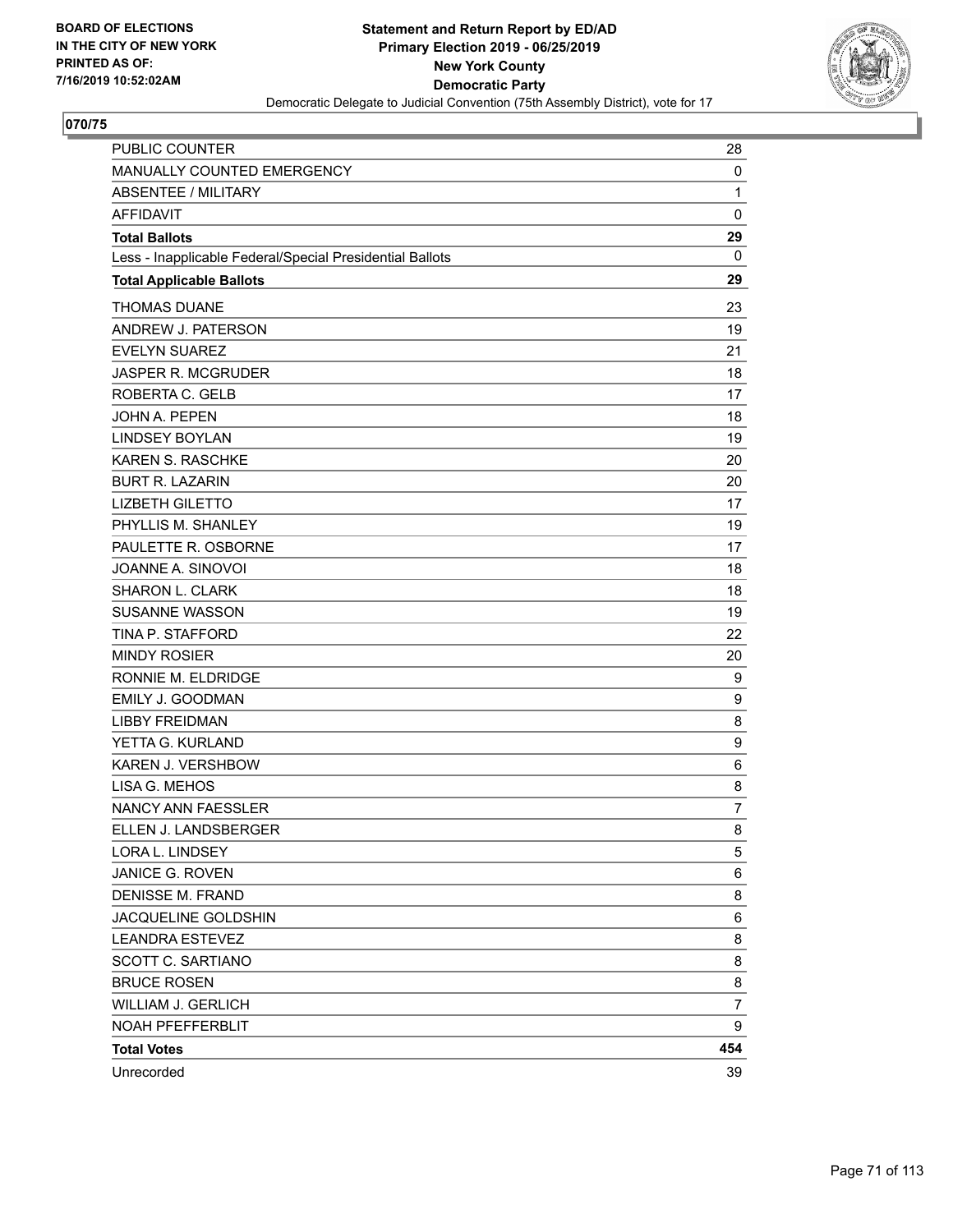BOARD OF ELECTIONS
IN THE CITY OF NEW YORK
PRINTED AS OF:
7/16/2019 10:52:02AM

**Statement and Return Report by ED/AD**
**Primary Election 2019 - 06/25/2019**
**New York County**
**Democratic Party**
Democratic Delegate to Judicial Convention (75th Assembly District), vote for 17

## 070/75

| | |
|---|---|
| PUBLIC COUNTER | 28 |
| MANUALLY COUNTED EMERGENCY | 0 |
| ABSENTEE / MILITARY | 1 |
| AFFIDAVIT | 0 |
| **Total Ballots** | **29** |
| Less - Inapplicable Federal/Special Presidential Ballots | 0 |
| **Total Applicable Ballots** | **29** |
| THOMAS DUANE | 23 |
| ANDREW J. PATERSON | 19 |
| EVELYN SUAREZ | 21 |
| JASPER R. MCGRUDER | 18 |
| ROBERTA C. GELB | 17 |
| JOHN A. PEPEN | 18 |
| LINDSEY BOYLAN | 19 |
| KAREN S. RASCHKE | 20 |
| BURT R. LAZARIN | 20 |
| LIZBETH GILETTO | 17 |
| PHYLLIS M. SHANLEY | 19 |
| PAULETTE R. OSBORNE | 17 |
| JOANNE A. SINOVOI | 18 |
| SHARON L. CLARK | 18 |
| SUSANNE WASSON | 19 |
| TINA P. STAFFORD | 22 |
| MINDY ROSIER | 20 |
| RONNIE M. ELDRIDGE | 9 |
| EMILY J. GOODMAN | 9 |
| LIBBY FREIDMAN | 8 |
| YETTA G. KURLAND | 9 |
| KAREN J. VERSHBOW | 6 |
| LISA G. MEHOS | 8 |
| NANCY ANN FAESSLER | 7 |
| ELLEN J. LANDSBERGER | 8 |
| LORA L. LINDSEY | 5 |
| JANICE G. ROVEN | 6 |
| DENISSE M. FRAND | 8 |
| JACQUELINE GOLDSHIN | 6 |
| LEANDRA ESTEVEZ | 8 |
| SCOTT C. SARTIANO | 8 |
| BRUCE ROSEN | 8 |
| WILLIAM J. GERLICH | 7 |
| NOAH PFEFFERBLIT | 9 |
| **Total Votes** | **454** |
| Unrecorded | 39 |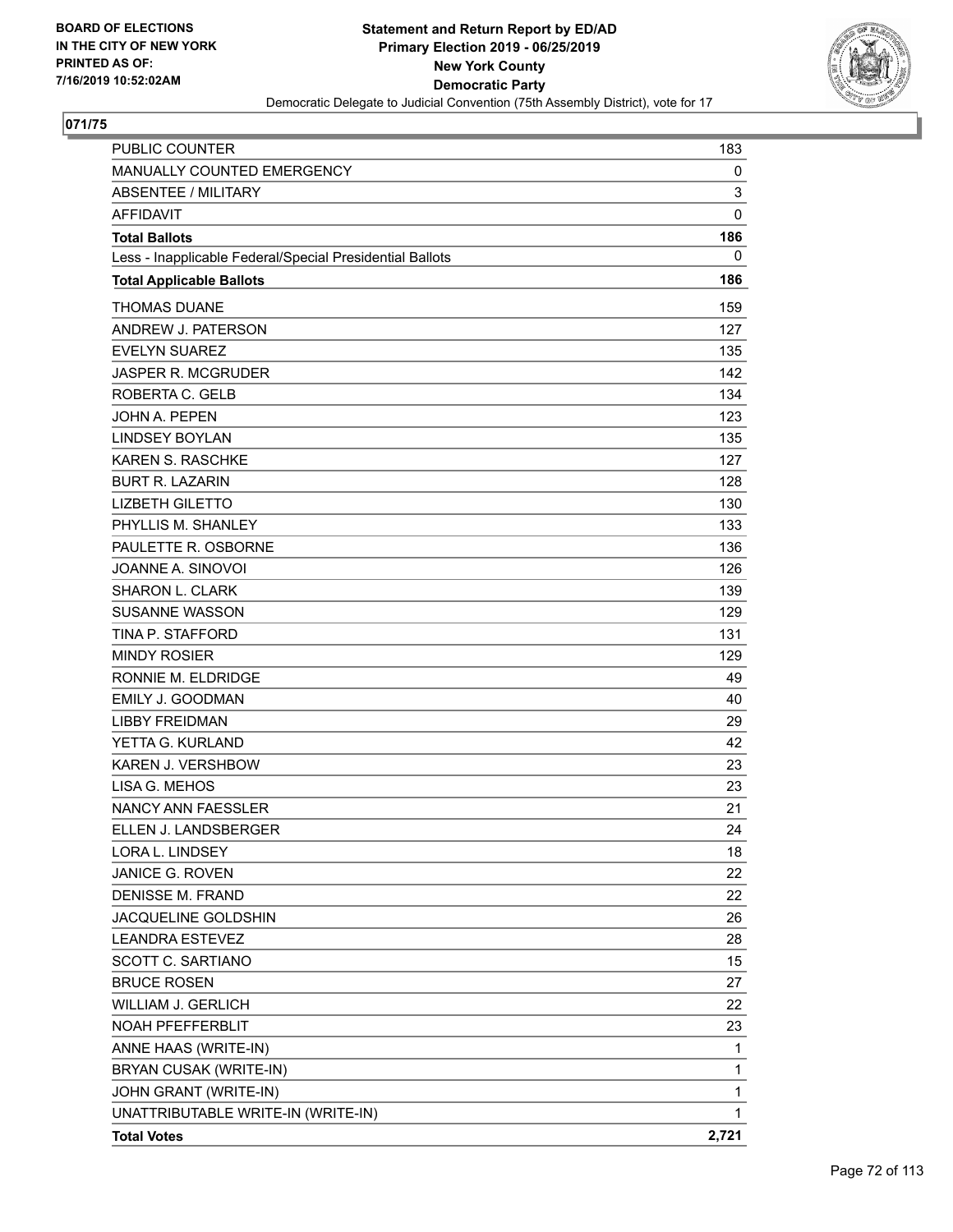**BOARD OF ELECTIONS IN THE CITY OF NEW YORK**
**PRINTED AS OF: 7/16/2019 10:52:02AM**

**Statement and Return Report by ED/AD**
**Primary Election 2019 - 06/25/2019**
**New York County**
**Democratic Party**
Democratic Delegate to Judicial Convention (75th Assembly District), vote for 17

**071/75**

| | |
|---|---|
| PUBLIC COUNTER | 183 |
| MANUALLY COUNTED EMERGENCY | 0 |
| ABSENTEE / MILITARY | 3 |
| AFFIDAVIT | 0 |
| **Total Ballots** | **186** |
| Less - Inapplicable Federal/Special Presidential Ballots | 0 |
| **Total Applicable Ballots** | **186** |
| THOMAS DUANE | 159 |
| ANDREW J. PATERSON | 127 |
| EVELYN SUAREZ | 135 |
| JASPER R. MCGRUDER | 142 |
| ROBERTA C. GELB | 134 |
| JOHN A. PEPEN | 123 |
| LINDSEY BOYLAN | 135 |
| KAREN S. RASCHKE | 127 |
| BURT R. LAZARIN | 128 |
| LIZBETH GILETTO | 130 |
| PHYLLIS M. SHANLEY | 133 |
| PAULETTE R. OSBORNE | 136 |
| JOANNE A. SINOVOI | 126 |
| SHARON L. CLARK | 139 |
| SUSANNE WASSON | 129 |
| TINA P. STAFFORD | 131 |
| MINDY ROSIER | 129 |
| RONNIE M. ELDRIDGE | 49 |
| EMILY J. GOODMAN | 40 |
| LIBBY FREIDMAN | 29 |
| YETTA G. KURLAND | 42 |
| KAREN J. VERSHBOW | 23 |
| LISA G. MEHOS | 23 |
| NANCY ANN FAESSLER | 21 |
| ELLEN J. LANDSBERGER | 24 |
| LORA L. LINDSEY | 18 |
| JANICE G. ROVEN | 22 |
| DENISSE M. FRAND | 22 |
| JACQUELINE GOLDSHIN | 26 |
| LEANDRA ESTEVEZ | 28 |
| SCOTT C. SARTIANO | 15 |
| BRUCE ROSEN | 27 |
| WILLIAM J. GERLICH | 22 |
| NOAH PFEFFERBLIT | 23 |
| ANNE HAAS (WRITE-IN) | 1 |
| BRYAN CUSAK (WRITE-IN) | 1 |
| JOHN GRANT (WRITE-IN) | 1 |
| UNATTRIBUTABLE WRITE-IN (WRITE-IN) | 1 |
| **Total Votes** | **2,721** |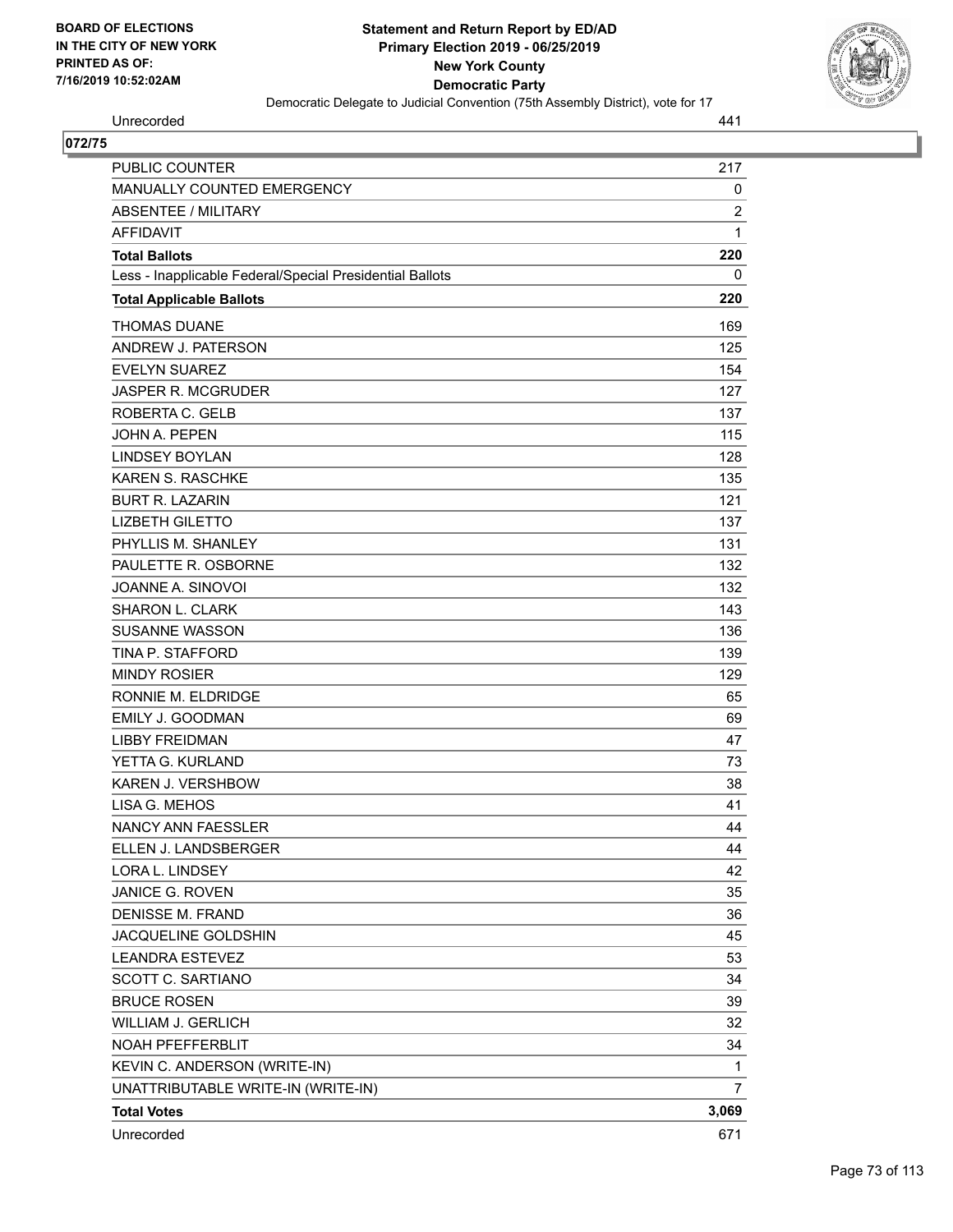**Statement and Return Report by ED/AD**
**Primary Election 2019 - 06/25/2019**
**New York County**
**Democratic Party**
Democratic Delegate to Judicial Convention (75th Assembly District), vote for 17

BOARD OF ELECTIONS IN THE CITY OF NEW YORK PRINTED AS OF: 7/16/2019 10:52:02AM

| Unrecorded | 441 |
|---|---|

**072/75**

| | |
|---|---|
| PUBLIC COUNTER | 217 |
| MANUALLY COUNTED EMERGENCY | 0 |
| ABSENTEE / MILITARY | 2 |
| AFFIDAVIT | 1 |
| **Total Ballots** | **220** |
| Less - Inapplicable Federal/Special Presidential Ballots | 0 |
| **Total Applicable Ballots** | **220** |
| THOMAS DUANE | 169 |
| ANDREW J. PATERSON | 125 |
| EVELYN SUAREZ | 154 |
| JASPER R. MCGRUDER | 127 |
| ROBERTA C. GELB | 137 |
| JOHN A. PEPEN | 115 |
| LINDSEY BOYLAN | 128 |
| KAREN S. RASCHKE | 135 |
| BURT R. LAZARIN | 121 |
| LIZBETH GILETTO | 137 |
| PHYLLIS M. SHANLEY | 131 |
| PAULETTE R. OSBORNE | 132 |
| JOANNE A. SINOVOI | 132 |
| SHARON L. CLARK | 143 |
| SUSANNE WASSON | 136 |
| TINA P. STAFFORD | 139 |
| MINDY ROSIER | 129 |
| RONNIE M. ELDRIDGE | 65 |
| EMILY J. GOODMAN | 69 |
| LIBBY FREIDMAN | 47 |
| YETTA G. KURLAND | 73 |
| KAREN J. VERSHBOW | 38 |
| LISA G. MEHOS | 41 |
| NANCY ANN FAESSLER | 44 |
| ELLEN J. LANDSBERGER | 44 |
| LORA L. LINDSEY | 42 |
| JANICE G. ROVEN | 35 |
| DENISSE M. FRAND | 36 |
| JACQUELINE GOLDSHIN | 45 |
| LEANDRA ESTEVEZ | 53 |
| SCOTT C. SARTIANO | 34 |
| BRUCE ROSEN | 39 |
| WILLIAM J. GERLICH | 32 |
| NOAH PFEFFERBLIT | 34 |
| KEVIN C. ANDERSON (WRITE-IN) | 1 |
| UNATTRIBUTABLE WRITE-IN (WRITE-IN) | 7 |
| **Total Votes** | **3,069** |
| Unrecorded | 671 |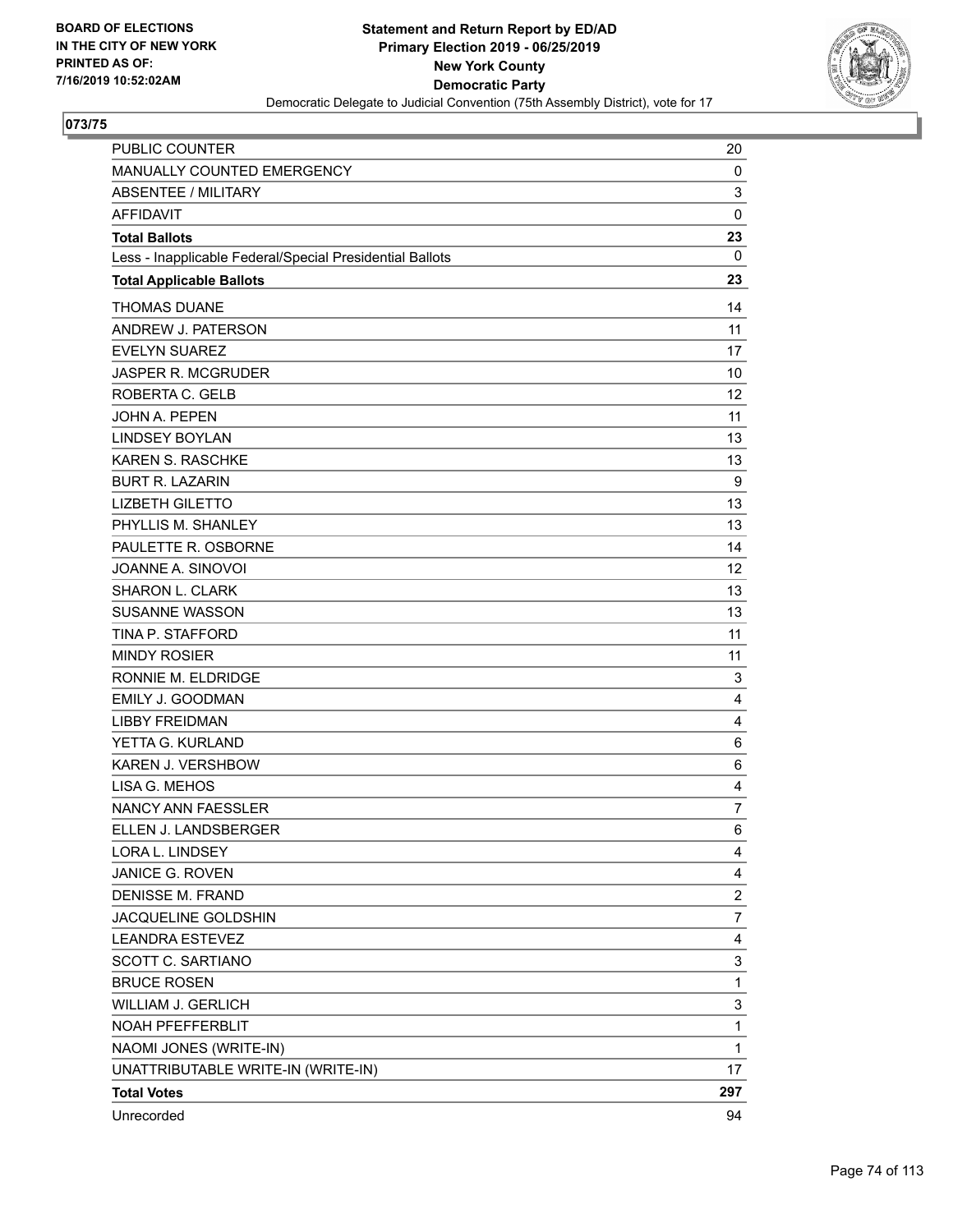BOARD OF ELECTIONS
IN THE CITY OF NEW YORK
PRINTED AS OF:
7/16/2019 10:52:02AM

**Statement and Return Report by ED/AD**
**Primary Election 2019 - 06/25/2019**
**New York County**
**Democratic Party**
Democratic Delegate to Judicial Convention (75th Assembly District), vote for 17

## 073/75

| | |
|---|---|
| PUBLIC COUNTER | 20 |
| MANUALLY COUNTED EMERGENCY | 0 |
| ABSENTEE / MILITARY | 3 |
| AFFIDAVIT | 0 |
| **Total Ballots** | **23** |
| Less - Inapplicable Federal/Special Presidential Ballots | 0 |
| **Total Applicable Ballots** | **23** |
| THOMAS DUANE | 14 |
| ANDREW J. PATERSON | 11 |
| EVELYN SUAREZ | 17 |
| JASPER R. MCGRUDER | 10 |
| ROBERTA C. GELB | 12 |
| JOHN A. PEPEN | 11 |
| LINDSEY BOYLAN | 13 |
| KAREN S. RASCHKE | 13 |
| BURT R. LAZARIN | 9 |
| LIZBETH GILETTO | 13 |
| PHYLLIS M. SHANLEY | 13 |
| PAULETTE R. OSBORNE | 14 |
| JOANNE A. SINOVOI | 12 |
| SHARON L. CLARK | 13 |
| SUSANNE WASSON | 13 |
| TINA P. STAFFORD | 11 |
| MINDY ROSIER | 11 |
| RONNIE M. ELDRIDGE | 3 |
| EMILY J. GOODMAN | 4 |
| LIBBY FREIDMAN | 4 |
| YETTA G. KURLAND | 6 |
| KAREN J. VERSHBOW | 6 |
| LISA G. MEHOS | 4 |
| NANCY ANN FAESSLER | 7 |
| ELLEN J. LANDSBERGER | 6 |
| LORA L. LINDSEY | 4 |
| JANICE G. ROVEN | 4 |
| DENISSE M. FRAND | 2 |
| JACQUELINE GOLDSHIN | 7 |
| LEANDRA ESTEVEZ | 4 |
| SCOTT C. SARTIANO | 3 |
| BRUCE ROSEN | 1 |
| WILLIAM J. GERLICH | 3 |
| NOAH PFEFFERBLIT | 1 |
| NAOMI JONES (WRITE-IN) | 1 |
| UNATTRIBUTABLE WRITE-IN (WRITE-IN) | 17 |
| **Total Votes** | **297** |
| Unrecorded | 94 |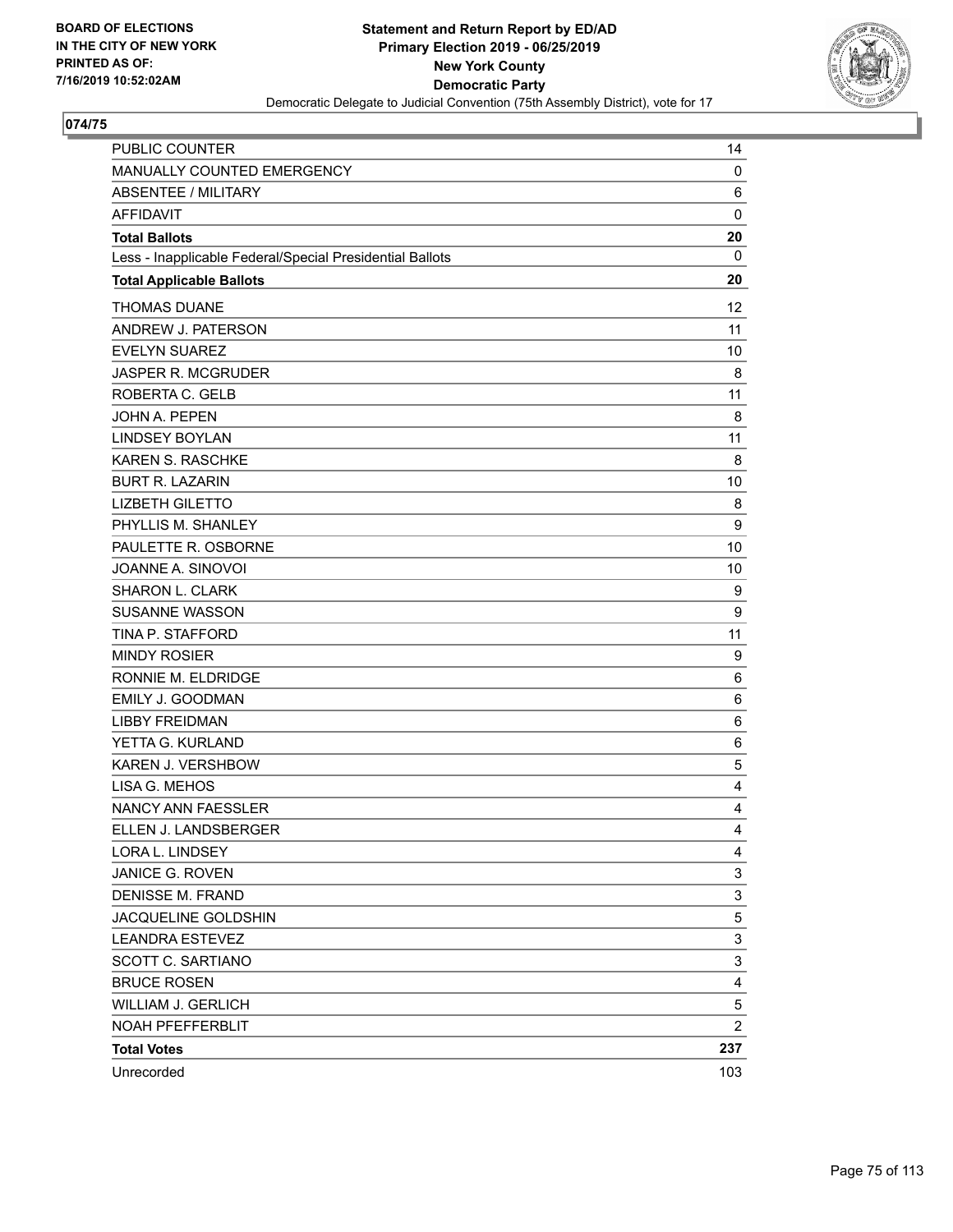**BOARD OF ELECTIONS IN THE CITY OF NEW YORK PRINTED AS OF: 7/16/2019 10:52:02AM**

**Statement and Return Report by ED/AD**
**Primary Election 2019 - 06/25/2019**
**New York County**
**Democratic Party**
Democratic Delegate to Judicial Convention (75th Assembly District), vote for 17

**074/75**

| | |
|---|---|
| PUBLIC COUNTER | 14 |
| MANUALLY COUNTED EMERGENCY | 0 |
| ABSENTEE / MILITARY | 6 |
| AFFIDAVIT | 0 |
| **Total Ballots** | **20** |
| Less - Inapplicable Federal/Special Presidential Ballots | 0 |
| **Total Applicable Ballots** | **20** |
| THOMAS DUANE | 12 |
| ANDREW J. PATERSON | 11 |
| EVELYN SUAREZ | 10 |
| JASPER R. MCGRUDER | 8 |
| ROBERTA C. GELB | 11 |
| JOHN A. PEPEN | 8 |
| LINDSEY BOYLAN | 11 |
| KAREN S. RASCHKE | 8 |
| BURT R. LAZARIN | 10 |
| LIZBETH GILETTO | 8 |
| PHYLLIS M. SHANLEY | 9 |
| PAULETTE R. OSBORNE | 10 |
| JOANNE A. SINOVOI | 10 |
| SHARON L. CLARK | 9 |
| SUSANNE WASSON | 9 |
| TINA P. STAFFORD | 11 |
| MINDY ROSIER | 9 |
| RONNIE M. ELDRIDGE | 6 |
| EMILY J. GOODMAN | 6 |
| LIBBY FREIDMAN | 6 |
| YETTA G. KURLAND | 6 |
| KAREN J. VERSHBOW | 5 |
| LISA G. MEHOS | 4 |
| NANCY ANN FAESSLER | 4 |
| ELLEN J. LANDSBERGER | 4 |
| LORA L. LINDSEY | 4 |
| JANICE G. ROVEN | 3 |
| DENISSE M. FRAND | 3 |
| JACQUELINE GOLDSHIN | 5 |
| LEANDRA ESTEVEZ | 3 |
| SCOTT C. SARTIANO | 3 |
| BRUCE ROSEN | 4 |
| WILLIAM J. GERLICH | 5 |
| NOAH PFEFFERBLIT | 2 |
| **Total Votes** | **237** |
| Unrecorded | 103 |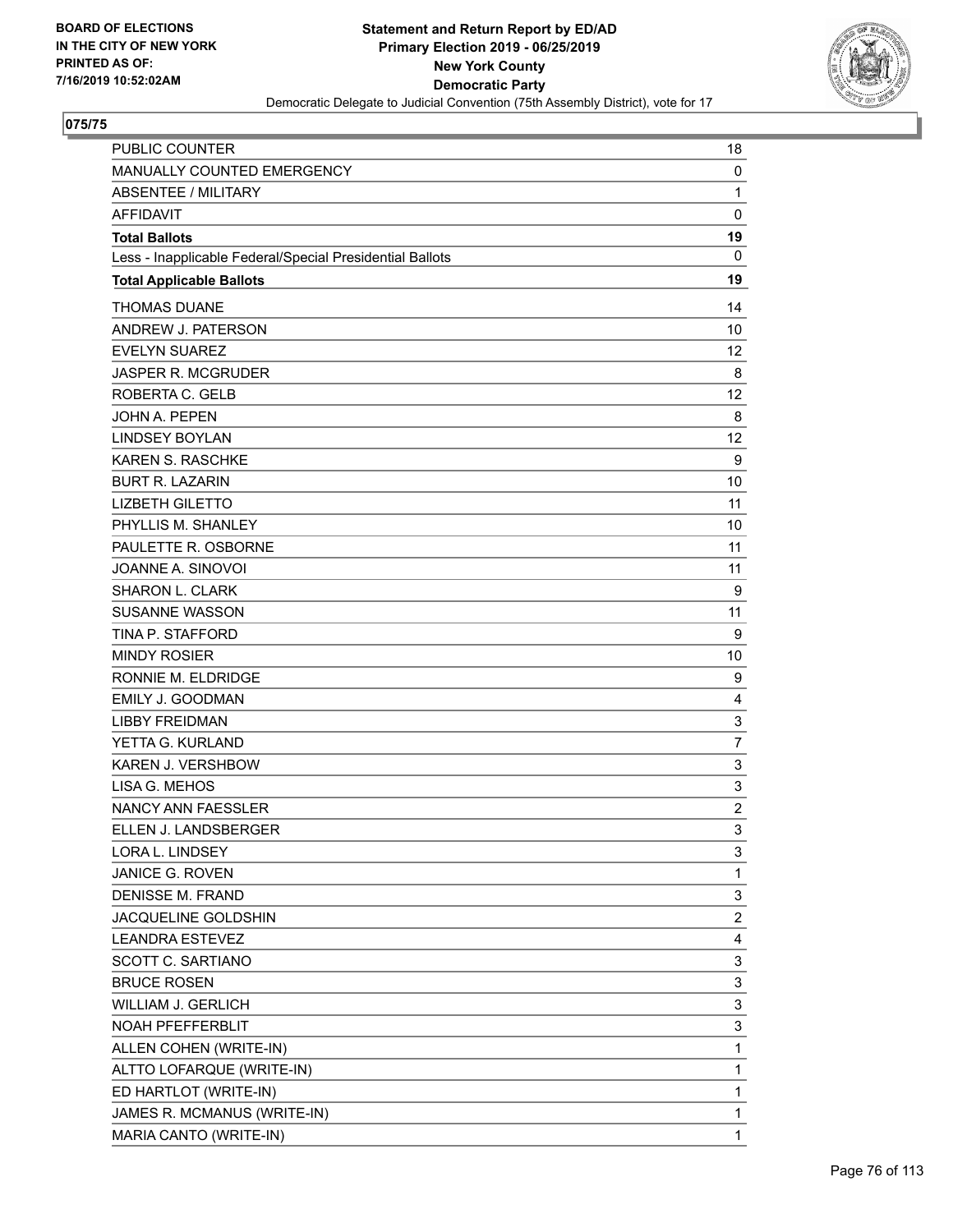BOARD OF ELECTIONS
IN THE CITY OF NEW YORK
PRINTED AS OF:
7/16/2019 10:52:02AM

**Statement and Return Report by ED/AD**
**Primary Election 2019 - 06/25/2019**
**New York County**
**Democratic Party**
Democratic Delegate to Judicial Convention (75th Assembly District), vote for 17

**075/75**

| | |
|---|---|
| PUBLIC COUNTER | 18 |
| MANUALLY COUNTED EMERGENCY | 0 |
| ABSENTEE / MILITARY | 1 |
| AFFIDAVIT | 0 |
| **Total Ballots** | **19** |
| Less - Inapplicable Federal/Special Presidential Ballots | 0 |
| **Total Applicable Ballots** | **19** |
| THOMAS DUANE | 14 |
| ANDREW J. PATERSON | 10 |
| EVELYN SUAREZ | 12 |
| JASPER R. MCGRUDER | 8 |
| ROBERTA C. GELB | 12 |
| JOHN A. PEPEN | 8 |
| LINDSEY BOYLAN | 12 |
| KAREN S. RASCHKE | 9 |
| BURT R. LAZARIN | 10 |
| LIZBETH GILETTO | 11 |
| PHYLLIS M. SHANLEY | 10 |
| PAULETTE R. OSBORNE | 11 |
| JOANNE A. SINOVOI | 11 |
| SHARON L. CLARK | 9 |
| SUSANNE WASSON | 11 |
| TINA P. STAFFORD | 9 |
| MINDY ROSIER | 10 |
| RONNIE M. ELDRIDGE | 9 |
| EMILY J. GOODMAN | 4 |
| LIBBY FREIDMAN | 3 |
| YETTA G. KURLAND | 7 |
| KAREN J. VERSHBOW | 3 |
| LISA G. MEHOS | 3 |
| NANCY ANN FAESSLER | 2 |
| ELLEN J. LANDSBERGER | 3 |
| LORA L. LINDSEY | 3 |
| JANICE G. ROVEN | 1 |
| DENISSE M. FRAND | 3 |
| JACQUELINE GOLDSHIN | 2 |
| LEANDRA ESTEVEZ | 4 |
| SCOTT C. SARTIANO | 3 |
| BRUCE ROSEN | 3 |
| WILLIAM J. GERLICH | 3 |
| NOAH PFEFFERBLIT | 3 |
| ALLEN COHEN (WRITE-IN) | 1 |
| ALTTO LOFARQUE (WRITE-IN) | 1 |
| ED HARTLOT (WRITE-IN) | 1 |
| JAMES R. MCMANUS (WRITE-IN) | 1 |
| MARIA CANTO (WRITE-IN) | 1 |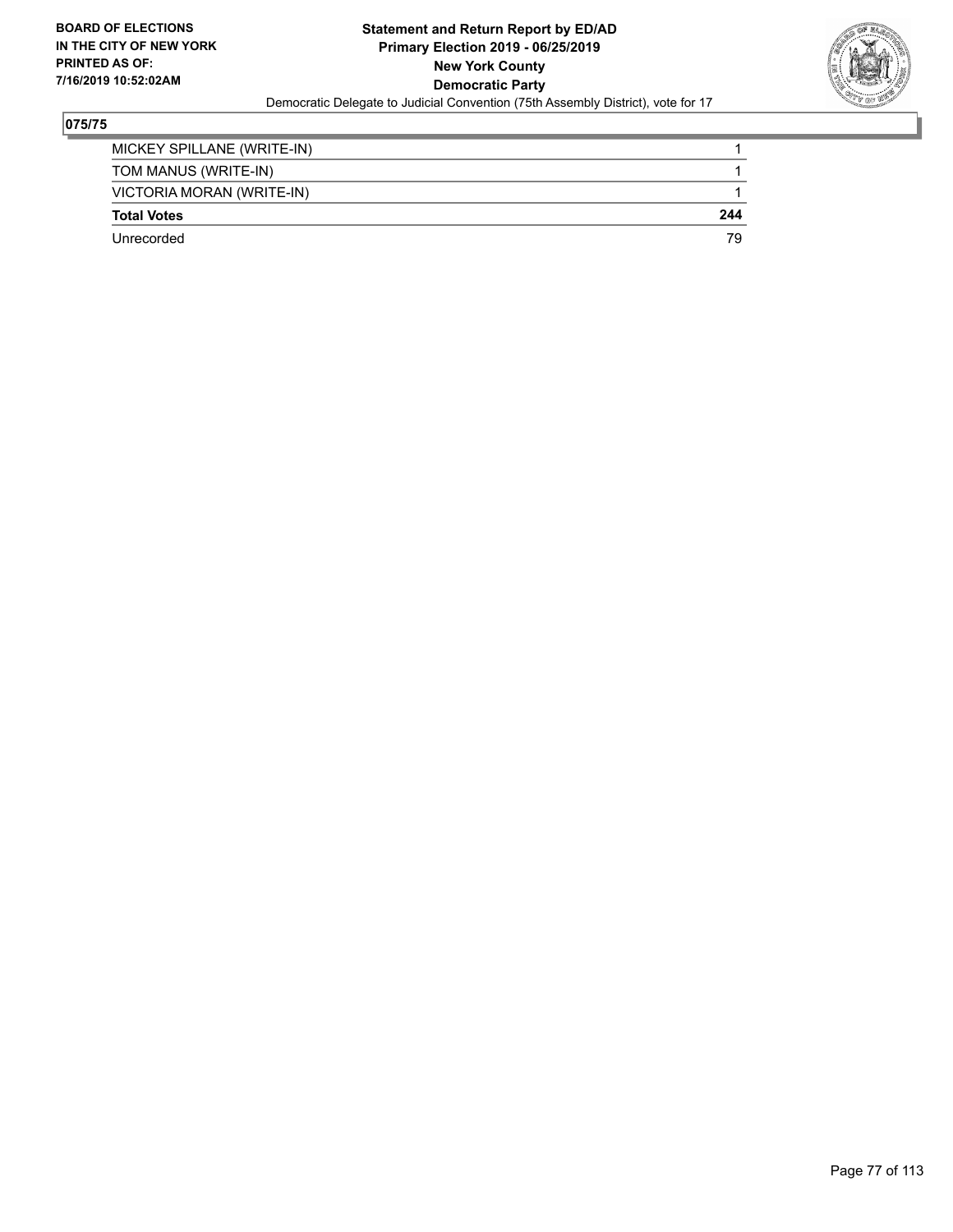**BOARD OF ELECTIONS IN THE CITY OF NEW YORK PRINTED AS OF: 7/16/2019 10:52:02AM**

**Statement and Return Report by ED/AD Primary Election 2019 - 06/25/2019 New York County Democratic Party**

Democratic Delegate to Judicial Convention (75th Assembly District), vote for 17

## 075/75

| | |
|---|---|
| MICKEY SPILLANE (WRITE-IN) | 1 |
| TOM MANUS (WRITE-IN) | 1 |
| VICTORIA MORAN (WRITE-IN) | 1 |
| **Total Votes** | **244** |
| Unrecorded | 79 |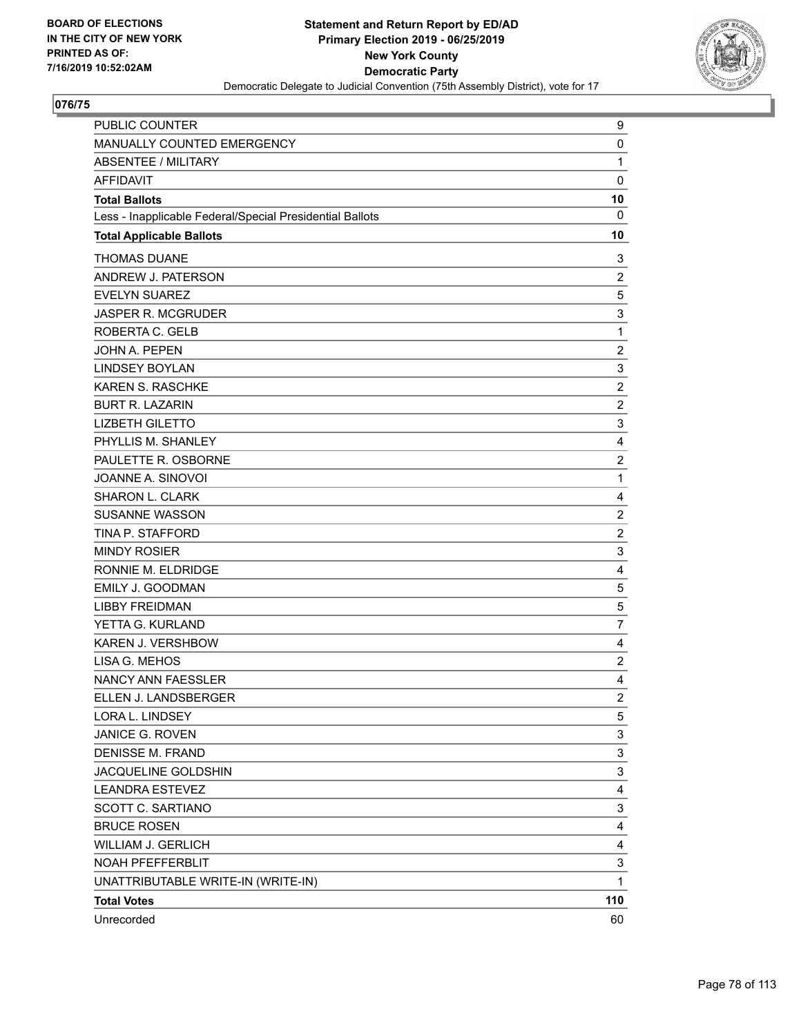**BOARD OF ELECTIONS IN THE CITY OF NEW YORK PRINTED AS OF: 7/16/2019 10:52:02AM**

**Statement and Return Report by ED/AD**
**Primary Election 2019 - 06/25/2019**
**New York County**
**Democratic Party**
Democratic Delegate to Judicial Convention (75th Assembly District), vote for 17

## 076/75

| | |
|---|---|
| PUBLIC COUNTER | 9 |
| MANUALLY COUNTED EMERGENCY | 0 |
| ABSENTEE / MILITARY | 1 |
| AFFIDAVIT | 0 |
| **Total Ballots** | **10** |
| Less - Inapplicable Federal/Special Presidential Ballots | 0 |
| **Total Applicable Ballots** | **10** |
| THOMAS DUANE | 3 |
| ANDREW J. PATERSON | 2 |
| EVELYN SUAREZ | 5 |
| JASPER R. MCGRUDER | 3 |
| ROBERTA C. GELB | 1 |
| JOHN A. PEPEN | 2 |
| LINDSEY BOYLAN | 3 |
| KAREN S. RASCHKE | 2 |
| BURT R. LAZARIN | 2 |
| LIZBETH GILETTO | 3 |
| PHYLLIS M. SHANLEY | 4 |
| PAULETTE R. OSBORNE | 2 |
| JOANNE A. SINOVOI | 1 |
| SHARON L. CLARK | 4 |
| SUSANNE WASSON | 2 |
| TINA P. STAFFORD | 2 |
| MINDY ROSIER | 3 |
| RONNIE M. ELDRIDGE | 4 |
| EMILY J. GOODMAN | 5 |
| LIBBY FREIDMAN | 5 |
| YETTA G. KURLAND | 7 |
| KAREN J. VERSHBOW | 4 |
| LISA G. MEHOS | 2 |
| NANCY ANN FAESSLER | 4 |
| ELLEN J. LANDSBERGER | 2 |
| LORA L. LINDSEY | 5 |
| JANICE G. ROVEN | 3 |
| DENISSE M. FRAND | 3 |
| JACQUELINE GOLDSHIN | 3 |
| LEANDRA ESTEVEZ | 4 |
| SCOTT C. SARTIANO | 3 |
| BRUCE ROSEN | 4 |
| WILLIAM J. GERLICH | 4 |
| NOAH PFEFFERBLIT | 3 |
| UNATTRIBUTABLE WRITE-IN (WRITE-IN) | 1 |
| **Total Votes** | **110** |
| Unrecorded | 60 |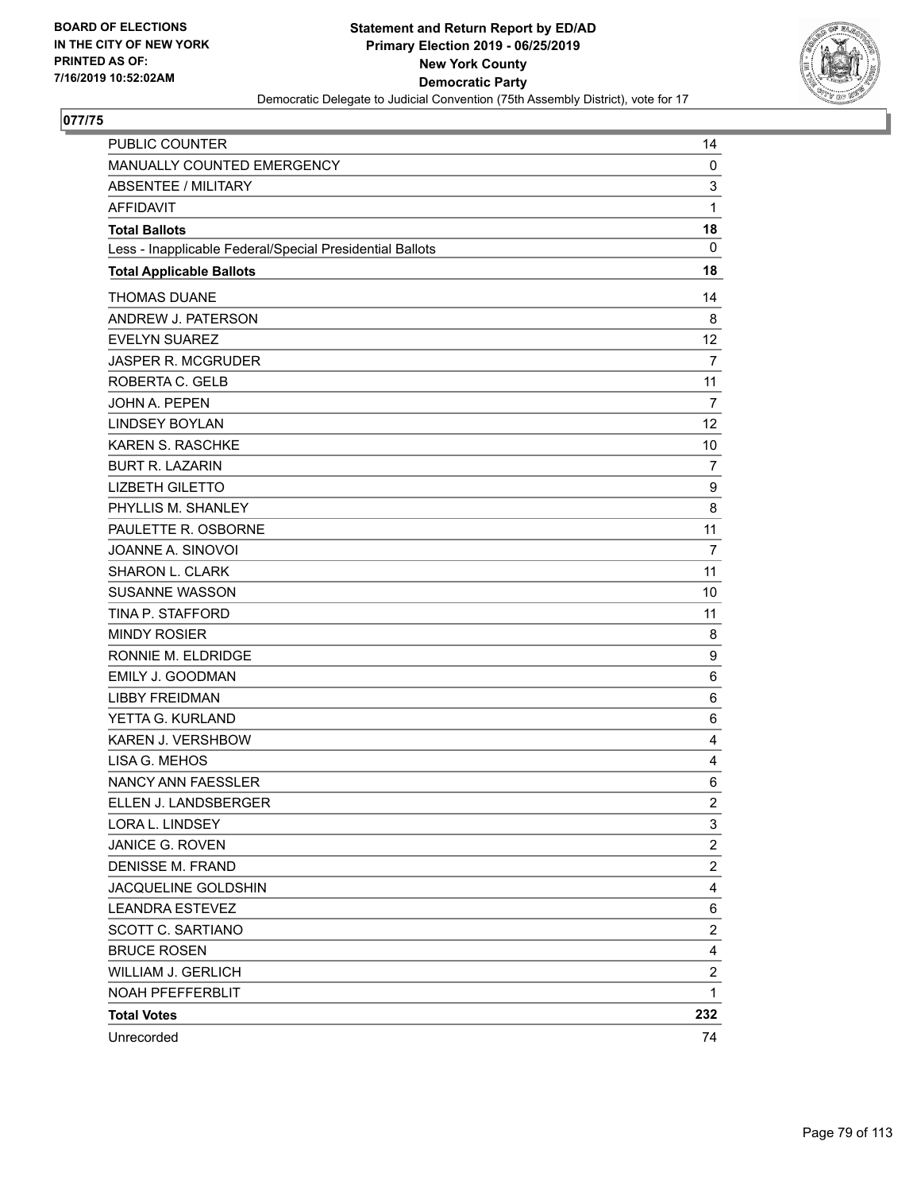BOARD OF ELECTIONS
IN THE CITY OF NEW YORK
PRINTED AS OF:
7/16/2019 10:52:02AM

**Statement and Return Report by ED/AD**
**Primary Election 2019 - 06/25/2019**
**New York County**
**Democratic Party**
Democratic Delegate to Judicial Convention (75th Assembly District), vote for 17

## 077/75

| | |
|---|---|
| PUBLIC COUNTER | 14 |
| MANUALLY COUNTED EMERGENCY | 0 |
| ABSENTEE / MILITARY | 3 |
| AFFIDAVIT | 1 |
| **Total Ballots** | **18** |
| Less - Inapplicable Federal/Special Presidential Ballots | 0 |
| **Total Applicable Ballots** | **18** |
| THOMAS DUANE | 14 |
| ANDREW J. PATERSON | 8 |
| EVELYN SUAREZ | 12 |
| JASPER R. MCGRUDER | 7 |
| ROBERTA C. GELB | 11 |
| JOHN A. PEPEN | 7 |
| LINDSEY BOYLAN | 12 |
| KAREN S. RASCHKE | 10 |
| BURT R. LAZARIN | 7 |
| LIZBETH GILETTO | 9 |
| PHYLLIS M. SHANLEY | 8 |
| PAULETTE R. OSBORNE | 11 |
| JOANNE A. SINOVOI | 7 |
| SHARON L. CLARK | 11 |
| SUSANNE WASSON | 10 |
| TINA P. STAFFORD | 11 |
| MINDY ROSIER | 8 |
| RONNIE M. ELDRIDGE | 9 |
| EMILY J. GOODMAN | 6 |
| LIBBY FREIDMAN | 6 |
| YETTA G. KURLAND | 6 |
| KAREN J. VERSHBOW | 4 |
| LISA G. MEHOS | 4 |
| NANCY ANN FAESSLER | 6 |
| ELLEN J. LANDSBERGER | 2 |
| LORA L. LINDSEY | 3 |
| JANICE G. ROVEN | 2 |
| DENISSE M. FRAND | 2 |
| JACQUELINE GOLDSHIN | 4 |
| LEANDRA ESTEVEZ | 6 |
| SCOTT C. SARTIANO | 2 |
| BRUCE ROSEN | 4 |
| WILLIAM J. GERLICH | 2 |
| NOAH PFEFFERBLIT | 1 |
| **Total Votes** | **232** |
| Unrecorded | 74 |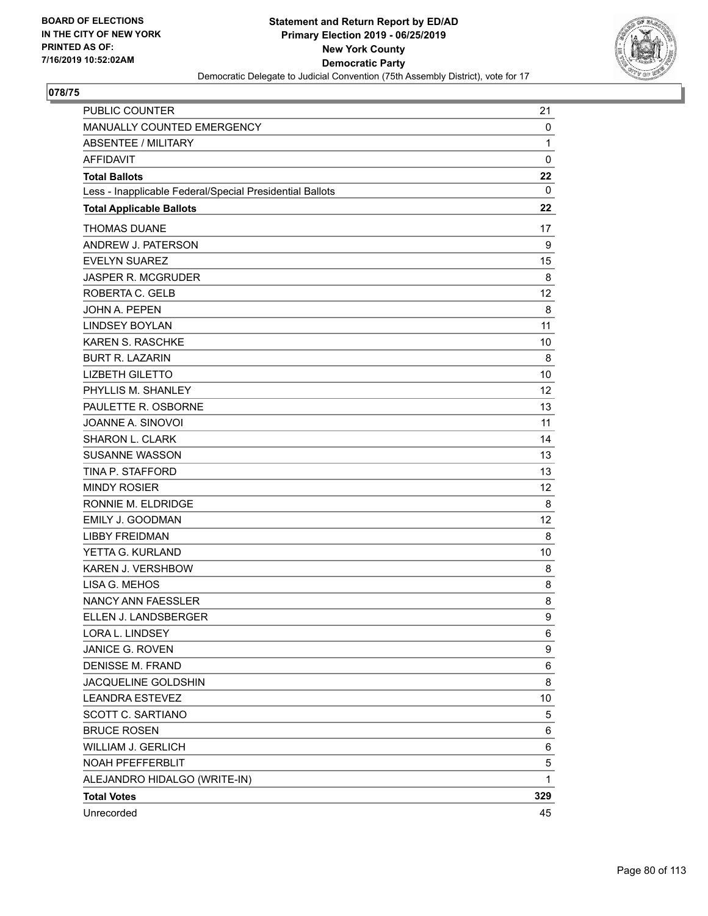**BOARD OF ELECTIONS IN THE CITY OF NEW YORK PRINTED AS OF: 7/16/2019 10:52:02AM**

**Statement and Return Report by ED/AD**
**Primary Election 2019 - 06/25/2019**
**New York County**
**Democratic Party**
Democratic Delegate to Judicial Convention (75th Assembly District), vote for 17

**078/75**

| | |
|---|---|
| PUBLIC COUNTER | 21 |
| MANUALLY COUNTED EMERGENCY | 0 |
| ABSENTEE / MILITARY | 1 |
| AFFIDAVIT | 0 |
| **Total Ballots** | **22** |
| Less - Inapplicable Federal/Special Presidential Ballots | 0 |
| **Total Applicable Ballots** | **22** |
| THOMAS DUANE | 17 |
| ANDREW J. PATERSON | 9 |
| EVELYN SUAREZ | 15 |
| JASPER R. MCGRUDER | 8 |
| ROBERTA C. GELB | 12 |
| JOHN A. PEPEN | 8 |
| LINDSEY BOYLAN | 11 |
| KAREN S. RASCHKE | 10 |
| BURT R. LAZARIN | 8 |
| LIZBETH GILETTO | 10 |
| PHYLLIS M. SHANLEY | 12 |
| PAULETTE R. OSBORNE | 13 |
| JOANNE A. SINOVOI | 11 |
| SHARON L. CLARK | 14 |
| SUSANNE WASSON | 13 |
| TINA P. STAFFORD | 13 |
| MINDY ROSIER | 12 |
| RONNIE M. ELDRIDGE | 8 |
| EMILY J. GOODMAN | 12 |
| LIBBY FREIDMAN | 8 |
| YETTA G. KURLAND | 10 |
| KAREN J. VERSHBOW | 8 |
| LISA G. MEHOS | 8 |
| NANCY ANN FAESSLER | 8 |
| ELLEN J. LANDSBERGER | 9 |
| LORA L. LINDSEY | 6 |
| JANICE G. ROVEN | 9 |
| DENISSE M. FRAND | 6 |
| JACQUELINE GOLDSHIN | 8 |
| LEANDRA ESTEVEZ | 10 |
| SCOTT C. SARTIANO | 5 |
| BRUCE ROSEN | 6 |
| WILLIAM J. GERLICH | 6 |
| NOAH PFEFFERBLIT | 5 |
| ALEJANDRO HIDALGO (WRITE-IN) | 1 |
| **Total Votes** | **329** |
| Unrecorded | 45 |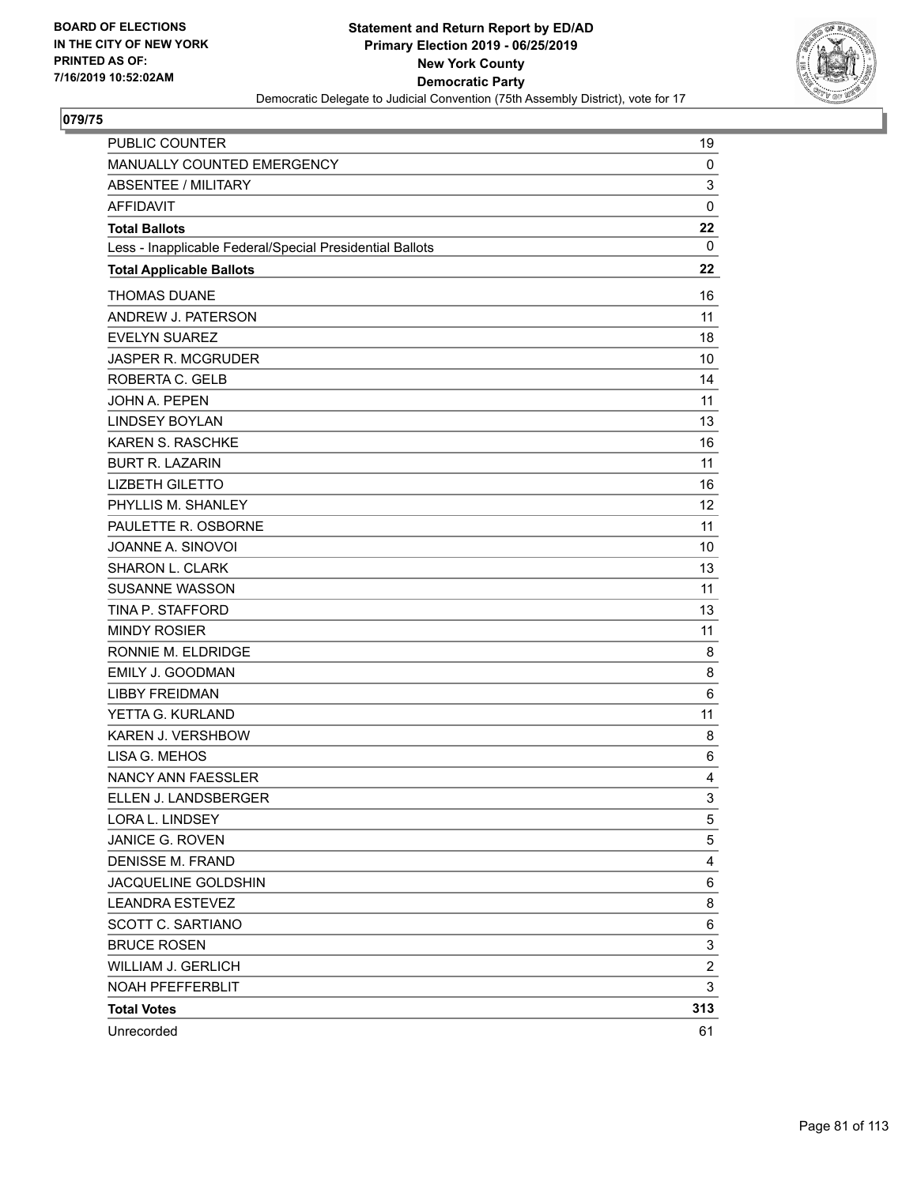BOARD OF ELECTIONS
IN THE CITY OF NEW YORK
PRINTED AS OF:
7/16/2019 10:52:02AM

**Statement and Return Report by ED/AD**
**Primary Election 2019 - 06/25/2019**
**New York County**
**Democratic Party**
Democratic Delegate to Judicial Convention (75th Assembly District), vote for 17

## 079/75

| | |
|---|---|
| PUBLIC COUNTER | 19 |
| MANUALLY COUNTED EMERGENCY | 0 |
| ABSENTEE / MILITARY | 3 |
| AFFIDAVIT | 0 |
| **Total Ballots** | **22** |
| Less - Inapplicable Federal/Special Presidential Ballots | 0 |
| **Total Applicable Ballots** | **22** |
| THOMAS DUANE | 16 |
| ANDREW J. PATERSON | 11 |
| EVELYN SUAREZ | 18 |
| JASPER R. MCGRUDER | 10 |
| ROBERTA C. GELB | 14 |
| JOHN A. PEPEN | 11 |
| LINDSEY BOYLAN | 13 |
| KAREN S. RASCHKE | 16 |
| BURT R. LAZARIN | 11 |
| LIZBETH GILETTO | 16 |
| PHYLLIS M. SHANLEY | 12 |
| PAULETTE R. OSBORNE | 11 |
| JOANNE A. SINOVOI | 10 |
| SHARON L. CLARK | 13 |
| SUSANNE WASSON | 11 |
| TINA P. STAFFORD | 13 |
| MINDY ROSIER | 11 |
| RONNIE M. ELDRIDGE | 8 |
| EMILY J. GOODMAN | 8 |
| LIBBY FREIDMAN | 6 |
| YETTA G. KURLAND | 11 |
| KAREN J. VERSHBOW | 8 |
| LISA G. MEHOS | 6 |
| NANCY ANN FAESSLER | 4 |
| ELLEN J. LANDSBERGER | 3 |
| LORA L. LINDSEY | 5 |
| JANICE G. ROVEN | 5 |
| DENISSE M. FRAND | 4 |
| JACQUELINE GOLDSHIN | 6 |
| LEANDRA ESTEVEZ | 8 |
| SCOTT C. SARTIANO | 6 |
| BRUCE ROSEN | 3 |
| WILLIAM J. GERLICH | 2 |
| NOAH PFEFFERBLIT | 3 |
| **Total Votes** | **313** |
| Unrecorded | 61 |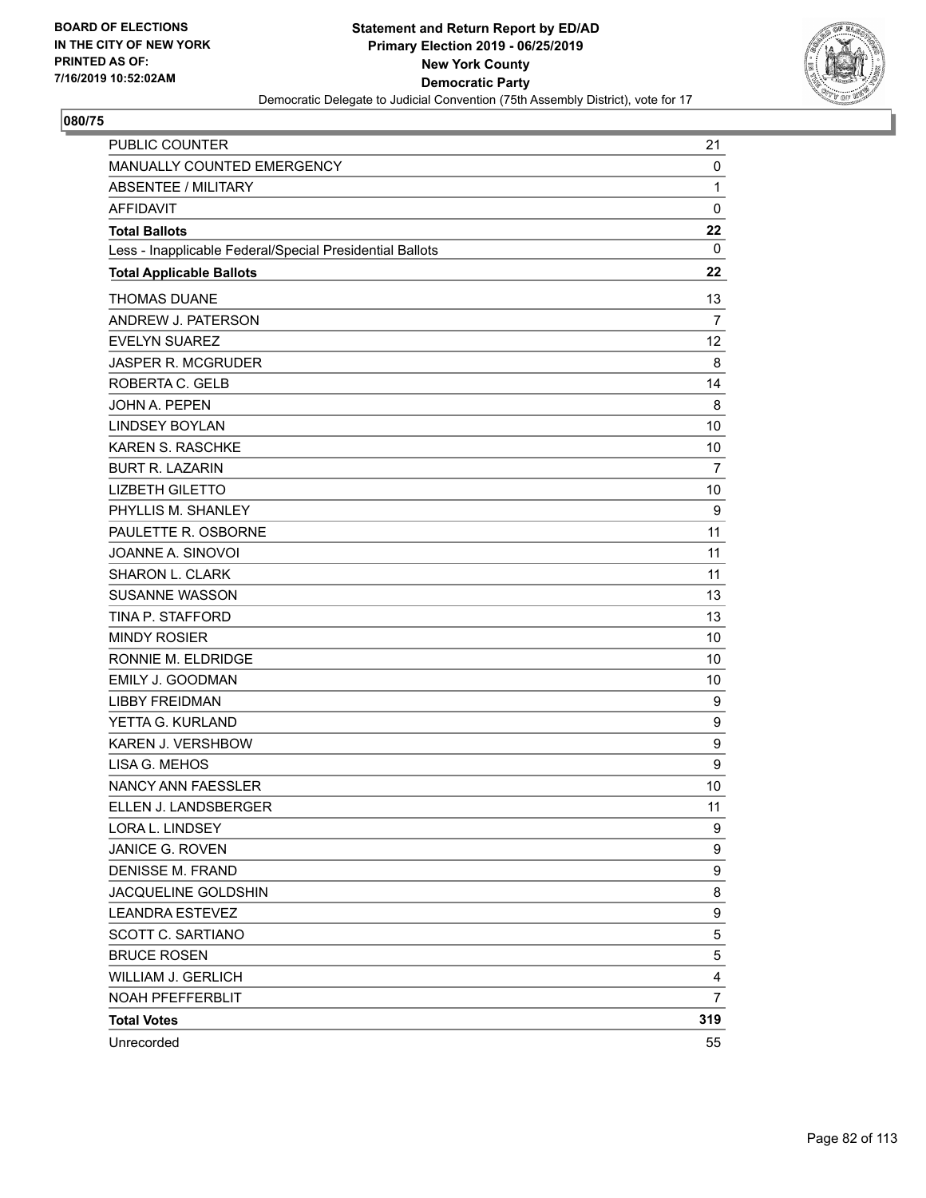**Statement and Return Report by ED/AD**
**Primary Election 2019 - 06/25/2019**
**New York County**
**Democratic Party**
Democratic Delegate to Judicial Convention (75th Assembly District), vote for 17

BOARD OF ELECTIONS
IN THE CITY OF NEW YORK
PRINTED AS OF:
7/16/2019 10:52:02AM

## 080/75

| | |
|---|---|
| PUBLIC COUNTER | 21 |
| MANUALLY COUNTED EMERGENCY | 0 |
| ABSENTEE / MILITARY | 1 |
| AFFIDAVIT | 0 |
| **Total Ballots** | **22** |
| Less - Inapplicable Federal/Special Presidential Ballots | 0 |
| **Total Applicable Ballots** | **22** |
| THOMAS DUANE | 13 |
| ANDREW J. PATERSON | 7 |
| EVELYN SUAREZ | 12 |
| JASPER R. MCGRUDER | 8 |
| ROBERTA C. GELB | 14 |
| JOHN A. PEPEN | 8 |
| LINDSEY BOYLAN | 10 |
| KAREN S. RASCHKE | 10 |
| BURT R. LAZARIN | 7 |
| LIZBETH GILETTO | 10 |
| PHYLLIS M. SHANLEY | 9 |
| PAULETTE R. OSBORNE | 11 |
| JOANNE A. SINOVOI | 11 |
| SHARON L. CLARK | 11 |
| SUSANNE WASSON | 13 |
| TINA P. STAFFORD | 13 |
| MINDY ROSIER | 10 |
| RONNIE M. ELDRIDGE | 10 |
| EMILY J. GOODMAN | 10 |
| LIBBY FREIDMAN | 9 |
| YETTA G. KURLAND | 9 |
| KAREN J. VERSHBOW | 9 |
| LISA G. MEHOS | 9 |
| NANCY ANN FAESSLER | 10 |
| ELLEN J. LANDSBERGER | 11 |
| LORA L. LINDSEY | 9 |
| JANICE G. ROVEN | 9 |
| DENISSE M. FRAND | 9 |
| JACQUELINE GOLDSHIN | 8 |
| LEANDRA ESTEVEZ | 9 |
| SCOTT C. SARTIANO | 5 |
| BRUCE ROSEN | 5 |
| WILLIAM J. GERLICH | 4 |
| NOAH PFEFFERBLIT | 7 |
| **Total Votes** | **319** |
| Unrecorded | 55 |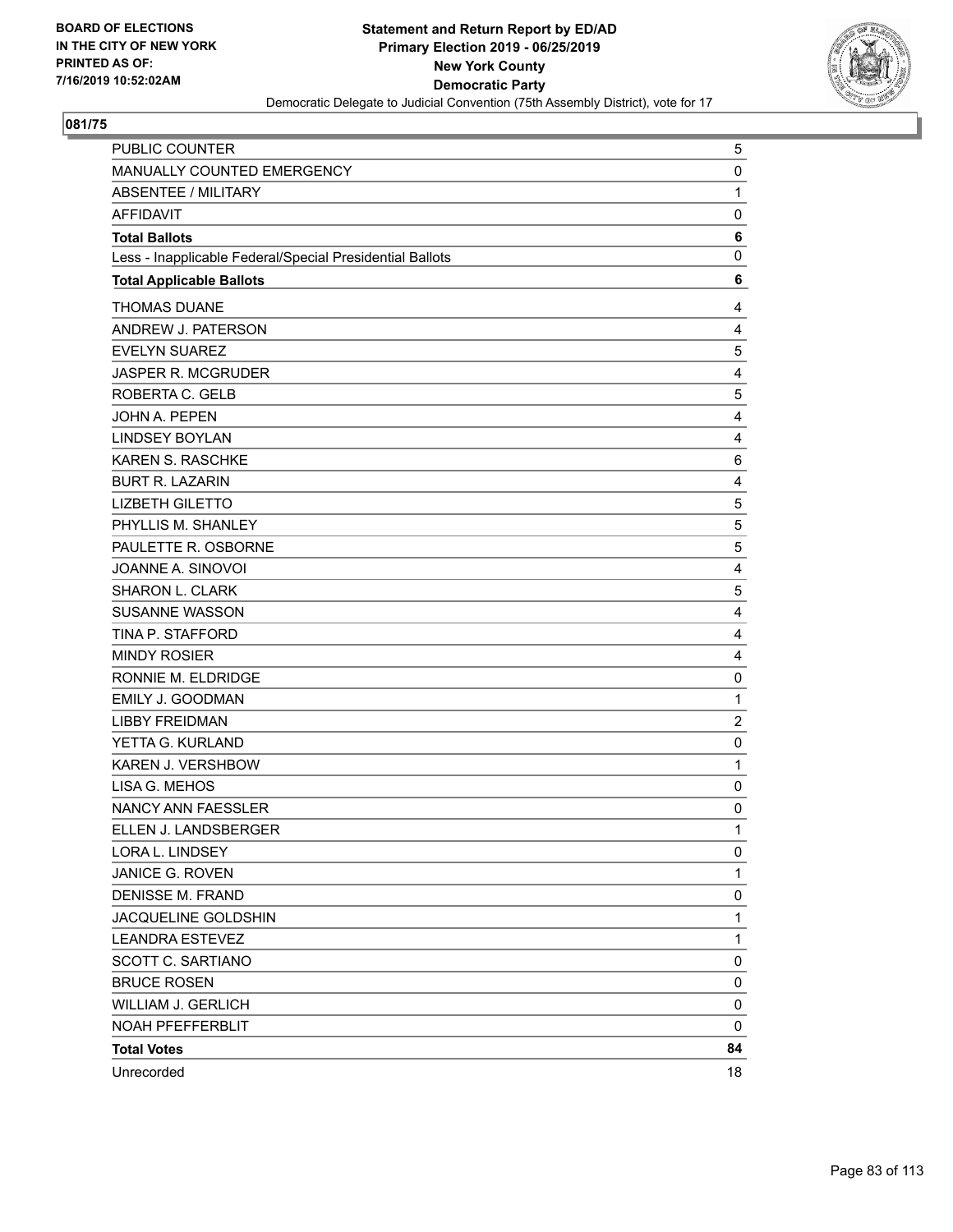BOARD OF ELECTIONS
IN THE CITY OF NEW YORK
PRINTED AS OF:
7/16/2019 10:52:02AM

**Statement and Return Report by ED/AD**
**Primary Election 2019 - 06/25/2019**
**New York County**
**Democratic Party**
Democratic Delegate to Judicial Convention (75th Assembly District), vote for 17

## 081/75

| | |
|---|---|
| PUBLIC COUNTER | 5 |
| MANUALLY COUNTED EMERGENCY | 0 |
| ABSENTEE / MILITARY | 1 |
| AFFIDAVIT | 0 |
| **Total Ballots** | **6** |
| Less - Inapplicable Federal/Special Presidential Ballots | 0 |
| **Total Applicable Ballots** | **6** |
| THOMAS DUANE | 4 |
| ANDREW J. PATERSON | 4 |
| EVELYN SUAREZ | 5 |
| JASPER R. MCGRUDER | 4 |
| ROBERTA C. GELB | 5 |
| JOHN A. PEPEN | 4 |
| LINDSEY BOYLAN | 4 |
| KAREN S. RASCHKE | 6 |
| BURT R. LAZARIN | 4 |
| LIZBETH GILETTO | 5 |
| PHYLLIS M. SHANLEY | 5 |
| PAULETTE R. OSBORNE | 5 |
| JOANNE A. SINOVOI | 4 |
| SHARON L. CLARK | 5 |
| SUSANNE WASSON | 4 |
| TINA P. STAFFORD | 4 |
| MINDY ROSIER | 4 |
| RONNIE M. ELDRIDGE | 0 |
| EMILY J. GOODMAN | 1 |
| LIBBY FREIDMAN | 2 |
| YETTA G. KURLAND | 0 |
| KAREN J. VERSHBOW | 1 |
| LISA G. MEHOS | 0 |
| NANCY ANN FAESSLER | 0 |
| ELLEN J. LANDSBERGER | 1 |
| LORA L. LINDSEY | 0 |
| JANICE G. ROVEN | 1 |
| DENISSE M. FRAND | 0 |
| JACQUELINE GOLDSHIN | 1 |
| LEANDRA ESTEVEZ | 1 |
| SCOTT C. SARTIANO | 0 |
| BRUCE ROSEN | 0 |
| WILLIAM J. GERLICH | 0 |
| NOAH PFEFFERBLIT | 0 |
| **Total Votes** | **84** |
| Unrecorded | 18 |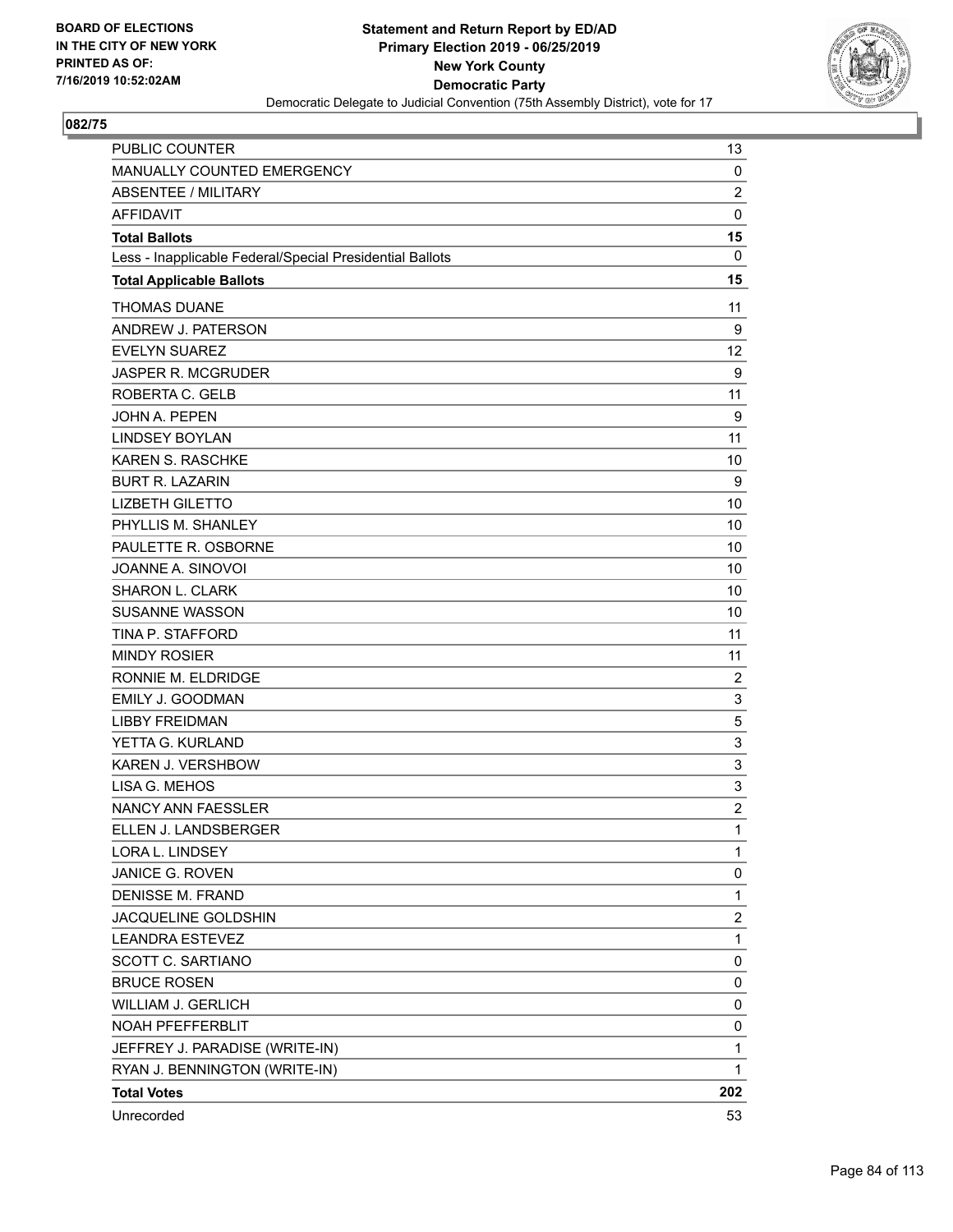BOARD OF ELECTIONS
IN THE CITY OF NEW YORK
PRINTED AS OF:
7/16/2019 10:52:02AM

**Statement and Return Report by ED/AD**
**Primary Election 2019 - 06/25/2019**
**New York County**
**Democratic Party**
Democratic Delegate to Judicial Convention (75th Assembly District), vote for 17

## 082/75

| | |
|---|---|
| PUBLIC COUNTER | 13 |
| MANUALLY COUNTED EMERGENCY | 0 |
| ABSENTEE / MILITARY | 2 |
| AFFIDAVIT | 0 |
| **Total Ballots** | **15** |
| Less - Inapplicable Federal/Special Presidential Ballots | 0 |
| **Total Applicable Ballots** | **15** |
| THOMAS DUANE | 11 |
| ANDREW J. PATERSON | 9 |
| EVELYN SUAREZ | 12 |
| JASPER R. MCGRUDER | 9 |
| ROBERTA C. GELB | 11 |
| JOHN A. PEPEN | 9 |
| LINDSEY BOYLAN | 11 |
| KAREN S. RASCHKE | 10 |
| BURT R. LAZARIN | 9 |
| LIZBETH GILETTO | 10 |
| PHYLLIS M. SHANLEY | 10 |
| PAULETTE R. OSBORNE | 10 |
| JOANNE A. SINOVOI | 10 |
| SHARON L. CLARK | 10 |
| SUSANNE WASSON | 10 |
| TINA P. STAFFORD | 11 |
| MINDY ROSIER | 11 |
| RONNIE M. ELDRIDGE | 2 |
| EMILY J. GOODMAN | 3 |
| LIBBY FREIDMAN | 5 |
| YETTA G. KURLAND | 3 |
| KAREN J. VERSHBOW | 3 |
| LISA G. MEHOS | 3 |
| NANCY ANN FAESSLER | 2 |
| ELLEN J. LANDSBERGER | 1 |
| LORA L. LINDSEY | 1 |
| JANICE G. ROVEN | 0 |
| DENISSE M. FRAND | 1 |
| JACQUELINE GOLDSHIN | 2 |
| LEANDRA ESTEVEZ | 1 |
| SCOTT C. SARTIANO | 0 |
| BRUCE ROSEN | 0 |
| WILLIAM J. GERLICH | 0 |
| NOAH PFEFFERBLIT | 0 |
| JEFFREY J. PARADISE (WRITE-IN) | 1 |
| RYAN J. BENNINGTON (WRITE-IN) | 1 |
| **Total Votes** | **202** |
| Unrecorded | 53 |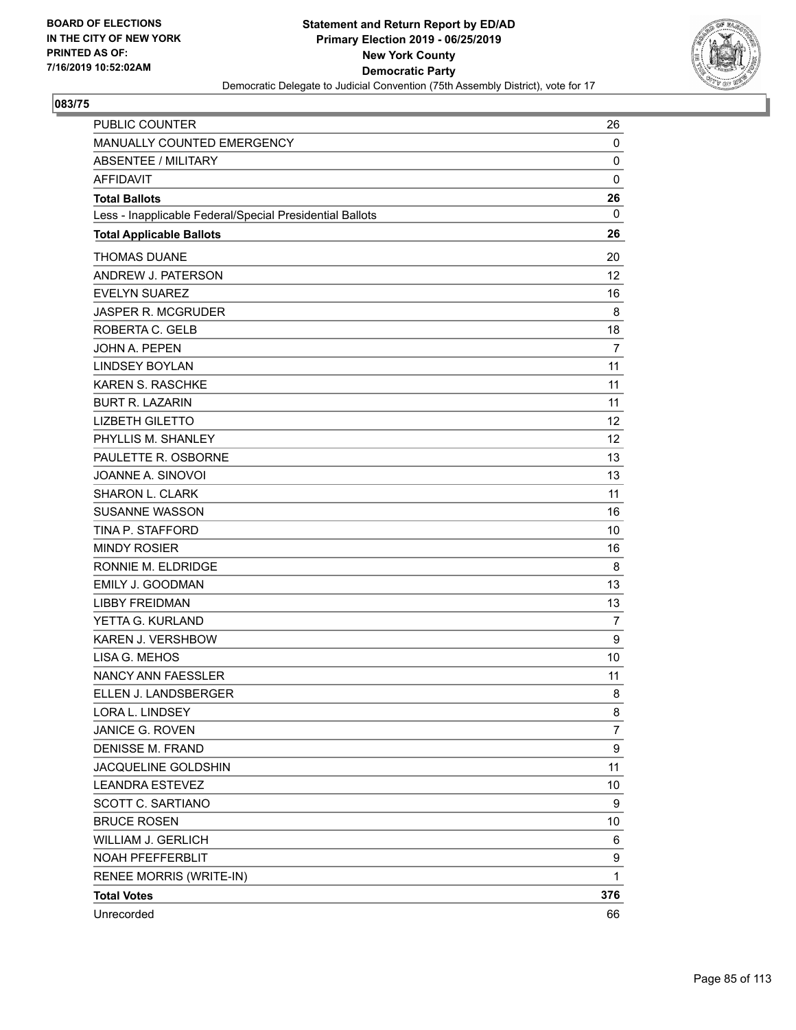BOARD OF ELECTIONS
IN THE CITY OF NEW YORK
PRINTED AS OF:
7/16/2019 10:52:02AM

**Statement and Return Report by ED/AD**
**Primary Election 2019 - 06/25/2019**
**New York County**
**Democratic Party**
Democratic Delegate to Judicial Convention (75th Assembly District), vote for 17

## 083/75

| | |
|---|---|
| PUBLIC COUNTER | 26 |
| MANUALLY COUNTED EMERGENCY | 0 |
| ABSENTEE / MILITARY | 0 |
| AFFIDAVIT | 0 |
| **Total Ballots** | **26** |
| Less - Inapplicable Federal/Special Presidential Ballots | 0 |
| **Total Applicable Ballots** | **26** |
| THOMAS DUANE | 20 |
| ANDREW J. PATERSON | 12 |
| EVELYN SUAREZ | 16 |
| JASPER R. MCGRUDER | 8 |
| ROBERTA C. GELB | 18 |
| JOHN A. PEPEN | 7 |
| LINDSEY BOYLAN | 11 |
| KAREN S. RASCHKE | 11 |
| BURT R. LAZARIN | 11 |
| LIZBETH GILETTO | 12 |
| PHYLLIS M. SHANLEY | 12 |
| PAULETTE R. OSBORNE | 13 |
| JOANNE A. SINOVOI | 13 |
| SHARON L. CLARK | 11 |
| SUSANNE WASSON | 16 |
| TINA P. STAFFORD | 10 |
| MINDY ROSIER | 16 |
| RONNIE M. ELDRIDGE | 8 |
| EMILY J. GOODMAN | 13 |
| LIBBY FREIDMAN | 13 |
| YETTA G. KURLAND | 7 |
| KAREN J. VERSHBOW | 9 |
| LISA G. MEHOS | 10 |
| NANCY ANN FAESSLER | 11 |
| ELLEN J. LANDSBERGER | 8 |
| LORA L. LINDSEY | 8 |
| JANICE G. ROVEN | 7 |
| DENISSE M. FRAND | 9 |
| JACQUELINE GOLDSHIN | 11 |
| LEANDRA ESTEVEZ | 10 |
| SCOTT C. SARTIANO | 9 |
| BRUCE ROSEN | 10 |
| WILLIAM J. GERLICH | 6 |
| NOAH PFEFFERBLIT | 9 |
| RENEE MORRIS (WRITE-IN) | 1 |
| **Total Votes** | **376** |
| Unrecorded | 66 |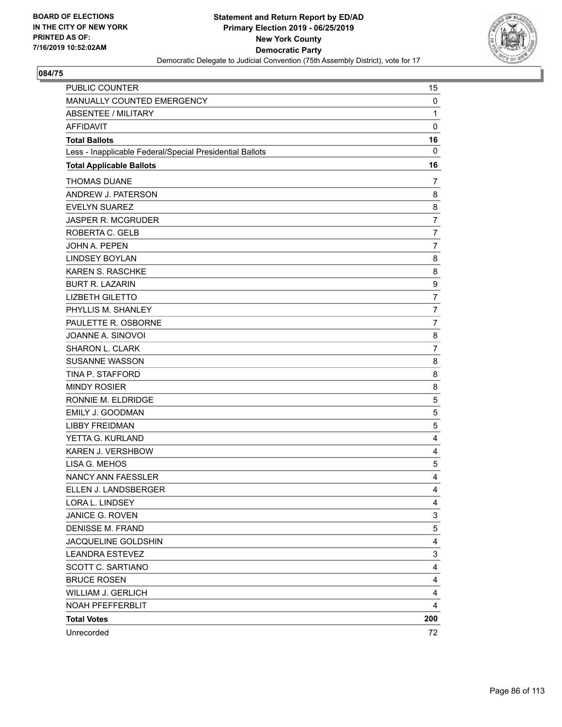**BOARD OF ELECTIONS IN THE CITY OF NEW YORK PRINTED AS OF: 7/16/2019 10:52:02AM**

**Statement and Return Report by ED/AD**
**Primary Election 2019 - 06/25/2019**
**New York County**
**Democratic Party**
Democratic Delegate to Judicial Convention (75th Assembly District), vote for 17

## 084/75

| | |
|---|---|
| PUBLIC COUNTER | 15 |
| MANUALLY COUNTED EMERGENCY | 0 |
| ABSENTEE / MILITARY | 1 |
| AFFIDAVIT | 0 |
| **Total Ballots** | **16** |
| Less - Inapplicable Federal/Special Presidential Ballots | 0 |
| **Total Applicable Ballots** | **16** |
| THOMAS DUANE | 7 |
| ANDREW J. PATERSON | 8 |
| EVELYN SUAREZ | 8 |
| JASPER R. MCGRUDER | 7 |
| ROBERTA C. GELB | 7 |
| JOHN A. PEPEN | 7 |
| LINDSEY BOYLAN | 8 |
| KAREN S. RASCHKE | 8 |
| BURT R. LAZARIN | 9 |
| LIZBETH GILETTO | 7 |
| PHYLLIS M. SHANLEY | 7 |
| PAULETTE R. OSBORNE | 7 |
| JOANNE A. SINOVOI | 8 |
| SHARON L. CLARK | 7 |
| SUSANNE WASSON | 8 |
| TINA P. STAFFORD | 8 |
| MINDY ROSIER | 8 |
| RONNIE M. ELDRIDGE | 5 |
| EMILY J. GOODMAN | 5 |
| LIBBY FREIDMAN | 5 |
| YETTA G. KURLAND | 4 |
| KAREN J. VERSHBOW | 4 |
| LISA G. MEHOS | 5 |
| NANCY ANN FAESSLER | 4 |
| ELLEN J. LANDSBERGER | 4 |
| LORA L. LINDSEY | 4 |
| JANICE G. ROVEN | 3 |
| DENISSE M. FRAND | 5 |
| JACQUELINE GOLDSHIN | 4 |
| LEANDRA ESTEVEZ | 3 |
| SCOTT C. SARTIANO | 4 |
| BRUCE ROSEN | 4 |
| WILLIAM J. GERLICH | 4 |
| NOAH PFEFFERBLIT | 4 |
| **Total Votes** | **200** |
| Unrecorded | 72 |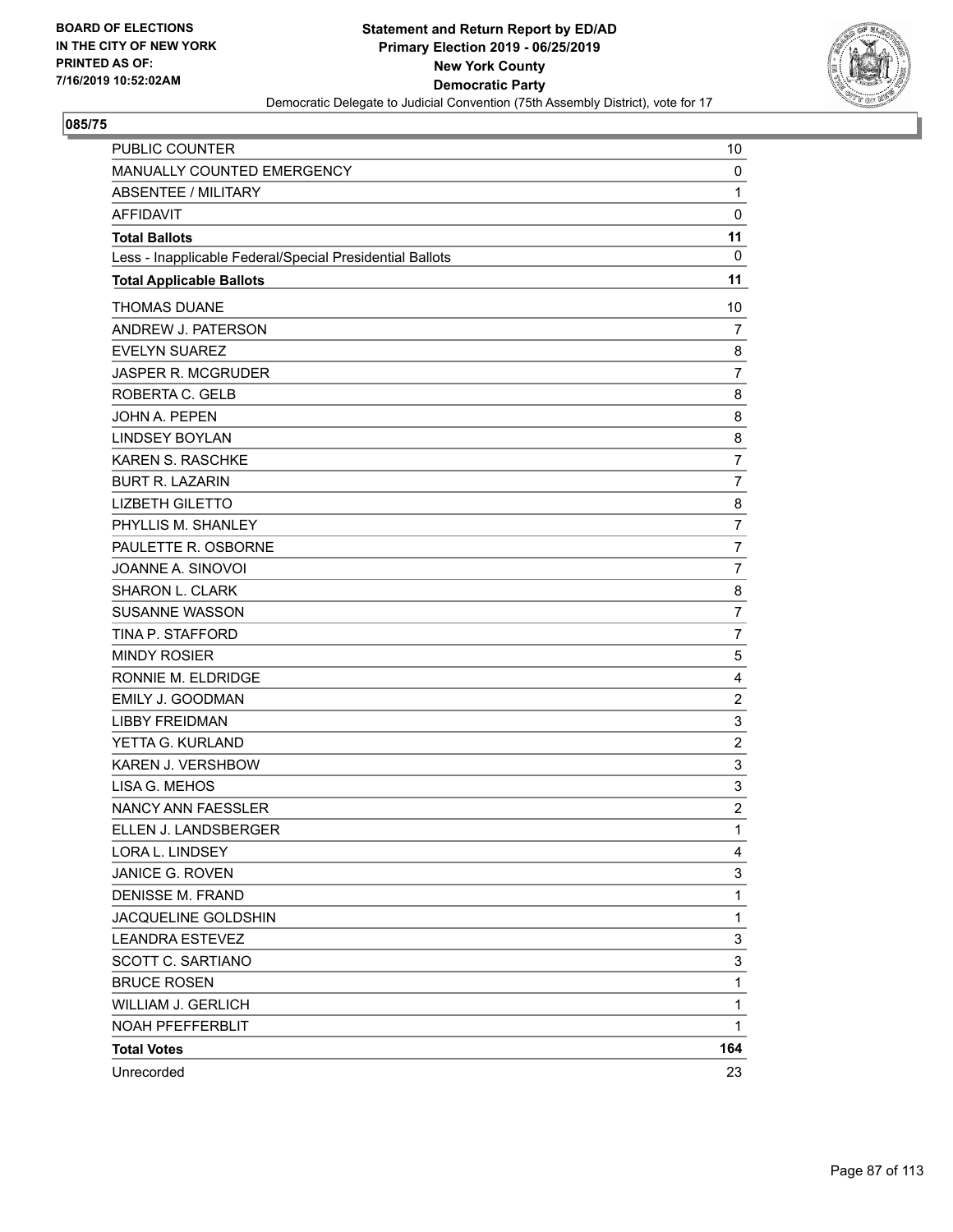BOARD OF ELECTIONS
IN THE CITY OF NEW YORK
PRINTED AS OF:
7/16/2019 10:52:02AM

**Statement and Return Report by ED/AD**
**Primary Election 2019 - 06/25/2019**
**New York County**
**Democratic Party**
Democratic Delegate to Judicial Convention (75th Assembly District), vote for 17

**085/75**

| | |
|---|---|
| PUBLIC COUNTER | 10 |
| MANUALLY COUNTED EMERGENCY | 0 |
| ABSENTEE / MILITARY | 1 |
| AFFIDAVIT | 0 |
| **Total Ballots** | **11** |
| Less - Inapplicable Federal/Special Presidential Ballots | 0 |
| **Total Applicable Ballots** | **11** |
| THOMAS DUANE | 10 |
| ANDREW J. PATERSON | 7 |
| EVELYN SUAREZ | 8 |
| JASPER R. MCGRUDER | 7 |
| ROBERTA C. GELB | 8 |
| JOHN A. PEPEN | 8 |
| LINDSEY BOYLAN | 8 |
| KAREN S. RASCHKE | 7 |
| BURT R. LAZARIN | 7 |
| LIZBETH GILETTO | 8 |
| PHYLLIS M. SHANLEY | 7 |
| PAULETTE R. OSBORNE | 7 |
| JOANNE A. SINOVOI | 7 |
| SHARON L. CLARK | 8 |
| SUSANNE WASSON | 7 |
| TINA P. STAFFORD | 7 |
| MINDY ROSIER | 5 |
| RONNIE M. ELDRIDGE | 4 |
| EMILY J. GOODMAN | 2 |
| LIBBY FREIDMAN | 3 |
| YETTA G. KURLAND | 2 |
| KAREN J. VERSHBOW | 3 |
| LISA G. MEHOS | 3 |
| NANCY ANN FAESSLER | 2 |
| ELLEN J. LANDSBERGER | 1 |
| LORA L. LINDSEY | 4 |
| JANICE G. ROVEN | 3 |
| DENISSE M. FRAND | 1 |
| JACQUELINE GOLDSHIN | 1 |
| LEANDRA ESTEVEZ | 3 |
| SCOTT C. SARTIANO | 3 |
| BRUCE ROSEN | 1 |
| WILLIAM J. GERLICH | 1 |
| NOAH PFEFFERBLIT | 1 |
| **Total Votes** | **164** |
| Unrecorded | 23 |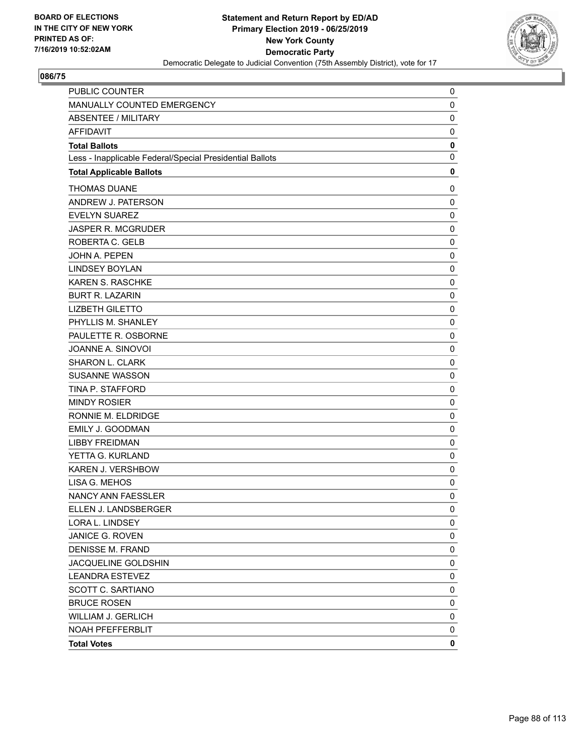BOARD OF ELECTIONS
IN THE CITY OF NEW YORK
PRINTED AS OF:
7/16/2019 10:52:02AM

**Statement and Return Report by ED/AD**
**Primary Election 2019 - 06/25/2019**
**New York County**
**Democratic Party**
Democratic Delegate to Judicial Convention (75th Assembly District), vote for 17

## 086/75

| | |
|---|---|
| PUBLIC COUNTER | 0 |
| MANUALLY COUNTED EMERGENCY | 0 |
| ABSENTEE / MILITARY | 0 |
| AFFIDAVIT | 0 |
| **Total Ballots** | **0** |
| Less - Inapplicable Federal/Special Presidential Ballots | 0 |
| **Total Applicable Ballots** | **0** |
| THOMAS DUANE | 0 |
| ANDREW J. PATERSON | 0 |
| EVELYN SUAREZ | 0 |
| JASPER R. MCGRUDER | 0 |
| ROBERTA C. GELB | 0 |
| JOHN A. PEPEN | 0 |
| LINDSEY BOYLAN | 0 |
| KAREN S. RASCHKE | 0 |
| BURT R. LAZARIN | 0 |
| LIZBETH GILETTO | 0 |
| PHYLLIS M. SHANLEY | 0 |
| PAULETTE R. OSBORNE | 0 |
| JOANNE A. SINOVOI | 0 |
| SHARON L. CLARK | 0 |
| SUSANNE WASSON | 0 |
| TINA P. STAFFORD | 0 |
| MINDY ROSIER | 0 |
| RONNIE M. ELDRIDGE | 0 |
| EMILY J. GOODMAN | 0 |
| LIBBY FREIDMAN | 0 |
| YETTA G. KURLAND | 0 |
| KAREN J. VERSHBOW | 0 |
| LISA G. MEHOS | 0 |
| NANCY ANN FAESSLER | 0 |
| ELLEN J. LANDSBERGER | 0 |
| LORA L. LINDSEY | 0 |
| JANICE G. ROVEN | 0 |
| DENISSE M. FRAND | 0 |
| JACQUELINE GOLDSHIN | 0 |
| LEANDRA ESTEVEZ | 0 |
| SCOTT C. SARTIANO | 0 |
| BRUCE ROSEN | 0 |
| WILLIAM J. GERLICH | 0 |
| NOAH PFEFFERBLIT | 0 |
| **Total Votes** | **0** |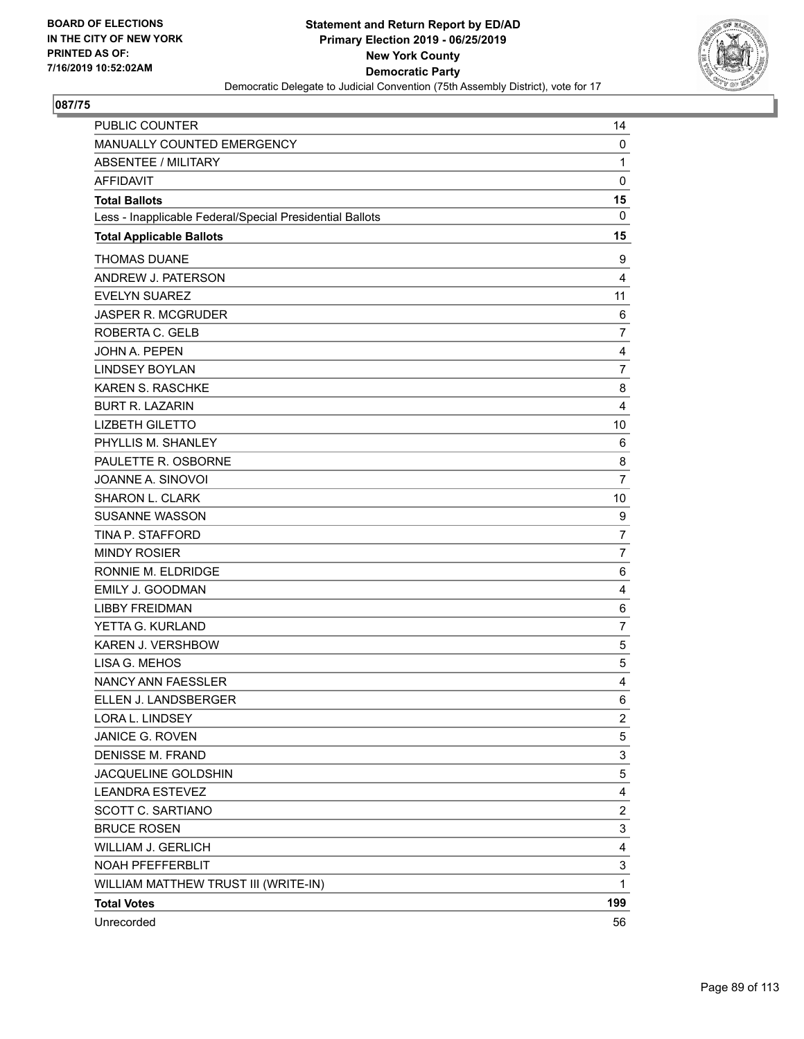BOARD OF ELECTIONS
IN THE CITY OF NEW YORK
PRINTED AS OF:
7/16/2019 10:52:02AM

**Statement and Return Report by ED/AD**
**Primary Election 2019 - 06/25/2019**
**New York County**
**Democratic Party**
Democratic Delegate to Judicial Convention (75th Assembly District), vote for 17

**087/75**

| | |
|---|---|
| PUBLIC COUNTER | 14 |
| MANUALLY COUNTED EMERGENCY | 0 |
| ABSENTEE / MILITARY | 1 |
| AFFIDAVIT | 0 |
| **Total Ballots** | **15** |
| Less - Inapplicable Federal/Special Presidential Ballots | 0 |
| **Total Applicable Ballots** | **15** |
| THOMAS DUANE | 9 |
| ANDREW J. PATERSON | 4 |
| EVELYN SUAREZ | 11 |
| JASPER R. MCGRUDER | 6 |
| ROBERTA C. GELB | 7 |
| JOHN A. PEPEN | 4 |
| LINDSEY BOYLAN | 7 |
| KAREN S. RASCHKE | 8 |
| BURT R. LAZARIN | 4 |
| LIZBETH GILETTO | 10 |
| PHYLLIS M. SHANLEY | 6 |
| PAULETTE R. OSBORNE | 8 |
| JOANNE A. SINOVOI | 7 |
| SHARON L. CLARK | 10 |
| SUSANNE WASSON | 9 |
| TINA P. STAFFORD | 7 |
| MINDY ROSIER | 7 |
| RONNIE M. ELDRIDGE | 6 |
| EMILY J. GOODMAN | 4 |
| LIBBY FREIDMAN | 6 |
| YETTA G. KURLAND | 7 |
| KAREN J. VERSHBOW | 5 |
| LISA G. MEHOS | 5 |
| NANCY ANN FAESSLER | 4 |
| ELLEN J. LANDSBERGER | 6 |
| LORA L. LINDSEY | 2 |
| JANICE G. ROVEN | 5 |
| DENISSE M. FRAND | 3 |
| JACQUELINE GOLDSHIN | 5 |
| LEANDRA ESTEVEZ | 4 |
| SCOTT C. SARTIANO | 2 |
| BRUCE ROSEN | 3 |
| WILLIAM J. GERLICH | 4 |
| NOAH PFEFFERBLIT | 3 |
| WILLIAM MATTHEW TRUST III (WRITE-IN) | 1 |
| **Total Votes** | **199** |
| Unrecorded | 56 |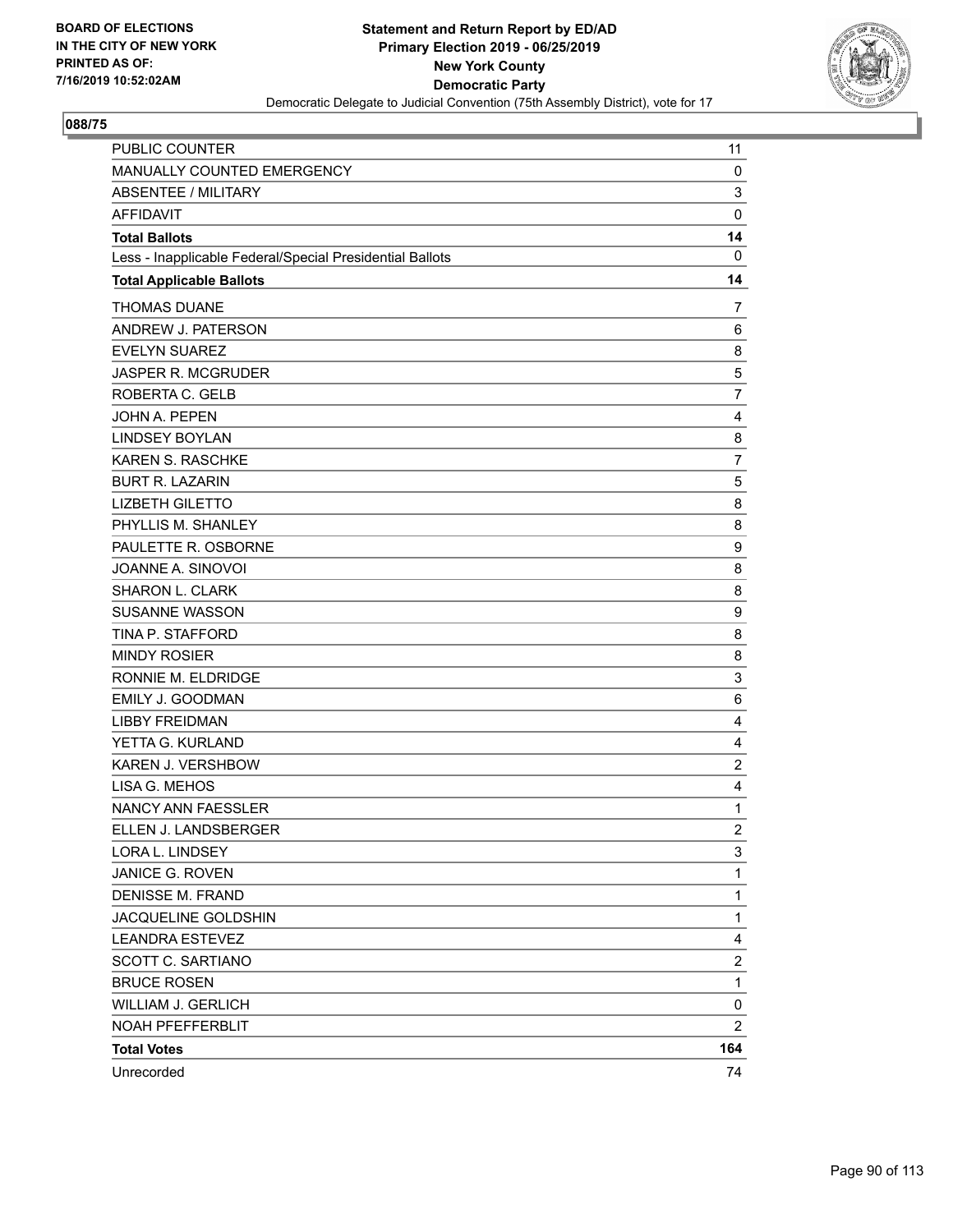BOARD OF ELECTIONS
IN THE CITY OF NEW YORK
PRINTED AS OF:
7/16/2019 10:52:02AM

**Statement and Return Report by ED/AD**
**Primary Election 2019 - 06/25/2019**
**New York County**
**Democratic Party**
Democratic Delegate to Judicial Convention (75th Assembly District), vote for 17

**088/75**

| | |
|---|---|
| PUBLIC COUNTER | 11 |
| MANUALLY COUNTED EMERGENCY | 0 |
| ABSENTEE / MILITARY | 3 |
| AFFIDAVIT | 0 |
| **Total Ballots** | **14** |
| Less - Inapplicable Federal/Special Presidential Ballots | 0 |
| **Total Applicable Ballots** | **14** |
| THOMAS DUANE | 7 |
| ANDREW J. PATERSON | 6 |
| EVELYN SUAREZ | 8 |
| JASPER R. MCGRUDER | 5 |
| ROBERTA C. GELB | 7 |
| JOHN A. PEPEN | 4 |
| LINDSEY BOYLAN | 8 |
| KAREN S. RASCHKE | 7 |
| BURT R. LAZARIN | 5 |
| LIZBETH GILETTO | 8 |
| PHYLLIS M. SHANLEY | 8 |
| PAULETTE R. OSBORNE | 9 |
| JOANNE A. SINOVOI | 8 |
| SHARON L. CLARK | 8 |
| SUSANNE WASSON | 9 |
| TINA P. STAFFORD | 8 |
| MINDY ROSIER | 8 |
| RONNIE M. ELDRIDGE | 3 |
| EMILY J. GOODMAN | 6 |
| LIBBY FREIDMAN | 4 |
| YETTA G. KURLAND | 4 |
| KAREN J. VERSHBOW | 2 |
| LISA G. MEHOS | 4 |
| NANCY ANN FAESSLER | 1 |
| ELLEN J. LANDSBERGER | 2 |
| LORA L. LINDSEY | 3 |
| JANICE G. ROVEN | 1 |
| DENISSE M. FRAND | 1 |
| JACQUELINE GOLDSHIN | 1 |
| LEANDRA ESTEVEZ | 4 |
| SCOTT C. SARTIANO | 2 |
| BRUCE ROSEN | 1 |
| WILLIAM J. GERLICH | 0 |
| NOAH PFEFFERBLIT | 2 |
| **Total Votes** | **164** |
| Unrecorded | 74 |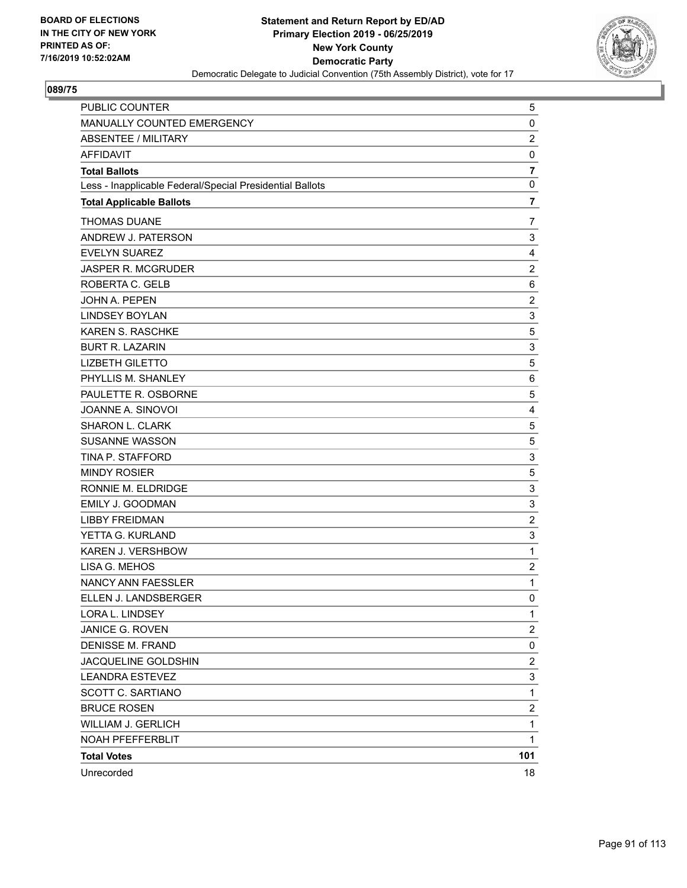BOARD OF ELECTIONS
IN THE CITY OF NEW YORK
PRINTED AS OF:
7/16/2019 10:52:02AM

**Statement and Return Report by ED/AD**
**Primary Election 2019 - 06/25/2019**
**New York County**
**Democratic Party**
Democratic Delegate to Judicial Convention (75th Assembly District), vote for 17

## 089/75

| | |
|---|---|
| PUBLIC COUNTER | 5 |
| MANUALLY COUNTED EMERGENCY | 0 |
| ABSENTEE / MILITARY | 2 |
| AFFIDAVIT | 0 |
| **Total Ballots** | **7** |
| Less - Inapplicable Federal/Special Presidential Ballots | 0 |
| **Total Applicable Ballots** | **7** |
| THOMAS DUANE | 7 |
| ANDREW J. PATERSON | 3 |
| EVELYN SUAREZ | 4 |
| JASPER R. MCGRUDER | 2 |
| ROBERTA C. GELB | 6 |
| JOHN A. PEPEN | 2 |
| LINDSEY BOYLAN | 3 |
| KAREN S. RASCHKE | 5 |
| BURT R. LAZARIN | 3 |
| LIZBETH GILETTO | 5 |
| PHYLLIS M. SHANLEY | 6 |
| PAULETTE R. OSBORNE | 5 |
| JOANNE A. SINOVOI | 4 |
| SHARON L. CLARK | 5 |
| SUSANNE WASSON | 5 |
| TINA P. STAFFORD | 3 |
| MINDY ROSIER | 5 |
| RONNIE M. ELDRIDGE | 3 |
| EMILY J. GOODMAN | 3 |
| LIBBY FREIDMAN | 2 |
| YETTA G. KURLAND | 3 |
| KAREN J. VERSHBOW | 1 |
| LISA G. MEHOS | 2 |
| NANCY ANN FAESSLER | 1 |
| ELLEN J. LANDSBERGER | 0 |
| LORA L. LINDSEY | 1 |
| JANICE G. ROVEN | 2 |
| DENISSE M. FRAND | 0 |
| JACQUELINE GOLDSHIN | 2 |
| LEANDRA ESTEVEZ | 3 |
| SCOTT C. SARTIANO | 1 |
| BRUCE ROSEN | 2 |
| WILLIAM J. GERLICH | 1 |
| NOAH PFEFFERBLIT | 1 |
| **Total Votes** | **101** |
| Unrecorded | 18 |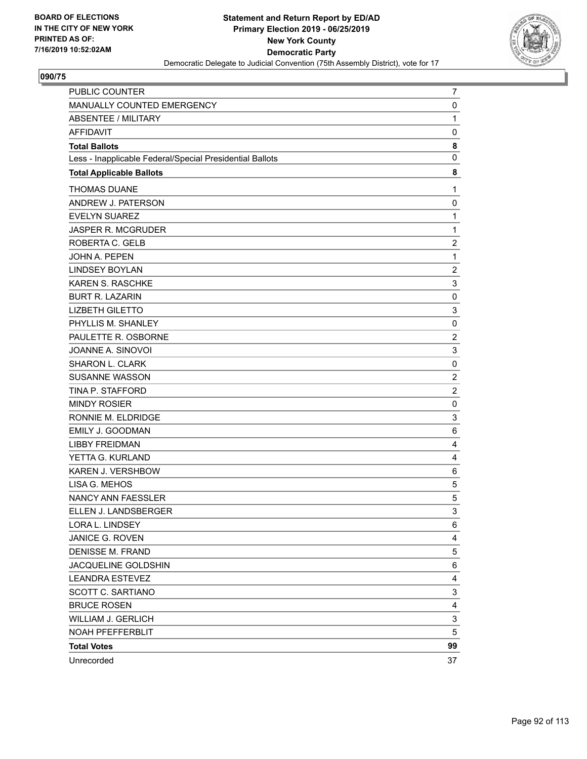BOARD OF ELECTIONS
IN THE CITY OF NEW YORK
PRINTED AS OF:
7/16/2019 10:52:02AM

**Statement and Return Report by ED/AD**
**Primary Election 2019 - 06/25/2019**
**New York County**
**Democratic Party**
Democratic Delegate to Judicial Convention (75th Assembly District), vote for 17

**090/75**

| | |
|---|---|
| PUBLIC COUNTER | 7 |
| MANUALLY COUNTED EMERGENCY | 0 |
| ABSENTEE / MILITARY | 1 |
| AFFIDAVIT | 0 |
| **Total Ballots** | **8** |
| Less - Inapplicable Federal/Special Presidential Ballots | 0 |
| **Total Applicable Ballots** | **8** |
| THOMAS DUANE | 1 |
| ANDREW J. PATERSON | 0 |
| EVELYN SUAREZ | 1 |
| JASPER R. MCGRUDER | 1 |
| ROBERTA C. GELB | 2 |
| JOHN A. PEPEN | 1 |
| LINDSEY BOYLAN | 2 |
| KAREN S. RASCHKE | 3 |
| BURT R. LAZARIN | 0 |
| LIZBETH GILETTO | 3 |
| PHYLLIS M. SHANLEY | 0 |
| PAULETTE R. OSBORNE | 2 |
| JOANNE A. SINOVOI | 3 |
| SHARON L. CLARK | 0 |
| SUSANNE WASSON | 2 |
| TINA P. STAFFORD | 2 |
| MINDY ROSIER | 0 |
| RONNIE M. ELDRIDGE | 3 |
| EMILY J. GOODMAN | 6 |
| LIBBY FREIDMAN | 4 |
| YETTA G. KURLAND | 4 |
| KAREN J. VERSHBOW | 6 |
| LISA G. MEHOS | 5 |
| NANCY ANN FAESSLER | 5 |
| ELLEN J. LANDSBERGER | 3 |
| LORA L. LINDSEY | 6 |
| JANICE G. ROVEN | 4 |
| DENISSE M. FRAND | 5 |
| JACQUELINE GOLDSHIN | 6 |
| LEANDRA ESTEVEZ | 4 |
| SCOTT C. SARTIANO | 3 |
| BRUCE ROSEN | 4 |
| WILLIAM J. GERLICH | 3 |
| NOAH PFEFFERBLIT | 5 |
| **Total Votes** | **99** |
| Unrecorded | 37 |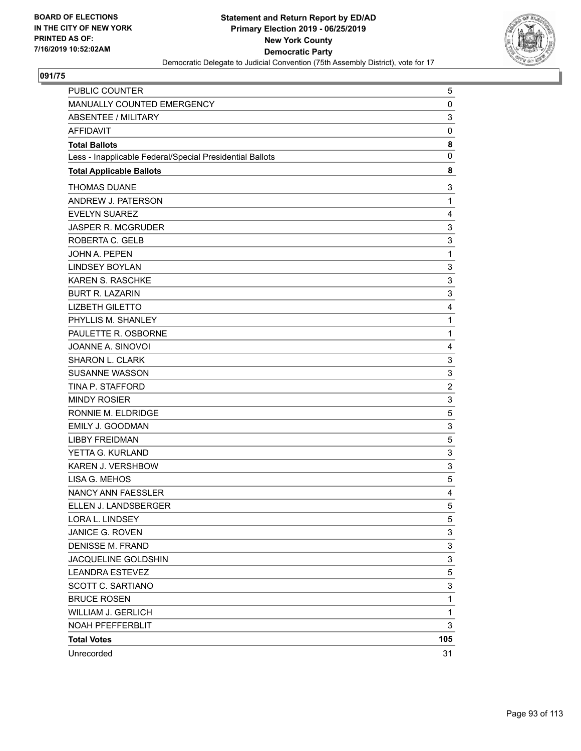BOARD OF ELECTIONS
IN THE CITY OF NEW YORK
PRINTED AS OF:
7/16/2019 10:52:02AM

**Statement and Return Report by ED/AD**
**Primary Election 2019 - 06/25/2019**
**New York County**
**Democratic Party**
Democratic Delegate to Judicial Convention (75th Assembly District), vote for 17

**091/75**

| | |
|---|---|
| PUBLIC COUNTER | 5 |
| MANUALLY COUNTED EMERGENCY | 0 |
| ABSENTEE / MILITARY | 3 |
| AFFIDAVIT | 0 |
| **Total Ballots** | **8** |
| Less - Inapplicable Federal/Special Presidential Ballots | 0 |
| **Total Applicable Ballots** | **8** |
| THOMAS DUANE | 3 |
| ANDREW J. PATERSON | 1 |
| EVELYN SUAREZ | 4 |
| JASPER R. MCGRUDER | 3 |
| ROBERTA C. GELB | 3 |
| JOHN A. PEPEN | 1 |
| LINDSEY BOYLAN | 3 |
| KAREN S. RASCHKE | 3 |
| BURT R. LAZARIN | 3 |
| LIZBETH GILETTO | 4 |
| PHYLLIS M. SHANLEY | 1 |
| PAULETTE R. OSBORNE | 1 |
| JOANNE A. SINOVOI | 4 |
| SHARON L. CLARK | 3 |
| SUSANNE WASSON | 3 |
| TINA P. STAFFORD | 2 |
| MINDY ROSIER | 3 |
| RONNIE M. ELDRIDGE | 5 |
| EMILY J. GOODMAN | 3 |
| LIBBY FREIDMAN | 5 |
| YETTA G. KURLAND | 3 |
| KAREN J. VERSHBOW | 3 |
| LISA G. MEHOS | 5 |
| NANCY ANN FAESSLER | 4 |
| ELLEN J. LANDSBERGER | 5 |
| LORA L. LINDSEY | 5 |
| JANICE G. ROVEN | 3 |
| DENISSE M. FRAND | 3 |
| JACQUELINE GOLDSHIN | 3 |
| LEANDRA ESTEVEZ | 5 |
| SCOTT C. SARTIANO | 3 |
| BRUCE ROSEN | 1 |
| WILLIAM J. GERLICH | 1 |
| NOAH PFEFFERBLIT | 3 |
| **Total Votes** | **105** |
| Unrecorded | 31 |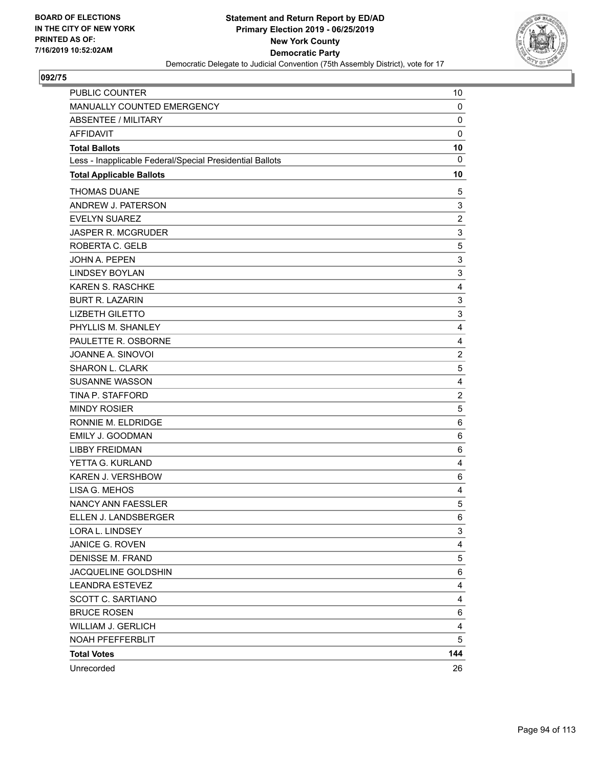**Statement and Return Report by ED/AD**
**Primary Election 2019 - 06/25/2019**
**New York County**
**Democratic Party**
Democratic Delegate to Judicial Convention (75th Assembly District), vote for 17

BOARD OF ELECTIONS IN THE CITY OF NEW YORK PRINTED AS OF: 7/16/2019 10:52:02AM

**092/75**

| | |
|---|---|
| PUBLIC COUNTER | 10 |
| MANUALLY COUNTED EMERGENCY | 0 |
| ABSENTEE / MILITARY | 0 |
| AFFIDAVIT | 0 |
| **Total Ballots** | **10** |
| Less - Inapplicable Federal/Special Presidential Ballots | 0 |
| **Total Applicable Ballots** | **10** |
| THOMAS DUANE | 5 |
| ANDREW J. PATERSON | 3 |
| EVELYN SUAREZ | 2 |
| JASPER R. MCGRUDER | 3 |
| ROBERTA C. GELB | 5 |
| JOHN A. PEPEN | 3 |
| LINDSEY BOYLAN | 3 |
| KAREN S. RASCHKE | 4 |
| BURT R. LAZARIN | 3 |
| LIZBETH GILETTO | 3 |
| PHYLLIS M. SHANLEY | 4 |
| PAULETTE R. OSBORNE | 4 |
| JOANNE A. SINOVOI | 2 |
| SHARON L. CLARK | 5 |
| SUSANNE WASSON | 4 |
| TINA P. STAFFORD | 2 |
| MINDY ROSIER | 5 |
| RONNIE M. ELDRIDGE | 6 |
| EMILY J. GOODMAN | 6 |
| LIBBY FREIDMAN | 6 |
| YETTA G. KURLAND | 4 |
| KAREN J. VERSHBOW | 6 |
| LISA G. MEHOS | 4 |
| NANCY ANN FAESSLER | 5 |
| ELLEN J. LANDSBERGER | 6 |
| LORA L. LINDSEY | 3 |
| JANICE G. ROVEN | 4 |
| DENISSE M. FRAND | 5 |
| JACQUELINE GOLDSHIN | 6 |
| LEANDRA ESTEVEZ | 4 |
| SCOTT C. SARTIANO | 4 |
| BRUCE ROSEN | 6 |
| WILLIAM J. GERLICH | 4 |
| NOAH PFEFFERBLIT | 5 |
| **Total Votes** | **144** |
| Unrecorded | 26 |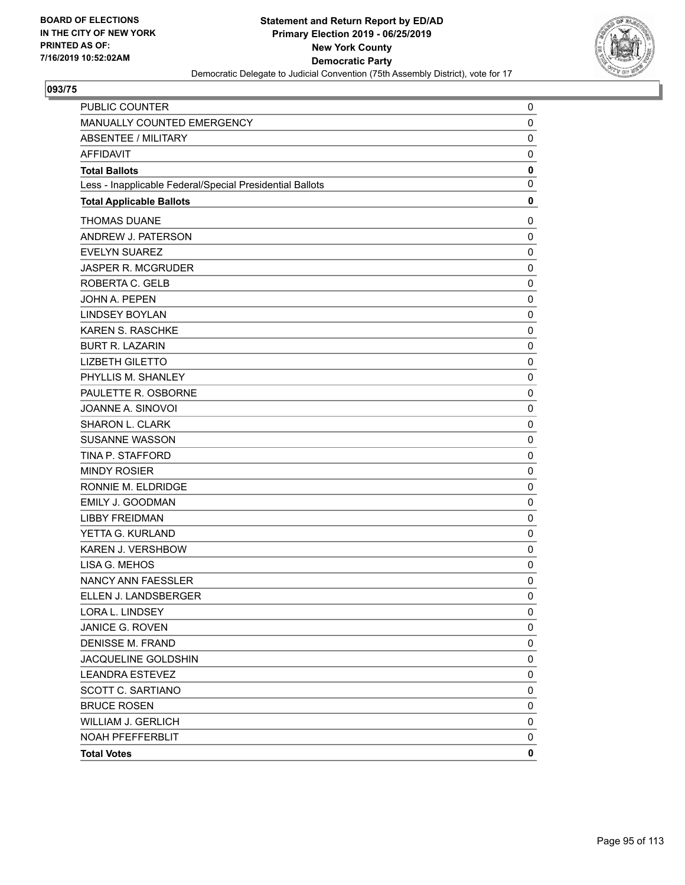BOARD OF ELECTIONS
IN THE CITY OF NEW YORK
PRINTED AS OF:
7/16/2019 10:52:02AM

**Statement and Return Report by ED/AD**
**Primary Election 2019 - 06/25/2019**
**New York County**
**Democratic Party**
Democratic Delegate to Judicial Convention (75th Assembly District), vote for 17

**093/75**

| | |
|---|---|
| PUBLIC COUNTER | 0 |
| MANUALLY COUNTED EMERGENCY | 0 |
| ABSENTEE / MILITARY | 0 |
| AFFIDAVIT | 0 |
| **Total Ballots** | **0** |
| Less - Inapplicable Federal/Special Presidential Ballots | 0 |
| **Total Applicable Ballots** | **0** |
| THOMAS DUANE | 0 |
| ANDREW J. PATERSON | 0 |
| EVELYN SUAREZ | 0 |
| JASPER R. MCGRUDER | 0 |
| ROBERTA C. GELB | 0 |
| JOHN A. PEPEN | 0 |
| LINDSEY BOYLAN | 0 |
| KAREN S. RASCHKE | 0 |
| BURT R. LAZARIN | 0 |
| LIZBETH GILETTO | 0 |
| PHYLLIS M. SHANLEY | 0 |
| PAULETTE R. OSBORNE | 0 |
| JOANNE A. SINOVOI | 0 |
| SHARON L. CLARK | 0 |
| SUSANNE WASSON | 0 |
| TINA P. STAFFORD | 0 |
| MINDY ROSIER | 0 |
| RONNIE M. ELDRIDGE | 0 |
| EMILY J. GOODMAN | 0 |
| LIBBY FREIDMAN | 0 |
| YETTA G. KURLAND | 0 |
| KAREN J. VERSHBOW | 0 |
| LISA G. MEHOS | 0 |
| NANCY ANN FAESSLER | 0 |
| ELLEN J. LANDSBERGER | 0 |
| LORA L. LINDSEY | 0 |
| JANICE G. ROVEN | 0 |
| DENISSE M. FRAND | 0 |
| JACQUELINE GOLDSHIN | 0 |
| LEANDRA ESTEVEZ | 0 |
| SCOTT C. SARTIANO | 0 |
| BRUCE ROSEN | 0 |
| WILLIAM J. GERLICH | 0 |
| NOAH PFEFFERBLIT | 0 |
| **Total Votes** | **0** |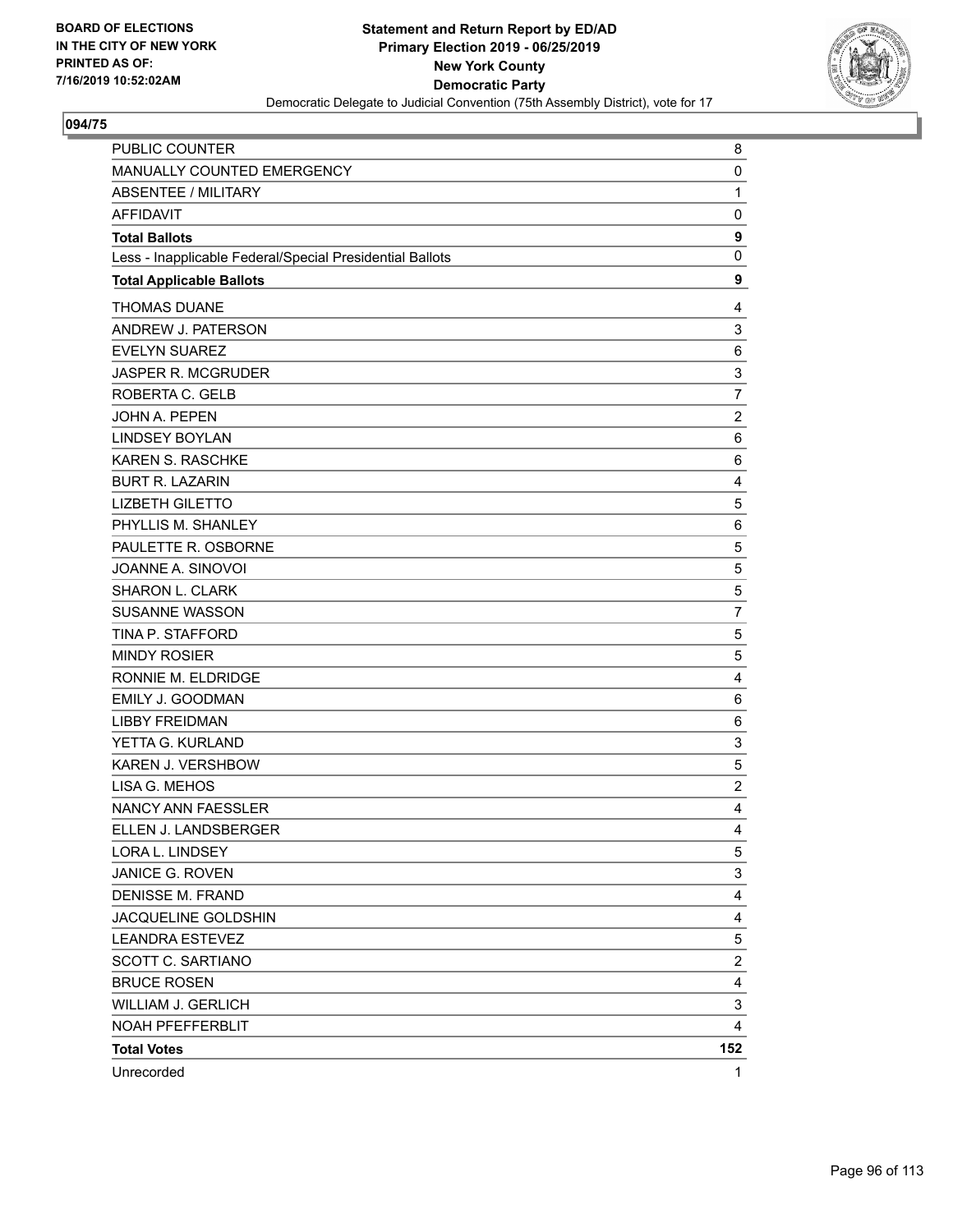BOARD OF ELECTIONS
IN THE CITY OF NEW YORK
PRINTED AS OF:
7/16/2019 10:52:02AM

**Statement and Return Report by ED/AD**
**Primary Election 2019 - 06/25/2019**
**New York County**
**Democratic Party**
Democratic Delegate to Judicial Convention (75th Assembly District), vote for 17

## 094/75

| | |
|---|---|
| PUBLIC COUNTER | 8 |
| MANUALLY COUNTED EMERGENCY | 0 |
| ABSENTEE / MILITARY | 1 |
| AFFIDAVIT | 0 |
| **Total Ballots** | **9** |
| Less - Inapplicable Federal/Special Presidential Ballots | 0 |
| **Total Applicable Ballots** | **9** |
| THOMAS DUANE | 4 |
| ANDREW J. PATERSON | 3 |
| EVELYN SUAREZ | 6 |
| JASPER R. MCGRUDER | 3 |
| ROBERTA C. GELB | 7 |
| JOHN A. PEPEN | 2 |
| LINDSEY BOYLAN | 6 |
| KAREN S. RASCHKE | 6 |
| BURT R. LAZARIN | 4 |
| LIZBETH GILETTO | 5 |
| PHYLLIS M. SHANLEY | 6 |
| PAULETTE R. OSBORNE | 5 |
| JOANNE A. SINOVOI | 5 |
| SHARON L. CLARK | 5 |
| SUSANNE WASSON | 7 |
| TINA P. STAFFORD | 5 |
| MINDY ROSIER | 5 |
| RONNIE M. ELDRIDGE | 4 |
| EMILY J. GOODMAN | 6 |
| LIBBY FREIDMAN | 6 |
| YETTA G. KURLAND | 3 |
| KAREN J. VERSHBOW | 5 |
| LISA G. MEHOS | 2 |
| NANCY ANN FAESSLER | 4 |
| ELLEN J. LANDSBERGER | 4 |
| LORA L. LINDSEY | 5 |
| JANICE G. ROVEN | 3 |
| DENISSE M. FRAND | 4 |
| JACQUELINE GOLDSHIN | 4 |
| LEANDRA ESTEVEZ | 5 |
| SCOTT C. SARTIANO | 2 |
| BRUCE ROSEN | 4 |
| WILLIAM J. GERLICH | 3 |
| NOAH PFEFFERBLIT | 4 |
| **Total Votes** | **152** |
| Unrecorded | 1 |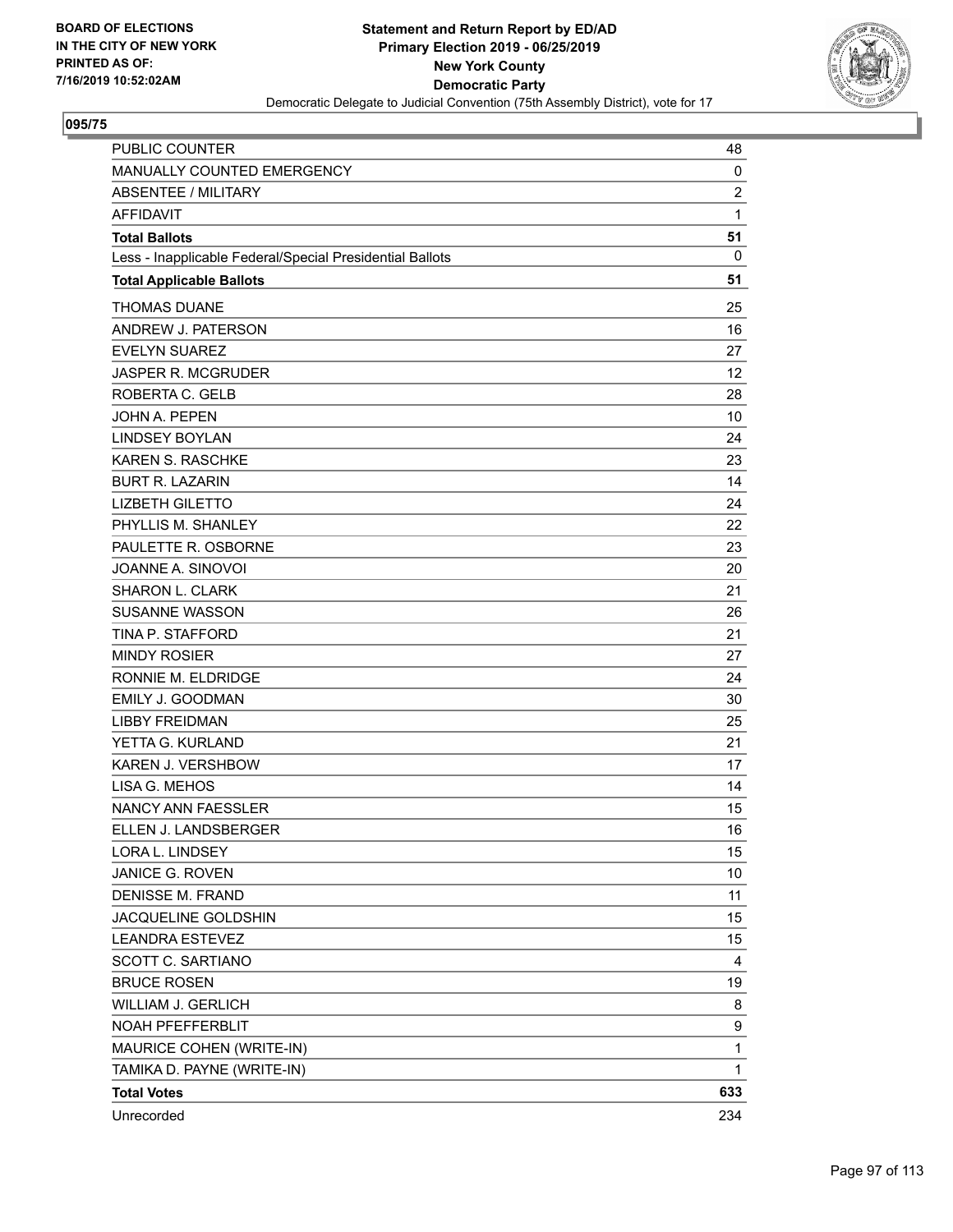BOARD OF ELECTIONS
IN THE CITY OF NEW YORK
PRINTED AS OF:
7/16/2019 10:52:02AM

**Statement and Return Report by ED/AD**
**Primary Election 2019 - 06/25/2019**
**New York County**
**Democratic Party**
Democratic Delegate to Judicial Convention (75th Assembly District), vote for 17

**095/75**

| | |
|---|---|
| PUBLIC COUNTER | 48 |
| MANUALLY COUNTED EMERGENCY | 0 |
| ABSENTEE / MILITARY | 2 |
| AFFIDAVIT | 1 |
| **Total Ballots** | **51** |
| Less - Inapplicable Federal/Special Presidential Ballots | 0 |
| **Total Applicable Ballots** | **51** |
| THOMAS DUANE | 25 |
| ANDREW J. PATERSON | 16 |
| EVELYN SUAREZ | 27 |
| JASPER R. MCGRUDER | 12 |
| ROBERTA C. GELB | 28 |
| JOHN A. PEPEN | 10 |
| LINDSEY BOYLAN | 24 |
| KAREN S. RASCHKE | 23 |
| BURT R. LAZARIN | 14 |
| LIZBETH GILETTO | 24 |
| PHYLLIS M. SHANLEY | 22 |
| PAULETTE R. OSBORNE | 23 |
| JOANNE A. SINOVOI | 20 |
| SHARON L. CLARK | 21 |
| SUSANNE WASSON | 26 |
| TINA P. STAFFORD | 21 |
| MINDY ROSIER | 27 |
| RONNIE M. ELDRIDGE | 24 |
| EMILY J. GOODMAN | 30 |
| LIBBY FREIDMAN | 25 |
| YETTA G. KURLAND | 21 |
| KAREN J. VERSHBOW | 17 |
| LISA G. MEHOS | 14 |
| NANCY ANN FAESSLER | 15 |
| ELLEN J. LANDSBERGER | 16 |
| LORA L. LINDSEY | 15 |
| JANICE G. ROVEN | 10 |
| DENISSE M. FRAND | 11 |
| JACQUELINE GOLDSHIN | 15 |
| LEANDRA ESTEVEZ | 15 |
| SCOTT C. SARTIANO | 4 |
| BRUCE ROSEN | 19 |
| WILLIAM J. GERLICH | 8 |
| NOAH PFEFFERBLIT | 9 |
| MAURICE COHEN (WRITE-IN) | 1 |
| TAMIKA D. PAYNE (WRITE-IN) | 1 |
| **Total Votes** | **633** |
| Unrecorded | 234 |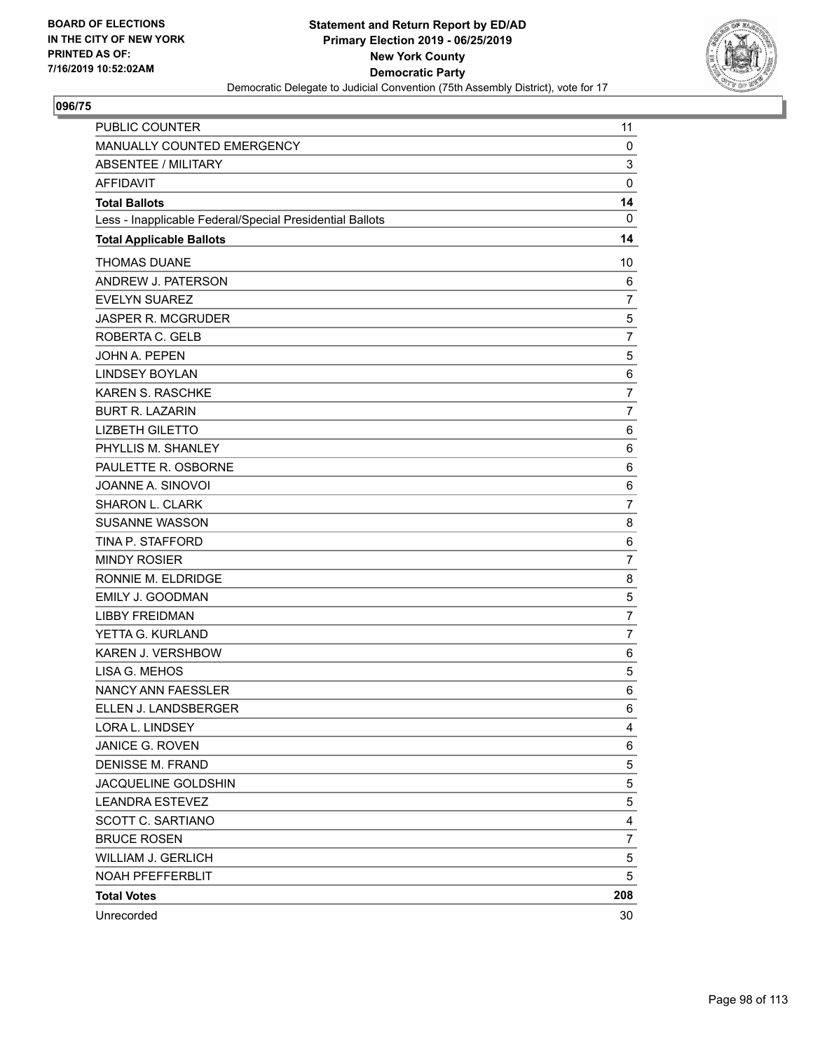BOARD OF ELECTIONS
IN THE CITY OF NEW YORK
PRINTED AS OF:
7/16/2019 10:52:02AM

**Statement and Return Report by ED/AD**
**Primary Election 2019 - 06/25/2019**
**New York County**
**Democratic Party**
Democratic Delegate to Judicial Convention (75th Assembly District), vote for 17

## 096/75

| | |
|---|---|
| PUBLIC COUNTER | 11 |
| MANUALLY COUNTED EMERGENCY | 0 |
| ABSENTEE / MILITARY | 3 |
| AFFIDAVIT | 0 |
| **Total Ballots** | **14** |
| Less - Inapplicable Federal/Special Presidential Ballots | 0 |
| **Total Applicable Ballots** | **14** |
| THOMAS DUANE | 10 |
| ANDREW J. PATERSON | 6 |
| EVELYN SUAREZ | 7 |
| JASPER R. MCGRUDER | 5 |
| ROBERTA C. GELB | 7 |
| JOHN A. PEPEN | 5 |
| LINDSEY BOYLAN | 6 |
| KAREN S. RASCHKE | 7 |
| BURT R. LAZARIN | 7 |
| LIZBETH GILETTO | 6 |
| PHYLLIS M. SHANLEY | 6 |
| PAULETTE R. OSBORNE | 6 |
| JOANNE A. SINOVOI | 6 |
| SHARON L. CLARK | 7 |
| SUSANNE WASSON | 8 |
| TINA P. STAFFORD | 6 |
| MINDY ROSIER | 7 |
| RONNIE M. ELDRIDGE | 8 |
| EMILY J. GOODMAN | 5 |
| LIBBY FREIDMAN | 7 |
| YETTA G. KURLAND | 7 |
| KAREN J. VERSHBOW | 6 |
| LISA G. MEHOS | 5 |
| NANCY ANN FAESSLER | 6 |
| ELLEN J. LANDSBERGER | 6 |
| LORA L. LINDSEY | 4 |
| JANICE G. ROVEN | 6 |
| DENISSE M. FRAND | 5 |
| JACQUELINE GOLDSHIN | 5 |
| LEANDRA ESTEVEZ | 5 |
| SCOTT C. SARTIANO | 4 |
| BRUCE ROSEN | 7 |
| WILLIAM J. GERLICH | 5 |
| NOAH PFEFFERBLIT | 5 |
| **Total Votes** | **208** |
| Unrecorded | 30 |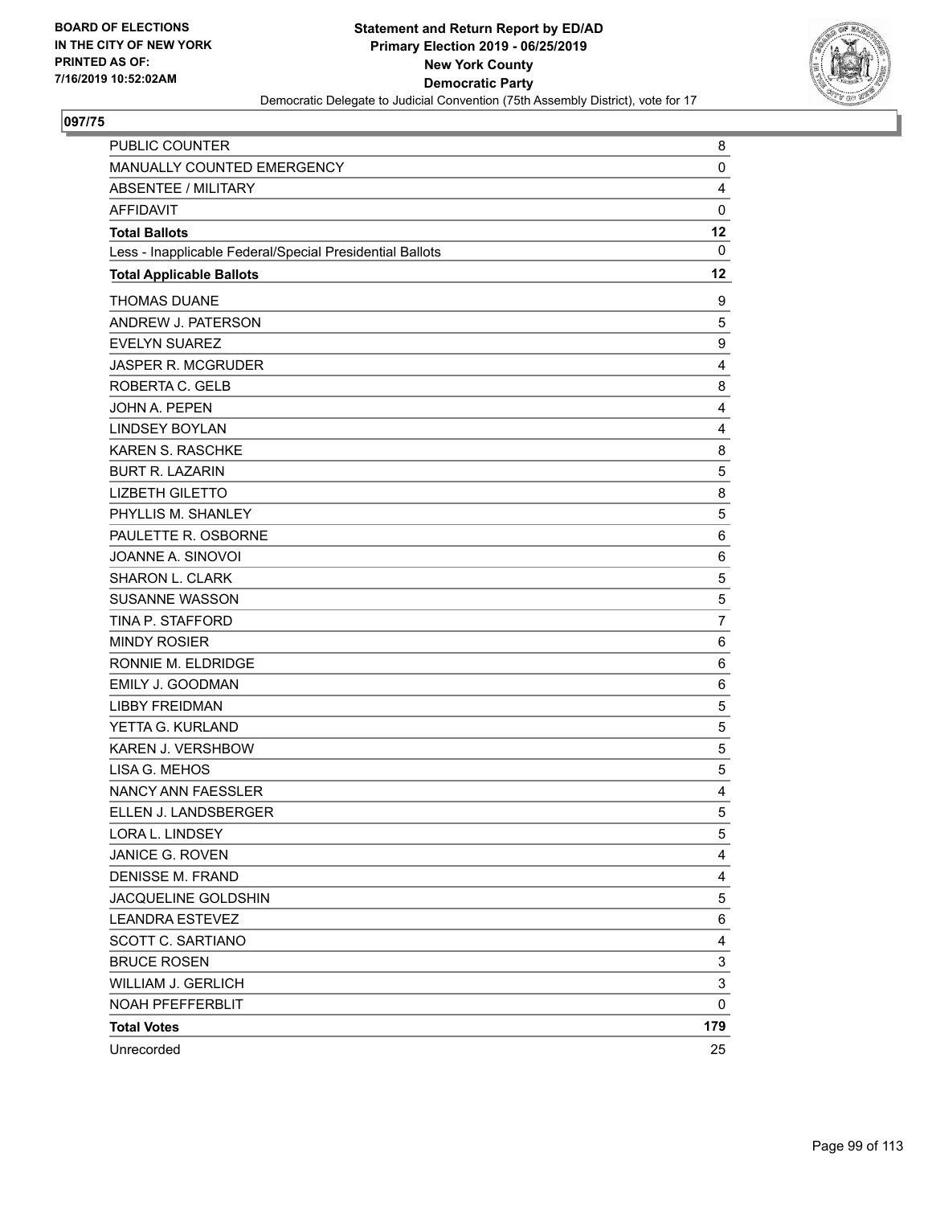BOARD OF ELECTIONS
IN THE CITY OF NEW YORK
PRINTED AS OF:
7/16/2019 10:52:02AM

**Statement and Return Report by ED/AD**
**Primary Election 2019 - 06/25/2019**
**New York County**
**Democratic Party**
Democratic Delegate to Judicial Convention (75th Assembly District), vote for 17

## 097/75

| | |
|---|---|
| PUBLIC COUNTER | 8 |
| MANUALLY COUNTED EMERGENCY | 0 |
| ABSENTEE / MILITARY | 4 |
| AFFIDAVIT | 0 |
| **Total Ballots** | **12** |
| Less - Inapplicable Federal/Special Presidential Ballots | 0 |
| **Total Applicable Ballots** | **12** |
| THOMAS DUANE | 9 |
| ANDREW J. PATERSON | 5 |
| EVELYN SUAREZ | 9 |
| JASPER R. MCGRUDER | 4 |
| ROBERTA C. GELB | 8 |
| JOHN A. PEPEN | 4 |
| LINDSEY BOYLAN | 4 |
| KAREN S. RASCHKE | 8 |
| BURT R. LAZARIN | 5 |
| LIZBETH GILETTO | 8 |
| PHYLLIS M. SHANLEY | 5 |
| PAULETTE R. OSBORNE | 6 |
| JOANNE A. SINOVOI | 6 |
| SHARON L. CLARK | 5 |
| SUSANNE WASSON | 5 |
| TINA P. STAFFORD | 7 |
| MINDY ROSIER | 6 |
| RONNIE M. ELDRIDGE | 6 |
| EMILY J. GOODMAN | 6 |
| LIBBY FREIDMAN | 5 |
| YETTA G. KURLAND | 5 |
| KAREN J. VERSHBOW | 5 |
| LISA G. MEHOS | 5 |
| NANCY ANN FAESSLER | 4 |
| ELLEN J. LANDSBERGER | 5 |
| LORA L. LINDSEY | 5 |
| JANICE G. ROVEN | 4 |
| DENISSE M. FRAND | 4 |
| JACQUELINE GOLDSHIN | 5 |
| LEANDRA ESTEVEZ | 6 |
| SCOTT C. SARTIANO | 4 |
| BRUCE ROSEN | 3 |
| WILLIAM J. GERLICH | 3 |
| NOAH PFEFFERBLIT | 0 |
| **Total Votes** | **179** |
| Unrecorded | 25 |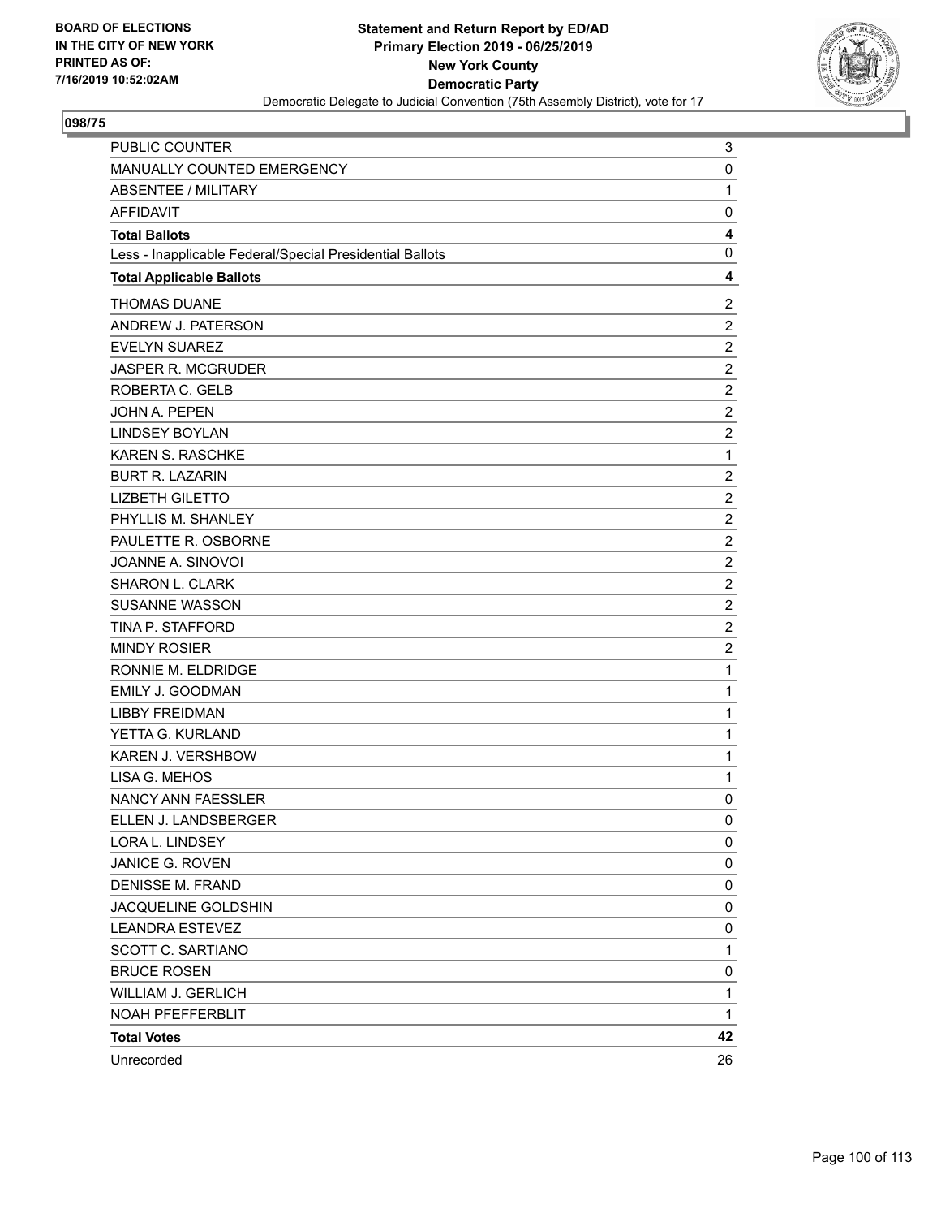**BOARD OF ELECTIONS IN THE CITY OF NEW YORK PRINTED AS OF: 7/16/2019 10:52:02AM**

**Statement and Return Report by ED/AD**
**Primary Election 2019 - 06/25/2019**
**New York County**
**Democratic Party**
Democratic Delegate to Judicial Convention (75th Assembly District), vote for 17

## 098/75

| | |
|---|---|
| PUBLIC COUNTER | 3 |
| MANUALLY COUNTED EMERGENCY | 0 |
| ABSENTEE / MILITARY | 1 |
| AFFIDAVIT | 0 |
| **Total Ballots** | **4** |
| Less - Inapplicable Federal/Special Presidential Ballots | 0 |
| **Total Applicable Ballots** | **4** |
| THOMAS DUANE | 2 |
| ANDREW J. PATERSON | 2 |
| EVELYN SUAREZ | 2 |
| JASPER R. MCGRUDER | 2 |
| ROBERTA C. GELB | 2 |
| JOHN A. PEPEN | 2 |
| LINDSEY BOYLAN | 2 |
| KAREN S. RASCHKE | 1 |
| BURT R. LAZARIN | 2 |
| LIZBETH GILETTO | 2 |
| PHYLLIS M. SHANLEY | 2 |
| PAULETTE R. OSBORNE | 2 |
| JOANNE A. SINOVOI | 2 |
| SHARON L. CLARK | 2 |
| SUSANNE WASSON | 2 |
| TINA P. STAFFORD | 2 |
| MINDY ROSIER | 2 |
| RONNIE M. ELDRIDGE | 1 |
| EMILY J. GOODMAN | 1 |
| LIBBY FREIDMAN | 1 |
| YETTA G. KURLAND | 1 |
| KAREN J. VERSHBOW | 1 |
| LISA G. MEHOS | 1 |
| NANCY ANN FAESSLER | 0 |
| ELLEN J. LANDSBERGER | 0 |
| LORA L. LINDSEY | 0 |
| JANICE G. ROVEN | 0 |
| DENISSE M. FRAND | 0 |
| JACQUELINE GOLDSHIN | 0 |
| LEANDRA ESTEVEZ | 0 |
| SCOTT C. SARTIANO | 1 |
| BRUCE ROSEN | 0 |
| WILLIAM J. GERLICH | 1 |
| NOAH PFEFFERBLIT | 1 |
| **Total Votes** | **42** |
| Unrecorded | 26 |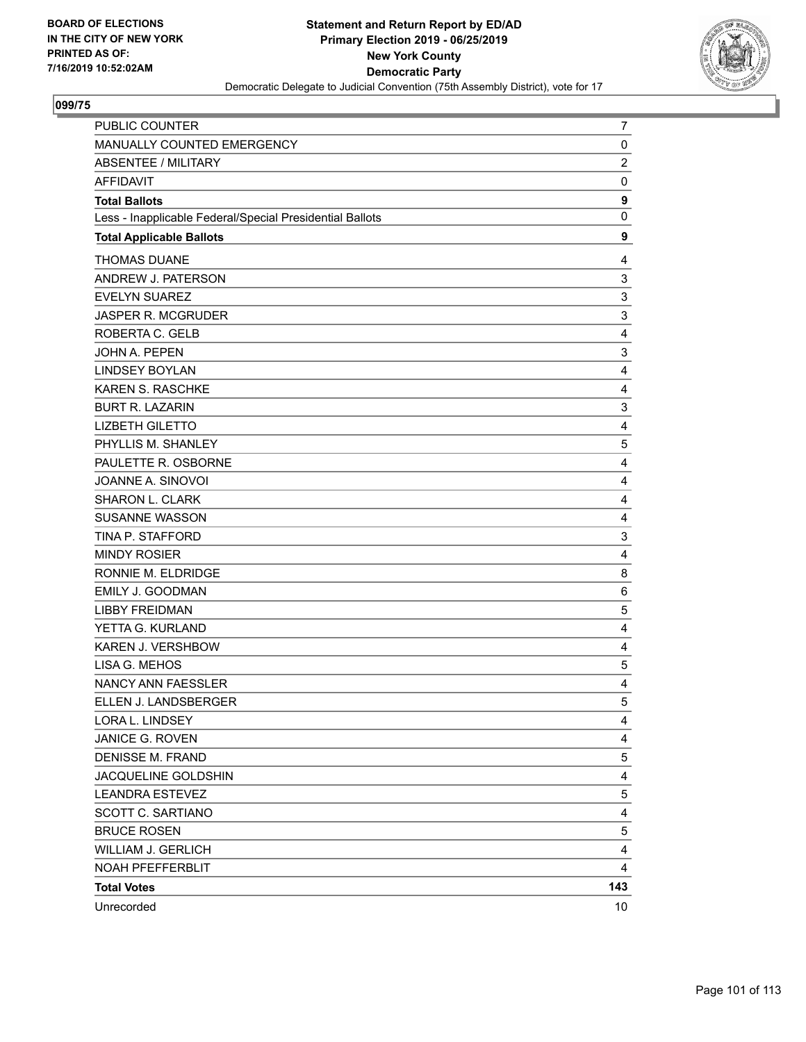BOARD OF ELECTIONS
IN THE CITY OF NEW YORK
PRINTED AS OF:
7/16/2019 10:52:02AM

**Statement and Return Report by ED/AD**
**Primary Election 2019 - 06/25/2019**
**New York County**
**Democratic Party**
Democratic Delegate to Judicial Convention (75th Assembly District), vote for 17

## 099/75

| | |
|---|---|
| PUBLIC COUNTER | 7 |
| MANUALLY COUNTED EMERGENCY | 0 |
| ABSENTEE / MILITARY | 2 |
| AFFIDAVIT | 0 |
| **Total Ballots** | **9** |
| Less - Inapplicable Federal/Special Presidential Ballots | 0 |
| **Total Applicable Ballots** | **9** |
| THOMAS DUANE | 4 |
| ANDREW J. PATERSON | 3 |
| EVELYN SUAREZ | 3 |
| JASPER R. MCGRUDER | 3 |
| ROBERTA C. GELB | 4 |
| JOHN A. PEPEN | 3 |
| LINDSEY BOYLAN | 4 |
| KAREN S. RASCHKE | 4 |
| BURT R. LAZARIN | 3 |
| LIZBETH GILETTO | 4 |
| PHYLLIS M. SHANLEY | 5 |
| PAULETTE R. OSBORNE | 4 |
| JOANNE A. SINOVOI | 4 |
| SHARON L. CLARK | 4 |
| SUSANNE WASSON | 4 |
| TINA P. STAFFORD | 3 |
| MINDY ROSIER | 4 |
| RONNIE M. ELDRIDGE | 8 |
| EMILY J. GOODMAN | 6 |
| LIBBY FREIDMAN | 5 |
| YETTA G. KURLAND | 4 |
| KAREN J. VERSHBOW | 4 |
| LISA G. MEHOS | 5 |
| NANCY ANN FAESSLER | 4 |
| ELLEN J. LANDSBERGER | 5 |
| LORA L. LINDSEY | 4 |
| JANICE G. ROVEN | 4 |
| DENISSE M. FRAND | 5 |
| JACQUELINE GOLDSHIN | 4 |
| LEANDRA ESTEVEZ | 5 |
| SCOTT C. SARTIANO | 4 |
| BRUCE ROSEN | 5 |
| WILLIAM J. GERLICH | 4 |
| NOAH PFEFFERBLIT | 4 |
| **Total Votes** | **143** |
| Unrecorded | 10 |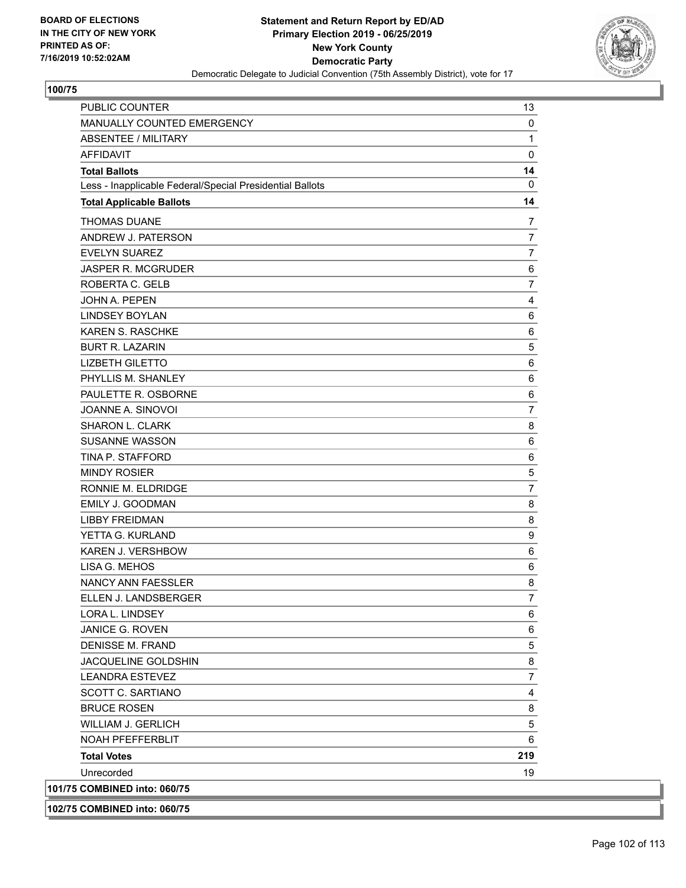**BOARD OF ELECTIONS IN THE CITY OF NEW YORK PRINTED AS OF: 7/16/2019 10:52:02AM**

# Statement and Return Report by ED/AD
## Primary Election 2019 - 06/25/2019
## New York County
## Democratic Party
### Democratic Delegate to Judicial Convention (75th Assembly District), vote for 17

**100/75**

| | |
|---|---|
| PUBLIC COUNTER | 13 |
| MANUALLY COUNTED EMERGENCY | 0 |
| ABSENTEE / MILITARY | 1 |
| AFFIDAVIT | 0 |
| **Total Ballots** | **14** |
| Less - Inapplicable Federal/Special Presidential Ballots | 0 |
| **Total Applicable Ballots** | **14** |
| THOMAS DUANE | 7 |
| ANDREW J. PATERSON | 7 |
| EVELYN SUAREZ | 7 |
| JASPER R. MCGRUDER | 6 |
| ROBERTA C. GELB | 7 |
| JOHN A. PEPEN | 4 |
| LINDSEY BOYLAN | 6 |
| KAREN S. RASCHKE | 6 |
| BURT R. LAZARIN | 5 |
| LIZBETH GILETTO | 6 |
| PHYLLIS M. SHANLEY | 6 |
| PAULETTE R. OSBORNE | 6 |
| JOANNE A. SINOVOI | 7 |
| SHARON L. CLARK | 8 |
| SUSANNE WASSON | 6 |
| TINA P. STAFFORD | 6 |
| MINDY ROSIER | 5 |
| RONNIE M. ELDRIDGE | 7 |
| EMILY J. GOODMAN | 8 |
| LIBBY FREIDMAN | 8 |
| YETTA G. KURLAND | 9 |
| KAREN J. VERSHBOW | 6 |
| LISA G. MEHOS | 6 |
| NANCY ANN FAESSLER | 8 |
| ELLEN J. LANDSBERGER | 7 |
| LORA L. LINDSEY | 6 |
| JANICE G. ROVEN | 6 |
| DENISSE M. FRAND | 5 |
| JACQUELINE GOLDSHIN | 8 |
| LEANDRA ESTEVEZ | 7 |
| SCOTT C. SARTIANO | 4 |
| BRUCE ROSEN | 8 |
| WILLIAM J. GERLICH | 5 |
| NOAH PFEFFERBLIT | 6 |
| **Total Votes** | **219** |
| Unrecorded | 19 |

**101/75 COMBINED into: 060/75**

**102/75 COMBINED into: 060/75**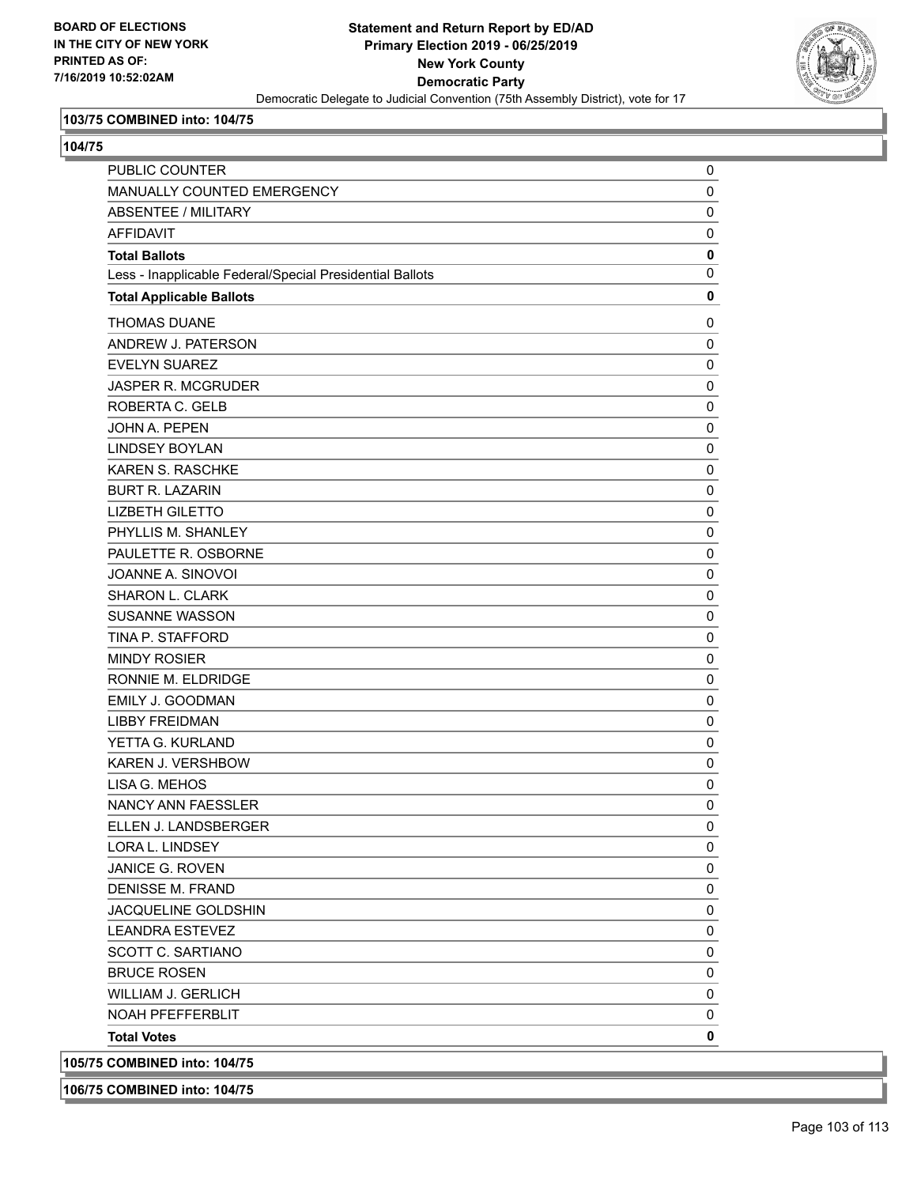**BOARD OF ELECTIONS IN THE CITY OF NEW YORK PRINTED AS OF: 7/16/2019 10:52:02AM**

**Statement and Return Report by ED/AD**
**Primary Election 2019 - 06/25/2019**
**New York County**
**Democratic Party**
Democratic Delegate to Judicial Convention (75th Assembly District), vote for 17

**103/75 COMBINED into: 104/75**

**104/75**

| | |
|---|---|
| PUBLIC COUNTER | 0 |
| MANUALLY COUNTED EMERGENCY | 0 |
| ABSENTEE / MILITARY | 0 |
| AFFIDAVIT | 0 |
| **Total Ballots** | **0** |
| Less - Inapplicable Federal/Special Presidential Ballots | 0 |
| **Total Applicable Ballots** | **0** |
| THOMAS DUANE | 0 |
| ANDREW J. PATERSON | 0 |
| EVELYN SUAREZ | 0 |
| JASPER R. MCGRUDER | 0 |
| ROBERTA C. GELB | 0 |
| JOHN A. PEPEN | 0 |
| LINDSEY BOYLAN | 0 |
| KAREN S. RASCHKE | 0 |
| BURT R. LAZARIN | 0 |
| LIZBETH GILETTO | 0 |
| PHYLLIS M. SHANLEY | 0 |
| PAULETTE R. OSBORNE | 0 |
| JOANNE A. SINOVOI | 0 |
| SHARON L. CLARK | 0 |
| SUSANNE WASSON | 0 |
| TINA P. STAFFORD | 0 |
| MINDY ROSIER | 0 |
| RONNIE M. ELDRIDGE | 0 |
| EMILY J. GOODMAN | 0 |
| LIBBY FREIDMAN | 0 |
| YETTA G. KURLAND | 0 |
| KAREN J. VERSHBOW | 0 |
| LISA G. MEHOS | 0 |
| NANCY ANN FAESSLER | 0 |
| ELLEN J. LANDSBERGER | 0 |
| LORA L. LINDSEY | 0 |
| JANICE G. ROVEN | 0 |
| DENISSE M. FRAND | 0 |
| JACQUELINE GOLDSHIN | 0 |
| LEANDRA ESTEVEZ | 0 |
| SCOTT C. SARTIANO | 0 |
| BRUCE ROSEN | 0 |
| WILLIAM J. GERLICH | 0 |
| NOAH PFEFFERBLIT | 0 |
| **Total Votes** | **0** |

**105/75 COMBINED into: 104/75**

**106/75 COMBINED into: 104/75**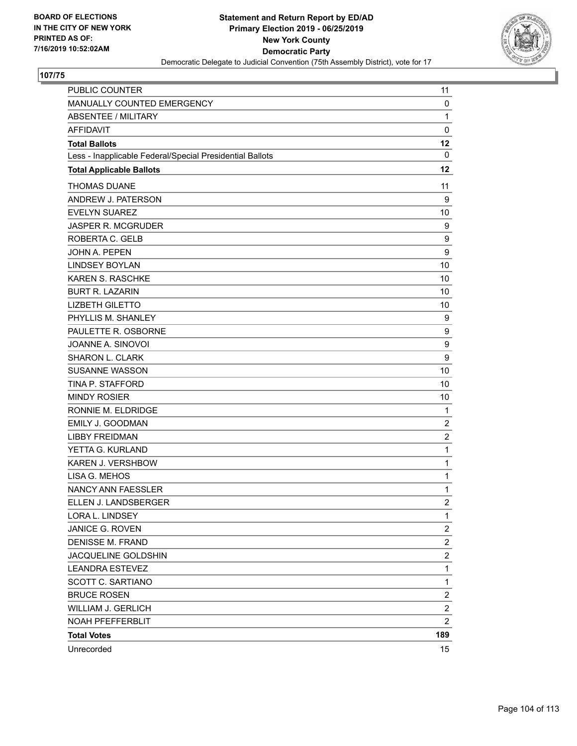BOARD OF ELECTIONS
IN THE CITY OF NEW YORK
PRINTED AS OF:
7/16/2019 10:52:02AM

**Statement and Return Report by ED/AD**
**Primary Election 2019 - 06/25/2019**
**New York County**
**Democratic Party**
Democratic Delegate to Judicial Convention (75th Assembly District), vote for 17

## 107/75

| | |
|---|---|
| PUBLIC COUNTER | 11 |
| MANUALLY COUNTED EMERGENCY | 0 |
| ABSENTEE / MILITARY | 1 |
| AFFIDAVIT | 0 |
| **Total Ballots** | **12** |
| Less - Inapplicable Federal/Special Presidential Ballots | 0 |
| **Total Applicable Ballots** | **12** |
| THOMAS DUANE | 11 |
| ANDREW J. PATERSON | 9 |
| EVELYN SUAREZ | 10 |
| JASPER R. MCGRUDER | 9 |
| ROBERTA C. GELB | 9 |
| JOHN A. PEPEN | 9 |
| LINDSEY BOYLAN | 10 |
| KAREN S. RASCHKE | 10 |
| BURT R. LAZARIN | 10 |
| LIZBETH GILETTO | 10 |
| PHYLLIS M. SHANLEY | 9 |
| PAULETTE R. OSBORNE | 9 |
| JOANNE A. SINOVOI | 9 |
| SHARON L. CLARK | 9 |
| SUSANNE WASSON | 10 |
| TINA P. STAFFORD | 10 |
| MINDY ROSIER | 10 |
| RONNIE M. ELDRIDGE | 1 |
| EMILY J. GOODMAN | 2 |
| LIBBY FREIDMAN | 2 |
| YETTA G. KURLAND | 1 |
| KAREN J. VERSHBOW | 1 |
| LISA G. MEHOS | 1 |
| NANCY ANN FAESSLER | 1 |
| ELLEN J. LANDSBERGER | 2 |
| LORA L. LINDSEY | 1 |
| JANICE G. ROVEN | 2 |
| DENISSE M. FRAND | 2 |
| JACQUELINE GOLDSHIN | 2 |
| LEANDRA ESTEVEZ | 1 |
| SCOTT C. SARTIANO | 1 |
| BRUCE ROSEN | 2 |
| WILLIAM J. GERLICH | 2 |
| NOAH PFEFFERBLIT | 2 |
| **Total Votes** | **189** |
| Unrecorded | 15 |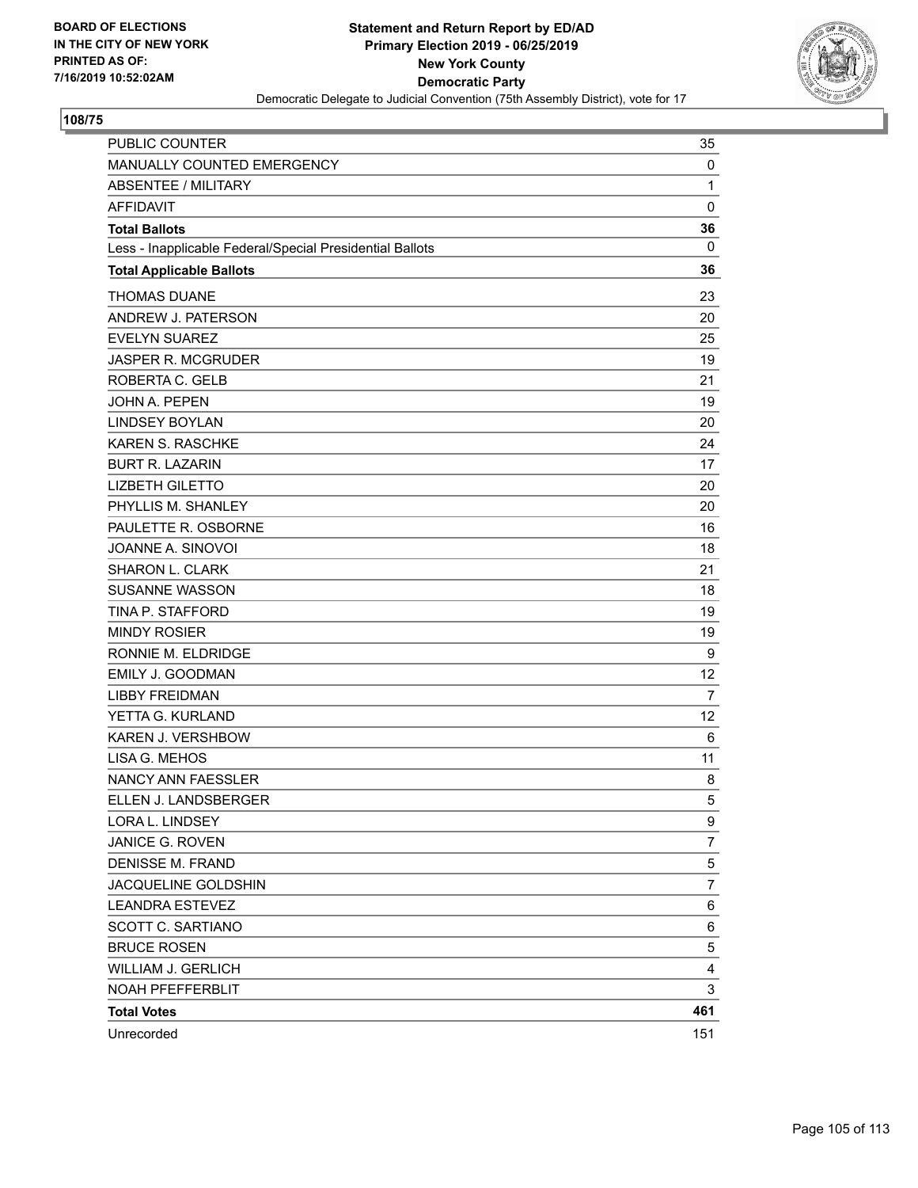**BOARD OF ELECTIONS IN THE CITY OF NEW YORK PRINTED AS OF: 7/16/2019 10:52:02AM**

**Statement and Return Report by ED/AD**
**Primary Election 2019 - 06/25/2019**
**New York County**
**Democratic Party**
Democratic Delegate to Judicial Convention (75th Assembly District), vote for 17

**108/75**

| | |
|---|---|
| PUBLIC COUNTER | 35 |
| MANUALLY COUNTED EMERGENCY | 0 |
| ABSENTEE / MILITARY | 1 |
| AFFIDAVIT | 0 |
| **Total Ballots** | **36** |
| Less - Inapplicable Federal/Special Presidential Ballots | 0 |
| **Total Applicable Ballots** | **36** |
| THOMAS DUANE | 23 |
| ANDREW J. PATERSON | 20 |
| EVELYN SUAREZ | 25 |
| JASPER R. MCGRUDER | 19 |
| ROBERTA C. GELB | 21 |
| JOHN A. PEPEN | 19 |
| LINDSEY BOYLAN | 20 |
| KAREN S. RASCHKE | 24 |
| BURT R. LAZARIN | 17 |
| LIZBETH GILETTO | 20 |
| PHYLLIS M. SHANLEY | 20 |
| PAULETTE R. OSBORNE | 16 |
| JOANNE A. SINOVOI | 18 |
| SHARON L. CLARK | 21 |
| SUSANNE WASSON | 18 |
| TINA P. STAFFORD | 19 |
| MINDY ROSIER | 19 |
| RONNIE M. ELDRIDGE | 9 |
| EMILY J. GOODMAN | 12 |
| LIBBY FREIDMAN | 7 |
| YETTA G. KURLAND | 12 |
| KAREN J. VERSHBOW | 6 |
| LISA G. MEHOS | 11 |
| NANCY ANN FAESSLER | 8 |
| ELLEN J. LANDSBERGER | 5 |
| LORA L. LINDSEY | 9 |
| JANICE G. ROVEN | 7 |
| DENISSE M. FRAND | 5 |
| JACQUELINE GOLDSHIN | 7 |
| LEANDRA ESTEVEZ | 6 |
| SCOTT C. SARTIANO | 6 |
| BRUCE ROSEN | 5 |
| WILLIAM J. GERLICH | 4 |
| NOAH PFEFFERBLIT | 3 |
| **Total Votes** | **461** |
| Unrecorded | 151 |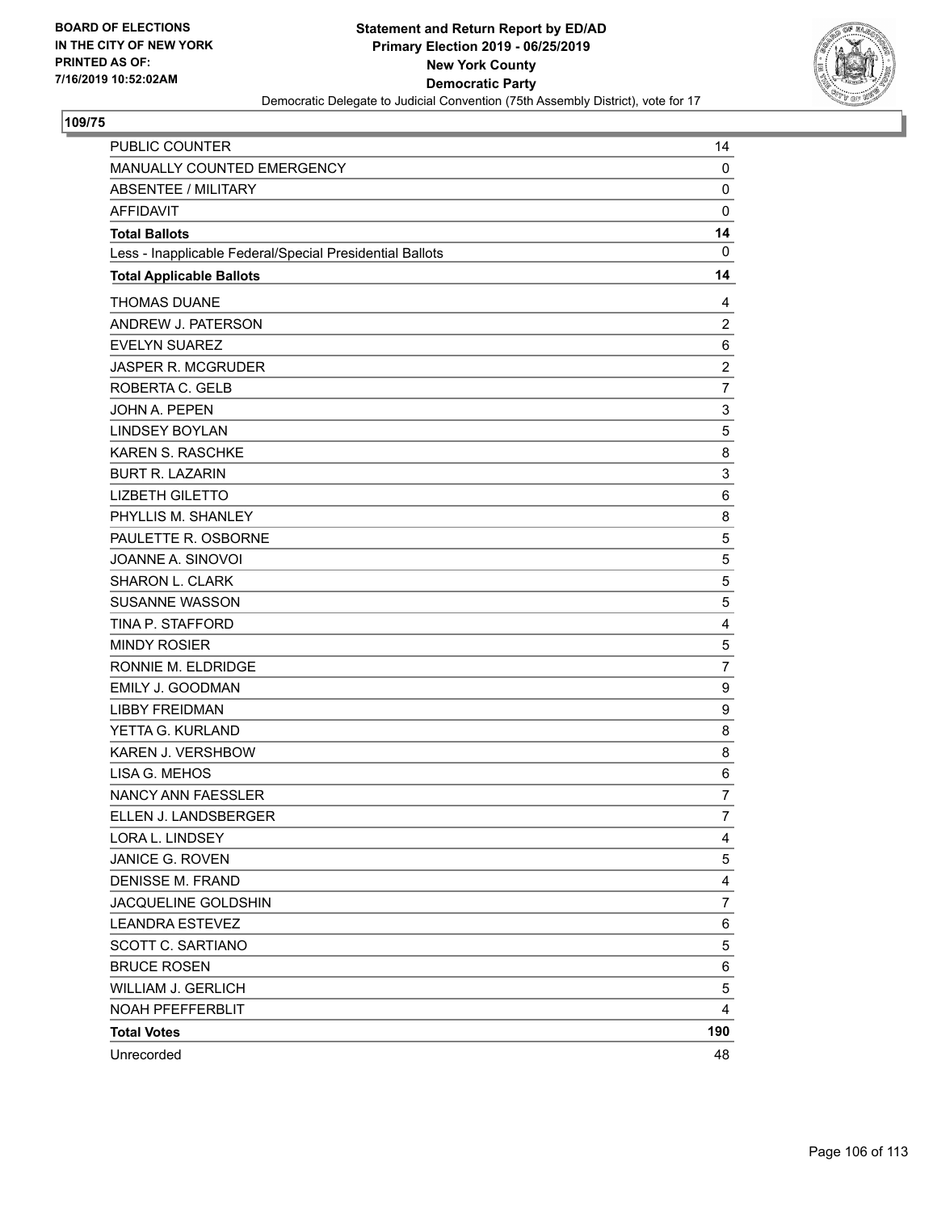**BOARD OF ELECTIONS IN THE CITY OF NEW YORK PRINTED AS OF: 7/16/2019 10:52:02AM**

**Statement and Return Report by ED/AD Primary Election 2019 - 06/25/2019 New York County Democratic Party**

Democratic Delegate to Judicial Convention (75th Assembly District), vote for 17

**109/75**

| | |
|---|---|
| PUBLIC COUNTER | 14 |
| MANUALLY COUNTED EMERGENCY | 0 |
| ABSENTEE / MILITARY | 0 |
| AFFIDAVIT | 0 |
| **Total Ballots** | **14** |
| Less - Inapplicable Federal/Special Presidential Ballots | 0 |
| **Total Applicable Ballots** | **14** |
| THOMAS DUANE | 4 |
| ANDREW J. PATERSON | 2 |
| EVELYN SUAREZ | 6 |
| JASPER R. MCGRUDER | 2 |
| ROBERTA C. GELB | 7 |
| JOHN A. PEPEN | 3 |
| LINDSEY BOYLAN | 5 |
| KAREN S. RASCHKE | 8 |
| BURT R. LAZARIN | 3 |
| LIZBETH GILETTO | 6 |
| PHYLLIS M. SHANLEY | 8 |
| PAULETTE R. OSBORNE | 5 |
| JOANNE A. SINOVOI | 5 |
| SHARON L. CLARK | 5 |
| SUSANNE WASSON | 5 |
| TINA P. STAFFORD | 4 |
| MINDY ROSIER | 5 |
| RONNIE M. ELDRIDGE | 7 |
| EMILY J. GOODMAN | 9 |
| LIBBY FREIDMAN | 9 |
| YETTA G. KURLAND | 8 |
| KAREN J. VERSHBOW | 8 |
| LISA G. MEHOS | 6 |
| NANCY ANN FAESSLER | 7 |
| ELLEN J. LANDSBERGER | 7 |
| LORA L. LINDSEY | 4 |
| JANICE G. ROVEN | 5 |
| DENISSE M. FRAND | 4 |
| JACQUELINE GOLDSHIN | 7 |
| LEANDRA ESTEVEZ | 6 |
| SCOTT C. SARTIANO | 5 |
| BRUCE ROSEN | 6 |
| WILLIAM J. GERLICH | 5 |
| NOAH PFEFFERBLIT | 4 |
| **Total Votes** | **190** |
| Unrecorded | 48 |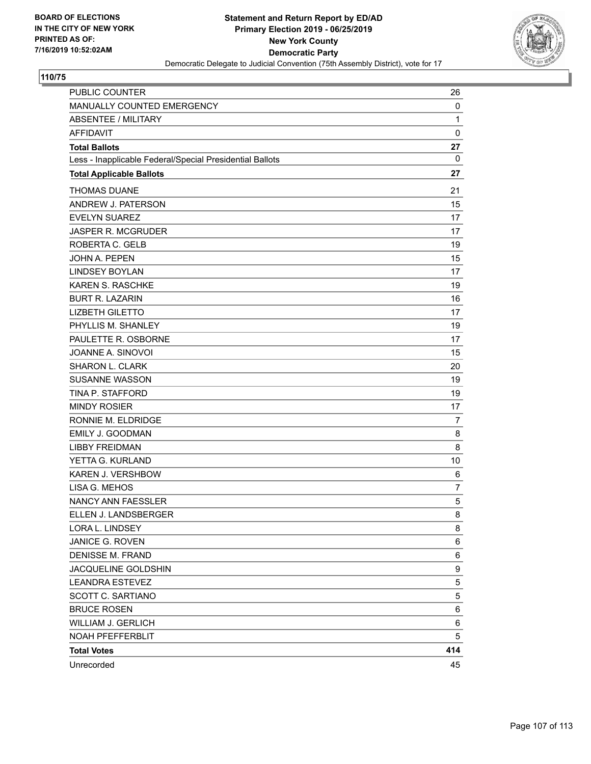BOARD OF ELECTIONS
IN THE CITY OF NEW YORK
PRINTED AS OF:
7/16/2019 10:52:02AM

**Statement and Return Report by ED/AD**
**Primary Election 2019 - 06/25/2019**
**New York County**
**Democratic Party**
Democratic Delegate to Judicial Convention (75th Assembly District), vote for 17

**110/75**

| | |
|---|---|
| PUBLIC COUNTER | 26 |
| MANUALLY COUNTED EMERGENCY | 0 |
| ABSENTEE / MILITARY | 1 |
| AFFIDAVIT | 0 |
| **Total Ballots** | **27** |
| Less - Inapplicable Federal/Special Presidential Ballots | 0 |
| **Total Applicable Ballots** | **27** |
| THOMAS DUANE | 21 |
| ANDREW J. PATERSON | 15 |
| EVELYN SUAREZ | 17 |
| JASPER R. MCGRUDER | 17 |
| ROBERTA C. GELB | 19 |
| JOHN A. PEPEN | 15 |
| LINDSEY BOYLAN | 17 |
| KAREN S. RASCHKE | 19 |
| BURT R. LAZARIN | 16 |
| LIZBETH GILETTO | 17 |
| PHYLLIS M. SHANLEY | 19 |
| PAULETTE R. OSBORNE | 17 |
| JOANNE A. SINOVOI | 15 |
| SHARON L. CLARK | 20 |
| SUSANNE WASSON | 19 |
| TINA P. STAFFORD | 19 |
| MINDY ROSIER | 17 |
| RONNIE M. ELDRIDGE | 7 |
| EMILY J. GOODMAN | 8 |
| LIBBY FREIDMAN | 8 |
| YETTA G. KURLAND | 10 |
| KAREN J. VERSHBOW | 6 |
| LISA G. MEHOS | 7 |
| NANCY ANN FAESSLER | 5 |
| ELLEN J. LANDSBERGER | 8 |
| LORA L. LINDSEY | 8 |
| JANICE G. ROVEN | 6 |
| DENISSE M. FRAND | 6 |
| JACQUELINE GOLDSHIN | 9 |
| LEANDRA ESTEVEZ | 5 |
| SCOTT C. SARTIANO | 5 |
| BRUCE ROSEN | 6 |
| WILLIAM J. GERLICH | 6 |
| NOAH PFEFFERBLIT | 5 |
| **Total Votes** | **414** |
| Unrecorded | 45 |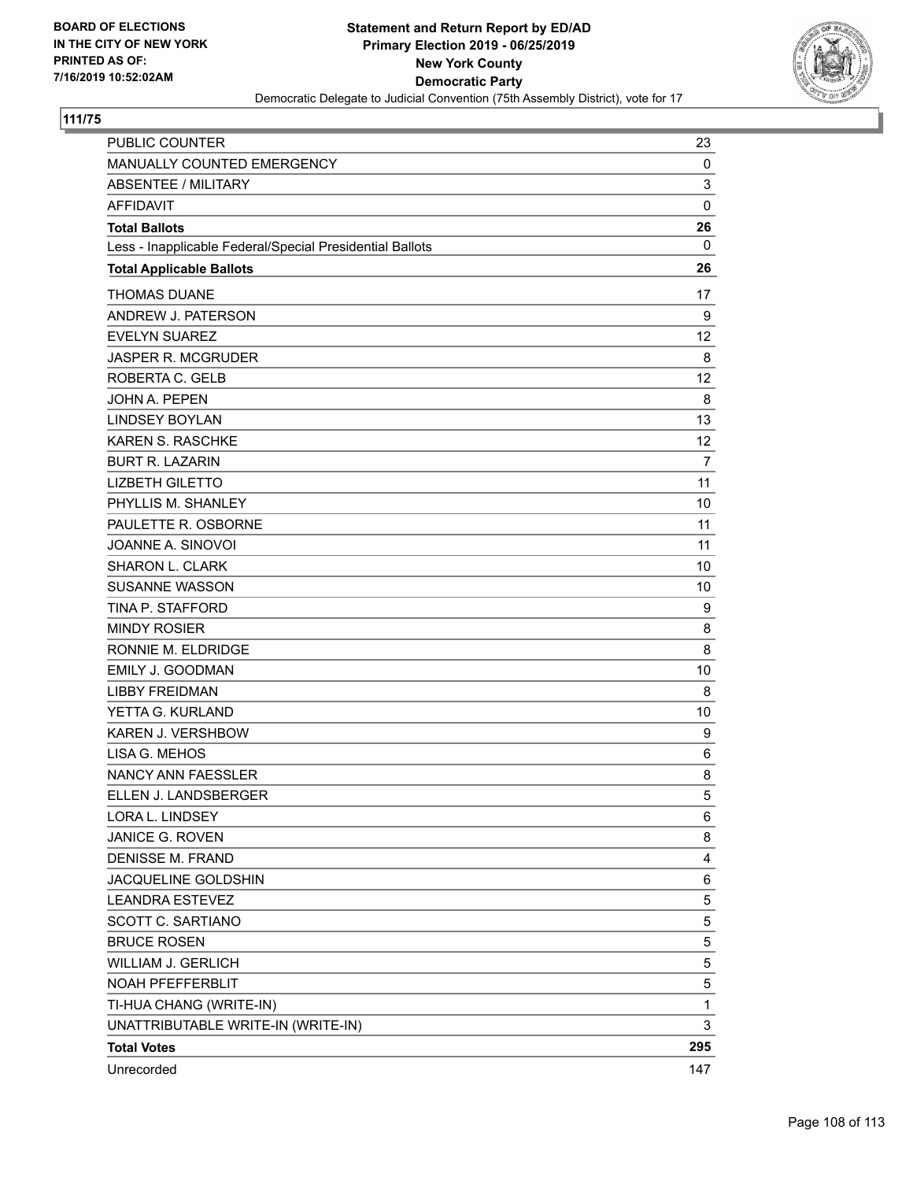**BOARD OF ELECTIONS IN THE CITY OF NEW YORK PRINTED AS OF: 7/16/2019 10:52:02AM**

# Statement and Return Report by ED/AD
## Primary Election 2019 - 06/25/2019
## New York County
## Democratic Party
### Democratic Delegate to Judicial Convention (75th Assembly District), vote for 17

**111/75**

| | |
|---|---|
| PUBLIC COUNTER | 23 |
| MANUALLY COUNTED EMERGENCY | 0 |
| ABSENTEE / MILITARY | 3 |
| AFFIDAVIT | 0 |
| **Total Ballots** | **26** |
| Less - Inapplicable Federal/Special Presidential Ballots | 0 |
| **Total Applicable Ballots** | **26** |
| THOMAS DUANE | 17 |
| ANDREW J. PATERSON | 9 |
| EVELYN SUAREZ | 12 |
| JASPER R. MCGRUDER | 8 |
| ROBERTA C. GELB | 12 |
| JOHN A. PEPEN | 8 |
| LINDSEY BOYLAN | 13 |
| KAREN S. RASCHKE | 12 |
| BURT R. LAZARIN | 7 |
| LIZBETH GILETTO | 11 |
| PHYLLIS M. SHANLEY | 10 |
| PAULETTE R. OSBORNE | 11 |
| JOANNE A. SINOVOI | 11 |
| SHARON L. CLARK | 10 |
| SUSANNE WASSON | 10 |
| TINA P. STAFFORD | 9 |
| MINDY ROSIER | 8 |
| RONNIE M. ELDRIDGE | 8 |
| EMILY J. GOODMAN | 10 |
| LIBBY FREIDMAN | 8 |
| YETTA G. KURLAND | 10 |
| KAREN J. VERSHBOW | 9 |
| LISA G. MEHOS | 6 |
| NANCY ANN FAESSLER | 8 |
| ELLEN J. LANDSBERGER | 5 |
| LORA L. LINDSEY | 6 |
| JANICE G. ROVEN | 8 |
| DENISSE M. FRAND | 4 |
| JACQUELINE GOLDSHIN | 6 |
| LEANDRA ESTEVEZ | 5 |
| SCOTT C. SARTIANO | 5 |
| BRUCE ROSEN | 5 |
| WILLIAM J. GERLICH | 5 |
| NOAH PFEFFERBLIT | 5 |
| TI-HUA CHANG (WRITE-IN) | 1 |
| UNATTRIBUTABLE WRITE-IN (WRITE-IN) | 3 |
| **Total Votes** | **295** |
| Unrecorded | 147 |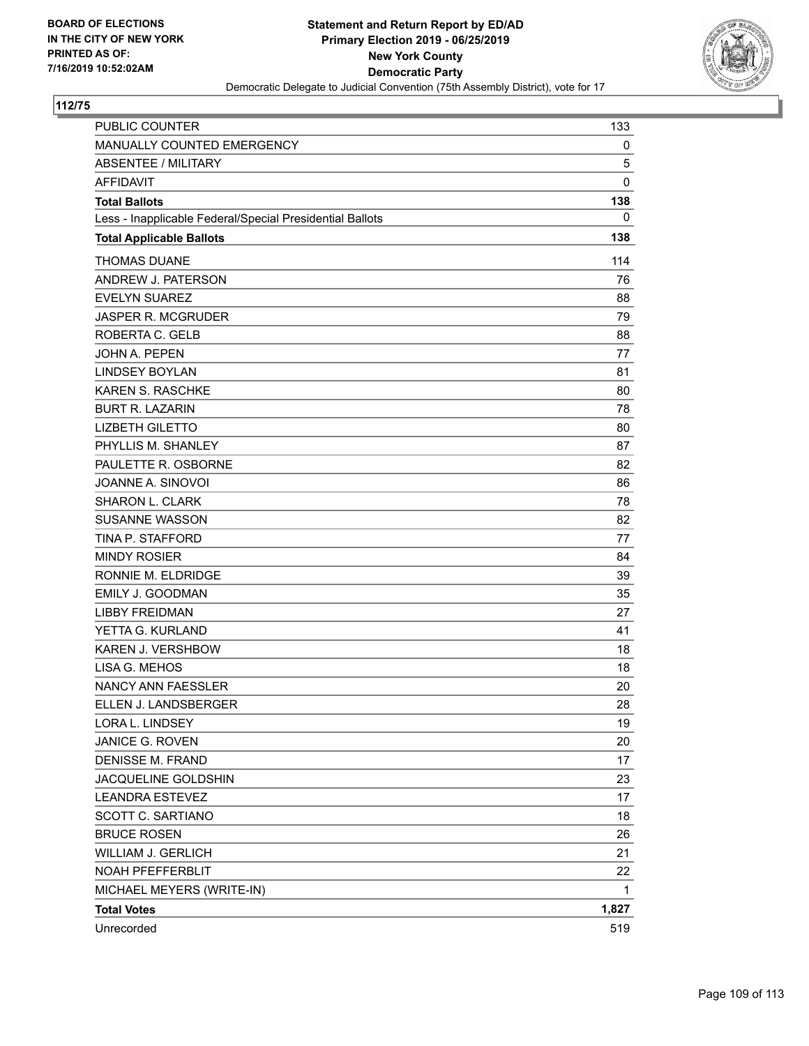BOARD OF ELECTIONS
IN THE CITY OF NEW YORK
PRINTED AS OF:
7/16/2019 10:52:02AM

**Statement and Return Report by ED/AD**
**Primary Election 2019 - 06/25/2019**
**New York County**
**Democratic Party**
Democratic Delegate to Judicial Convention (75th Assembly District), vote for 17

**112/75**

| | |
|---|---|
| PUBLIC COUNTER | 133 |
| MANUALLY COUNTED EMERGENCY | 0 |
| ABSENTEE / MILITARY | 5 |
| AFFIDAVIT | 0 |
| **Total Ballots** | **138** |
| Less - Inapplicable Federal/Special Presidential Ballots | 0 |
| **Total Applicable Ballots** | **138** |
| THOMAS DUANE | 114 |
| ANDREW J. PATERSON | 76 |
| EVELYN SUAREZ | 88 |
| JASPER R. MCGRUDER | 79 |
| ROBERTA C. GELB | 88 |
| JOHN A. PEPEN | 77 |
| LINDSEY BOYLAN | 81 |
| KAREN S. RASCHKE | 80 |
| BURT R. LAZARIN | 78 |
| LIZBETH GILETTO | 80 |
| PHYLLIS M. SHANLEY | 87 |
| PAULETTE R. OSBORNE | 82 |
| JOANNE A. SINOVOI | 86 |
| SHARON L. CLARK | 78 |
| SUSANNE WASSON | 82 |
| TINA P. STAFFORD | 77 |
| MINDY ROSIER | 84 |
| RONNIE M. ELDRIDGE | 39 |
| EMILY J. GOODMAN | 35 |
| LIBBY FREIDMAN | 27 |
| YETTA G. KURLAND | 41 |
| KAREN J. VERSHBOW | 18 |
| LISA G. MEHOS | 18 |
| NANCY ANN FAESSLER | 20 |
| ELLEN J. LANDSBERGER | 28 |
| LORA L. LINDSEY | 19 |
| JANICE G. ROVEN | 20 |
| DENISSE M. FRAND | 17 |
| JACQUELINE GOLDSHIN | 23 |
| LEANDRA ESTEVEZ | 17 |
| SCOTT C. SARTIANO | 18 |
| BRUCE ROSEN | 26 |
| WILLIAM J. GERLICH | 21 |
| NOAH PFEFFERBLIT | 22 |
| MICHAEL MEYERS (WRITE-IN) | 1 |
| **Total Votes** | **1,827** |
| Unrecorded | 519 |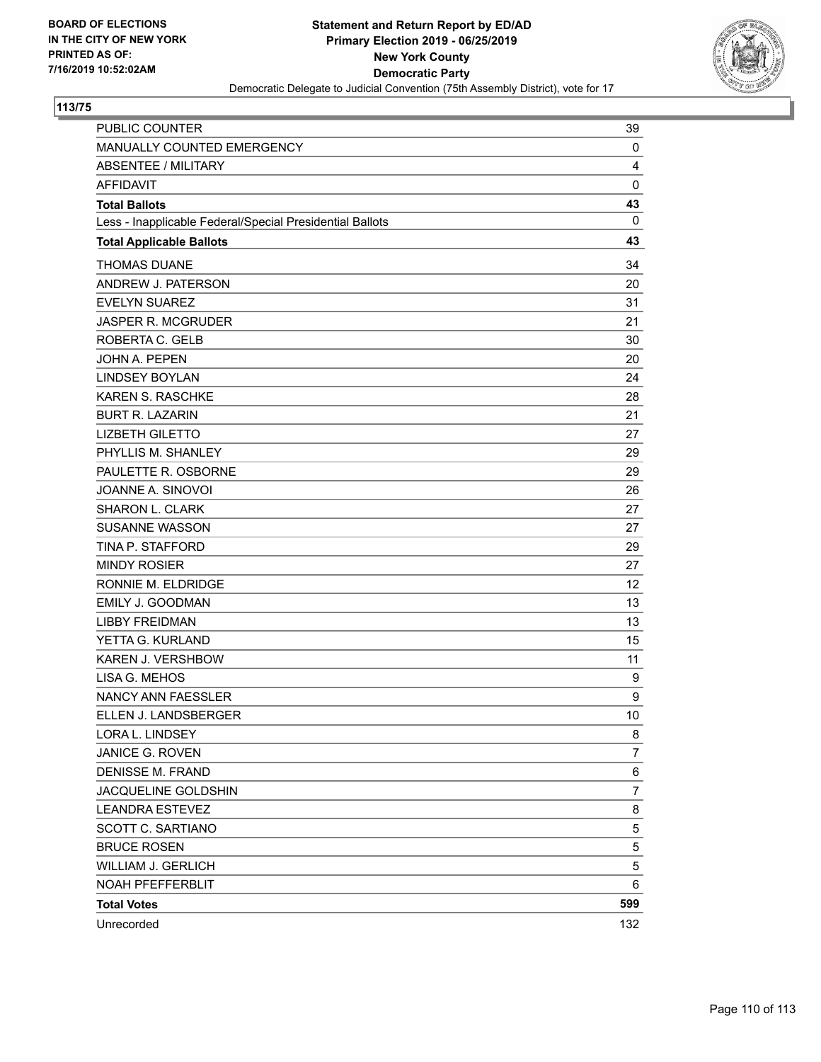BOARD OF ELECTIONS
IN THE CITY OF NEW YORK
PRINTED AS OF:
7/16/2019 10:52:02AM

**Statement and Return Report by ED/AD**
**Primary Election 2019 - 06/25/2019**
**New York County**
**Democratic Party**
Democratic Delegate to Judicial Convention (75th Assembly District), vote for 17

## 113/75

| | |
|---|---|
| PUBLIC COUNTER | 39 |
| MANUALLY COUNTED EMERGENCY | 0 |
| ABSENTEE / MILITARY | 4 |
| AFFIDAVIT | 0 |
| **Total Ballots** | **43** |
| Less - Inapplicable Federal/Special Presidential Ballots | 0 |
| **Total Applicable Ballots** | **43** |
| THOMAS DUANE | 34 |
| ANDREW J. PATERSON | 20 |
| EVELYN SUAREZ | 31 |
| JASPER R. MCGRUDER | 21 |
| ROBERTA C. GELB | 30 |
| JOHN A. PEPEN | 20 |
| LINDSEY BOYLAN | 24 |
| KAREN S. RASCHKE | 28 |
| BURT R. LAZARIN | 21 |
| LIZBETH GILETTO | 27 |
| PHYLLIS M. SHANLEY | 29 |
| PAULETTE R. OSBORNE | 29 |
| JOANNE A. SINOVOI | 26 |
| SHARON L. CLARK | 27 |
| SUSANNE WASSON | 27 |
| TINA P. STAFFORD | 29 |
| MINDY ROSIER | 27 |
| RONNIE M. ELDRIDGE | 12 |
| EMILY J. GOODMAN | 13 |
| LIBBY FREIDMAN | 13 |
| YETTA G. KURLAND | 15 |
| KAREN J. VERSHBOW | 11 |
| LISA G. MEHOS | 9 |
| NANCY ANN FAESSLER | 9 |
| ELLEN J. LANDSBERGER | 10 |
| LORA L. LINDSEY | 8 |
| JANICE G. ROVEN | 7 |
| DENISSE M. FRAND | 6 |
| JACQUELINE GOLDSHIN | 7 |
| LEANDRA ESTEVEZ | 8 |
| SCOTT C. SARTIANO | 5 |
| BRUCE ROSEN | 5 |
| WILLIAM J. GERLICH | 5 |
| NOAH PFEFFERBLIT | 6 |
| **Total Votes** | **599** |
| Unrecorded | 132 |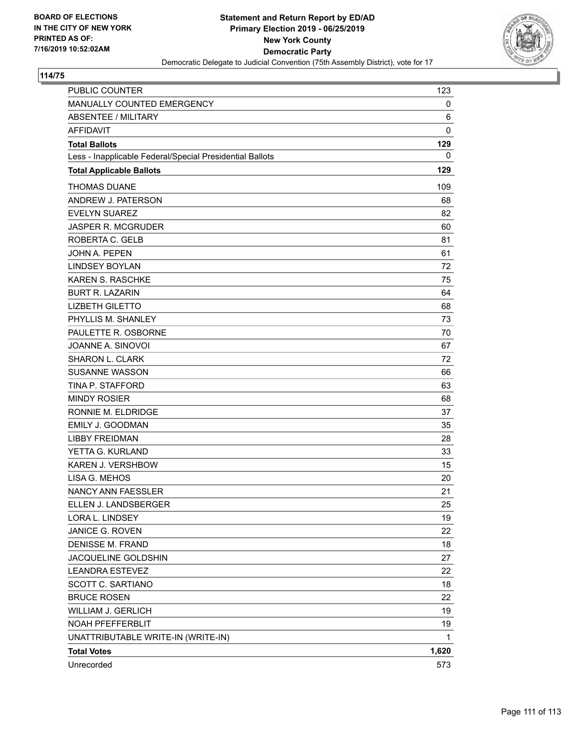**BOARD OF ELECTIONS IN THE CITY OF NEW YORK PRINTED AS OF: 7/16/2019 10:52:02AM**

# Statement and Return Report by ED/AD
## Primary Election 2019 - 06/25/2019
## New York County
## Democratic Party
### Democratic Delegate to Judicial Convention (75th Assembly District), vote for 17

**114/75**

| | |
|---|---|
| PUBLIC COUNTER | 123 |
| MANUALLY COUNTED EMERGENCY | 0 |
| ABSENTEE / MILITARY | 6 |
| AFFIDAVIT | 0 |
| **Total Ballots** | **129** |
| Less - Inapplicable Federal/Special Presidential Ballots | 0 |
| **Total Applicable Ballots** | **129** |
| THOMAS DUANE | 109 |
| ANDREW J. PATERSON | 68 |
| EVELYN SUAREZ | 82 |
| JASPER R. MCGRUDER | 60 |
| ROBERTA C. GELB | 81 |
| JOHN A. PEPEN | 61 |
| LINDSEY BOYLAN | 72 |
| KAREN S. RASCHKE | 75 |
| BURT R. LAZARIN | 64 |
| LIZBETH GILETTO | 68 |
| PHYLLIS M. SHANLEY | 73 |
| PAULETTE R. OSBORNE | 70 |
| JOANNE A. SINOVOI | 67 |
| SHARON L. CLARK | 72 |
| SUSANNE WASSON | 66 |
| TINA P. STAFFORD | 63 |
| MINDY ROSIER | 68 |
| RONNIE M. ELDRIDGE | 37 |
| EMILY J. GOODMAN | 35 |
| LIBBY FREIDMAN | 28 |
| YETTA G. KURLAND | 33 |
| KAREN J. VERSHBOW | 15 |
| LISA G. MEHOS | 20 |
| NANCY ANN FAESSLER | 21 |
| ELLEN J. LANDSBERGER | 25 |
| LORA L. LINDSEY | 19 |
| JANICE G. ROVEN | 22 |
| DENISSE M. FRAND | 18 |
| JACQUELINE GOLDSHIN | 27 |
| LEANDRA ESTEVEZ | 22 |
| SCOTT C. SARTIANO | 18 |
| BRUCE ROSEN | 22 |
| WILLIAM J. GERLICH | 19 |
| NOAH PFEFFERBLIT | 19 |
| UNATTRIBUTABLE WRITE-IN (WRITE-IN) | 1 |
| **Total Votes** | **1,620** |
| Unrecorded | 573 |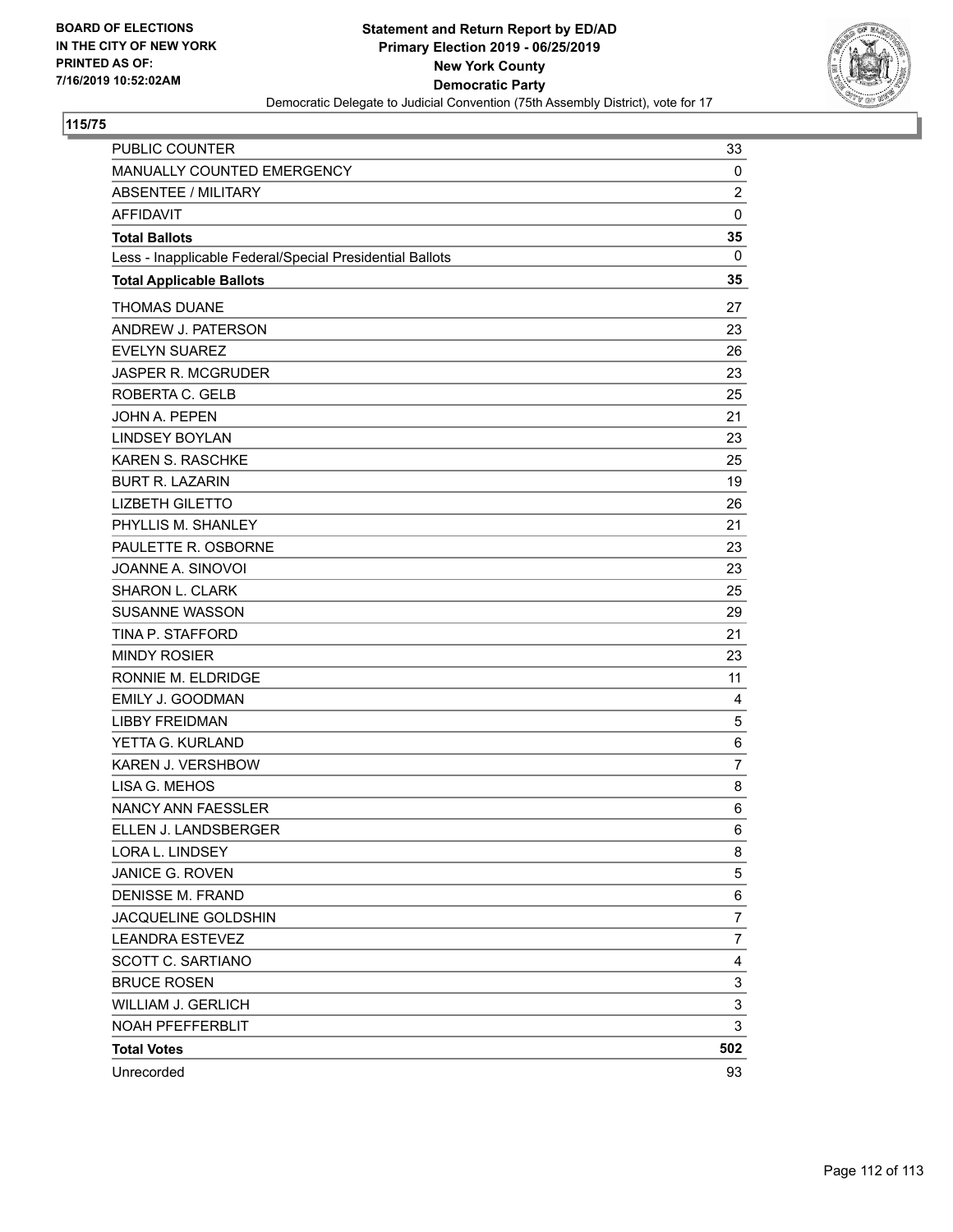BOARD OF ELECTIONS
IN THE CITY OF NEW YORK
PRINTED AS OF:
7/16/2019 10:52:02AM

**Statement and Return Report by ED/AD**
**Primary Election 2019 - 06/25/2019**
**New York County**
**Democratic Party**
Democratic Delegate to Judicial Convention (75th Assembly District), vote for 17

**115/75**

| | |
|---|---|
| PUBLIC COUNTER | 33 |
| MANUALLY COUNTED EMERGENCY | 0 |
| ABSENTEE / MILITARY | 2 |
| AFFIDAVIT | 0 |
| **Total Ballots** | **35** |
| Less - Inapplicable Federal/Special Presidential Ballots | 0 |
| **Total Applicable Ballots** | **35** |
| THOMAS DUANE | 27 |
| ANDREW J. PATERSON | 23 |
| EVELYN SUAREZ | 26 |
| JASPER R. MCGRUDER | 23 |
| ROBERTA C. GELB | 25 |
| JOHN A. PEPEN | 21 |
| LINDSEY BOYLAN | 23 |
| KAREN S. RASCHKE | 25 |
| BURT R. LAZARIN | 19 |
| LIZBETH GILETTO | 26 |
| PHYLLIS M. SHANLEY | 21 |
| PAULETTE R. OSBORNE | 23 |
| JOANNE A. SINOVOI | 23 |
| SHARON L. CLARK | 25 |
| SUSANNE WASSON | 29 |
| TINA P. STAFFORD | 21 |
| MINDY ROSIER | 23 |
| RONNIE M. ELDRIDGE | 11 |
| EMILY J. GOODMAN | 4 |
| LIBBY FREIDMAN | 5 |
| YETTA G. KURLAND | 6 |
| KAREN J. VERSHBOW | 7 |
| LISA G. MEHOS | 8 |
| NANCY ANN FAESSLER | 6 |
| ELLEN J. LANDSBERGER | 6 |
| LORA L. LINDSEY | 8 |
| JANICE G. ROVEN | 5 |
| DENISSE M. FRAND | 6 |
| JACQUELINE GOLDSHIN | 7 |
| LEANDRA ESTEVEZ | 7 |
| SCOTT C. SARTIANO | 4 |
| BRUCE ROSEN | 3 |
| WILLIAM J. GERLICH | 3 |
| NOAH PFEFFERBLIT | 3 |
| **Total Votes** | **502** |
| Unrecorded | 93 |